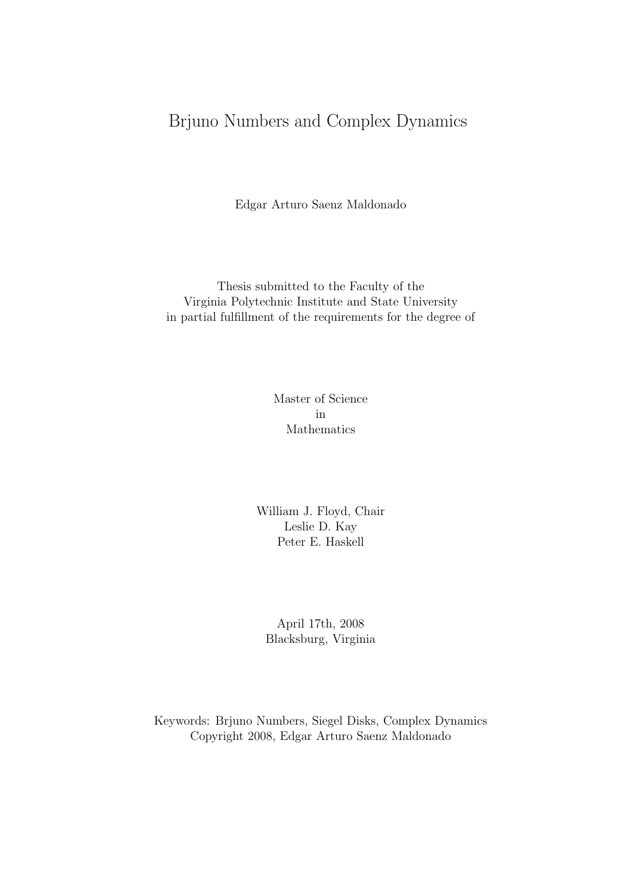# Brjuno Numbers and Complex Dynamics

Edgar Arturo Saenz Maldonado

Thesis submitted to the Faculty of the
Virginia Polytechnic Institute and State University
in partial fulfillment of the requirements for the degree of

Master of Science
in
Mathematics

William J. Floyd, Chair
Leslie D. Kay
Peter E. Haskell

April 17th, 2008
Blacksburg, Virginia

Keywords: Brjuno Numbers, Siegel Disks, Complex Dynamics
Copyright 2008, Edgar Arturo Saenz Maldonado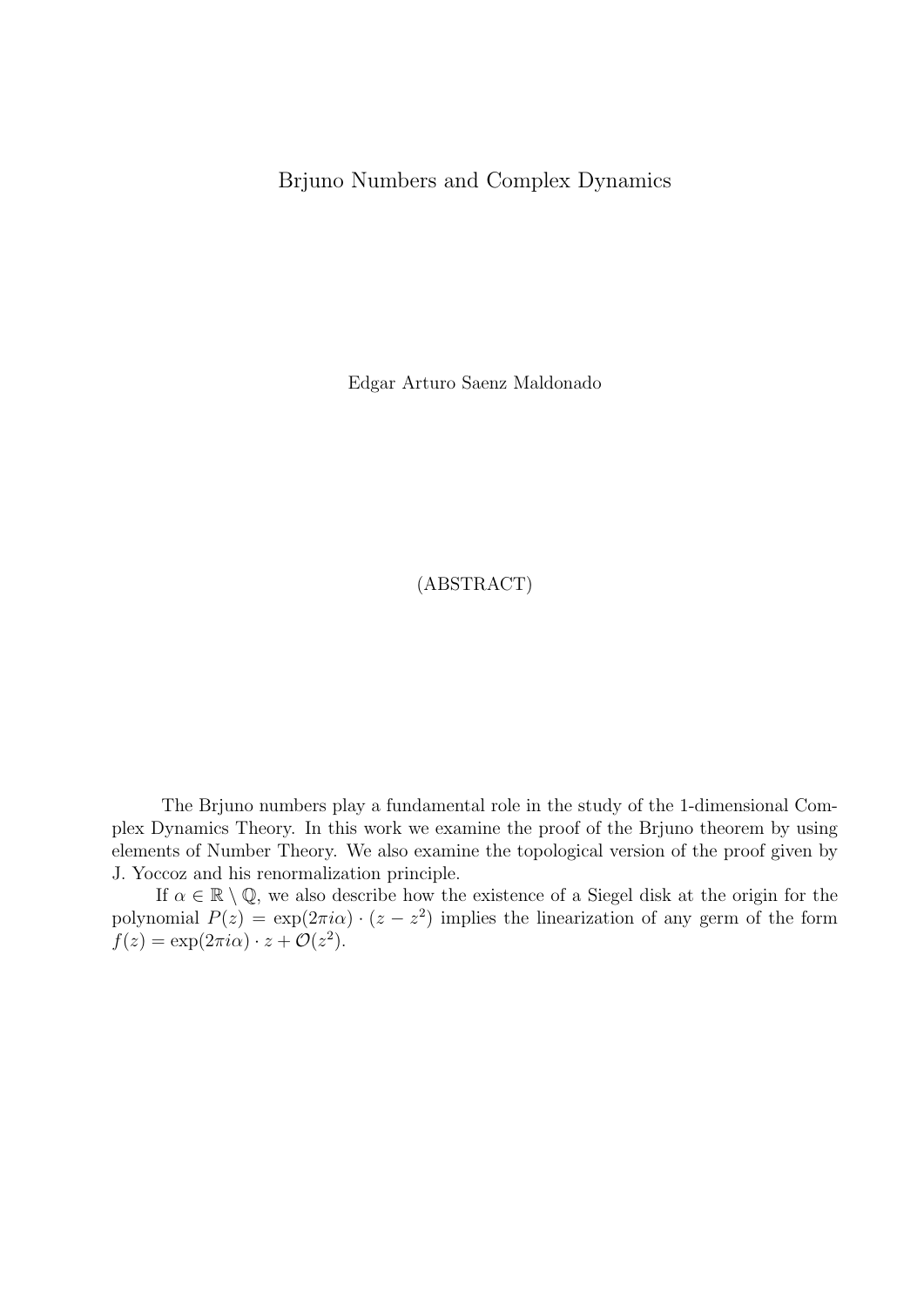# Brjuno Numbers and Complex Dynamics

Edgar Arturo Saenz Maldonado

(ABSTRACT)

The Brjuno numbers play a fundamental role in the study of the 1-dimensional Complex Dynamics Theory. In this work we examine the proof of the Brjuno theorem by using elements of Number Theory. We also examine the topological version of the proof given by J. Yoccoz and his renormalization principle.

If $\alpha \in \mathbb{R} \setminus \mathbb{Q}$, we also describe how the existence of a Siegel disk at the origin for the polynomial $P(z) = \exp(2\pi i\alpha) \cdot (z - z^2)$ implies the linearization of any germ of the form $f(z) = \exp(2\pi i\alpha) \cdot z + \mathcal{O}(z^2)$.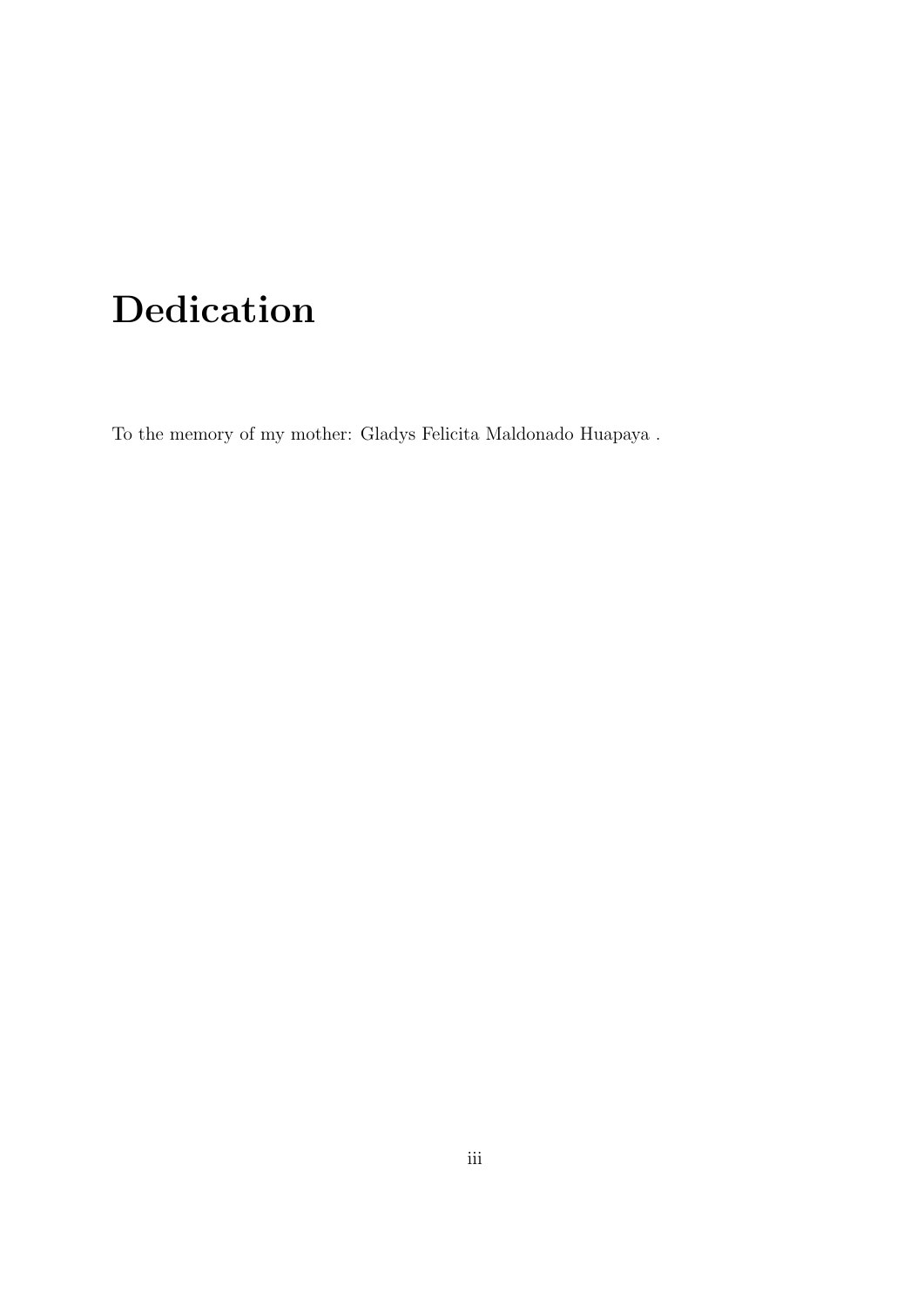# Dedication

To the memory of my mother: Gladys Felicita Maldonado Huapaya .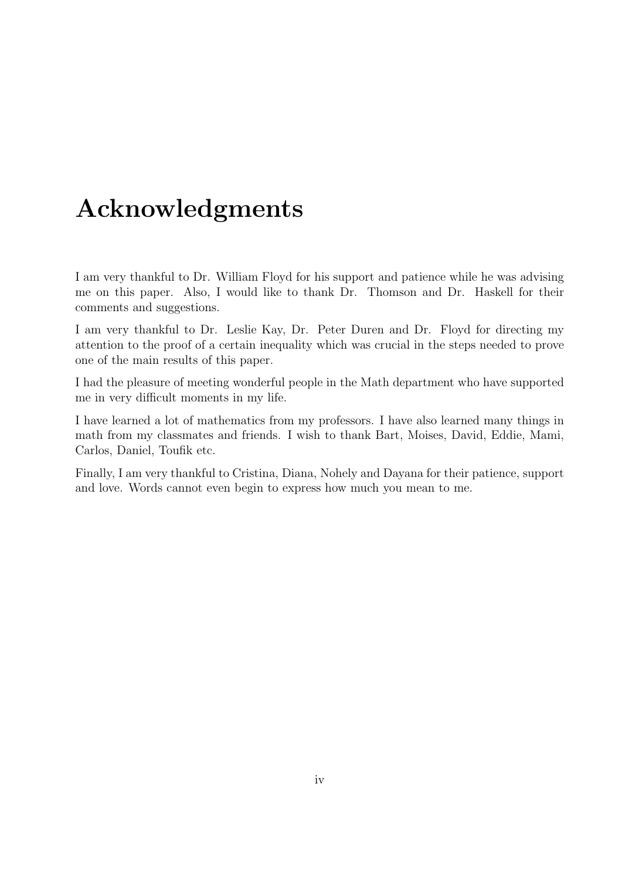# Acknowledgments

I am very thankful to Dr. William Floyd for his support and patience while he was advising me on this paper. Also, I would like to thank Dr. Thomson and Dr. Haskell for their comments and suggestions.

I am very thankful to Dr. Leslie Kay, Dr. Peter Duren and Dr. Floyd for directing my attention to the proof of a certain inequality which was crucial in the steps needed to prove one of the main results of this paper.

I had the pleasure of meeting wonderful people in the Math department who have supported me in very difficult moments in my life.

I have learned a lot of mathematics from my professors. I have also learned many things in math from my classmates and friends. I wish to thank Bart, Moises, David, Eddie, Mami, Carlos, Daniel, Toufik etc.

Finally, I am very thankful to Cristina, Diana, Nohely and Dayana for their patience, support and love. Words cannot even begin to express how much you mean to me.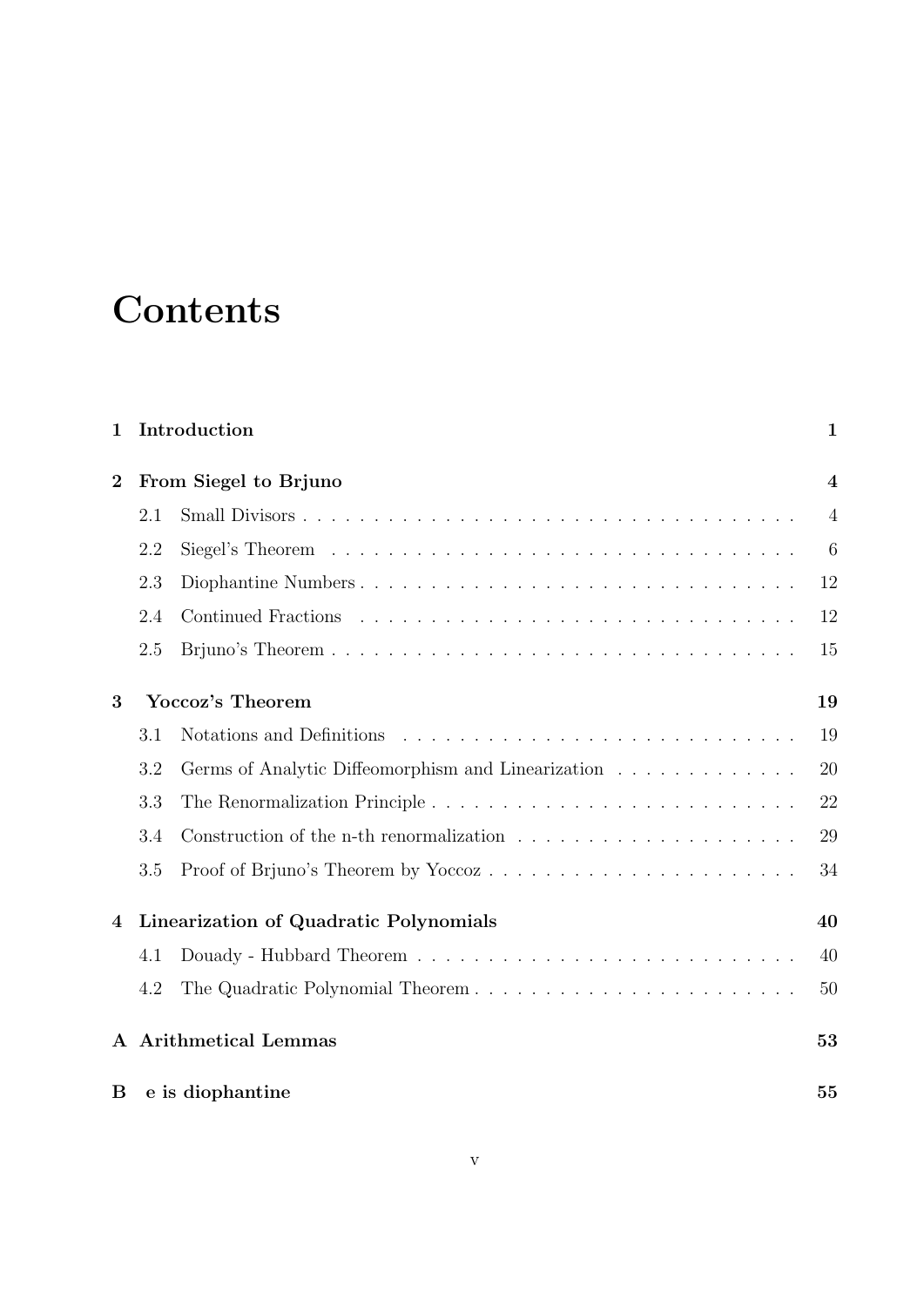# Contents

**1 Introduction** **1**

**2 From Siegel to Brjuno** **4**

2.1 Small Divisors . . . . . . . . . . . . . . . . . . . . . . . . . . . . . . . . . . 4

2.2 Siegel's Theorem . . . . . . . . . . . . . . . . . . . . . . . . . . . . . . . . 6

2.3 Diophantine Numbers . . . . . . . . . . . . . . . . . . . . . . . . . . . . . . 12

2.4 Continued Fractions . . . . . . . . . . . . . . . . . . . . . . . . . . . . . . 12

2.5 Brjuno's Theorem . . . . . . . . . . . . . . . . . . . . . . . . . . . . . . . . 15

**3 Yoccoz's Theorem** **19**

3.1 Notations and Definitions . . . . . . . . . . . . . . . . . . . . . . . . . . . 19

3.2 Germs of Analytic Diffeomorphism and Linearization . . . . . . . . . . . . . 20

3.3 The Renormalization Principle . . . . . . . . . . . . . . . . . . . . . . . . . 22

3.4 Construction of the n-th renormalization . . . . . . . . . . . . . . . . . . . 29

3.5 Proof of Brjuno's Theorem by Yoccoz . . . . . . . . . . . . . . . . . . . . . 34

**4 Linearization of Quadratic Polynomials** **40**

4.1 Douady - Hubbard Theorem . . . . . . . . . . . . . . . . . . . . . . . . . . 40

4.2 The Quadratic Polynomial Theorem . . . . . . . . . . . . . . . . . . . . . . 50

**A Arithmetical Lemmas** **53**

**B e is diophantine** **55**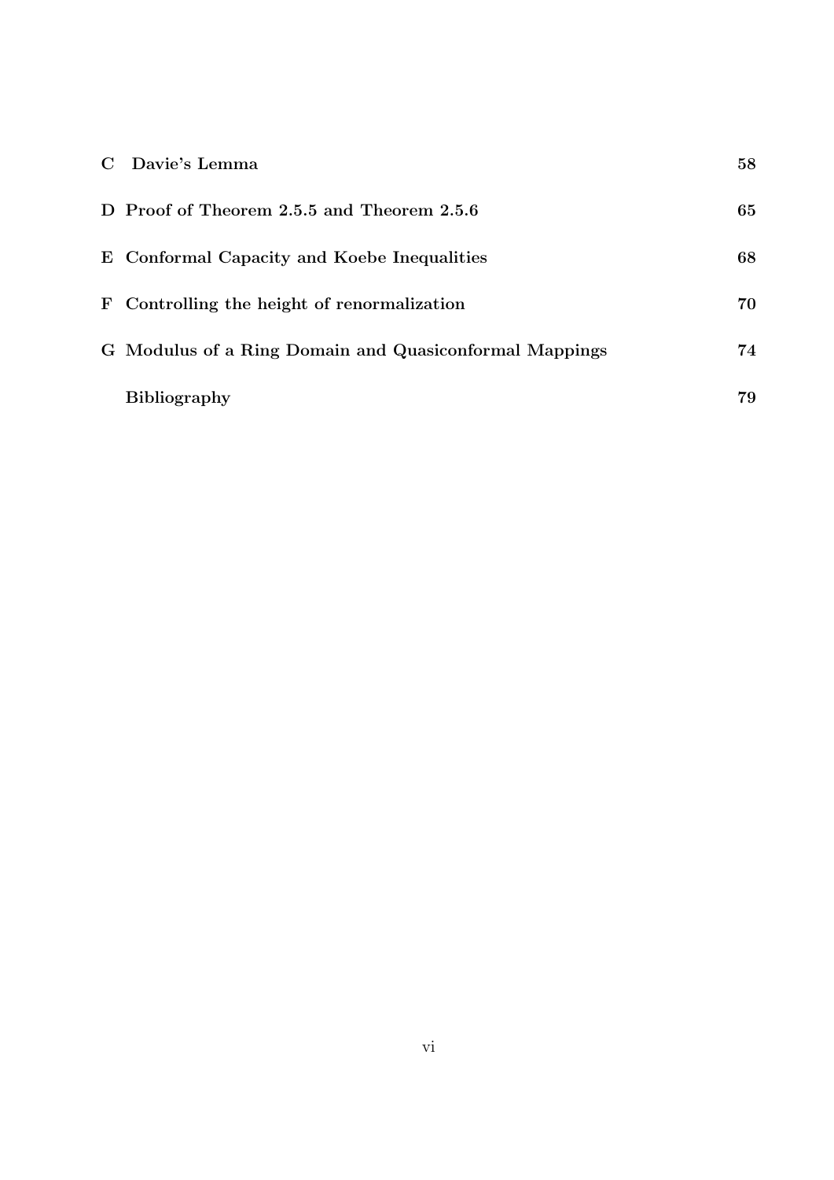**C Davie's Lemma** 58

**D Proof of Theorem 2.5.5 and Theorem 2.5.6** 65

**E Conformal Capacity and Koebe Inequalities** 68

**F Controlling the height of renormalization** 70

**G Modulus of a Ring Domain and Quasiconformal Mappings** 74

**Bibliography** 79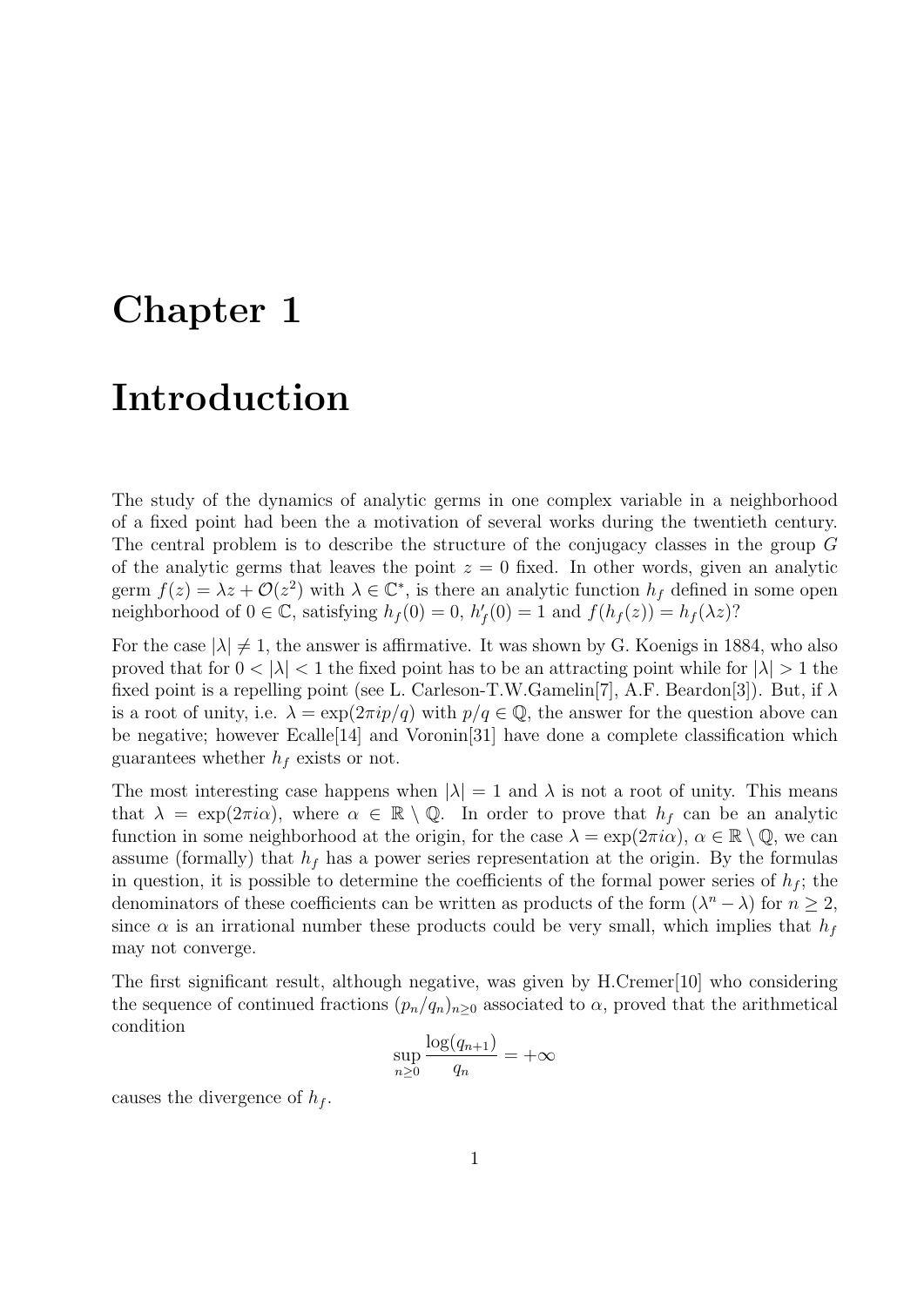# Chapter 1

# Introduction

The study of the dynamics of analytic germs in one complex variable in a neighborhood of a fixed point had been the a motivation of several works during the twentieth century. The central problem is to describe the structure of the conjugacy classes in the group $G$ of the analytic germs that leaves the point $z = 0$ fixed. In other words, given an analytic germ $f(z) = \lambda z + \mathcal{O}(z^2)$ with $\lambda \in \mathbb{C}^*$, is there an analytic function $h_f$ defined in some open neighborhood of $0 \in \mathbb{C}$, satisfying $h_f(0) = 0$, $h_f'(0) = 1$ and $f(h_f(z)) = h_f(\lambda z)$?

For the case $|\lambda| \neq 1$, the answer is affirmative. It was shown by G. Koenigs in 1884, who also proved that for $0 < |\lambda| < 1$ the fixed point has to be an attracting point while for $|\lambda| > 1$ the fixed point is a repelling point (see L. Carleson-T.W.Gamelin[7], A.F. Beardon[3]). But, if $\lambda$ is a root of unity, i.e. $\lambda = \exp(2\pi i p/q)$ with $p/q \in \mathbb{Q}$, the answer for the question above can be negative; however Ecalle[14] and Voronin[31] have done a complete classification which guarantees whether $h_f$ exists or not.

The most interesting case happens when $|\lambda| = 1$ and $\lambda$ is not a root of unity. This means that $\lambda = \exp(2\pi i \alpha)$, where $\alpha \in \mathbb{R} \setminus \mathbb{Q}$. In order to prove that $h_f$ can be an analytic function in some neighborhood at the origin, for the case $\lambda = \exp(2\pi i \alpha)$, $\alpha \in \mathbb{R} \setminus \mathbb{Q}$, we can assume (formally) that $h_f$ has a power series representation at the origin. By the formulas in question, it is possible to determine the coefficients of the formal power series of $h_f$; the denominators of these coefficients can be written as products of the form $(\lambda^n - \lambda)$ for $n \geq 2$, since $\alpha$ is an irrational number these products could be very small, which implies that $h_f$ may not converge.

The first significant result, although negative, was given by H.Cremer[10] who considering the sequence of continued fractions $(p_n/q_n)_{n\geq 0}$ associated to $\alpha$, proved that the arithmetical condition

$$\sup_{n\geq 0} \frac{\log(q_{n+1})}{q_n} = +\infty$$

causes the divergence of $h_f$.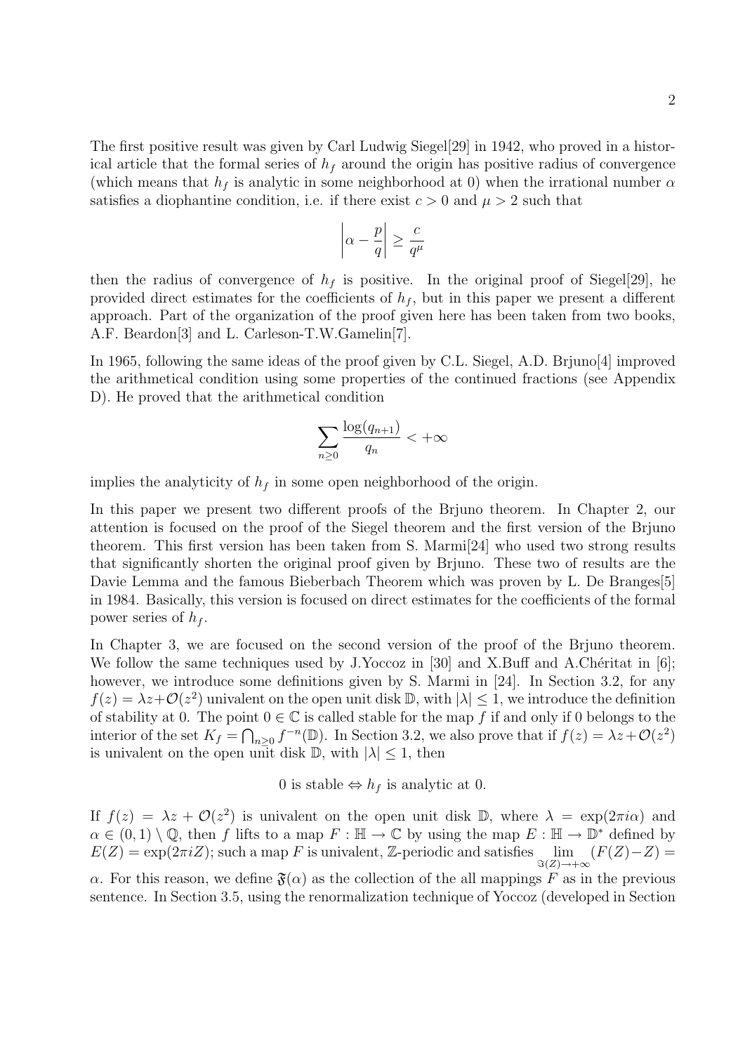The first positive result was given by Carl Ludwig Siegel[29] in 1942, who proved in a historical article that the formal series of $h_f$ around the origin has positive radius of convergence (which means that $h_f$ is analytic in some neighborhood at 0) when the irrational number $\alpha$ satisfies a diophantine condition, i.e. if there exist $c > 0$ and $\mu > 2$ such that

$$\left| \alpha - \frac{p}{q} \right| \geq \frac{c}{q^{\mu}}$$

then the radius of convergence of $h_f$ is positive. In the original proof of Siegel[29], he provided direct estimates for the coefficients of $h_f$, but in this paper we present a different approach. Part of the organization of the proof given here has been taken from two books, A.F. Beardon[3] and L. Carleson-T.W.Gamelin[7].

In 1965, following the same ideas of the proof given by C.L. Siegel, A.D. Brjuno[4] improved the arithmetical condition using some properties of the continued fractions (see Appendix D). He proved that the arithmetical condition

$$\sum_{n \geq 0} \frac{\log(q_{n+1})}{q_n} < +\infty$$

implies the analyticity of $h_f$ in some open neighborhood of the origin.

In this paper we present two different proofs of the Brjuno theorem. In Chapter 2, our attention is focused on the proof of the Siegel theorem and the first version of the Brjuno theorem. This first version has been taken from S. Marmi[24] who used two strong results that significantly shorten the original proof given by Brjuno. These two of results are the Davie Lemma and the famous Bieberbach Theorem which was proven by L. De Branges[5] in 1984. Basically, this version is focused on direct estimates for the coefficients of the formal power series of $h_f$.

In Chapter 3, we are focused on the second version of the proof of the Brjuno theorem. We follow the same techniques used by J.Yoccoz in [30] and X.Buff and A.Chéritat in [6]; however, we introduce some definitions given by S. Marmi in [24]. In Section 3.2, for any $f(z) = \lambda z + \mathcal{O}(z^2)$ univalent on the open unit disk $\mathbb{D}$, with $|\lambda| \leq 1$, we introduce the definition of stability at 0. The point $0 \in \mathbb{C}$ is called stable for the map $f$ if and only if 0 belongs to the interior of the set $K_f = \bigcap_{n \geq 0} f^{-n}(\mathbb{D})$. In Section 3.2, we also prove that if $f(z) = \lambda z + \mathcal{O}(z^2)$ is univalent on the open unit disk $\mathbb{D}$, with $|\lambda| \leq 1$, then

$$0 \text{ is stable} \Leftrightarrow h_f \text{ is analytic at } 0.$$

If $f(z) = \lambda z + \mathcal{O}(z^2)$ is univalent on the open unit disk $\mathbb{D}$, where $\lambda = \exp(2\pi i \alpha)$ and $\alpha \in (0,1) \setminus \mathbb{Q}$, then $f$ lifts to a map $F : \mathbb{H} \to \mathbb{C}$ by using the map $E : \mathbb{H} \to \mathbb{D}^*$ defined by $E(Z) = \exp(2\pi i Z)$; such a map $F$ is univalent, $\mathbb{Z}$-periodic and satisfies $\lim_{\Im(Z) \to +\infty} (F(Z) - Z) = \alpha$. For this reason, we define $\mathfrak{F}(\alpha)$ as the collection of the all mappings $F$ as in the previous sentence. In Section 3.5, using the renormalization technique of Yoccoz (developed in Section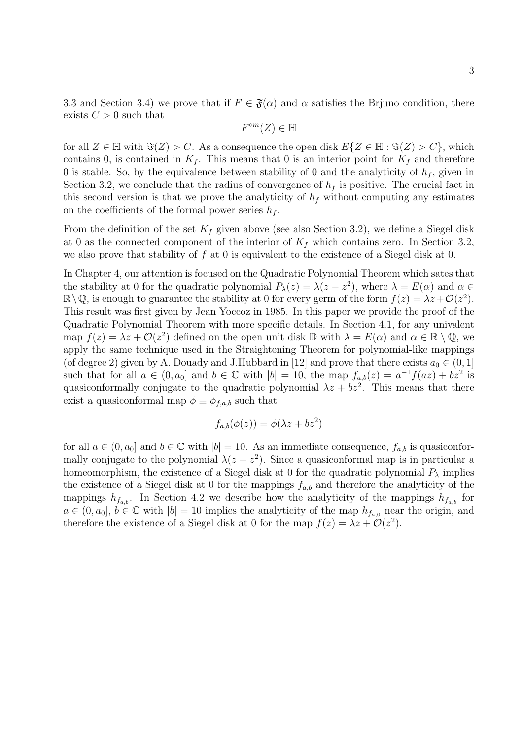3.3 and Section 3.4) we prove that if $F \in \mathfrak{F}(\alpha)$ and $\alpha$ satisfies the Brjuno condition, there exists $C > 0$ such that

$$F^{\circ m}(Z) \in \mathbb{H}$$

for all $Z \in \mathbb{H}$ with $\Im(Z) > C$. As a consequence the open disk $E\{Z \in \mathbb{H} : \Im(Z) > C\}$, which contains 0, is contained in $K_f$. This means that 0 is an interior point for $K_f$ and therefore 0 is stable. So, by the equivalence between stability of 0 and the analyticity of $h_f$, given in Section 3.2, we conclude that the radius of convergence of $h_f$ is positive. The crucial fact in this second version is that we prove the analyticity of $h_f$ without computing any estimates on the coefficients of the formal power series $h_f$.

From the definition of the set $K_f$ given above (see also Section 3.2), we define a Siegel disk at 0 as the connected component of the interior of $K_f$ which contains zero. In Section 3.2, we also prove that stability of $f$ at 0 is equivalent to the existence of a Siegel disk at 0.

In Chapter 4, our attention is focused on the Quadratic Polynomial Theorem which sates that the stability at 0 for the quadratic polynomial $P_\lambda(z) = \lambda(z - z^2)$, where $\lambda = E(\alpha)$ and $\alpha \in \mathbb{R} \setminus \mathbb{Q}$, is enough to guarantee the stability at 0 for every germ of the form $f(z) = \lambda z + \mathcal{O}(z^2)$. This result was first given by Jean Yoccoz in 1985. In this paper we provide the proof of the Quadratic Polynomial Theorem with more specific details. In Section 4.1, for any univalent map $f(z) = \lambda z + \mathcal{O}(z^2)$ defined on the open unit disk $\mathbb{D}$ with $\lambda = E(\alpha)$ and $\alpha \in \mathbb{R} \setminus \mathbb{Q}$, we apply the same technique used in the Straightening Theorem for polynomial-like mappings (of degree 2) given by A. Douady and J.Hubbard in [12] and prove that there exists $a_0 \in (0, 1]$ such that for all $a \in (0, a_0]$ and $b \in \mathbb{C}$ with $|b| = 10$, the map $f_{a,b}(z) = a^{-1}f(az) + bz^2$ is quasiconformally conjugate to the quadratic polynomial $\lambda z + bz^2$. This means that there exist a quasiconformal map $\phi \equiv \phi_{f,a,b}$ such that

$$f_{a,b}(\phi(z)) = \phi(\lambda z + bz^2)$$

for all $a \in (0, a_0]$ and $b \in \mathbb{C}$ with $|b| = 10$. As an immediate consequence, $f_{a,b}$ is quasiconformally conjugate to the polynomial $\lambda(z - z^2)$. Since a quasiconformal map is in particular a homeomorphism, the existence of a Siegel disk at 0 for the quadratic polynomial $P_\lambda$ implies the existence of a Siegel disk at 0 for the mappings $f_{a,b}$ and therefore the analyticity of the mappings $h_{f_{a,b}}$. In Section 4.2 we describe how the analyticity of the mappings $h_{f_{a,b}}$ for $a \in (0, a_0]$, $b \in \mathbb{C}$ with $|b| = 10$ implies the analyticity of the map $h_{f_{a,0}}$ near the origin, and therefore the existence of a Siegel disk at 0 for the map $f(z) = \lambda z + \mathcal{O}(z^2)$.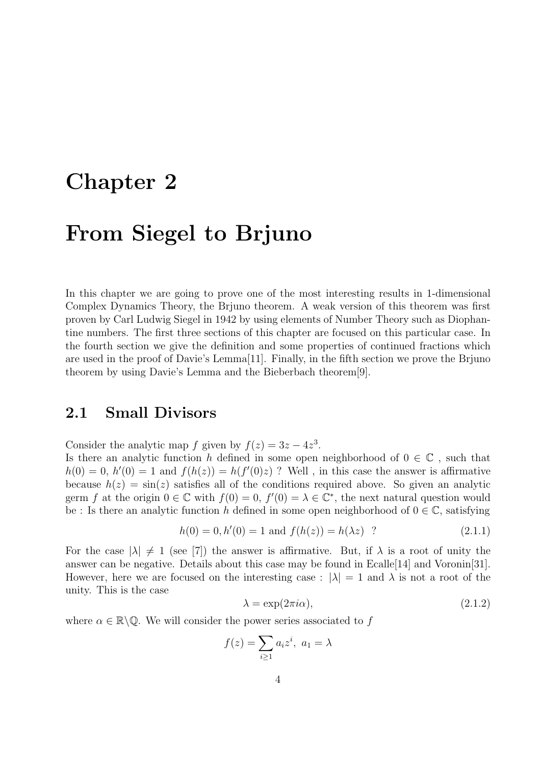# Chapter 2

# From Siegel to Brjuno

In this chapter we are going to prove one of the most interesting results in 1-dimensional Complex Dynamics Theory, the Brjuno theorem. A weak version of this theorem was first proven by Carl Ludwig Siegel in 1942 by using elements of Number Theory such as Diophantine numbers. The first three sections of this chapter are focused on this particular case. In the fourth section we give the definition and some properties of continued fractions which are used in the proof of Davie's Lemma[11]. Finally, in the fifth section we prove the Brjuno theorem by using Davie's Lemma and the Bieberbach theorem[9].

## 2.1 Small Divisors

Consider the analytic map $f$ given by $f(z) = 3z - 4z^3$.
Is there an analytic function $h$ defined in some open neighborhood of $0 \in \mathbb{C}$ , such that $h(0) = 0$, $h'(0) = 1$ and $f(h(z)) = h(f'(0)z)$ ? Well , in this case the answer is affirmative because $h(z) = \sin(z)$ satisfies all of the conditions required above. So given an analytic germ $f$ at the origin $0 \in \mathbb{C}$ with $f(0) = 0$, $f'(0) = \lambda \in \mathbb{C}^*$, the next natural question would be : Is there an analytic function $h$ defined in some open neighborhood of $0 \in \mathbb{C}$, satisfying

$$h(0) = 0, h'(0) = 1 \text{ and } f(h(z)) = h(\lambda z) \ \ ? \tag{2.1.1}$$

For the case $|\lambda| \neq 1$ (see [7]) the answer is affirmative. But, if $\lambda$ is a root of unity the answer can be negative. Details about this case may be found in Ecalle[14] and Voronin[31]. However, here we are focused on the interesting case : $|\lambda| = 1$ and $\lambda$ is not a root of the unity. This is the case

$$\lambda = \exp(2\pi i\alpha), \tag{2.1.2}$$

where $\alpha \in \mathbb{R}\backslash\mathbb{Q}$. We will consider the power series associated to $f$

$$f(z) = \sum_{i\geq 1} a_i z^i, \ a_1 = \lambda$$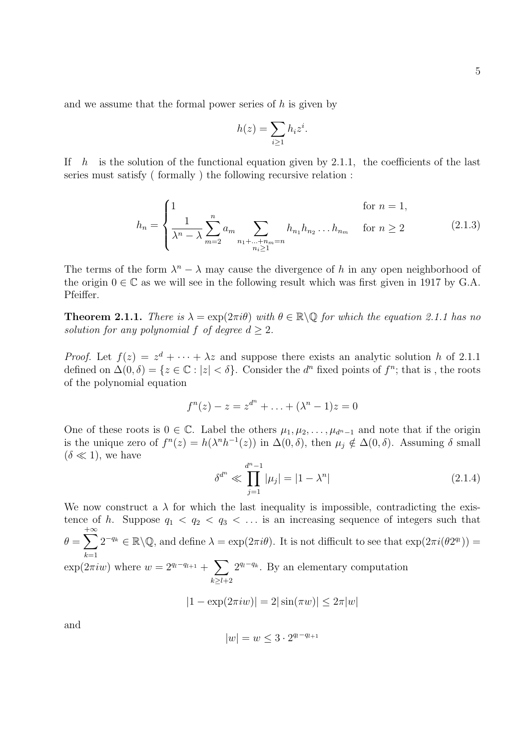and we assume that the formal power series of $h$ is given by

$$h(z) = \sum_{i \geq 1} h_i z^i.$$

If $h$ is the solution of the functional equation given by 2.1.1, the coefficients of the last series must satisfy ( formally ) the following recursive relation :

$$h_n = \begin{cases} 1 & \text{for } n = 1, \\ \dfrac{1}{\lambda^n - \lambda} \displaystyle\sum_{m=2}^{n} a_m \sum_{\substack{n_1 + \ldots + n_m = n \\ n_i \geq 1}} h_{n_1} h_{n_2} \ldots h_{n_m} & \text{for } n \geq 2 \end{cases} \tag{2.1.3}$$

The terms of the form $\lambda^n - \lambda$ may cause the divergence of $h$ in any open neighborhood of the origin $0 \in \mathbb{C}$ as we will see in the following result which was first given in 1917 by G.A. Pfeiffer.

**Theorem 2.1.1.** *There is $\lambda = \exp(2\pi i\theta)$ with $\theta \in \mathbb{R} \backslash \mathbb{Q}$ for which the equation 2.1.1 has no solution for any polynomial $f$ of degree $d \geq 2$.*

*Proof.* Let $f(z) = z^d + \cdots + \lambda z$ and suppose there exists an analytic solution $h$ of 2.1.1 defined on $\Delta(0, \delta) = \{z \in \mathbb{C} : |z| < \delta\}$. Consider the $d^n$ fixed points of $f^n$; that is , the roots of the polynomial equation

$$f^n(z) - z = z^{d^n} + \ldots + (\lambda^n - 1)z = 0$$

One of these roots is $0 \in \mathbb{C}$. Label the others $\mu_1, \mu_2, \ldots, \mu_{d^n - 1}$ and note that if the origin is the unique zero of $f^n(z) = h(\lambda^n h^{-1}(z))$ in $\Delta(0, \delta)$, then $\mu_j \notin \Delta(0, \delta)$. Assuming $\delta$ small ($\delta \ll 1$), we have

$$\delta^{d^n} \ll \prod_{j=1}^{d^n - 1} |\mu_j| = |1 - \lambda^n| \tag{2.1.4}$$

We now construct a $\lambda$ for which the last inequality is impossible, contradicting the existence of $h$. Suppose $q_1 < q_2 < q_3 < \ldots$ is an increasing sequence of integers such that $\theta = \displaystyle\sum_{k=1}^{+\infty} 2^{-q_k} \in \mathbb{R} \backslash \mathbb{Q}$, and define $\lambda = \exp(2\pi i\theta)$. It is not difficult to see that $\exp(2\pi i(\theta 2^{q_l})) = \exp(2\pi i w)$ where $w = 2^{q_l - q_{l+1}} + \displaystyle\sum_{k \geq l+2} 2^{q_l - q_k}$. By an elementary computation

$$|1 - \exp(2\pi i w)| = 2|\sin(\pi w)| \leq 2\pi |w|$$

and

$$|w| = w \leq 3 \cdot 2^{q_l - q_{l+1}}$$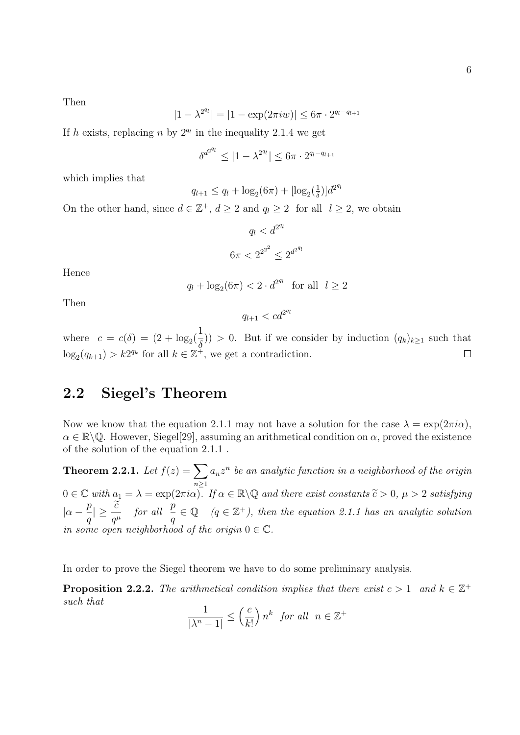Then

$$|1 - \lambda^{2^{q_l}}| = |1 - \exp(2\pi i w)| \leq 6\pi \cdot 2^{q_l - q_{l+1}}$$

If $h$ exists, replacing $n$ by $2^{q_l}$ in the inequality 2.1.4 we get

$$\delta^{d^{2^{q_l}}} \leq |1 - \lambda^{2^{q_l}}| \leq 6\pi \cdot 2^{q_l - q_{l+1}}$$

which implies that

$$q_{l+1} \leq q_l + \log_2(6\pi) + [\log_2(\tfrac{1}{\delta})] d^{2^{q_l}}$$

On the other hand, since $d \in \mathbb{Z}^+$, $d \geq 2$ and $q_l \geq 2$ for all $l \geq 2$, we obtain

$$q_l < d^{2^{q_l}}$$

$$6\pi < 2^{2^{2^2}} \leq 2^{d^{2^{q_l}}}$$

Hence

$$q_l + \log_2(6\pi) < 2 \cdot d^{2^{q_l}} \quad \text{for all} \quad l \geq 2$$

Then

$$q_{l+1} < c d^{2^{q_l}}$$

where $c = c(\delta) = (2 + \log_2(\dfrac{1}{\delta})) > 0$. But if we consider by induction $(q_k)_{k \geq 1}$ such that $\log_2(q_{k+1}) > k 2^{q_k}$ for all $k \in \mathbb{Z}^+$, we get a contradiction. $\square$

## 2.2 Siegel's Theorem

Now we know that the equation 2.1.1 may not have a solution for the case $\lambda = \exp(2\pi i \alpha)$, $\alpha \in \mathbb{R} \backslash \mathbb{Q}$. However, Siegel[29], assuming an arithmetical condition on $\alpha$, proved the existence of the solution of the equation 2.1.1 .

**Theorem 2.2.1.** *Let $f(z) = \sum_{n \geq 1} a_n z^n$ be an analytic function in a neighborhood of the origin $0 \in \mathbb{C}$ with $a_1 = \lambda = \exp(2\pi i \alpha)$. If $\alpha \in \mathbb{R} \backslash \mathbb{Q}$ and there exist constants $\widetilde{c} > 0$, $\mu > 2$ satisfying $|\alpha - \dfrac{p}{q}| \geq \dfrac{\widetilde{c}}{q^\mu}$ for all $\dfrac{p}{q} \in \mathbb{Q}$ $(q \in \mathbb{Z}^+)$, then the equation 2.1.1 has an analytic solution in some open neighborhood of the origin $0 \in \mathbb{C}$.*

In order to prove the Siegel theorem we have to do some preliminary analysis.

**Proposition 2.2.2.** *The arithmetical condition implies that there exist $c > 1$ and $k \in \mathbb{Z}^+$ such that*

$$\frac{1}{|\lambda^n - 1|} \leq \left(\frac{c}{k!}\right) n^k \quad \text{for all} \quad n \in \mathbb{Z}^+$$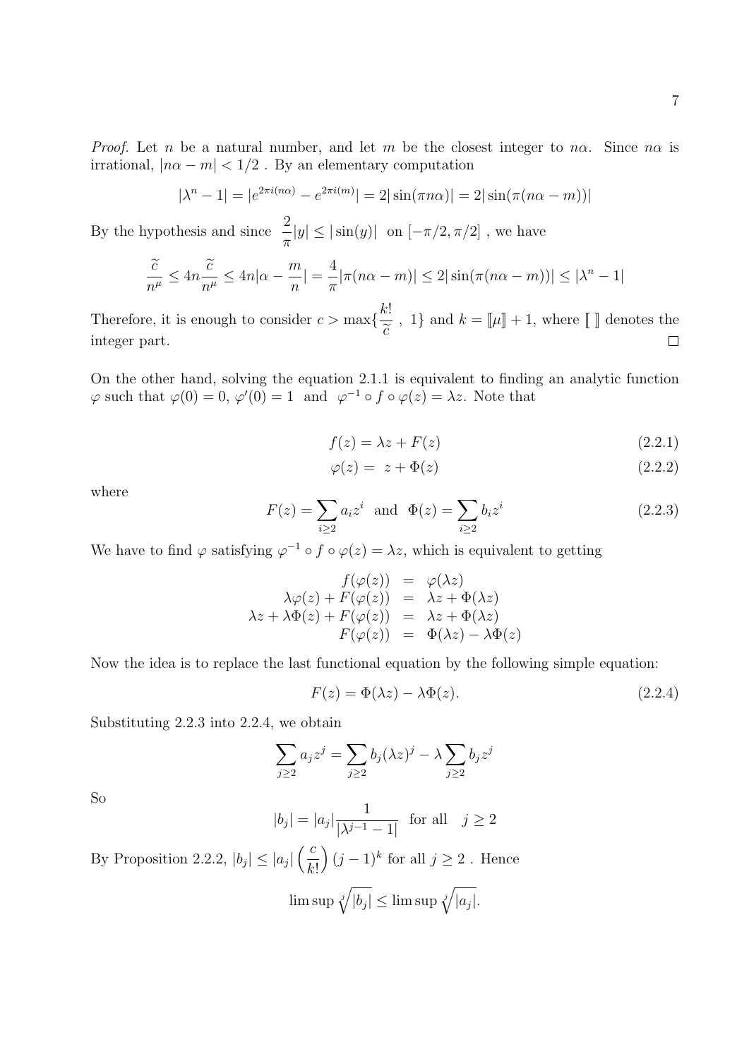*Proof.* Let $n$ be a natural number, and let $m$ be the closest integer to $n\alpha$. Since $n\alpha$ is irrational, $|n\alpha - m| < 1/2$ . By an elementary computation

$$|\lambda^n - 1| = |e^{2\pi i(n\alpha)} - e^{2\pi i(m)}| = 2|\sin(\pi n\alpha)| = 2|\sin(\pi(n\alpha - m))|$$

By the hypothesis and since $\frac{2}{\pi}|y| \leq |\sin(y)|$ on $[-\pi/2, \pi/2]$ , we have

$$\frac{\widetilde{c}}{n^\mu} \leq 4n\frac{\widetilde{c}}{n^\mu} \leq 4n|\alpha - \frac{m}{n}| = \frac{4}{\pi}|\pi(n\alpha - m)| \leq 2|\sin(\pi(n\alpha - m))| \leq |\lambda^n - 1|$$

Therefore, it is enough to consider $c > \max\{\frac{k!}{\widetilde{c}}\ ,\ 1\}$ and $k = [\![\mu]\!] + 1$, where $[\![\ ]\!]$ denotes the integer part. $\square$

On the other hand, solving the equation 2.1.1 is equivalent to finding an analytic function $\varphi$ such that $\varphi(0) = 0$, $\varphi'(0) = 1$ and $\varphi^{-1} \circ f \circ \varphi(z) = \lambda z$. Note that

$$f(z) = \lambda z + F(z) \tag{2.2.1}$$

$$\varphi(z) = z + \Phi(z) \tag{2.2.2}$$

where

$$F(z) = \sum_{i \geq 2} a_i z^i \ \text{ and } \ \Phi(z) = \sum_{i \geq 2} b_i z^i \tag{2.2.3}$$

We have to find $\varphi$ satisfying $\varphi^{-1} \circ f \circ \varphi(z) = \lambda z$, which is equivalent to getting

$$\begin{aligned}
f(\varphi(z)) &= \varphi(\lambda z) \\
\lambda\varphi(z) + F(\varphi(z)) &= \lambda z + \Phi(\lambda z) \\
\lambda z + \lambda\Phi(z) + F(\varphi(z)) &= \lambda z + \Phi(\lambda z) \\
F(\varphi(z)) &= \Phi(\lambda z) - \lambda\Phi(z)
\end{aligned}$$

Now the idea is to replace the last functional equation by the following simple equation:

$$F(z) = \Phi(\lambda z) - \lambda\Phi(z). \tag{2.2.4}$$

Substituting 2.2.3 into 2.2.4, we obtain

$$\sum_{j \geq 2} a_j z^j = \sum_{j \geq 2} b_j (\lambda z)^j - \lambda \sum_{j \geq 2} b_j z^j$$

So

$$|b_j| = |a_j| \frac{1}{|\lambda^{j-1} - 1|} \ \text{ for all } \ j \geq 2$$

By Proposition 2.2.2, $|b_j| \leq |a_j| \left(\frac{c}{k!}\right)(j-1)^k$ for all $j \geq 2$ . Hence

$$\limsup \sqrt[j]{|b_j|} \leq \limsup \sqrt[j]{|a_j|}.$$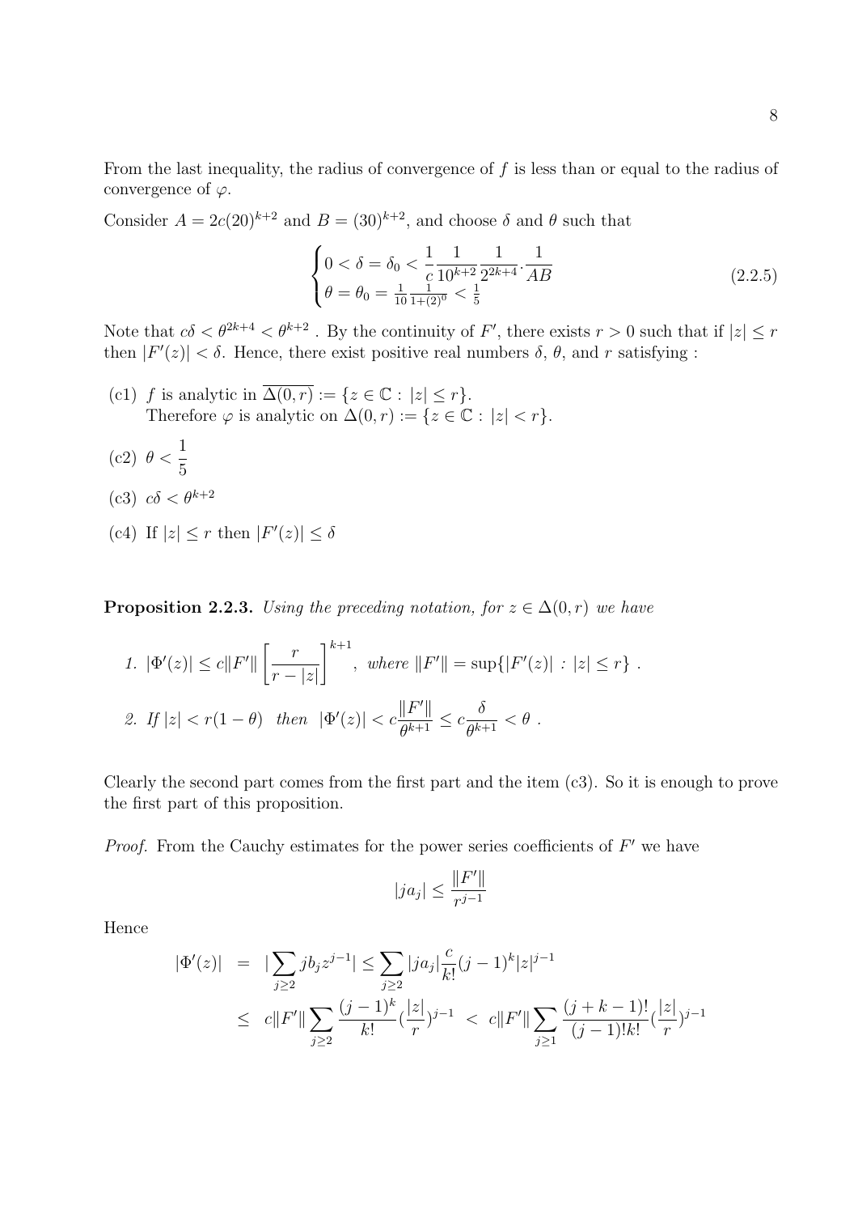From the last inequality, the radius of convergence of $f$ is less than or equal to the radius of convergence of $\varphi$.

Consider $A = 2c(20)^{k+2}$ and $B = (30)^{k+2}$, and choose $\delta$ and $\theta$ such that

$$\begin{cases} 0 < \delta = \delta_0 < \dfrac{1}{c}\dfrac{1}{10^{k+2}}\dfrac{1}{2^{2k+4}}.\dfrac{1}{AB} \\ \theta = \theta_0 = \frac{1}{10}\frac{1}{1+(2)^0} < \frac{1}{5} \end{cases} \tag{2.2.5}$$

Note that $c\delta < \theta^{2k+4} < \theta^{k+2}$ . By the continuity of $F'$, there exists $r > 0$ such that if $|z| \leq r$ then $|F'(z)| < \delta$. Hence, there exist positive real numbers $\delta$, $\theta$, and $r$ satisfying :

(c1) $f$ is analytic in $\overline{\Delta(0,r)} := \{z \in \mathbb{C} : |z| \leq r\}$.
Therefore $\varphi$ is analytic on $\Delta(0,r) := \{z \in \mathbb{C} : |z| < r\}$.

(c2) $\theta < \dfrac{1}{5}$

(c3) $c\delta < \theta^{k+2}$

(c4) If $|z| \leq r$ then $|F'(z)| \leq \delta$

**Proposition 2.2.3.** *Using the preceding notation, for $z \in \Delta(0,r)$ we have*

1. $|\Phi'(z)| \leq c\|F'\| \left[\dfrac{r}{r-|z|}\right]^{k+1}$, *where* $\|F'\| = \sup\{|F'(z)| : |z| \leq r\}$ .

2. *If* $|z| < r(1-\theta)$ *then* $|\Phi'(z)| < c\dfrac{\|F'\|}{\theta^{k+1}} \leq c\dfrac{\delta}{\theta^{k+1}} < \theta$ .

Clearly the second part comes from the first part and the item (c3). So it is enough to prove the first part of this proposition.

*Proof.* From the Cauchy estimates for the power series coefficients of $F'$ we have

$$|ja_j| \leq \frac{\|F'\|}{r^{j-1}}$$

Hence

$$\begin{aligned} |\Phi'(z)| &= |\sum_{j\geq 2} jb_j z^{j-1}| \leq \sum_{j\geq 2} |ja_j| \frac{c}{k!}(j-1)^k |z|^{j-1} \\ &\leq c\|F'\| \sum_{j\geq 2} \frac{(j-1)^k}{k!}(\frac{|z|}{r})^{j-1} < c\|F'\| \sum_{j\geq 1} \frac{(j+k-1)!}{(j-1)!k!}(\frac{|z|}{r})^{j-1} \end{aligned}$$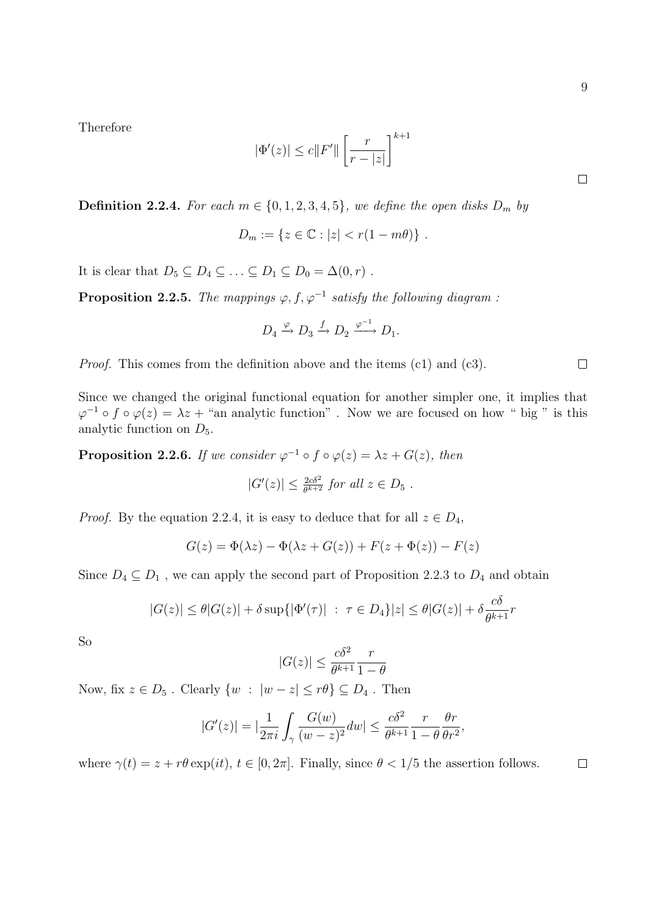Therefore

$$|\Phi'(z)| \leq c\|F'\| \left[\frac{r}{r-|z|}\right]^{k+1}$$

□

**Definition 2.2.4.** *For each $m \in \{0, 1, 2, 3, 4, 5\}$, we define the open disks $D_m$ by*

$$D_m := \{z \in \mathbb{C} : |z| < r(1 - m\theta)\} \ .$$

It is clear that $D_5 \subseteq D_4 \subseteq \ldots \subseteq D_1 \subseteq D_0 = \Delta(0, r)$ .

**Proposition 2.2.5.** *The mappings $\varphi, f, \varphi^{-1}$ satisfy the following diagram :*

$$D_4 \xrightarrow{\varphi} D_3 \xrightarrow{f} D_2 \xrightarrow{\varphi^{-1}} D_1.$$

*Proof.* This comes from the definition above and the items (c1) and (c3). □

Since we changed the original functional equation for another simpler one, it implies that $\varphi^{-1} \circ f \circ \varphi(z) = \lambda z +$ "an analytic function" . Now we are focused on how " big " is this analytic function on $D_5$.

**Proposition 2.2.6.** *If we consider $\varphi^{-1} \circ f \circ \varphi(z) = \lambda z + G(z)$, then*

$$|G'(z)| \leq \tfrac{2c\delta^2}{\theta^{k+2}} \text{ for all } z \in D_5 \ .$$

*Proof.* By the equation 2.2.4, it is easy to deduce that for all $z \in D_4$,

$$G(z) = \Phi(\lambda z) - \Phi(\lambda z + G(z)) + F(z + \Phi(z)) - F(z)$$

Since $D_4 \subseteq D_1$ , we can apply the second part of Proposition 2.2.3 to $D_4$ and obtain

$$|G(z)| \leq \theta |G(z)| + \delta \sup\{|\Phi'(\tau)| \ : \ \tau \in D_4\}|z| \leq \theta|G(z)| + \delta \frac{c\delta}{\theta^{k+1}} r$$

So

$$|G(z)| \leq \frac{c\delta^2}{\theta^{k+1}} \frac{r}{1-\theta}$$

Now, fix $z \in D_5$ . Clearly $\{w \ : \ |w - z| \leq r\theta\} \subseteq D_4$ . Then

$$|G'(z)| = |\frac{1}{2\pi i} \int_\gamma \frac{G(w)}{(w-z)^2} dw| \leq \frac{c\delta^2}{\theta^{k+1}} \frac{r}{1-\theta} \frac{\theta r}{\theta r^2},$$

where $\gamma(t) = z + r\theta \exp(it)$, $t \in [0, 2\pi]$. Finally, since $\theta < 1/5$ the assertion follows. □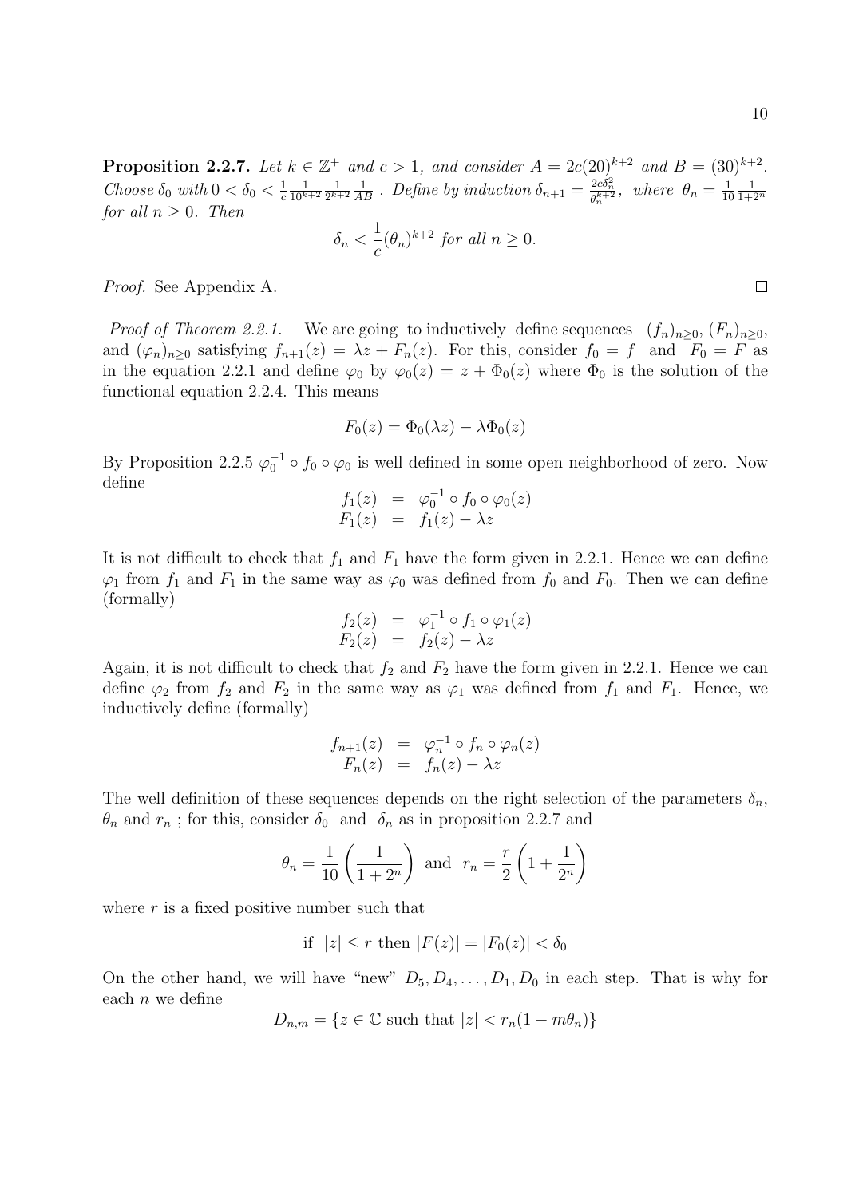**Proposition 2.2.7.** *Let $k \in \mathbb{Z}^+$ and $c > 1$, and consider $A = 2c(20)^{k+2}$ and $B = (30)^{k+2}$. Choose $\delta_0$ with $0 < \delta_0 < \frac{1}{c}\frac{1}{10^{k+2}}\frac{1}{2^{k+2}}\frac{1}{AB}$ . Define by induction $\delta_{n+1} = \frac{2c\delta_n^2}{\theta_n^{k+2}}$, where $\theta_n = \frac{1}{10}\frac{1}{1+2^n}$ for all $n \geq 0$. Then*

$$\delta_n < \frac{1}{c}(\theta_n)^{k+2} \text{ for all } n \geq 0.$$

*Proof.* See Appendix A. □

*Proof of Theorem 2.2.1.* We are going to inductively define sequences $(f_n)_{n\geq 0}$, $(F_n)_{n\geq 0}$, and $(\varphi_n)_{n\geq 0}$ satisfying $f_{n+1}(z) = \lambda z + F_n(z)$. For this, consider $f_0 = f$ and $F_0 = F$ as in the equation 2.2.1 and define $\varphi_0$ by $\varphi_0(z) = z + \Phi_0(z)$ where $\Phi_0$ is the solution of the functional equation 2.2.4. This means

$$F_0(z) = \Phi_0(\lambda z) - \lambda \Phi_0(z)$$

By Proposition 2.2.5 $\varphi_0^{-1} \circ f_0 \circ \varphi_0$ is well defined in some open neighborhood of zero. Now define

$$\begin{aligned} f_1(z) &= \varphi_0^{-1} \circ f_0 \circ \varphi_0(z) \\ F_1(z) &= f_1(z) - \lambda z \end{aligned}$$

It is not difficult to check that $f_1$ and $F_1$ have the form given in 2.2.1. Hence we can define $\varphi_1$ from $f_1$ and $F_1$ in the same way as $\varphi_0$ was defined from $f_0$ and $F_0$. Then we can define (formally)

$$\begin{aligned} f_2(z) &= \varphi_1^{-1} \circ f_1 \circ \varphi_1(z) \\ F_2(z) &= f_2(z) - \lambda z \end{aligned}$$

Again, it is not difficult to check that $f_2$ and $F_2$ have the form given in 2.2.1. Hence we can define $\varphi_2$ from $f_2$ and $F_2$ in the same way as $\varphi_1$ was defined from $f_1$ and $F_1$. Hence, we inductively define (formally)

$$\begin{aligned} f_{n+1}(z) &= \varphi_n^{-1} \circ f_n \circ \varphi_n(z) \\ F_n(z) &= f_n(z) - \lambda z \end{aligned}$$

The well definition of these sequences depends on the right selection of the parameters $\delta_n$, $\theta_n$ and $r_n$ ; for this, consider $\delta_0$ and $\delta_n$ as in proposition 2.2.7 and

$$\theta_n = \frac{1}{10}\left(\frac{1}{1+2^n}\right) \text{ and } r_n = \frac{r}{2}\left(1 + \frac{1}{2^n}\right)$$

where $r$ is a fixed positive number such that

$$\text{if } |z| \leq r \text{ then } |F(z)| = |F_0(z)| < \delta_0$$

On the other hand, we will have "new" $D_5, D_4, \ldots, D_1, D_0$ in each step. That is why for each $n$ we define

$$D_{n,m} = \{z \in \mathbb{C} \text{ such that } |z| < r_n(1 - m\theta_n)\}$$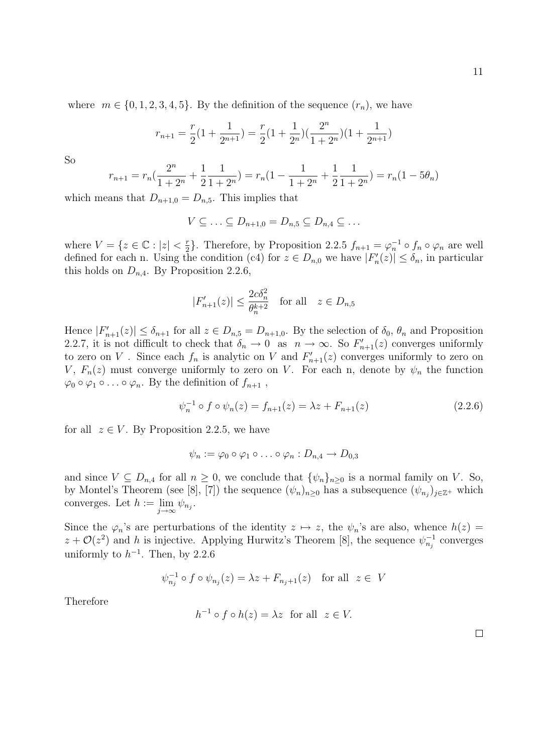where $m \in \{0, 1, 2, 3, 4, 5\}$. By the definition of the sequence $(r_n)$, we have

$$r_{n+1} = \frac{r}{2}(1 + \frac{1}{2^{n+1}}) = \frac{r}{2}(1 + \frac{1}{2^n})(\frac{2^n}{1+2^n})(1 + \frac{1}{2^{n+1}})$$

So

$$r_{n+1} = r_n(\frac{2^n}{1+2^n} + \frac{1}{2}\frac{1}{1+2^n}) = r_n(1 - \frac{1}{1+2^n} + \frac{1}{2}\frac{1}{1+2^n}) = r_n(1 - 5\theta_n)$$

which means that $D_{n+1,0} = D_{n,5}$. This implies that

$$V \subseteq \ldots \subseteq D_{n+1,0} = D_{n,5} \subseteq D_{n,4} \subseteq \ldots$$

where $V = \{z \in \mathbb{C} : |z| < \frac{r}{2}\}$. Therefore, by Proposition 2.2.5 $f_{n+1} = \varphi_n^{-1} \circ f_n \circ \varphi_n$ are well defined for each n. Using the condition (c4) for $z \in D_{n,0}$ we have $|F_n'(z)| \leq \delta_n$, in particular this holds on $D_{n,4}$. By Proposition 2.2.6,

$$|F_{n+1}'(z)| \leq \frac{2c\delta_n^2}{\theta_n^{k+2}} \quad \text{for all} \quad z \in D_{n,5}$$

Hence $|F_{n+1}'(z)| \leq \delta_{n+1}$ for all $z \in D_{n,5} = D_{n+1,0}$. By the selection of $\delta_0$, $\theta_n$ and Proposition 2.2.7, it is not difficult to check that $\delta_n \to 0$ as $n \to \infty$. So $F_{n+1}'(z)$ converges uniformly to zero on $V$ . Since each $f_n$ is analytic on $V$ and $F_{n+1}'(z)$ converges uniformly to zero on $V$, $F_n(z)$ must converge uniformly to zero on $V$. For each n, denote by $\psi_n$ the function $\varphi_0 \circ \varphi_1 \circ \ldots \circ \varphi_n$. By the definition of $f_{n+1}$ ,

$$\psi_n^{-1} \circ f \circ \psi_n(z) = f_{n+1}(z) = \lambda z + F_{n+1}(z) \tag{2.2.6}$$

for all $z \in V$. By Proposition 2.2.5, we have

$$\psi_n := \varphi_0 \circ \varphi_1 \circ \ldots \circ \varphi_n : D_{n,4} \to D_{0,3}$$

and since $V \subseteq D_{n,4}$ for all $n \geq 0$, we conclude that $\{\psi_n\}_{n\geq 0}$ is a normal family on $V$. So, by Montel's Theorem (see [8], [7]) the sequence $(\psi_n)_{n\geq 0}$ has a subsequence $(\psi_{n_j})_{j\in\mathbb{Z}^+}$ which converges. Let $h := \lim_{j\to\infty} \psi_{n_j}$.

Since the $\varphi_n$'s are perturbations of the identity $z \mapsto z$, the $\psi_n$'s are also, whence $h(z) = z + \mathcal{O}(z^2)$ and $h$ is injective. Applying Hurwitz's Theorem [8], the sequence $\psi_{n_j}^{-1}$ converges uniformly to $h^{-1}$. Then, by 2.2.6

$$\psi_{n_j}^{-1} \circ f \circ \psi_{n_j}(z) = \lambda z + F_{n_j+1}(z) \quad \text{for all} \quad z \in \; V$$

Therefore

$$h^{-1} \circ f \circ h(z) = \lambda z \quad \text{for all} \quad z \in V.$$

□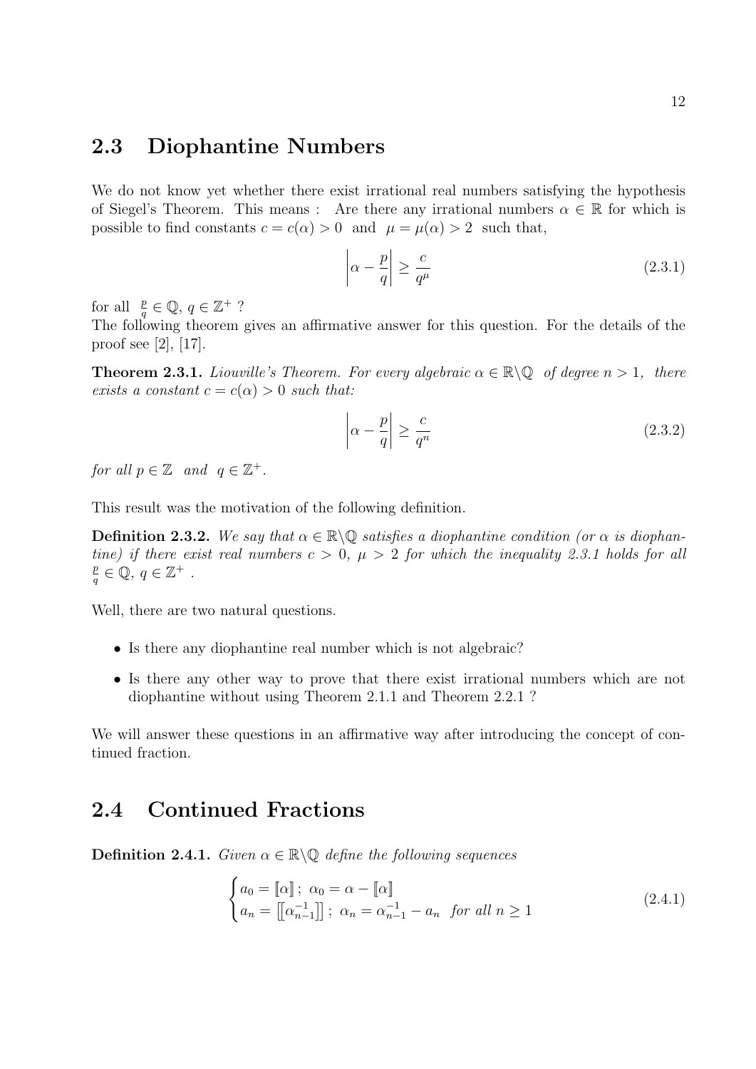## 2.3 Diophantine Numbers

We do not know yet whether there exist irrational real numbers satisfying the hypothesis of Siegel's Theorem. This means : Are there any irrational numbers $\alpha \in \mathbb{R}$ for which is possible to find constants $c = c(\alpha) > 0$ and $\mu = \mu(\alpha) > 2$ such that,

$$\left| \alpha - \frac{p}{q} \right| \geq \frac{c}{q^{\mu}} \tag{2.3.1}$$

for all $\frac{p}{q} \in \mathbb{Q}$, $q \in \mathbb{Z}^+$ ?

The following theorem gives an affirmative answer for this question. For the details of the proof see [2], [17].

**Theorem 2.3.1.** *Liouville's Theorem. For every algebraic $\alpha \in \mathbb{R} \backslash \mathbb{Q}$ of degree $n > 1$, there exists a constant $c = c(\alpha) > 0$ such that:*

$$\left| \alpha - \frac{p}{q} \right| \geq \frac{c}{q^{n}} \tag{2.3.2}$$

*for all $p \in \mathbb{Z}$ and $q \in \mathbb{Z}^+$.*

This result was the motivation of the following definition.

**Definition 2.3.2.** *We say that $\alpha \in \mathbb{R} \backslash \mathbb{Q}$ satisfies a diophantine condition (or $\alpha$ is diophantine) if there exist real numbers $c > 0$, $\mu > 2$ for which the inequality 2.3.1 holds for all $\frac{p}{q} \in \mathbb{Q}$, $q \in \mathbb{Z}^+$ .*

Well, there are two natural questions.

- Is there any diophantine real number which is not algebraic?
- Is there any other way to prove that there exist irrational numbers which are not diophantine without using Theorem 2.1.1 and Theorem 2.2.1 ?

We will answer these questions in an affirmative way after introducing the concept of continued fraction.

## 2.4 Continued Fractions

**Definition 2.4.1.** *Given $\alpha \in \mathbb{R} \backslash \mathbb{Q}$ define the following sequences*

$$\begin{cases} a_0 = [\![\alpha]\!] \, ; \; \alpha_0 = \alpha - [\![\alpha]\!] \\ a_n = \left[\!\left[\alpha_{n-1}^{-1}\right]\!\right] \, ; \; \alpha_n = \alpha_{n-1}^{-1} - a_n \;\; \text{for all } n \geq 1 \end{cases} \tag{2.4.1}$$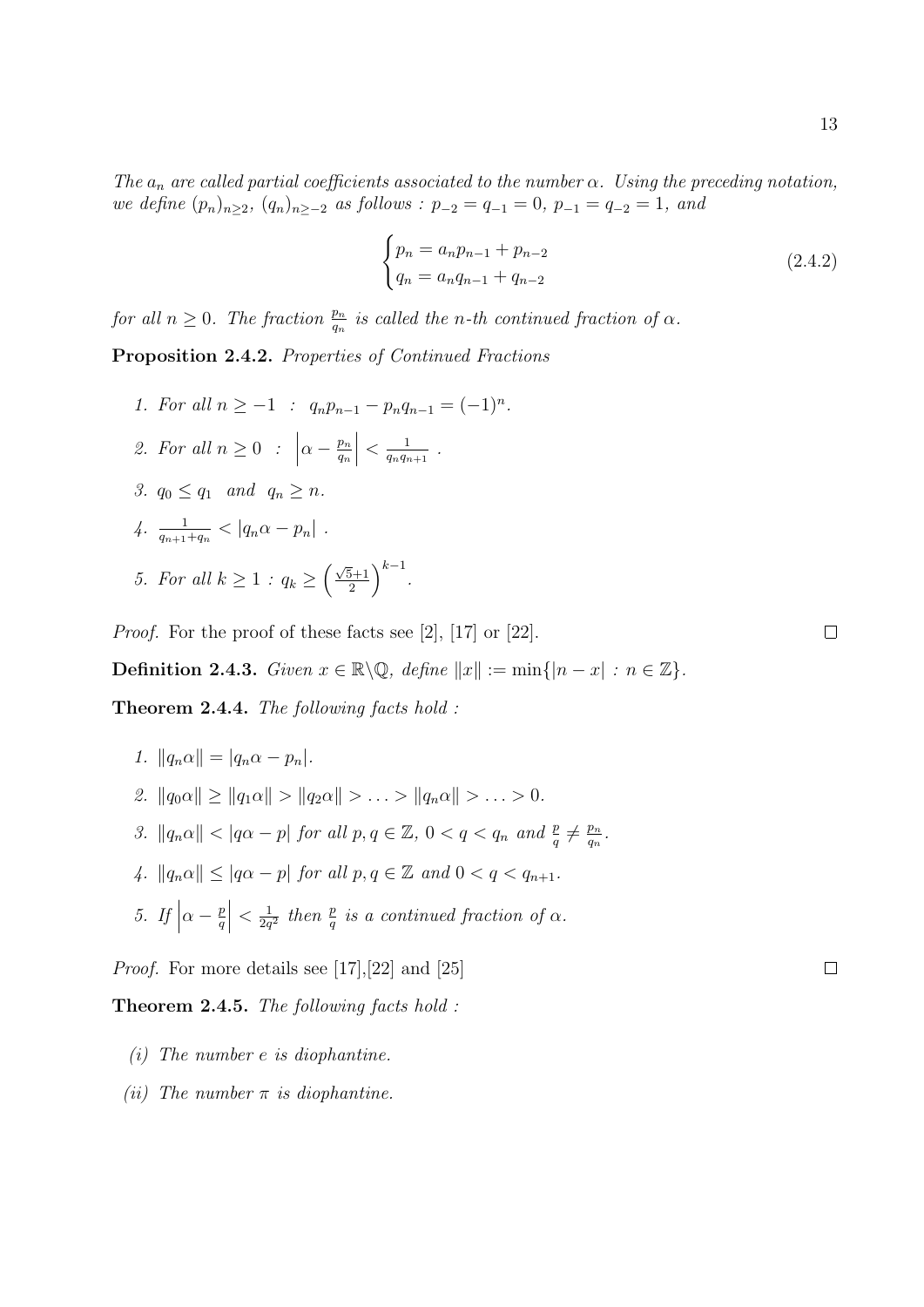*The $a_n$ are called partial coefficients associated to the number $\alpha$. Using the preceding notation, we define $(p_n)_{n\geq 2}$, $(q_n)_{n\geq -2}$ as follows : $p_{-2} = q_{-1} = 0$, $p_{-1} = q_{-2} = 1$, and*

$$\begin{cases} p_n = a_n p_{n-1} + p_{n-2} \\ q_n = a_n q_{n-1} + q_{n-2} \end{cases} \tag{2.4.2}$$

*for all $n \geq 0$. The fraction $\frac{p_n}{q_n}$ is called the n-th continued fraction of $\alpha$.*

**Proposition 2.4.2.** *Properties of Continued Fractions*

1. *For all $n \geq -1$ : $q_n p_{n-1} - p_n q_{n-1} = (-1)^n$.*
2. *For all $n \geq 0$ : $\left|\alpha - \frac{p_n}{q_n}\right| < \frac{1}{q_n q_{n+1}}$ .*
3. *$q_0 \leq q_1$ and $q_n \geq n$.*
4. *$\frac{1}{q_{n+1}+q_n} < |q_n\alpha - p_n|$ .*
5. *For all $k \geq 1$ : $q_k \geq \left(\frac{\sqrt{5}+1}{2}\right)^{k-1}$.*

*Proof.* For the proof of these facts see [2], [17] or [22]. □

**Definition 2.4.3.** *Given $x \in \mathbb{R}\backslash\mathbb{Q}$, define $\|x\| := \min\{|n - x| : n \in \mathbb{Z}\}$.*

**Theorem 2.4.4.** *The following facts hold :*

1. *$\|q_n\alpha\| = |q_n\alpha - p_n|$.*
2. *$\|q_0\alpha\| \geq \|q_1\alpha\| > \|q_2\alpha\| > \ldots > \|q_n\alpha\| > \ldots > 0$.*
3. *$\|q_n\alpha\| < |q\alpha - p|$ for all $p, q \in \mathbb{Z}$, $0 < q < q_n$ and $\frac{p}{q} \neq \frac{p_n}{q_n}$.*
4. *$\|q_n\alpha\| \leq |q\alpha - p|$ for all $p, q \in \mathbb{Z}$ and $0 < q < q_{n+1}$.*
5. *If $\left|\alpha - \frac{p}{q}\right| < \frac{1}{2q^2}$ then $\frac{p}{q}$ is a continued fraction of $\alpha$.*

*Proof.* For more details see [17],[22] and [25] □

**Theorem 2.4.5.** *The following facts hold :*

*(i) The number $e$ is diophantine.*

*(ii) The number $\pi$ is diophantine.*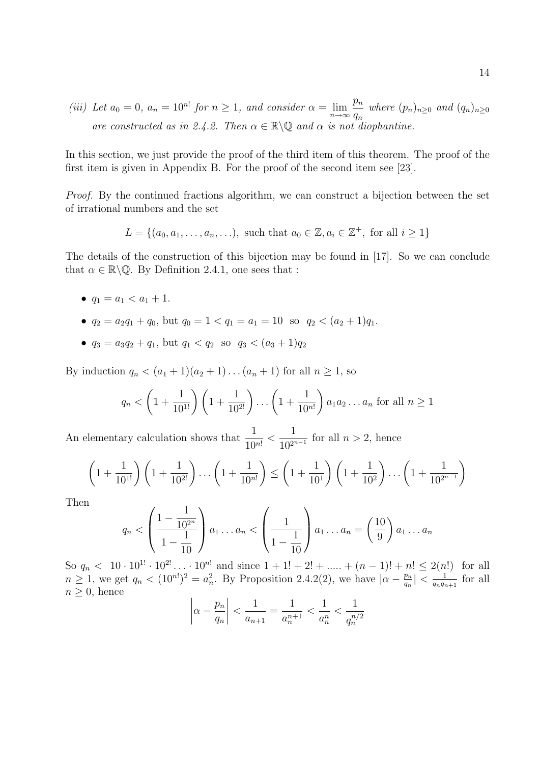*(iii) Let $a_0 = 0$, $a_n = 10^{n!}$ for $n \geq 1$, and consider $\alpha = \lim_{n\to\infty} \frac{p_n}{q_n}$ where $(p_n)_{n\geq 0}$ and $(q_n)_{n\geq 0}$ are constructed as in 2.4.2. Then $\alpha \in \mathbb{R}\backslash\mathbb{Q}$ and $\alpha$ is not diophantine.*

In this section, we just provide the proof of the third item of this theorem. The proof of the first item is given in Appendix B. For the proof of the second item see [23].

*Proof.* By the continued fractions algorithm, we can construct a bijection between the set of irrational numbers and the set

$$L = \{(a_0, a_1, \ldots, a_n, \ldots), \text{ such that } a_0 \in \mathbb{Z}, a_i \in \mathbb{Z}^+, \text{ for all } i \geq 1\}$$

The details of the construction of this bijection may be found in [17]. So we can conclude that $\alpha \in \mathbb{R}\backslash\mathbb{Q}$. By Definition 2.4.1, one sees that :

- $q_1 = a_1 < a_1 + 1$.
- $q_2 = a_2 q_1 + q_0$, but $q_0 = 1 < q_1 = a_1 = 10$ so $q_2 < (a_2 + 1)q_1$.
- $q_3 = a_3 q_2 + q_1$, but $q_1 < q_2$ so $q_3 < (a_3 + 1)q_2$

By induction $q_n < (a_1 + 1)(a_2 + 1)\ldots(a_n + 1)$ for all $n \geq 1$, so

$$q_n < \left(1 + \frac{1}{10^{1!}}\right)\left(1 + \frac{1}{10^{2!}}\right)\ldots\left(1 + \frac{1}{10^{n!}}\right) a_1 a_2 \ldots a_n \text{ for all } n \geq 1$$

An elementary calculation shows that $\dfrac{1}{10^{n!}} < \dfrac{1}{10^{2^{n-1}}}$ for all $n > 2$, hence

$$\left(1 + \frac{1}{10^{1!}}\right)\left(1 + \frac{1}{10^{2!}}\right)\ldots\left(1 + \frac{1}{10^{n!}}\right) \leq \left(1 + \frac{1}{10^{1}}\right)\left(1 + \frac{1}{10^{2}}\right)\ldots\left(1 + \frac{1}{10^{2^{n-1}}}\right)$$

Then

$$q_n < \left(\frac{1 - \dfrac{1}{10^{2^n}}}{1 - \dfrac{1}{10}}\right) a_1 \ldots a_n < \left(\frac{1}{1 - \dfrac{1}{10}}\right) a_1 \ldots a_n = \left(\frac{10}{9}\right) a_1 \ldots a_n$$

So $q_n < 10 \cdot 10^{1!} \cdot 10^{2!} \ldots \cdot 10^{n!}$ and since $1 + 1! + 2! + \ldots.. + (n-1)! + n! \leq 2(n!)$ for all $n \geq 1$, we get $q_n < (10^{n!})^2 = a_n^2$. By Proposition 2.4.2(2), we have $|\alpha - \frac{p_n}{q_n}| < \frac{1}{q_n q_{n+1}}$ for all $n \geq 0$, hence

$$\left|\alpha - \frac{p_n}{q_n}\right| < \frac{1}{a_{n+1}} = \frac{1}{a_n^{n+1}} < \frac{1}{a_n^n} < \frac{1}{q_n^{n/2}}$$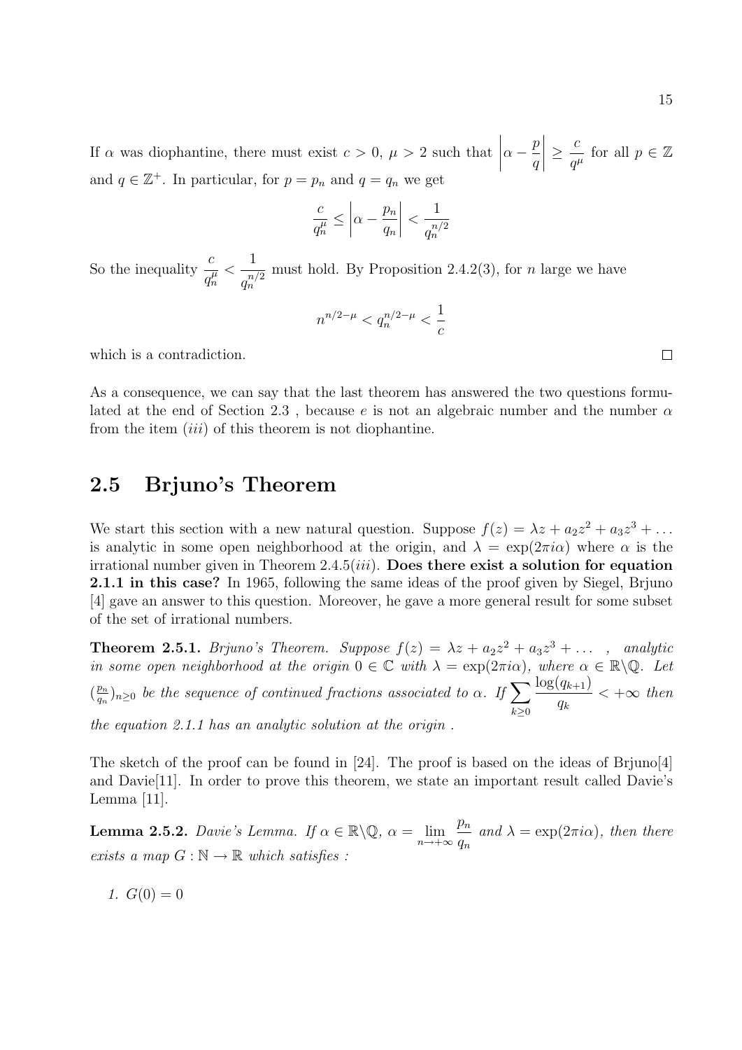If $\alpha$ was diophantine, there must exist $c > 0$, $\mu > 2$ such that $\left|\alpha - \frac{p}{q}\right| \geq \frac{c}{q^\mu}$ for all $p \in \mathbb{Z}$ and $q \in \mathbb{Z}^+$. In particular, for $p = p_n$ and $q = q_n$ we get

$$\frac{c}{q_n^\mu} \leq \left|\alpha - \frac{p_n}{q_n}\right| < \frac{1}{q_n^{n/2}}$$

So the inequality $\frac{c}{q_n^\mu} < \frac{1}{q_n^{n/2}}$ must hold. By Proposition 2.4.2(3), for $n$ large we have

$$n^{n/2-\mu} < q_n^{n/2-\mu} < \frac{1}{c}$$

which is a contradiction. □

As a consequence, we can say that the last theorem has answered the two questions formulated at the end of Section 2.3 , because $e$ is not an algebraic number and the number $\alpha$ from the item $(iii)$ of this theorem is not diophantine.

## 2.5 Brjuno's Theorem

We start this section with a new natural question. Suppose $f(z) = \lambda z + a_2 z^2 + a_3 z^3 + \dots$ is analytic in some open neighborhood at the origin, and $\lambda = \exp(2\pi i \alpha)$ where $\alpha$ is the irrational number given in Theorem 2.4.5$(iii)$. **Does there exist a solution for equation 2.1.1 in this case?** In 1965, following the same ideas of the proof given by Siegel, Brjuno [4] gave an answer to this question. Moreover, he gave a more general result for some subset of the set of irrational numbers.

**Theorem 2.5.1.** *Brjuno's Theorem. Suppose $f(z) = \lambda z + a_2 z^2 + a_3 z^3 + \dots$ , analytic in some open neighborhood at the origin $0 \in \mathbb{C}$ with $\lambda = \exp(2\pi i \alpha)$, where $\alpha \in \mathbb{R}\backslash\mathbb{Q}$. Let $(\frac{p_n}{q_n})_{n\geq 0}$ be the sequence of continued fractions associated to $\alpha$. If $\sum_{k\geq 0} \frac{\log(q_{k+1})}{q_k} < +\infty$ then the equation 2.1.1 has an analytic solution at the origin .*

The sketch of the proof can be found in [24]. The proof is based on the ideas of Brjuno[4] and Davie[11]. In order to prove this theorem, we state an important result called Davie's Lemma [11].

**Lemma 2.5.2.** *Davie's Lemma. If $\alpha \in \mathbb{R}\backslash\mathbb{Q}$, $\alpha = \lim_{n\to+\infty} \frac{p_n}{q_n}$ and $\lambda = \exp(2\pi i \alpha)$, then there exists a map $G : \mathbb{N} \to \mathbb{R}$ which satisfies :*

1. $G(0) = 0$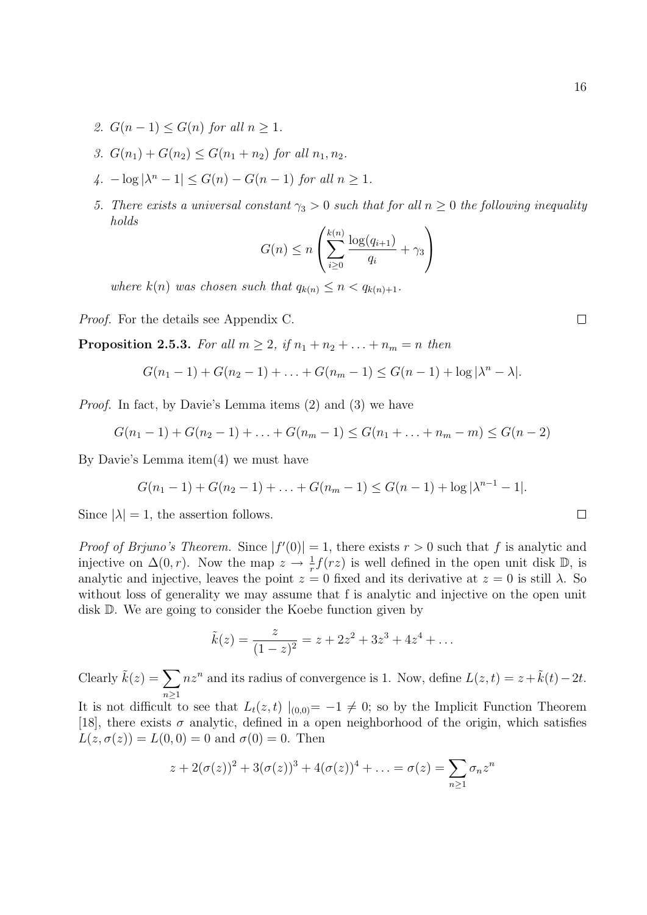2. *$G(n-1) \leq G(n)$ for all $n \geq 1$.*

3. *$G(n_1) + G(n_2) \leq G(n_1 + n_2)$ for all $n_1, n_2$.*

4. *$-\log|\lambda^n - 1| \leq G(n) - G(n-1)$ for all $n \geq 1$.*

5. *There exists a universal constant $\gamma_3 > 0$ such that for all $n \geq 0$ the following inequality holds*

$$G(n) \leq n\left(\sum_{i\geq 0}^{k(n)} \frac{\log(q_{i+1})}{q_i} + \gamma_3\right)$$

*where $k(n)$ was chosen such that $q_{k(n)} \leq n < q_{k(n)+1}$.*

*Proof.* For the details see Appendix C. □

**Proposition 2.5.3.** *For all $m \geq 2$, if $n_1 + n_2 + \ldots + n_m = n$ then*

$$G(n_1 - 1) + G(n_2 - 1) + \ldots + G(n_m - 1) \leq G(n-1) + \log|\lambda^n - \lambda|.$$

*Proof.* In fact, by Davie's Lemma items (2) and (3) we have

$$G(n_1 - 1) + G(n_2 - 1) + \ldots + G(n_m - 1) \leq G(n_1 + \ldots + n_m - m) \leq G(n-2)$$

By Davie's Lemma item(4) we must have

$$G(n_1 - 1) + G(n_2 - 1) + \ldots + G(n_m - 1) \leq G(n-1) + \log|\lambda^{n-1} - 1|.$$

Since $|\lambda| = 1$, the assertion follows. □

*Proof of Brjuno's Theorem.* Since $|f'(0)| = 1$, there exists $r > 0$ such that $f$ is analytic and injective on $\Delta(0, r)$. Now the map $z \to \frac{1}{r}f(rz)$ is well defined in the open unit disk $\mathbb{D}$, is analytic and injective, leaves the point $z = 0$ fixed and its derivative at $z = 0$ is still $\lambda$. So without loss of generality we may assume that f is analytic and injective on the open unit disk $\mathbb{D}$. We are going to consider the Koebe function given by

$$\tilde{k}(z) = \frac{z}{(1-z)^2} = z + 2z^2 + 3z^3 + 4z^4 + \ldots$$

Clearly $\tilde{k}(z) = \sum_{n\geq 1} nz^n$ and its radius of convergence is 1. Now, define $L(z, t) = z + \tilde{k}(t) - 2t$. It is not difficult to see that $L_t(z, t)\mid_{(0,0)} = -1 \neq 0$; so by the Implicit Function Theorem [18], there exists $\sigma$ analytic, defined in a open neighborhood of the origin, which satisfies $L(z, \sigma(z)) = L(0, 0) = 0$ and $\sigma(0) = 0$. Then

$$z + 2(\sigma(z))^2 + 3(\sigma(z))^3 + 4(\sigma(z))^4 + \ldots = \sigma(z) = \sum_{n\geq 1} \sigma_n z^n$$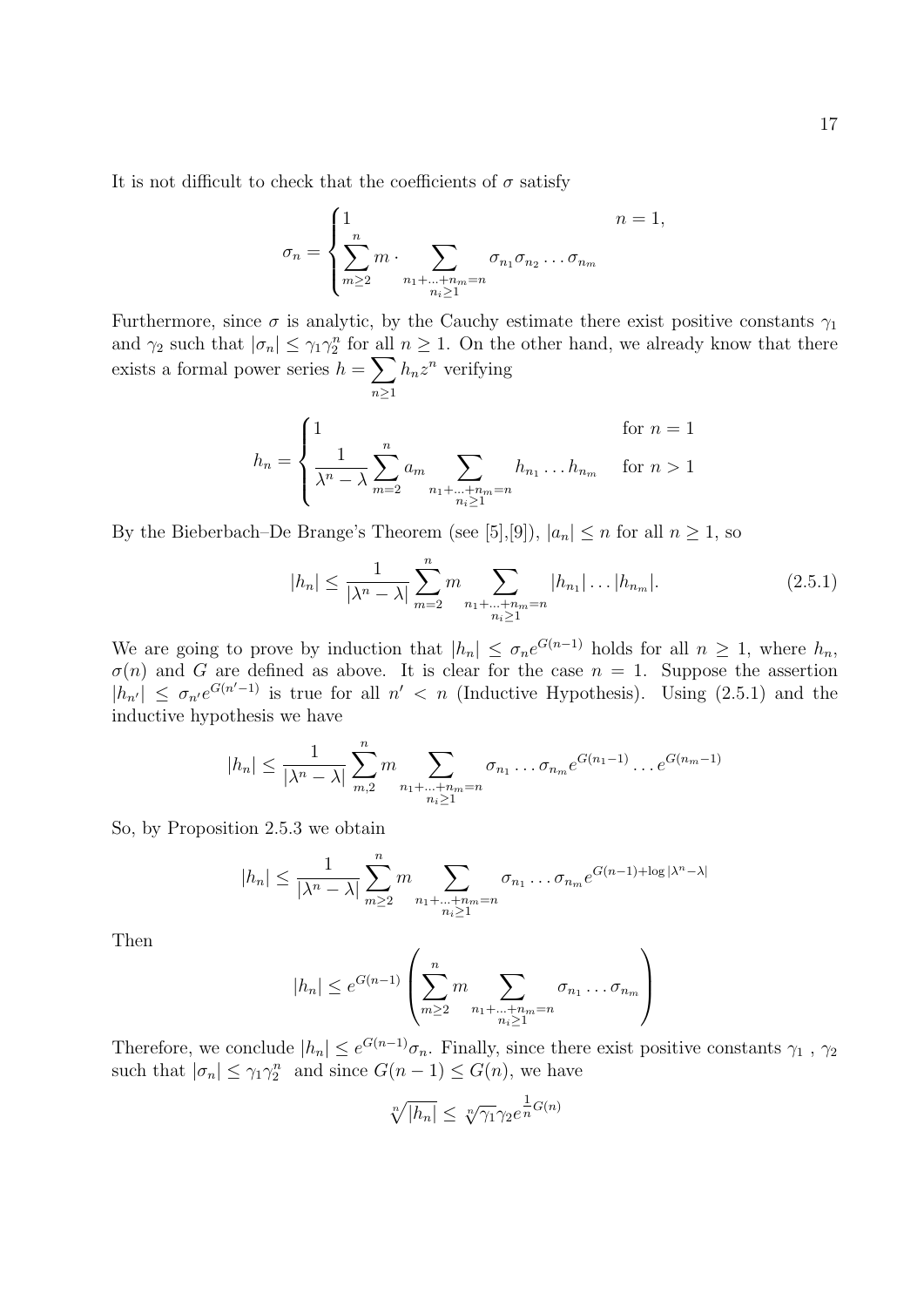It is not difficult to check that the coefficients of $\sigma$ satisfy

$$\sigma_n = \begin{cases} 1 & n = 1, \\ \displaystyle\sum_{m\geq 2}^{n} m \cdot \sum_{\substack{n_1+\ldots+n_m=n \\ n_i\geq 1}} \sigma_{n_1}\sigma_{n_2}\ldots\sigma_{n_m} & \end{cases}$$

Furthermore, since $\sigma$ is analytic, by the Cauchy estimate there exist positive constants $\gamma_1$ and $\gamma_2$ such that $|\sigma_n| \leq \gamma_1\gamma_2^n$ for all $n \geq 1$. On the other hand, we already know that there exists a formal power series $h = \displaystyle\sum_{n\geq 1} h_n z^n$ verifying

$$h_n = \begin{cases} 1 & \text{for } n = 1 \\ \displaystyle\frac{1}{\lambda^n - \lambda}\sum_{m=2}^{n} a_m \sum_{\substack{n_1+\ldots+n_m=n \\ n_i\geq 1}} h_{n_1}\ldots h_{n_m} & \text{for } n > 1 \end{cases}$$

By the Bieberbach–De Brange's Theorem (see [5],[9]), $|a_n| \leq n$ for all $n \geq 1$, so

$$|h_n| \leq \frac{1}{|\lambda^n - \lambda|}\sum_{m=2}^{n} m \sum_{\substack{n_1+\ldots+n_m=n \\ n_i\geq 1}} |h_{n_1}|\ldots|h_{n_m}|. \tag{2.5.1}$$

We are going to prove by induction that $|h_n| \leq \sigma_n e^{G(n-1)}$ holds for all $n \geq 1$, where $h_n$, $\sigma(n)$ and $G$ are defined as above. It is clear for the case $n = 1$. Suppose the assertion $|h_{n'}| \leq \sigma_{n'}e^{G(n'-1)}$ is true for all $n' < n$ (Inductive Hypothesis). Using (2.5.1) and the inductive hypothesis we have

$$|h_n| \leq \frac{1}{|\lambda^n - \lambda|}\sum_{m,2}^{n} m \sum_{\substack{n_1+\ldots+n_m=n \\ n_i\geq 1}} \sigma_{n_1}\ldots\sigma_{n_m}e^{G(n_1-1)}\ldots e^{G(n_m-1)}$$

So, by Proposition 2.5.3 we obtain

$$|h_n| \leq \frac{1}{|\lambda^n - \lambda|}\sum_{m\geq 2}^{n} m \sum_{\substack{n_1+\ldots+n_m=n \\ n_i\geq 1}} \sigma_{n_1}\ldots\sigma_{n_m}e^{G(n-1)+\log|\lambda^n-\lambda|}$$

Then

$$|h_n| \leq e^{G(n-1)}\left(\sum_{m\geq 2}^{n} m \sum_{\substack{n_1+\ldots+n_m=n \\ n_i\geq 1}} \sigma_{n_1}\ldots\sigma_{n_m}\right)$$

Therefore, we conclude $|h_n| \leq e^{G(n-1)}\sigma_n$. Finally, since there exist positive constants $\gamma_1$ , $\gamma_2$ such that $|\sigma_n| \leq \gamma_1\gamma_2^n$ and since $G(n-1) \leq G(n)$, we have

$$\sqrt[n]{|h_n|} \leq \sqrt[n]{\gamma_1}\gamma_2 e^{\frac{1}{n}G(n)}$$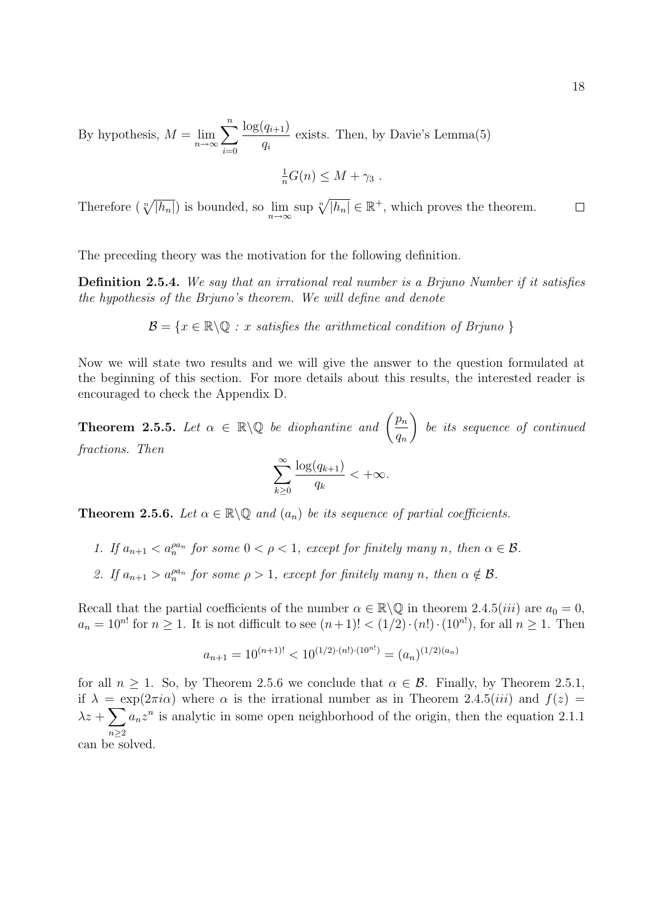By hypothesis, $M = \lim_{n\to\infty} \sum_{i=0}^{n} \frac{\log(q_{i+1})}{q_i}$ exists. Then, by Davie's Lemma(5)

$$\tfrac{1}{n} G(n) \leq M + \gamma_3 \ .$$

Therefore $(\sqrt[n]{|h_n|})$ is bounded, so $\limsup_{n\to\infty} \sqrt[n]{|h_n|} \in \mathbb{R}^+$, which proves the theorem. □

The preceding theory was the motivation for the following definition.

**Definition 2.5.4.** *We say that an irrational real number is a Brjuno Number if it satisfies the hypothesis of the Brjuno's theorem. We will define and denote*

$$\mathcal{B} = \{x \in \mathbb{R}\backslash\mathbb{Q} : x \text{ satisfies the arithmetical condition of Brjuno } \}$$

Now we will state two results and we will give the answer to the question formulated at the beginning of this section. For more details about this results, the interested reader is encouraged to check the Appendix D.

**Theorem 2.5.5.** *Let $\alpha \in \mathbb{R}\backslash\mathbb{Q}$ be diophantine and $\left(\frac{p_n}{q_n}\right)$ be its sequence of continued fractions. Then*

$$\sum_{k\geq 0}^{\infty} \frac{\log(q_{k+1})}{q_k} < +\infty.$$

**Theorem 2.5.6.** *Let $\alpha \in \mathbb{R}\backslash\mathbb{Q}$ and $(a_n)$ be its sequence of partial coefficients.*

1. *If $a_{n+1} < a_n^{\rho a_n}$ for some $0 < \rho < 1$, except for finitely many $n$, then $\alpha \in \mathcal{B}$.*
2. *If $a_{n+1} > a_n^{\rho a_n}$ for some $\rho > 1$, except for finitely many $n$, then $\alpha \notin \mathcal{B}$.*

Recall that the partial coefficients of the number $\alpha \in \mathbb{R}\backslash\mathbb{Q}$ in theorem 2.4.5$(iii)$ are $a_0 = 0$, $a_n = 10^{n!}$ for $n \geq 1$. It is not difficult to see $(n+1)! < (1/2)\cdot(n!)\cdot(10^{n!})$, for all $n \geq 1$. Then

$$a_{n+1} = 10^{(n+1)!} < 10^{(1/2)\cdot(n!)\cdot(10^{n!})} = (a_n)^{(1/2)(a_n)}$$

for all $n \geq 1$. So, by Theorem 2.5.6 we conclude that $\alpha \in \mathcal{B}$. Finally, by Theorem 2.5.1, if $\lambda = \exp(2\pi i\alpha)$ where $\alpha$ is the irrational number as in Theorem 2.4.5$(iii)$ and $f(z) = \lambda z + \sum_{n\geq 2} a_n z^n$ is analytic in some open neighborhood of the origin, then the equation 2.1.1 can be solved.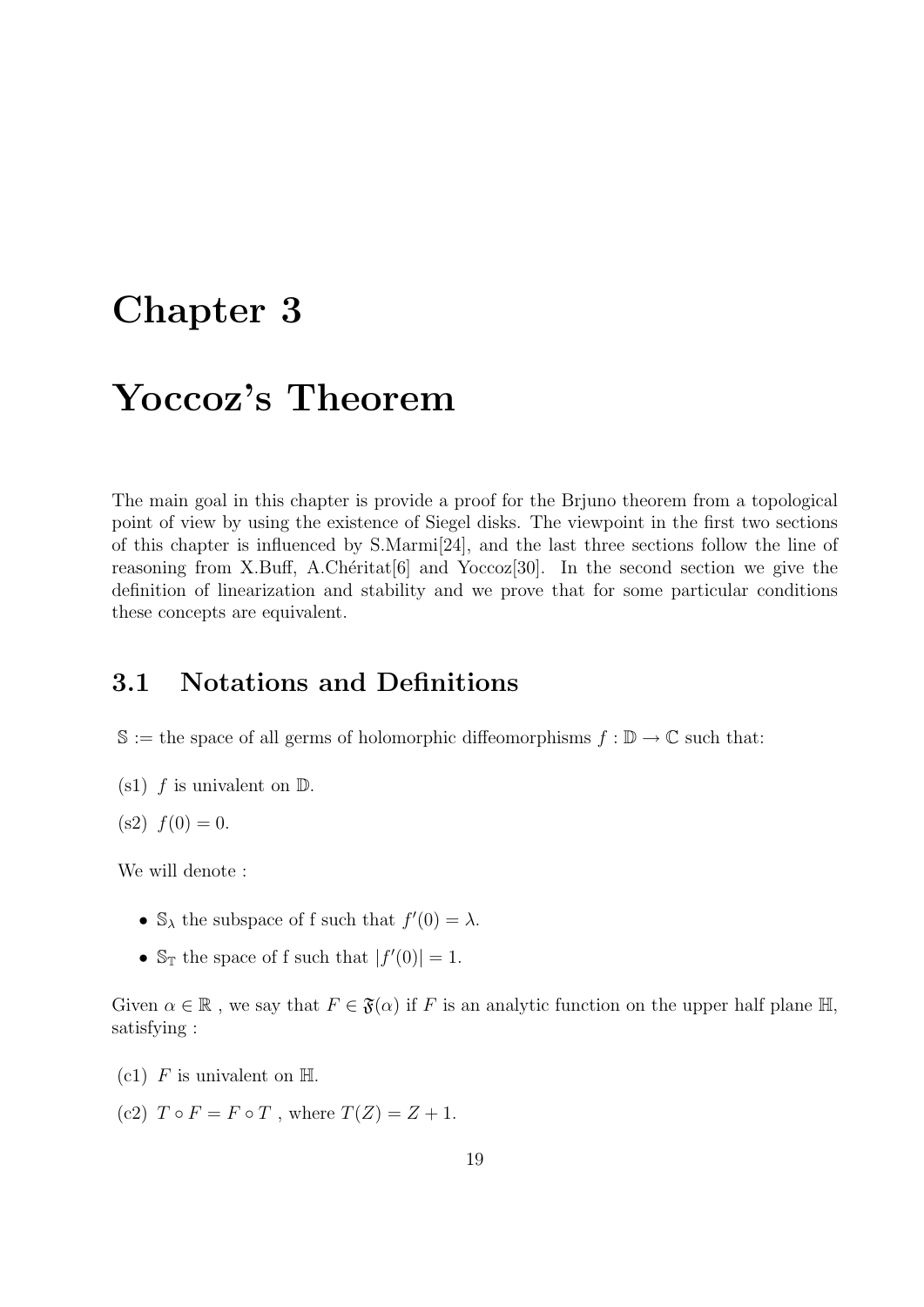# Chapter 3

# Yoccoz's Theorem

The main goal in this chapter is provide a proof for the Brjuno theorem from a topological point of view by using the existence of Siegel disks. The viewpoint in the first two sections of this chapter is influenced by S.Marmi[24], and the last three sections follow the line of reasoning from X.Buff, A.Chéritat[6] and Yoccoz[30]. In the second section we give the definition of linearization and stability and we prove that for some particular conditions these concepts are equivalent.

## 3.1 Notations and Definitions

$\mathbb{S} :=$ the space of all germs of holomorphic diffeomorphisms $f : \mathbb{D} \to \mathbb{C}$ such that:

(s1) $f$ is univalent on $\mathbb{D}$.

(s2) $f(0) = 0$.

We will denote :

- $\mathbb{S}_\lambda$ the subspace of f such that $f'(0) = \lambda$.
- $\mathbb{S}_\mathbb{T}$ the space of f such that $|f'(0)| = 1$.

Given $\alpha \in \mathbb{R}$ , we say that $F \in \mathfrak{F}(\alpha)$ if $F$ is an analytic function on the upper half plane $\mathbb{H}$, satisfying :

(c1) $F$ is univalent on $\mathbb{H}$.

(c2) $T \circ F = F \circ T$ , where $T(Z) = Z + 1$.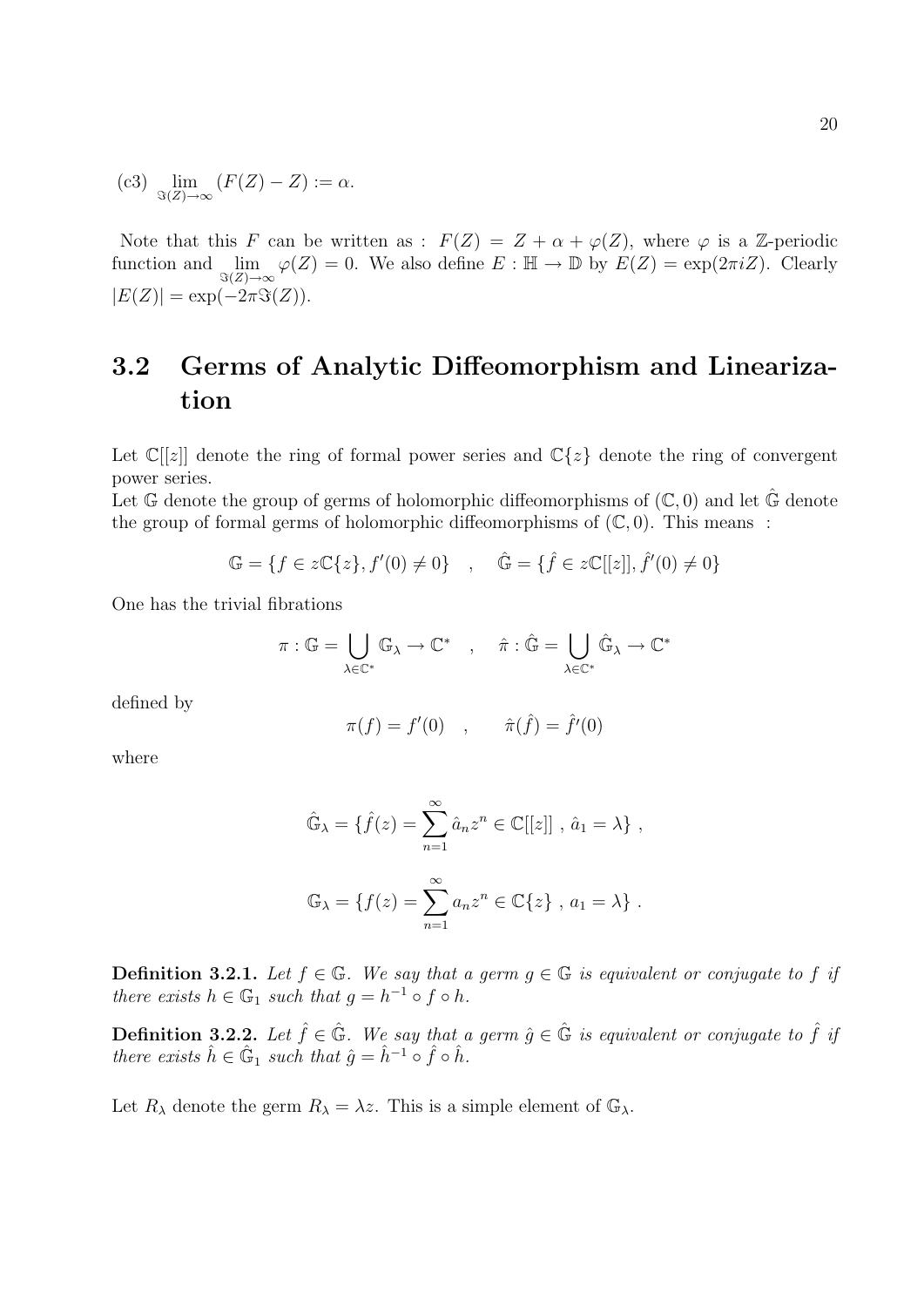(c3) $\lim_{\Im(Z)\to\infty} (F(Z) - Z) := \alpha$.

Note that this $F$ can be written as : $F(Z) = Z + \alpha + \varphi(Z)$, where $\varphi$ is a $\mathbb{Z}$-periodic function and $\lim_{\Im(Z)\to\infty} \varphi(Z) = 0$. We also define $E : \mathbb{H} \to \mathbb{D}$ by $E(Z) = \exp(2\pi i Z)$. Clearly $|E(Z)| = \exp(-2\pi\Im(Z))$.

## 3.2 Germs of Analytic Diffeomorphism and Linearization

Let $\mathbb{C}[[z]]$ denote the ring of formal power series and $\mathbb{C}\{z\}$ denote the ring of convergent power series.

Let $\mathbb{G}$ denote the group of germs of holomorphic diffeomorphisms of $(\mathbb{C}, 0)$ and let $\hat{\mathbb{G}}$ denote the group of formal germs of holomorphic diffeomorphisms of $(\mathbb{C}, 0)$. This means :

$$\mathbb{G} = \{f \in z\mathbb{C}\{z\}, f'(0) \neq 0\} \quad , \quad \hat{\mathbb{G}} = \{\hat{f} \in z\mathbb{C}[[z]], \hat{f}'(0) \neq 0\}$$

One has the trivial fibrations

$$\pi : \mathbb{G} = \bigcup_{\lambda \in \mathbb{C}^*} \mathbb{G}_\lambda \to \mathbb{C}^* \quad , \quad \hat{\pi} : \hat{\mathbb{G}} = \bigcup_{\lambda \in \mathbb{C}^*} \hat{\mathbb{G}}_\lambda \to \mathbb{C}^*$$

defined by

$$\pi(f) = f'(0) \quad , \qquad \hat{\pi}(\hat{f}) = \hat{f}'(0)$$

where

$$\hat{\mathbb{G}}_\lambda = \{\hat{f}(z) = \sum_{n=1}^{\infty} \hat{a}_n z^n \in \mathbb{C}[[z]] \ , \ \hat{a}_1 = \lambda\} \ ,$$

$$\mathbb{G}_\lambda = \{f(z) = \sum_{n=1}^{\infty} a_n z^n \in \mathbb{C}\{z\} \ , \ a_1 = \lambda\} \ .$$

**Definition 3.2.1.** *Let $f \in \mathbb{G}$. We say that a germ $g \in \mathbb{G}$ is equivalent or conjugate to $f$ if there exists $h \in \mathbb{G}_1$ such that $g = h^{-1} \circ f \circ h$.*

**Definition 3.2.2.** *Let $\hat{f} \in \hat{\mathbb{G}}$. We say that a germ $\hat{g} \in \hat{\mathbb{G}}$ is equivalent or conjugate to $\hat{f}$ if there exists $\hat{h} \in \hat{\mathbb{G}}_1$ such that $\hat{g} = \hat{h}^{-1} \circ \hat{f} \circ \hat{h}$.*

Let $R_\lambda$ denote the germ $R_\lambda = \lambda z$. This is a simple element of $\mathbb{G}_\lambda$.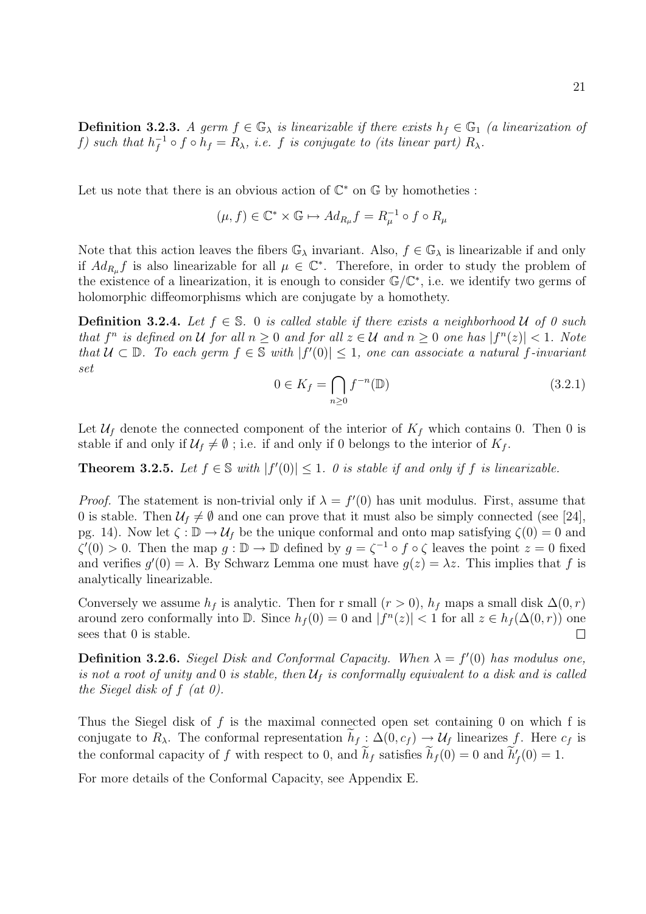**Definition 3.2.3.** *A germ $f \in \mathbb{G}_\lambda$ is linearizable if there exists $h_f \in \mathbb{G}_1$ (a linearization of $f$) such that $h_f^{-1} \circ f \circ h_f = R_\lambda$, i.e. $f$ is conjugate to (its linear part) $R_\lambda$.*

Let us note that there is an obvious action of $\mathbb{C}^*$ on $\mathbb{G}$ by homotheties :

$$(\mu, f) \in \mathbb{C}^* \times \mathbb{G} \mapsto Ad_{R_\mu} f = R_\mu^{-1} \circ f \circ R_\mu$$

Note that this action leaves the fibers $\mathbb{G}_\lambda$ invariant. Also, $f \in \mathbb{G}_\lambda$ is linearizable if and only if $Ad_{R_\mu} f$ is also linearizable for all $\mu \in \mathbb{C}^*$. Therefore, in order to study the problem of the existence of a linearization, it is enough to consider $\mathbb{G}/\mathbb{C}^*$, i.e. we identify two germs of holomorphic diffeomorphisms which are conjugate by a homothety.

**Definition 3.2.4.** *Let $f \in \mathbb{S}$. 0 is called stable if there exists a neighborhood $\mathcal{U}$ of 0 such that $f^n$ is defined on $\mathcal{U}$ for all $n \geq 0$ and for all $z \in \mathcal{U}$ and $n \geq 0$ one has $|f^n(z)| < 1$. Note that $\mathcal{U} \subset \mathbb{D}$. To each germ $f \in \mathbb{S}$ with $|f'(0)| \leq 1$, one can associate a natural $f$-invariant set*

$$0 \in K_f = \bigcap_{n \geq 0} f^{-n}(\mathbb{D}) \tag{3.2.1}$$

Let $\mathcal{U}_f$ denote the connected component of the interior of $K_f$ which contains 0. Then 0 is stable if and only if $\mathcal{U}_f \neq \emptyset$ ; i.e. if and only if 0 belongs to the interior of $K_f$.

**Theorem 3.2.5.** *Let $f \in \mathbb{S}$ with $|f'(0)| \leq 1$. 0 is stable if and only if $f$ is linearizable.*

*Proof.* The statement is non-trivial only if $\lambda = f'(0)$ has unit modulus. First, assume that 0 is stable. Then $\mathcal{U}_f \neq \emptyset$ and one can prove that it must also be simply connected (see [24], pg. 14). Now let $\zeta : \mathbb{D} \to \mathcal{U}_f$ be the unique conformal and onto map satisfying $\zeta(0) = 0$ and $\zeta'(0) > 0$. Then the map $g : \mathbb{D} \to \mathbb{D}$ defined by $g = \zeta^{-1} \circ f \circ \zeta$ leaves the point $z = 0$ fixed and verifies $g'(0) = \lambda$. By Schwarz Lemma one must have $g(z) = \lambda z$. This implies that $f$ is analytically linearizable.

Conversely we assume $h_f$ is analytic. Then for r small ($r > 0$), $h_f$ maps a small disk $\Delta(0, r)$ around zero conformally into $\mathbb{D}$. Since $h_f(0) = 0$ and $|f^n(z)| < 1$ for all $z \in h_f(\Delta(0, r))$ one sees that 0 is stable. □

**Definition 3.2.6.** *Siegel Disk and Conformal Capacity. When $\lambda = f'(0)$ has modulus one, is not a root of unity and 0 is stable, then $\mathcal{U}_f$ is conformally equivalent to a disk and is called the Siegel disk of $f$ (at 0).*

Thus the Siegel disk of $f$ is the maximal connected open set containing 0 on which f is conjugate to $R_\lambda$. The conformal representation $\widetilde{h}_f : \Delta(0, c_f) \to \mathcal{U}_f$ linearizes $f$. Here $c_f$ is the conformal capacity of $f$ with respect to 0, and $\widetilde{h}_f$ satisfies $\widetilde{h}_f(0) = 0$ and $\widetilde{h}'_f(0) = 1$.

For more details of the Conformal Capacity, see Appendix E.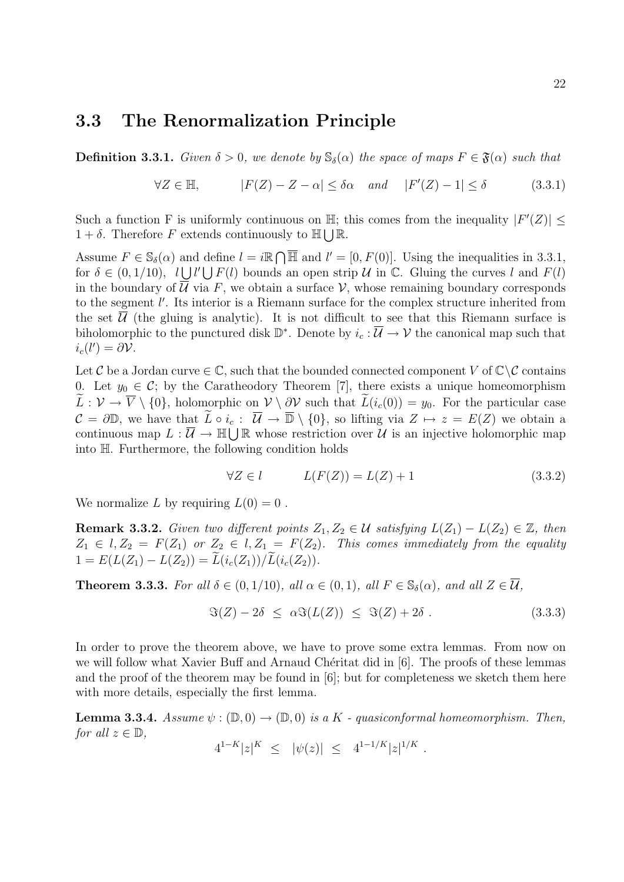## 3.3 The Renormalization Principle

**Definition 3.3.1.** *Given $\delta > 0$, we denote by $\mathbb{S}_\delta(\alpha)$ the space of maps $F \in \mathfrak{F}(\alpha)$ such that*

$$\forall Z \in \mathbb{H}, \qquad |F(Z) - Z - \alpha| \leq \delta\alpha \quad \textit{and} \quad |F'(Z) - 1| \leq \delta \tag{3.3.1}$$

Such a function F is uniformly continuous on $\mathbb{H}$; this comes from the inequality $|F'(Z)| \leq 1 + \delta$. Therefore $F$ extends continuously to $\mathbb{H} \bigcup \mathbb{R}$.

Assume $F \in \mathbb{S}_\delta(\alpha)$ and define $l = i\mathbb{R} \bigcap \overline{\mathbb{H}}$ and $l' = [0, F(0)]$. Using the inequalities in 3.3.1, for $\delta \in (0, 1/10)$, $l \bigcup l' \bigcup F(l)$ bounds an open strip $\mathcal{U}$ in $\mathbb{C}$. Gluing the curves $l$ and $F(l)$ in the boundary of $\overline{\mathcal{U}}$ via $F$, we obtain a surface $\mathcal{V}$, whose remaining boundary corresponds to the segment $l'$. Its interior is a Riemann surface for the complex structure inherited from the set $\overline{\mathcal{U}}$ (the gluing is analytic). It is not difficult to see that this Riemann surface is biholomorphic to the punctured disk $\mathbb{D}^*$. Denote by $i_c : \overline{\mathcal{U}} \to \mathcal{V}$ the canonical map such that $i_c(l') = \partial\mathcal{V}$.

Let $\mathcal{C}$ be a Jordan curve $\in \mathbb{C}$, such that the bounded connected component $V$ of $\mathbb{C} \backslash \mathcal{C}$ contains 0. Let $y_0 \in \mathcal{C}$; by the Caratheodory Theorem [7], there exists a unique homeomorphism $\widetilde{L} : \mathcal{V} \to \overline{V} \setminus \{0\}$, holomorphic on $\mathcal{V} \setminus \partial\mathcal{V}$ such that $\widetilde{L}(i_c(0)) = y_0$. For the particular case $\mathcal{C} = \partial\mathbb{D}$, we have that $\widetilde{L} \circ i_c : \overline{\mathcal{U}} \to \overline{\mathbb{D}} \setminus \{0\}$, so lifting via $Z \mapsto z = E(Z)$ we obtain a continuous map $L : \overline{\mathcal{U}} \to \mathbb{H} \bigcup \mathbb{R}$ whose restriction over $\mathcal{U}$ is an injective holomorphic map into $\mathbb{H}$. Furthermore, the following condition holds

$$\forall Z \in l \qquad L(F(Z)) = L(Z) + 1 \tag{3.3.2}$$

We normalize $L$ by requiring $L(0) = 0$ .

**Remark 3.3.2.** *Given two different points $Z_1, Z_2 \in \mathcal{U}$ satisfying $L(Z_1) - L(Z_2) \in \mathbb{Z}$, then $Z_1 \in l, Z_2 = F(Z_1)$ or $Z_2 \in l, Z_1 = F(Z_2)$. This comes immediately from the equality $1 = E(L(Z_1) - L(Z_2)) = \widetilde{L}(i_c(Z_1))/\widetilde{L}(i_c(Z_2))$.*

**Theorem 3.3.3.** *For all $\delta \in (0, 1/10)$, all $\alpha \in (0, 1)$, all $F \in \mathbb{S}_\delta(\alpha)$, and all $Z \in \overline{\mathcal{U}}$,*

$$\Im(Z) - 2\delta \;\leq\; \alpha\Im(L(Z)) \;\leq\; \Im(Z) + 2\delta \; . \tag{3.3.3}$$

In order to prove the theorem above, we have to prove some extra lemmas. From now on we will follow what Xavier Buff and Arnaud Chéritat did in [6]. The proofs of these lemmas and the proof of the theorem may be found in [6]; but for completeness we sketch them here with more details, especially the first lemma.

**Lemma 3.3.4.** *Assume $\psi : (\mathbb{D}, 0) \to (\mathbb{D}, 0)$ is a $K$ - quasiconformal homeomorphism. Then, for all $z \in \mathbb{D}$,*

$$4^{1-K}|z|^K \;\leq\; |\psi(z)| \;\leq\; 4^{1-1/K}|z|^{1/K} \; .$$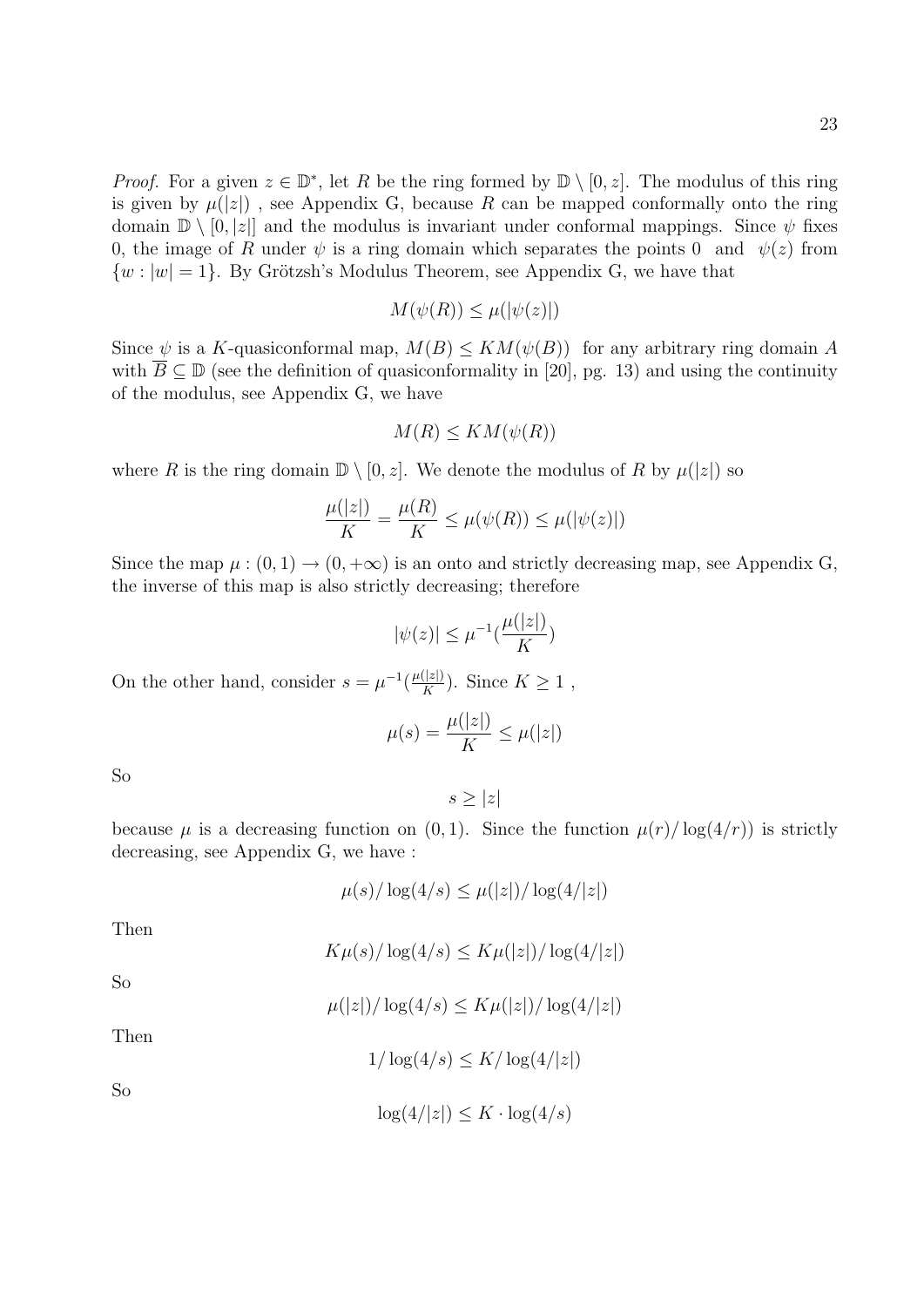*Proof.* For a given $z \in \mathbb{D}^*$, let $R$ be the ring formed by $\mathbb{D} \setminus [0, z]$. The modulus of this ring is given by $\mu(|z|)$ , see Appendix G, because $R$ can be mapped conformally onto the ring domain $\mathbb{D} \setminus [0, |z|]$ and the modulus is invariant under conformal mappings. Since $\psi$ fixes 0, the image of $R$ under $\psi$ is a ring domain which separates the points 0 and $\psi(z)$ from $\{w : |w| = 1\}$. By Grötzsh's Modulus Theorem, see Appendix G, we have that

$$M(\psi(R)) \leq \mu(|\psi(z)|)$$

Since $\psi$ is a $K$-quasiconformal map, $M(B) \leq KM(\psi(B))$ for any arbitrary ring domain $A$ with $\overline{B} \subseteq \mathbb{D}$ (see the definition of quasiconformality in [20], pg. 13) and using the continuity of the modulus, see Appendix G, we have

$$M(R) \leq KM(\psi(R))$$

where $R$ is the ring domain $\mathbb{D} \setminus [0, z]$. We denote the modulus of $R$ by $\mu(|z|)$ so

$$\frac{\mu(|z|)}{K} = \frac{\mu(R)}{K} \leq \mu(\psi(R)) \leq \mu(|\psi(z)|)$$

Since the map $\mu : (0, 1) \to (0, +\infty)$ is an onto and strictly decreasing map, see Appendix G, the inverse of this map is also strictly decreasing; therefore

$$|\psi(z)| \leq \mu^{-1}(\frac{\mu(|z|)}{K})$$

On the other hand, consider $s = \mu^{-1}(\frac{\mu(|z|)}{K})$. Since $K \geq 1$ ,

$$\mu(s) = \frac{\mu(|z|)}{K} \leq \mu(|z|)$$

So

$$s \geq |z|$$

because $\mu$ is a decreasing function on $(0, 1)$. Since the function $\mu(r)/\log(4/r))$ is strictly decreasing, see Appendix G, we have :

$$\mu(s)/\log(4/s) \leq \mu(|z|)/\log(4/|z|)$$

Then

$$K\mu(s)/\log(4/s) \leq K\mu(|z|)/\log(4/|z|)$$

So

$$\mu(|z|)/\log(4/s) \leq K\mu(|z|)/\log(4/|z|)$$

Then

$$1/\log(4/s) \leq K/\log(4/|z|)$$

So

$$\log(4/|z|) \leq K \cdot \log(4/s)$$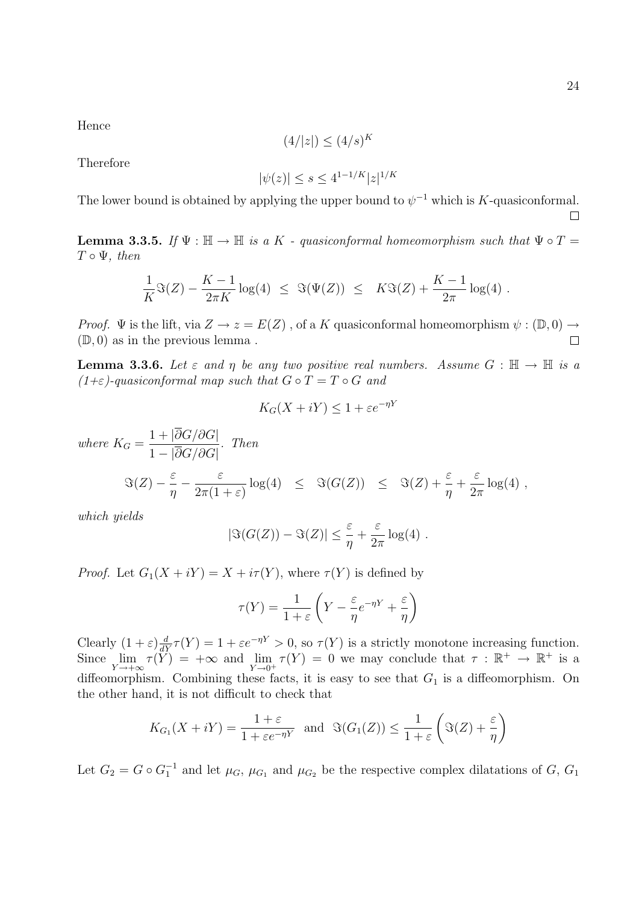Hence

$$(4/|z|) \leq (4/s)^K$$

Therefore

$$|\psi(z)| \leq s \leq 4^{1-1/K}|z|^{1/K}$$

The lower bound is obtained by applying the upper bound to $\psi^{-1}$ which is $K$-quasiconformal. $\square$

**Lemma 3.3.5.** *If $\Psi : \mathbb{H} \to \mathbb{H}$ is a $K$ - quasiconformal homeomorphism such that $\Psi \circ T = T \circ \Psi$, then*

$$\frac{1}{K}\Im(Z) - \frac{K-1}{2\pi K}\log(4) \;\leq\; \Im(\Psi(Z)) \;\leq\; K\Im(Z) + \frac{K-1}{2\pi}\log(4)\ .$$

*Proof.* $\Psi$ is the lift, via $Z \to z = E(Z)$ , of a $K$ quasiconformal homeomorphism $\psi : (\mathbb{D}, 0) \to (\mathbb{D}, 0)$ as in the previous lemma . $\square$

**Lemma 3.3.6.** *Let $\varepsilon$ and $\eta$ be any two positive real numbers. Assume $G : \mathbb{H} \to \mathbb{H}$ is a $(1+\varepsilon)$-quasiconformal map such that $G \circ T = T \circ G$ and*

$$K_G(X + iY) \leq 1 + \varepsilon e^{-\eta Y}$$

*where $K_G = \dfrac{1 + |\overline{\partial} G/\partial G|}{1 - |\overline{\partial} G/\partial G|}$. Then*

$$\Im(Z) - \frac{\varepsilon}{\eta} - \frac{\varepsilon}{2\pi(1+\varepsilon)}\log(4) \quad\leq\quad \Im(G(Z)) \quad\leq\quad \Im(Z) + \frac{\varepsilon}{\eta} + \frac{\varepsilon}{2\pi}\log(4)\ ,$$

*which yields*

$$|\Im(G(Z)) - \Im(Z)| \leq \frac{\varepsilon}{\eta} + \frac{\varepsilon}{2\pi}\log(4)\ .$$

*Proof.* Let $G_1(X + iY) = X + i\tau(Y)$, where $\tau(Y)$ is defined by

$$\tau(Y) = \frac{1}{1+\varepsilon}\left(Y - \frac{\varepsilon}{\eta}e^{-\eta Y} + \frac{\varepsilon}{\eta}\right)$$

Clearly $(1+\varepsilon)\frac{d}{dY}\tau(Y) = 1 + \varepsilon e^{-\eta Y} > 0$, so $\tau(Y)$ is a strictly monotone increasing function. Since $\lim\limits_{Y\to+\infty} \tau(Y) = +\infty$ and $\lim\limits_{Y\to 0^+} \tau(Y) = 0$ we may conclude that $\tau : \mathbb{R}^+ \to \mathbb{R}^+$ is a diffeomorphism. Combining these facts, it is easy to see that $G_1$ is a diffeomorphism. On the other hand, it is not difficult to check that

$$K_{G_1}(X + iY) = \frac{1+\varepsilon}{1+\varepsilon e^{-\eta Y}} \quad\text{and}\quad \Im(G_1(Z)) \leq \frac{1}{1+\varepsilon}\left(\Im(Z) + \frac{\varepsilon}{\eta}\right)$$

Let $G_2 = G \circ G_1^{-1}$ and let $\mu_G$, $\mu_{G_1}$ and $\mu_{G_2}$ be the respective complex dilatations of $G$, $G_1$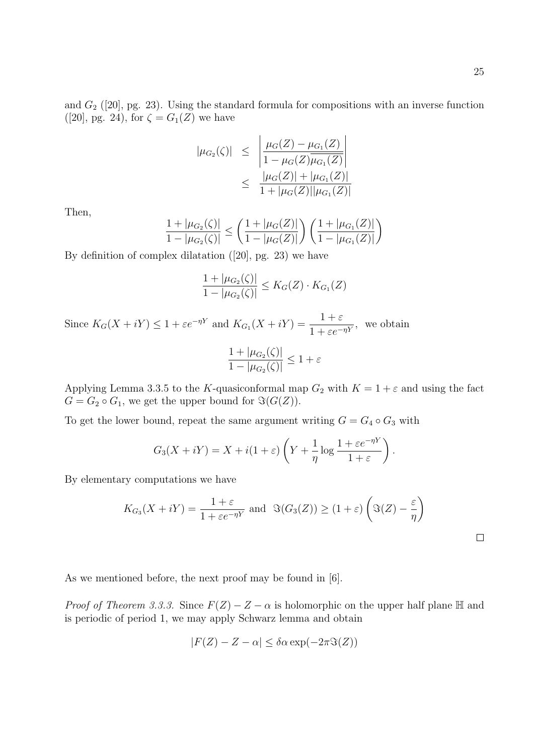and $G_2$ ([20], pg. 23). Using the standard formula for compositions with an inverse function ([20], pg. 24), for $\zeta = G_1(Z)$ we have

$$
\begin{aligned}
|\mu_{G_2}(\zeta)| &\leq \left| \frac{\mu_G(Z) - \mu_{G_1}(Z)}{1 - \mu_G(Z)\overline{\mu_{G_1}(Z)}} \right| \\
&\leq \frac{|\mu_G(Z)| + |\mu_{G_1}(Z)|}{1 + |\mu_G(Z)||\mu_{G_1}(Z)|}
\end{aligned}
$$

Then,

$$
\frac{1 + |\mu_{G_2}(\zeta)|}{1 - |\mu_{G_2}(\zeta)|} \leq \left( \frac{1 + |\mu_G(Z)|}{1 - |\mu_G(Z)|} \right) \left( \frac{1 + |\mu_{G_1}(Z)|}{1 - |\mu_{G_1}(Z)|} \right)
$$

By definition of complex dilatation ([20], pg. 23) we have

$$
\frac{1 + |\mu_{G_2}(\zeta)|}{1 - |\mu_{G_2}(\zeta)|} \leq K_G(Z) \cdot K_{G_1}(Z)
$$

Since $K_G(X + iY) \leq 1 + \varepsilon e^{-\eta Y}$ and $K_{G_1}(X + iY) = \dfrac{1 + \varepsilon}{1 + \varepsilon e^{-\eta Y}}$, we obtain

$$
\frac{1 + |\mu_{G_2}(\zeta)|}{1 - |\mu_{G_2}(\zeta)|} \leq 1 + \varepsilon
$$

Applying Lemma 3.3.5 to the $K$-quasiconformal map $G_2$ with $K = 1 + \varepsilon$ and using the fact $G = G_2 \circ G_1$, we get the upper bound for $\Im(G(Z))$.

To get the lower bound, repeat the same argument writing $G = G_4 \circ G_3$ with

$$
G_3(X + iY) = X + i(1 + \varepsilon) \left( Y + \frac{1}{\eta} \log \frac{1 + \varepsilon e^{-\eta Y}}{1 + \varepsilon} \right).
$$

By elementary computations we have

$$
K_{G_3}(X + iY) = \frac{1 + \varepsilon}{1 + \varepsilon e^{-\eta Y}} \text{ and } \Im(G_3(Z)) \geq (1 + \varepsilon) \left( \Im(Z) - \frac{\varepsilon}{\eta} \right)
$$

□

As we mentioned before, the next proof may be found in [6].

*Proof of Theorem 3.3.3.* Since $F(Z) - Z - \alpha$ is holomorphic on the upper half plane $\mathbb{H}$ and is periodic of period 1, we may apply Schwarz lemma and obtain

$$
|F(Z) - Z - \alpha| \leq \delta \alpha \exp(-2\pi \Im(Z))
$$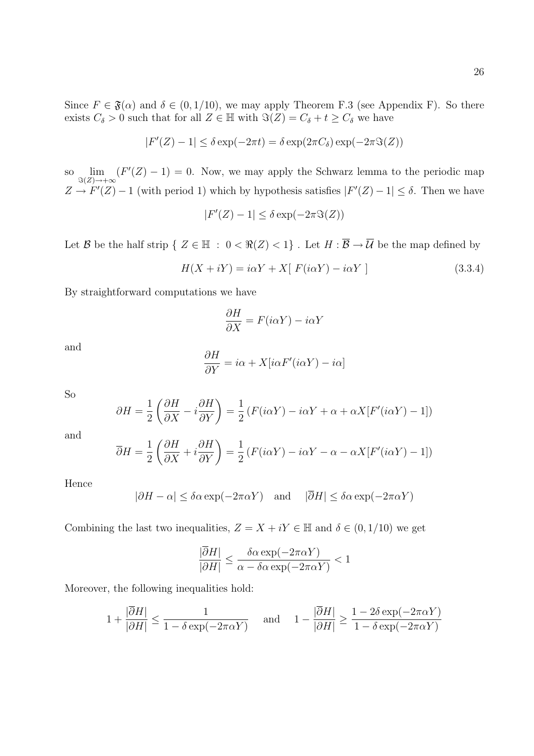Since $F \in \mathfrak{F}(\alpha)$ and $\delta \in (0, 1/10)$, we may apply Theorem F.3 (see Appendix F). So there exists $C_\delta > 0$ such that for all $Z \in \mathbb{H}$ with $\Im(Z) = C_\delta + t \geq C_\delta$ we have

$$|F'(Z) - 1| \leq \delta \exp(-2\pi t) = \delta \exp(2\pi C_\delta) \exp(-2\pi \Im(Z))$$

so $\lim\limits_{\Im(Z)\to+\infty} (F'(Z) - 1) = 0$. Now, we may apply the Schwarz lemma to the periodic map $Z \to F'(Z) - 1$ (with period 1) which by hypothesis satisfies $|F'(Z) - 1| \leq \delta$. Then we have

$$|F'(Z) - 1| \leq \delta \exp(-2\pi \Im(Z))$$

Let $\mathcal{B}$ be the half strip $\{ \ Z \in \mathbb{H} \ : \ 0 < \Re(Z) < 1 \}$ . Let $H : \overline{\mathcal{B}} \to \overline{\mathcal{U}}$ be the map defined by

$$H(X + iY) = i\alpha Y + X[\ F(i\alpha Y) - i\alpha Y\ ] \tag{3.3.4}$$

By straightforward computations we have

$$\frac{\partial H}{\partial X} = F(i\alpha Y) - i\alpha Y$$

and

$$\frac{\partial H}{\partial Y} = i\alpha + X[i\alpha F'(i\alpha Y) - i\alpha]$$

So

$$\partial H = \frac{1}{2}\left(\frac{\partial H}{\partial X} - i\frac{\partial H}{\partial Y}\right) = \frac{1}{2}\left(F(i\alpha Y) - i\alpha Y + \alpha + \alpha X[F'(i\alpha Y) - 1]\right)$$

and

$$\overline{\partial} H = \frac{1}{2}\left(\frac{\partial H}{\partial X} + i\frac{\partial H}{\partial Y}\right) = \frac{1}{2}\left(F(i\alpha Y) - i\alpha Y - \alpha - \alpha X[F'(i\alpha Y) - 1]\right)$$

Hence

$$|\partial H - \alpha| \leq \delta\alpha \exp(-2\pi\alpha Y) \quad \text{and} \quad |\overline{\partial} H| \leq \delta\alpha \exp(-2\pi\alpha Y)$$

Combining the last two inequalities, $Z = X + iY \in \mathbb{H}$ and $\delta \in (0, 1/10)$ we get

$$\frac{|\overline{\partial} H|}{|\partial H|} \leq \frac{\delta\alpha \exp(-2\pi\alpha Y)}{\alpha - \delta\alpha \exp(-2\pi\alpha Y)} < 1$$

Moreover, the following inequalities hold:

$$1 + \frac{|\overline{\partial} H|}{|\partial H|} \leq \frac{1}{1 - \delta \exp(-2\pi\alpha Y)} \quad \text{and} \quad 1 - \frac{|\overline{\partial} H|}{|\partial H|} \geq \frac{1 - 2\delta \exp(-2\pi\alpha Y)}{1 - \delta \exp(-2\pi\alpha Y)}$$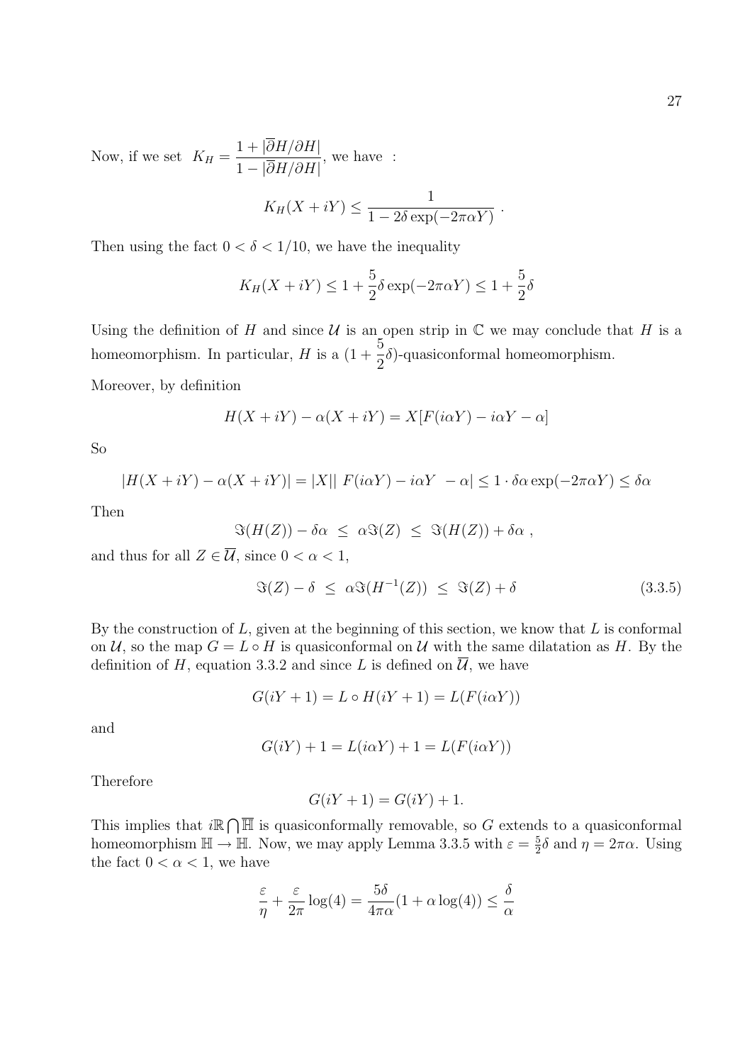Now, if we set $K_H = \dfrac{1 + |\overline{\partial} H/\partial H|}{1 - |\overline{\partial} H/\partial H|}$, we have :

$$K_H(X + iY) \leq \frac{1}{1 - 2\delta \exp(-2\pi\alpha Y)} \; .$$

Then using the fact $0 < \delta < 1/10$, we have the inequality

$$K_H(X + iY) \leq 1 + \frac{5}{2}\delta \exp(-2\pi\alpha Y) \leq 1 + \frac{5}{2}\delta$$

Using the definition of $H$ and since $\mathcal{U}$ is an open strip in $\mathbb{C}$ we may conclude that $H$ is a homeomorphism. In particular, $H$ is a $(1 + \frac{5}{2}\delta)$-quasiconformal homeomorphism.

Moreover, by definition

$$H(X + iY) - \alpha(X + iY) = X[F(i\alpha Y) - i\alpha Y - \alpha]$$

So

$$|H(X + iY) - \alpha(X + iY)| = |X|| \; F(i\alpha Y) - i\alpha Y \; - \alpha| \leq 1 \cdot \delta\alpha \exp(-2\pi\alpha Y) \leq \delta\alpha$$

Then

$$\Im(H(Z)) - \delta\alpha \;\leq\; \alpha\Im(Z) \;\leq\; \Im(H(Z)) + \delta\alpha \; ,$$

and thus for all $Z \in \overline{\mathcal{U}}$, since $0 < \alpha < 1$,

$$\Im(Z) - \delta \;\leq\; \alpha\Im(H^{-1}(Z)) \;\leq\; \Im(Z) + \delta \tag{3.3.5}$$

By the construction of $L$, given at the beginning of this section, we know that $L$ is conformal on $\mathcal{U}$, so the map $G = L \circ H$ is quasiconformal on $\mathcal{U}$ with the same dilatation as $H$. By the definition of $H$, equation 3.3.2 and since $L$ is defined on $\overline{\mathcal{U}}$, we have

$$G(iY + 1) = L \circ H(iY + 1) = L(F(i\alpha Y))$$

and

$$G(iY) + 1 = L(i\alpha Y) + 1 = L(F(i\alpha Y))$$

Therefore

$$G(iY + 1) = G(iY) + 1.$$

This implies that $i\mathbb{R} \bigcap \overline{\mathbb{H}}$ is quasiconformally removable, so $G$ extends to a quasiconformal homeomorphism $\mathbb{H} \to \mathbb{H}$. Now, we may apply Lemma 3.3.5 with $\varepsilon = \frac{5}{2}\delta$ and $\eta = 2\pi\alpha$. Using the fact $0 < \alpha < 1$, we have

$$\frac{\varepsilon}{\eta} + \frac{\varepsilon}{2\pi}\log(4) = \frac{5\delta}{4\pi\alpha}(1 + \alpha\log(4)) \leq \frac{\delta}{\alpha}$$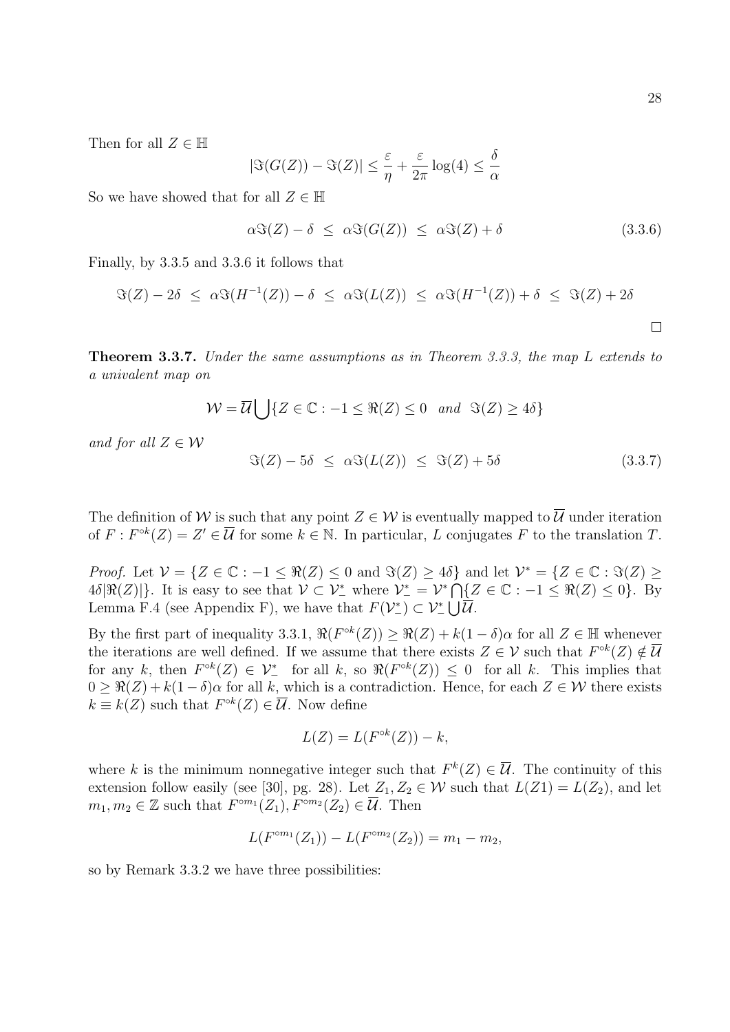Then for all $Z \in \mathbb{H}$

$$|\Im(G(Z)) - \Im(Z)| \leq \frac{\varepsilon}{\eta} + \frac{\varepsilon}{2\pi}\log(4) \leq \frac{\delta}{\alpha}$$

So we have showed that for all $Z \in \mathbb{H}$

$$\alpha\Im(Z) - \delta \ \leq \ \alpha\Im(G(Z)) \ \leq \ \alpha\Im(Z) + \delta \tag{3.3.6}$$

Finally, by 3.3.5 and 3.3.6 it follows that

$$\Im(Z) - 2\delta \ \leq \ \alpha\Im(H^{-1}(Z)) - \delta \ \leq \ \alpha\Im(L(Z)) \ \leq \ \alpha\Im(H^{-1}(Z)) + \delta \ \leq \ \Im(Z) + 2\delta$$

□

**Theorem 3.3.7.** *Under the same assumptions as in Theorem 3.3.3, the map $L$ extends to a univalent map on*

$$\mathcal{W} = \overline{\mathcal{U}} \bigcup \{Z \in \mathbb{C} : -1 \leq \Re(Z) \leq 0 \quad and \quad \Im(Z) \geq 4\delta\}$$

*and for all $Z \in \mathcal{W}$*

$$\Im(Z) - 5\delta \ \leq \ \alpha\Im(L(Z)) \ \leq \ \Im(Z) + 5\delta \tag{3.3.7}$$

The definition of $\mathcal{W}$ is such that any point $Z \in \mathcal{W}$ is eventually mapped to $\overline{\mathcal{U}}$ under iteration of $F : F^{\circ k}(Z) = Z' \in \overline{\mathcal{U}}$ for some $k \in \mathbb{N}$. In particular, $L$ conjugates $F$ to the translation $T$.

*Proof.* Let $\mathcal{V} = \{Z \in \mathbb{C} : -1 \leq \Re(Z) \leq 0 \text{ and } \Im(Z) \geq 4\delta\}$ and let $\mathcal{V}^* = \{Z \in \mathbb{C} : \Im(Z) \geq 4\delta|\Re(Z)|\}$. It is easy to see that $\mathcal{V} \subset \mathcal{V}^*_-$ where $\mathcal{V}^*_- = \mathcal{V}^* \bigcap \{Z \in \mathbb{C} : -1 \leq \Re(Z) \leq 0\}$. By Lemma F.4 (see Appendix F), we have that $F(\mathcal{V}^*_-) \subset \mathcal{V}^*_- \bigcup \overline{\mathcal{U}}$.

By the first part of inequality 3.3.1, $\Re(F^{\circ k}(Z)) \geq \Re(Z) + k(1-\delta)\alpha$ for all $Z \in \mathbb{H}$ whenever the iterations are well defined. If we assume that there exists $Z \in \mathcal{V}$ such that $F^{\circ k}(Z) \notin \overline{\mathcal{U}}$ for any $k$, then $F^{\circ k}(Z) \in \mathcal{V}^*_-$ for all $k$, so $\Re(F^{\circ k}(Z)) \leq 0$ for all $k$. This implies that $0 \geq \Re(Z) + k(1-\delta)\alpha$ for all $k$, which is a contradiction. Hence, for each $Z \in \mathcal{W}$ there exists $k \equiv k(Z)$ such that $F^{\circ k}(Z) \in \overline{\mathcal{U}}$. Now define

$$L(Z) = L(F^{\circ k}(Z)) - k,$$

where $k$ is the minimum nonnegative integer such that $F^k(Z) \in \overline{\mathcal{U}}$. The continuity of this extension follow easily (see [30], pg. 28). Let $Z_1, Z_2 \in \mathcal{W}$ such that $L(Z1) = L(Z_2)$, and let $m_1, m_2 \in \mathbb{Z}$ such that $F^{\circ m_1}(Z_1), F^{\circ m_2}(Z_2) \in \overline{\mathcal{U}}$. Then

$$L(F^{\circ m_1}(Z_1)) - L(F^{\circ m_2}(Z_2)) = m_1 - m_2,$$

so by Remark 3.3.2 we have three possibilities: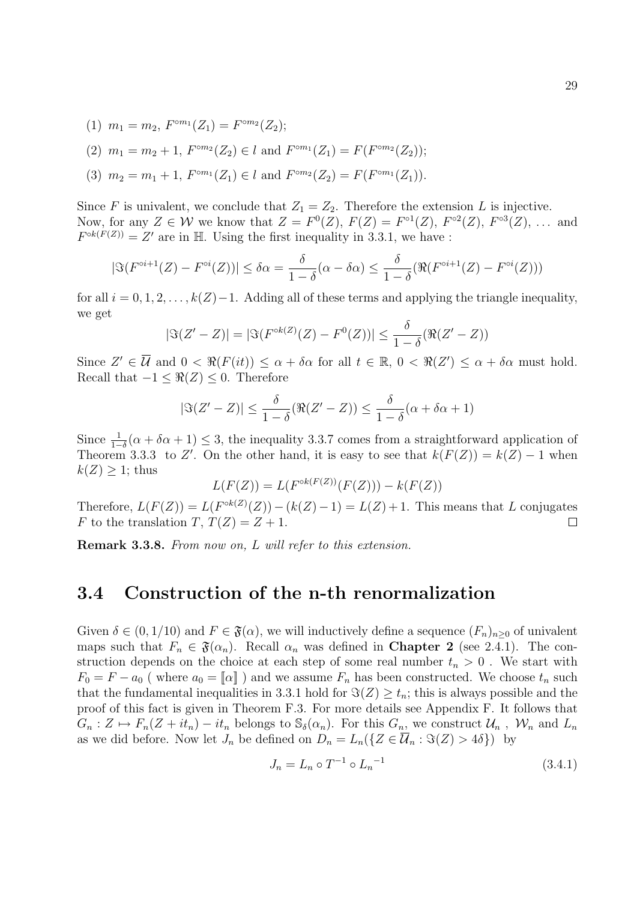(1) $m_1 = m_2$, $F^{\circ m_1}(Z_1) = F^{\circ m_2}(Z_2)$;

(2) $m_1 = m_2 + 1$, $F^{\circ m_2}(Z_2) \in l$ and $F^{\circ m_1}(Z_1) = F(F^{\circ m_2}(Z_2))$;

(3) $m_2 = m_1 + 1$, $F^{\circ m_1}(Z_1) \in l$ and $F^{\circ m_2}(Z_2) = F(F^{\circ m_1}(Z_1))$.

Since $F$ is univalent, we conclude that $Z_1 = Z_2$. Therefore the extension $L$ is injective. Now, for any $Z \in \mathcal{W}$ we know that $Z = F^0(Z)$, $F(Z) = F^{\circ 1}(Z)$, $F^{\circ 2}(Z)$, $F^{\circ 3}(Z)$, ... and $F^{\circ k(F(Z))} = Z'$ are in $\mathbb{H}$. Using the first inequality in 3.3.1, we have :

$$|\Im(F^{\circ i+1}(Z) - F^{\circ i}(Z))| \leq \delta\alpha = \frac{\delta}{1-\delta}(\alpha - \delta\alpha) \leq \frac{\delta}{1-\delta}(\Re(F^{\circ i+1}(Z) - F^{\circ i}(Z)))$$

for all $i = 0, 1, 2, \dots, k(Z)-1$. Adding all of these terms and applying the triangle inequality, we get

$$|\Im(Z' - Z)| = |\Im(F^{\circ k(Z)}(Z) - F^0(Z))| \leq \frac{\delta}{1-\delta}(\Re(Z' - Z))$$

Since $Z' \in \overline{\mathcal{U}}$ and $0 < \Re(F(it)) \leq \alpha + \delta\alpha$ for all $t \in \mathbb{R}$, $0 < \Re(Z') \leq \alpha + \delta\alpha$ must hold. Recall that $-1 \leq \Re(Z) \leq 0$. Therefore

$$|\Im(Z' - Z)| \leq \frac{\delta}{1-\delta}(\Re(Z' - Z)) \leq \frac{\delta}{1-\delta}(\alpha + \delta\alpha + 1)$$

Since $\frac{1}{1-\delta}(\alpha + \delta\alpha + 1) \leq 3$, the inequality 3.3.7 comes from a straightforward application of Theorem 3.3.3 to $Z'$. On the other hand, it is easy to see that $k(F(Z)) = k(Z) - 1$ when $k(Z) \geq 1$; thus

$$L(F(Z)) = L(F^{\circ k(F(Z))}(F(Z))) - k(F(Z))$$

Therefore, $L(F(Z)) = L(F^{\circ k(Z)}(Z)) - (k(Z) - 1) = L(Z) + 1$. This means that $L$ conjugates $F$ to the translation $T$, $T(Z) = Z + 1$. $\square$

**Remark 3.3.8.** *From now on, $L$ will refer to this extension.*

## 3.4 Construction of the n-th renormalization

Given $\delta \in (0, 1/10)$ and $F \in \mathfrak{F}(\alpha)$, we will inductively define a sequence $(F_n)_{n \geq 0}$ of univalent maps such that $F_n \in \mathfrak{F}(\alpha_n)$. Recall $\alpha_n$ was defined in **Chapter 2** (see 2.4.1). The construction depends on the choice at each step of some real number $t_n > 0$ . We start with $F_0 = F - a_0$ ( where $a_0 = [\![\alpha]\!]$ ) and we assume $F_n$ has been constructed. We choose $t_n$ such that the fundamental inequalities in 3.3.1 hold for $\Im(Z) \geq t_n$; this is always possible and the proof of this fact is given in Theorem F.3. For more details see Appendix F. It follows that $G_n : Z \mapsto F_n(Z + it_n) - it_n$ belongs to $\mathbb{S}_\delta(\alpha_n)$. For this $G_n$, we construct $\mathcal{U}_n$ , $\mathcal{W}_n$ and $L_n$ as we did before. Now let $J_n$ be defined on $D_n = L_n(\{Z \in \overline{\mathcal{U}}_n : \Im(Z) > 4\delta\})$ by

$$J_n = L_n \circ T^{-1} \circ {L_n}^{-1} \tag{3.4.1}$$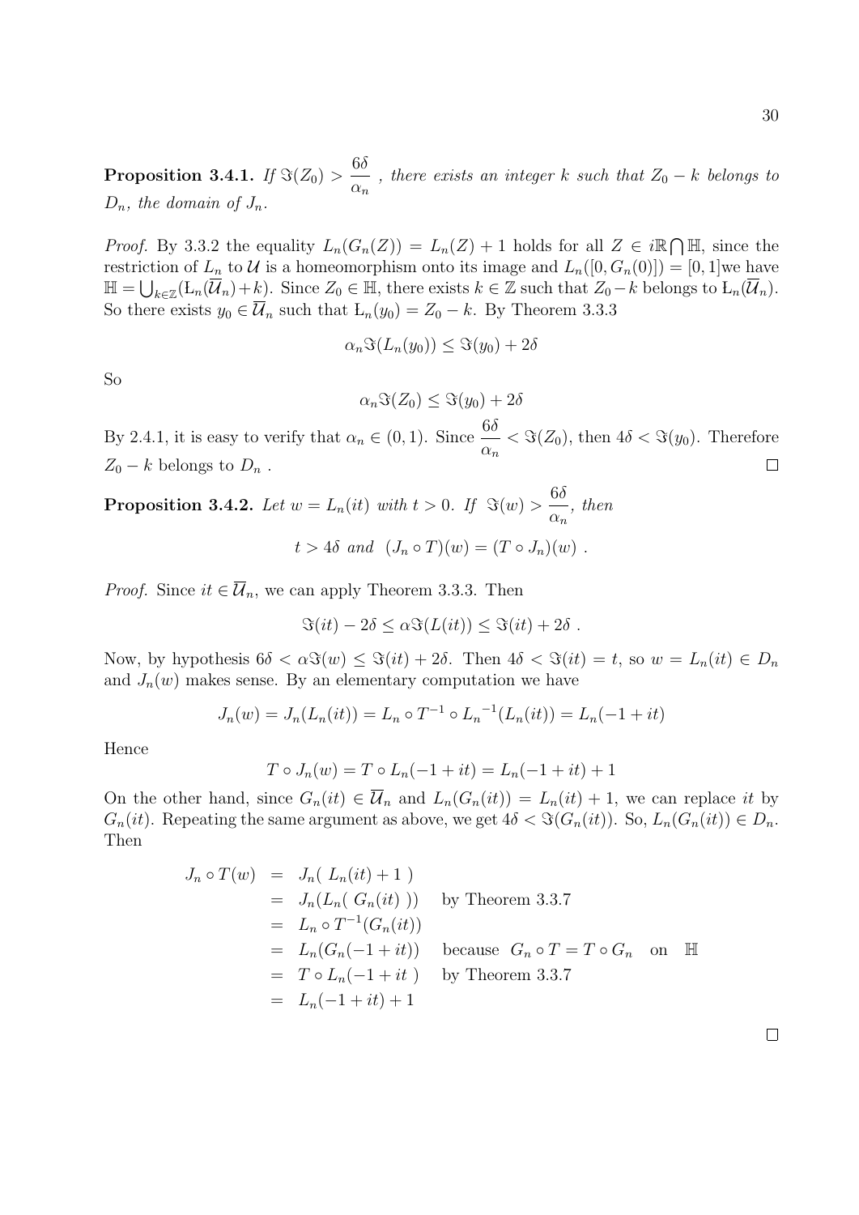**Proposition 3.4.1.** *If $\Im(Z_0) > \dfrac{6\delta}{\alpha_n}$ , there exists an integer $k$ such that $Z_0 - k$ belongs to $D_n$, the domain of $J_n$.*

*Proof.* By 3.3.2 the equality $L_n(G_n(Z)) = L_n(Z) + 1$ holds for all $Z \in i\mathbb{R} \bigcap \mathbb{H}$, since the restriction of $L_n$ to $\mathcal{U}$ is a homeomorphism onto its image and $L_n([0, G_n(0)]) = [0, 1]$we have $\mathbb{H} = \bigcup_{k\in\mathbb{Z}}(\text{Ł}_n(\overline{\mathcal{U}}_n)+k)$. Since $Z_0 \in \mathbb{H}$, there exists $k \in \mathbb{Z}$ such that $Z_0 - k$ belongs to $\text{Ł}_n(\overline{\mathcal{U}}_n)$. So there exists $y_0 \in \overline{\mathcal{U}}_n$ such that $\text{Ł}_n(y_0) = Z_0 - k$. By Theorem 3.3.3

$$\alpha_n \Im(L_n(y_0)) \leq \Im(y_0) + 2\delta$$

So

$$\alpha_n \Im(Z_0) \leq \Im(y_0) + 2\delta$$

By 2.4.1, it is easy to verify that $\alpha_n \in (0, 1)$. Since $\dfrac{6\delta}{\alpha_n} < \Im(Z_0)$, then $4\delta < \Im(y_0)$. Therefore $Z_0 - k$ belongs to $D_n$ . □

**Proposition 3.4.2.** *Let $w = L_n(it)$ with $t > 0$. If $\Im(w) > \dfrac{6\delta}{\alpha_n}$, then*

$$t > 4\delta \ \text{ and } \ (J_n \circ T)(w) = (T \circ J_n)(w) \ .$$

*Proof.* Since $it \in \overline{\mathcal{U}}_n$, we can apply Theorem 3.3.3. Then

$$\Im(it) - 2\delta \leq \alpha \Im(L(it)) \leq \Im(it) + 2\delta \ .$$

Now, by hypothesis $6\delta < \alpha\Im(w) \leq \Im(it) + 2\delta$. Then $4\delta < \Im(it) = t$, so $w = L_n(it) \in D_n$ and $J_n(w)$ makes sense. By an elementary computation we have

$$J_n(w) = J_n(L_n(it)) = L_n \circ T^{-1} \circ {L_n}^{-1}(L_n(it)) = L_n(-1 + it)$$

Hence

$$T \circ J_n(w) = T \circ L_n(-1 + it) = L_n(-1 + it) + 1$$

On the other hand, since $G_n(it) \in \overline{\mathcal{U}}_n$ and $L_n(G_n(it)) = L_n(it) + 1$, we can replace $it$ by $G_n(it)$. Repeating the same argument as above, we get $4\delta < \Im(G_n(it))$. So, $L_n(G_n(it)) \in D_n$. Then

$$\begin{aligned}
J_n \circ T(w) &= J_n(\ L_n(it) + 1\ ) \\
&= J_n(L_n(\ G_n(it)\ )) \quad \text{by Theorem 3.3.7} \\
&= L_n \circ T^{-1}(G_n(it)) \\
&= L_n(G_n(-1 + it)) \quad \text{because } \ G_n \circ T = T \circ G_n \ \text{ on } \ \mathbb{H} \\
&= T \circ L_n(-1 + it\ ) \quad \text{by Theorem 3.3.7} \\
&= L_n(-1 + it) + 1
\end{aligned}$$

□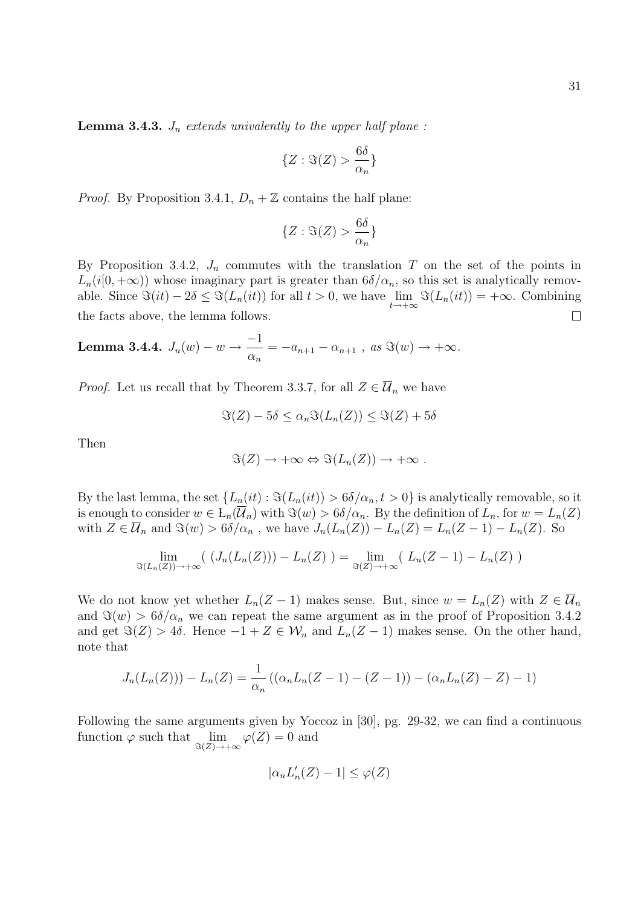**Lemma 3.4.3.** *$J_n$ extends univalently to the upper half plane :*

$$\{Z : \Im(Z) > \frac{6\delta}{\alpha_n}\}$$

*Proof.* By Proposition 3.4.1, $D_n + \mathbb{Z}$ contains the half plane:

$$\{Z : \Im(Z) > \frac{6\delta}{\alpha_n}\}$$

By Proposition 3.4.2, $J_n$ commutes with the translation $T$ on the set of the points in $L_n(i[0, +\infty))$ whose imaginary part is greater than $6\delta/\alpha_n$, so this set is analytically removable. Since $\Im(it) - 2\delta \leq \Im(L_n(it))$ for all $t > 0$, we have $\lim_{t \to +\infty} \Im(L_n(it)) = +\infty$. Combining the facts above, the lemma follows. $\square$

**Lemma 3.4.4.** $J_n(w) - w \to \dfrac{-1}{\alpha_n} = -a_{n+1} - \alpha_{n+1}$ *, as* $\Im(w) \to +\infty$.

*Proof.* Let us recall that by Theorem 3.3.7, for all $Z \in \overline{\mathcal{U}}_n$ we have

$$\Im(Z) - 5\delta \leq \alpha_n \Im(L_n(Z)) \leq \Im(Z) + 5\delta$$

Then

$$\Im(Z) \to +\infty \Leftrightarrow \Im(L_n(Z)) \to +\infty \ .$$

By the last lemma, the set $\{L_n(it) : \Im(L_n(it)) > 6\delta/\alpha_n, t > 0\}$ is analytically removable, so it is enough to consider $w \in \mathrm{L}_n(\overline{\mathcal{U}}_n)$ with $\Im(w) > 6\delta/\alpha_n$. By the definition of $L_n$, for $w = L_n(Z)$ with $Z \in \overline{\mathcal{U}}_n$ and $\Im(w) > 6\delta/\alpha_n$ , we have $J_n(L_n(Z)) - L_n(Z) = L_n(Z-1) - L_n(Z)$. So

$$\lim_{\Im(L_n(Z)) \to +\infty} (\ (J_n(L_n(Z))) - L_n(Z)\ ) = \lim_{\Im(Z) \to +\infty} (\ L_n(Z-1) - L_n(Z)\ )$$

We do not know yet whether $L_n(Z-1)$ makes sense. But, since $w = L_n(Z)$ with $Z \in \overline{\mathcal{U}}_n$ and $\Im(w) > 6\delta/\alpha_n$ we can repeat the same argument as in the proof of Proposition 3.4.2 and get $\Im(Z) > 4\delta$. Hence $-1 + Z \in \mathcal{W}_n$ and $L_n(Z-1)$ makes sense. On the other hand, note that

$$J_n(L_n(Z))) - L_n(Z) = \frac{1}{\alpha_n}\left((\alpha_n L_n(Z-1) - (Z-1)) - (\alpha_n L_n(Z) - Z) - 1\right)$$

Following the same arguments given by Yoccoz in [30], pg. 29-32, we can find a continuous function $\varphi$ such that $\lim_{\Im(Z) \to +\infty} \varphi(Z) = 0$ and

$$|\alpha_n L_n'(Z) - 1| \leq \varphi(Z)$$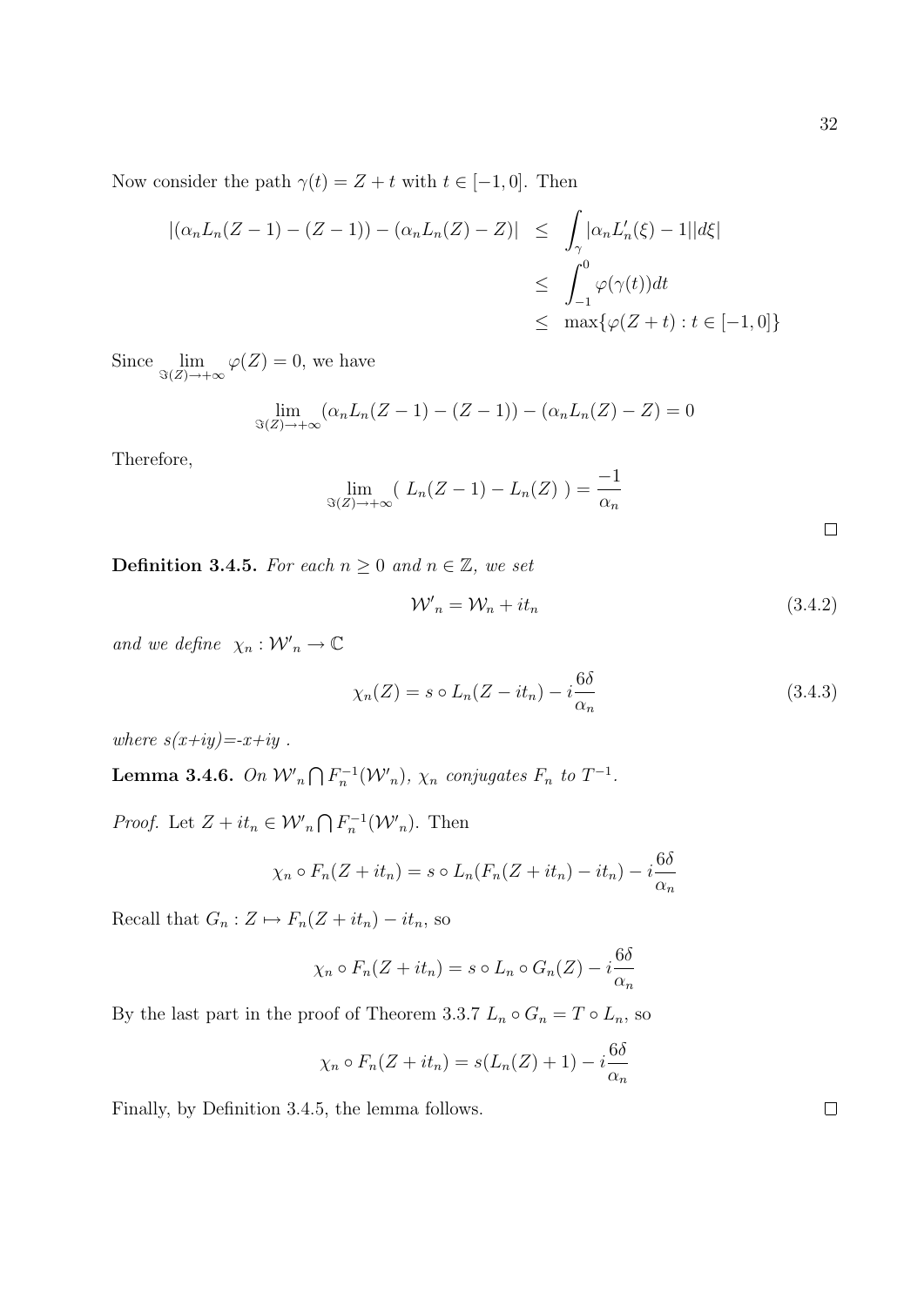Now consider the path $\gamma(t) = Z + t$ with $t \in [-1, 0]$. Then

$$
\begin{aligned}
|(\alpha_n L_n(Z-1) - (Z-1)) - (\alpha_n L_n(Z) - Z)| &\leq \int_\gamma |\alpha_n L_n'(\xi) - 1||d\xi| \\
&\leq \int_{-1}^{0} \varphi(\gamma(t))dt \\
&\leq \max\{\varphi(Z+t) : t \in [-1, 0]\}
\end{aligned}
$$

Since $\lim_{\Im(Z)\to+\infty} \varphi(Z) = 0$, we have

$$
\lim_{\Im(Z)\to+\infty} (\alpha_n L_n(Z-1) - (Z-1)) - (\alpha_n L_n(Z) - Z) = 0
$$

Therefore,

$$
\lim_{\Im(Z)\to+\infty} (\ L_n(Z-1) - L_n(Z)\ ) = \frac{-1}{\alpha_n}
$$

□

**Definition 3.4.5.** *For each $n \geq 0$ and $n \in \mathbb{Z}$, we set*

$$
\mathcal{W'}_n = \mathcal{W}_n + it_n \tag{3.4.2}
$$

*and we define* $\chi_n : \mathcal{W'}_n \to \mathbb{C}$

$$
\chi_n(Z) = s \circ L_n(Z - it_n) - i\frac{6\delta}{\alpha_n} \tag{3.4.3}
$$

*where $s(x+iy)=-x+iy$ .*

**Lemma 3.4.6.** *On $\mathcal{W'}_n \bigcap F_n^{-1}(\mathcal{W'}_n)$, $\chi_n$ conjugates $F_n$ to $T^{-1}$.*

*Proof.* Let $Z + it_n \in \mathcal{W'}_n \bigcap F_n^{-1}(\mathcal{W'}_n)$. Then

$$
\chi_n \circ F_n(Z + it_n) = s \circ L_n(F_n(Z + it_n) - it_n) - i\frac{6\delta}{\alpha_n}
$$

Recall that $G_n : Z \mapsto F_n(Z + it_n) - it_n$, so

$$
\chi_n \circ F_n(Z + it_n) = s \circ L_n \circ G_n(Z) - i\frac{6\delta}{\alpha_n}
$$

By the last part in the proof of Theorem 3.3.7 $L_n \circ G_n = T \circ L_n$, so

$$
\chi_n \circ F_n(Z + it_n) = s(L_n(Z) + 1) - i\frac{6\delta}{\alpha_n}
$$

Finally, by Definition 3.4.5, the lemma follows. □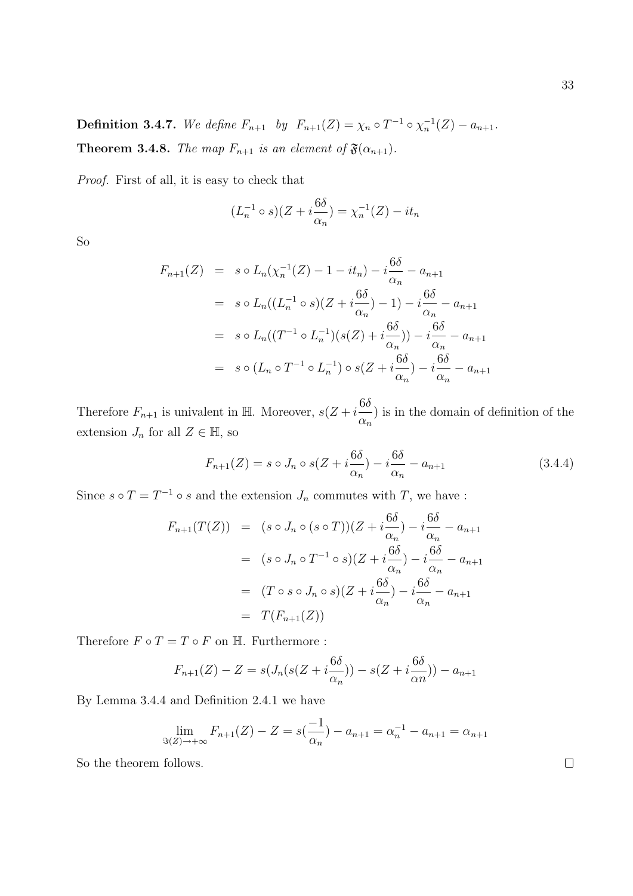**Definition 3.4.7.** *We define $F_{n+1}$ by $F_{n+1}(Z) = \chi_n \circ T^{-1} \circ \chi_n^{-1}(Z) - a_{n+1}$.*

**Theorem 3.4.8.** *The map $F_{n+1}$ is an element of $\mathfrak{F}(\alpha_{n+1})$.*

*Proof.* First of all, it is easy to check that

$$(L_n^{-1} \circ s)(Z + i\frac{6\delta}{\alpha_n}) = \chi_n^{-1}(Z) - it_n$$

So

$$\begin{aligned}
F_{n+1}(Z) &= s \circ L_n(\chi_n^{-1}(Z) - 1 - it_n) - i\frac{6\delta}{\alpha_n} - a_{n+1} \\
&= s \circ L_n((L_n^{-1} \circ s)(Z + i\frac{6\delta}{\alpha_n}) - 1) - i\frac{6\delta}{\alpha_n} - a_{n+1} \\
&= s \circ L_n((T^{-1} \circ L_n^{-1})(s(Z) + i\frac{6\delta}{\alpha_n})) - i\frac{6\delta}{\alpha_n} - a_{n+1} \\
&= s \circ (L_n \circ T^{-1} \circ L_n^{-1}) \circ s(Z + i\frac{6\delta}{\alpha_n}) - i\frac{6\delta}{\alpha_n} - a_{n+1}
\end{aligned}$$

Therefore $F_{n+1}$ is univalent in $\mathbb{H}$. Moreover, $s(Z + i\frac{6\delta}{\alpha_n})$ is in the domain of definition of the extension $J_n$ for all $Z \in \mathbb{H}$, so

$$F_{n+1}(Z) = s \circ J_n \circ s(Z + i\frac{6\delta}{\alpha_n}) - i\frac{6\delta}{\alpha_n} - a_{n+1} \tag{3.4.4}$$

Since $s \circ T = T^{-1} \circ s$ and the extension $J_n$ commutes with $T$, we have :

$$\begin{aligned}
F_{n+1}(T(Z)) &= (s \circ J_n \circ (s \circ T))(Z + i\frac{6\delta}{\alpha_n}) - i\frac{6\delta}{\alpha_n} - a_{n+1} \\
&= (s \circ J_n \circ T^{-1} \circ s)(Z + i\frac{6\delta}{\alpha_n}) - i\frac{6\delta}{\alpha_n} - a_{n+1} \\
&= (T \circ s \circ J_n \circ s)(Z + i\frac{6\delta}{\alpha_n}) - i\frac{6\delta}{\alpha_n} - a_{n+1} \\
&= T(F_{n+1}(Z))
\end{aligned}$$

Therefore $F \circ T = T \circ F$ on $\mathbb{H}$. Furthermore :

$$F_{n+1}(Z) - Z = s(J_n(s(Z + i\frac{6\delta}{\alpha_n})) - s(Z + i\frac{6\delta}{\alpha n})) - a_{n+1}$$

By Lemma 3.4.4 and Definition 2.4.1 we have

$$\lim_{\Im(Z) \to +\infty} F_{n+1}(Z) - Z = s(\frac{-1}{\alpha_n}) - a_{n+1} = \alpha_n^{-1} - a_{n+1} = \alpha_{n+1}$$

So the theorem follows. $\square$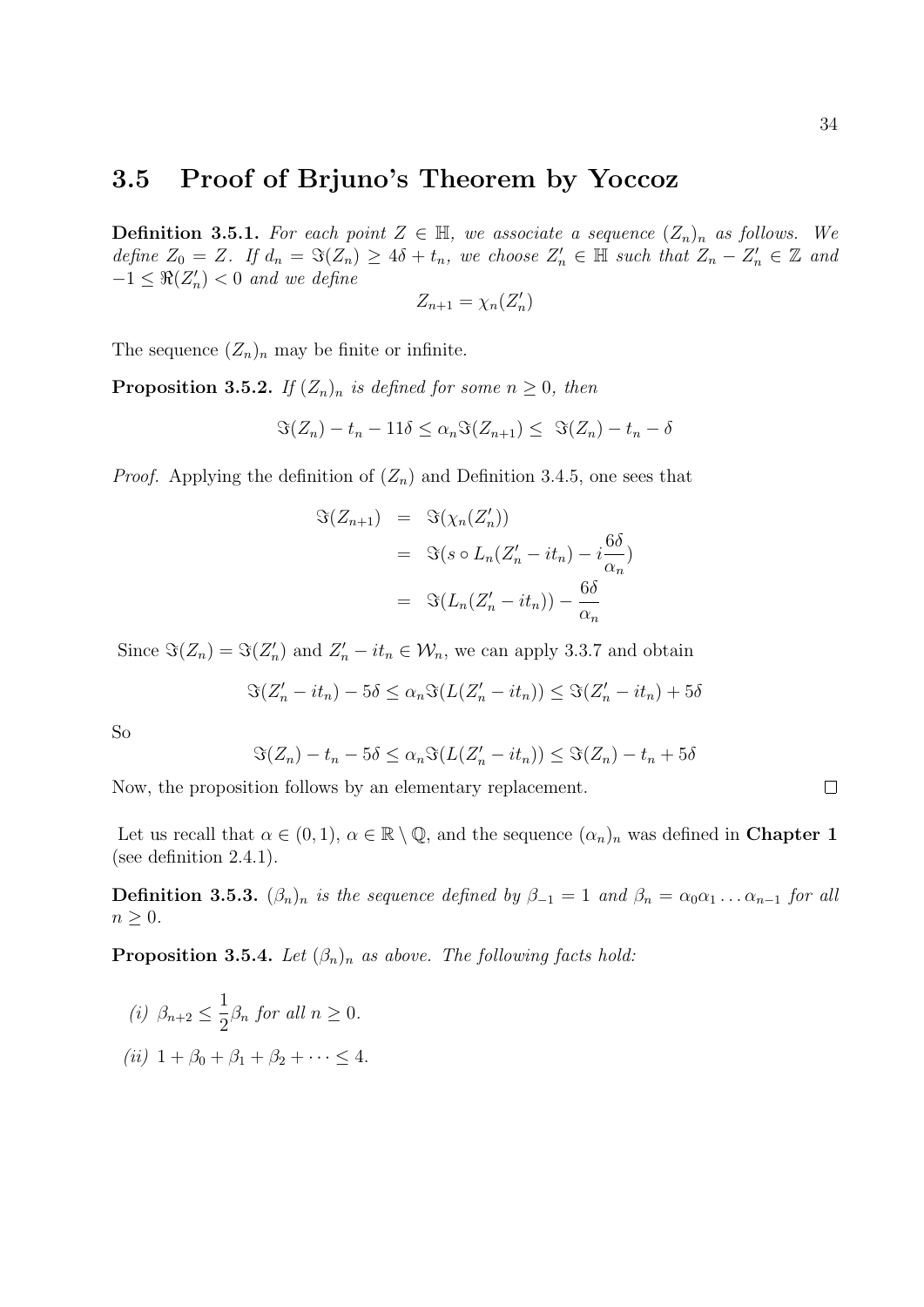## 3.5 Proof of Brjuno's Theorem by Yoccoz

**Definition 3.5.1.** *For each point $Z \in \mathbb{H}$, we associate a sequence $(Z_n)_n$ as follows. We define $Z_0 = Z$. If $d_n = \Im(Z_n) \geq 4\delta + t_n$, we choose $Z'_n \in \mathbb{H}$ such that $Z_n - Z'_n \in \mathbb{Z}$ and $-1 \leq \Re(Z'_n) < 0$ and we define*

$$Z_{n+1} = \chi_n(Z'_n)$$

The sequence $(Z_n)_n$ may be finite or infinite.

**Proposition 3.5.2.** *If $(Z_n)_n$ is defined for some $n \geq 0$, then*

$$\Im(Z_n) - t_n - 11\delta \leq \alpha_n \Im(Z_{n+1}) \leq \Im(Z_n) - t_n - \delta$$

*Proof.* Applying the definition of $(Z_n)$ and Definition 3.4.5, one sees that

$$\begin{aligned}
\Im(Z_{n+1}) &= \Im(\chi_n(Z'_n)) \\
&= \Im(s \circ L_n(Z'_n - it_n) - i\frac{6\delta}{\alpha_n}) \\
&= \Im(L_n(Z'_n - it_n)) - \frac{6\delta}{\alpha_n}
\end{aligned}$$

Since $\Im(Z_n) = \Im(Z'_n)$ and $Z'_n - it_n \in \mathcal{W}_n$, we can apply 3.3.7 and obtain

$$\Im(Z'_n - it_n) - 5\delta \leq \alpha_n \Im(L(Z'_n - it_n)) \leq \Im(Z'_n - it_n) + 5\delta$$

So

$$\Im(Z_n) - t_n - 5\delta \leq \alpha_n \Im(L(Z'_n - it_n)) \leq \Im(Z_n) - t_n + 5\delta$$

Now, the proposition follows by an elementary replacement. $\square$

Let us recall that $\alpha \in (0, 1)$, $\alpha \in \mathbb{R} \setminus \mathbb{Q}$, and the sequence $(\alpha_n)_n$ was defined in **Chapter 1** (see definition 2.4.1).

**Definition 3.5.3.** *$(\beta_n)_n$ is the sequence defined by $\beta_{-1} = 1$ and $\beta_n = \alpha_0\alpha_1 \ldots \alpha_{n-1}$ for all $n \geq 0$.*

**Proposition 3.5.4.** *Let $(\beta_n)_n$ as above. The following facts hold:*

*(i)* $\beta_{n+2} \leq \dfrac{1}{2}\beta_n$ *for all* $n \geq 0$.

*(ii)* $1 + \beta_0 + \beta_1 + \beta_2 + \cdots \leq 4$.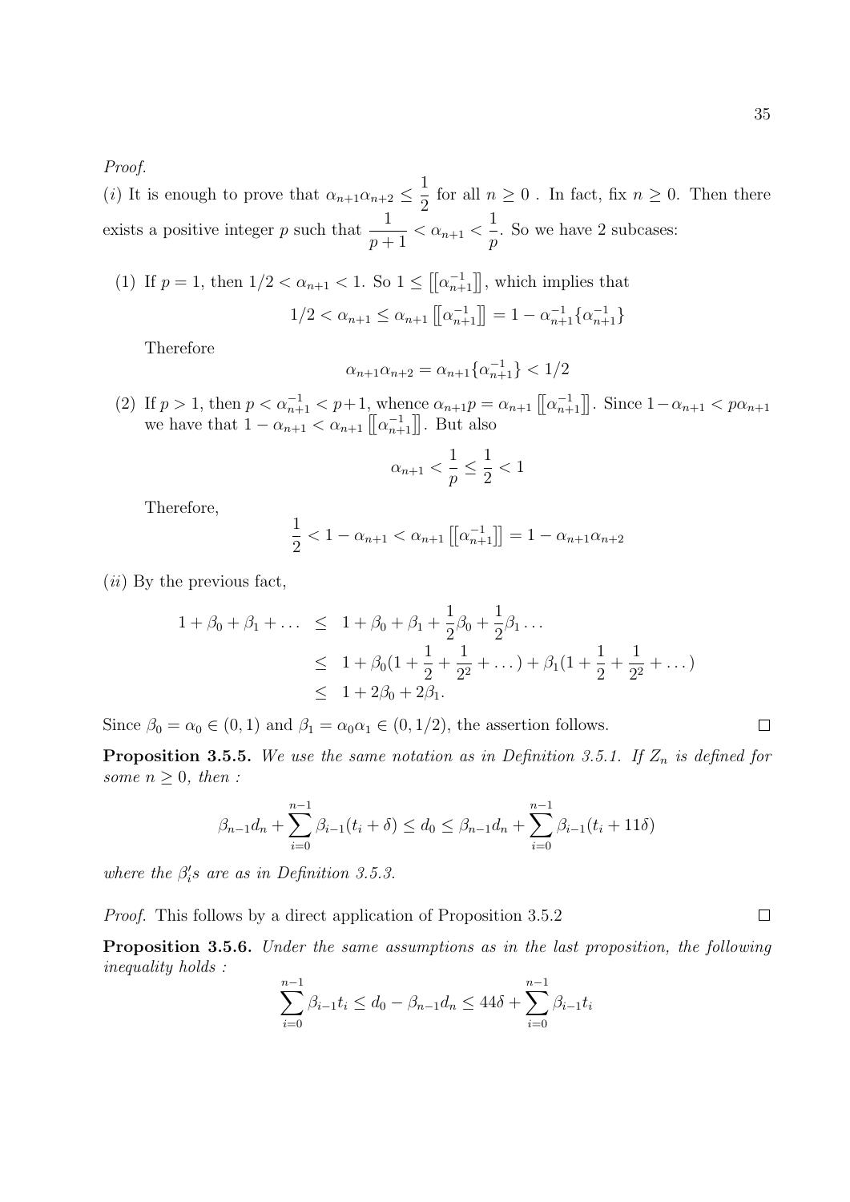*Proof.*

$(i)$ It is enough to prove that $\alpha_{n+1}\alpha_{n+2} \leq \dfrac{1}{2}$ for all $n \geq 0$ . In fact, fix $n \geq 0$. Then there exists a positive integer $p$ such that $\dfrac{1}{p+1} < \alpha_{n+1} < \dfrac{1}{p}$. So we have 2 subcases:

(1) If $p = 1$, then $1/2 < \alpha_{n+1} < 1$. So $1 \leq \left[\!\left[\alpha_{n+1}^{-1}\right]\!\right]$, which implies that

$$1/2 < \alpha_{n+1} \leq \alpha_{n+1}\left[\!\left[\alpha_{n+1}^{-1}\right]\!\right] = 1 - \alpha_{n+1}^{-1}\{\alpha_{n+1}^{-1}\}$$

Therefore

$$\alpha_{n+1}\alpha_{n+2} = \alpha_{n+1}\{\alpha_{n+1}^{-1}\} < 1/2$$

(2) If $p > 1$, then $p < \alpha_{n+1}^{-1} < p+1$, whence $\alpha_{n+1}p = \alpha_{n+1}\left[\!\left[\alpha_{n+1}^{-1}\right]\!\right]$. Since $1-\alpha_{n+1} < p\alpha_{n+1}$ we have that $1 - \alpha_{n+1} < \alpha_{n+1}\left[\!\left[\alpha_{n+1}^{-1}\right]\!\right]$. But also

$$\alpha_{n+1} < \frac{1}{p} \leq \frac{1}{2} < 1$$

Therefore,

$$\frac{1}{2} < 1 - \alpha_{n+1} < \alpha_{n+1}\left[\!\left[\alpha_{n+1}^{-1}\right]\!\right] = 1 - \alpha_{n+1}\alpha_{n+2}$$

$(ii)$ By the previous fact,

$$\begin{aligned}
1 + \beta_0 + \beta_1 + \ldots &\leq 1 + \beta_0 + \beta_1 + \frac{1}{2}\beta_0 + \frac{1}{2}\beta_1 \ldots \\
&\leq 1 + \beta_0(1 + \frac{1}{2} + \frac{1}{2^2} + \ldots) + \beta_1(1 + \frac{1}{2} + \frac{1}{2^2} + \ldots) \\
&\leq 1 + 2\beta_0 + 2\beta_1.
\end{aligned}$$

Since $\beta_0 = \alpha_0 \in (0,1)$ and $\beta_1 = \alpha_0\alpha_1 \in (0, 1/2)$, the assertion follows. $\square$

**Proposition 3.5.5.** *We use the same notation as in Definition 3.5.1. If $Z_n$ is defined for some $n \geq 0$, then :*

$$\beta_{n-1}d_n + \sum_{i=0}^{n-1}\beta_{i-1}(t_i + \delta) \leq d_0 \leq \beta_{n-1}d_n + \sum_{i=0}^{n-1}\beta_{i-1}(t_i + 11\delta)$$

*where the $\beta_i's$ are as in Definition 3.5.3.*

*Proof.* This follows by a direct application of Proposition 3.5.2 $\square$

**Proposition 3.5.6.** *Under the same assumptions as in the last proposition, the following inequality holds :*

$$\sum_{i=0}^{n-1}\beta_{i-1}t_i \leq d_0 - \beta_{n-1}d_n \leq 44\delta + \sum_{i=0}^{n-1}\beta_{i-1}t_i$$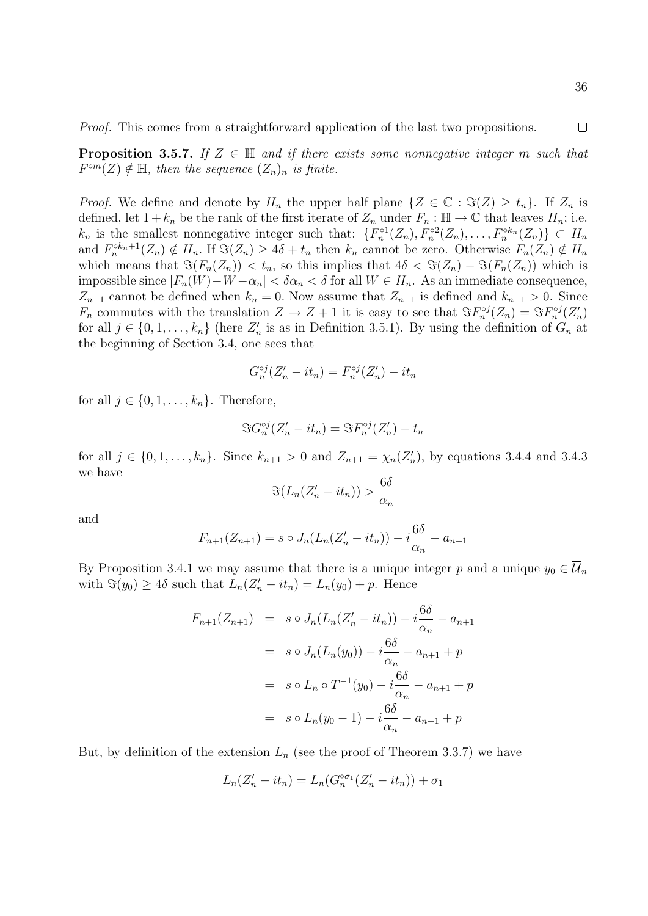*Proof.* This comes from a straightforward application of the last two propositions. $\square$

**Proposition 3.5.7.** *If $Z \in \mathbb{H}$ and if there exists some nonnegative integer $m$ such that $F^{\circ m}(Z) \notin \mathbb{H}$, then the sequence $(Z_n)_n$ is finite.*

*Proof.* We define and denote by $H_n$ the upper half plane $\{Z \in \mathbb{C} : \Im(Z) \geq t_n\}$. If $Z_n$ is defined, let $1 + k_n$ be the rank of the first iterate of $Z_n$ under $F_n : \mathbb{H} \to \mathbb{C}$ that leaves $H_n$; i.e. $k_n$ is the smallest nonnegative integer such that: $\{F_n^{\circ 1}(Z_n), F_n^{\circ 2}(Z_n), \ldots, F_n^{\circ k_n}(Z_n)\} \subset H_n$ and $F_n^{\circ k_n+1}(Z_n) \notin H_n$. If $\Im(Z_n) \geq 4\delta + t_n$ then $k_n$ cannot be zero. Otherwise $F_n(Z_n) \notin H_n$ which means that $\Im(F_n(Z_n)) < t_n$, so this implies that $4\delta < \Im(Z_n) - \Im(F_n(Z_n))$ which is impossible since $|F_n(W) - W - \alpha_n| < \delta\alpha_n < \delta$ for all $W \in H_n$. As an immediate consequence, $Z_{n+1}$ cannot be defined when $k_n = 0$. Now assume that $Z_{n+1}$ is defined and $k_{n+1} > 0$. Since $F_n$ commutes with the translation $Z \to Z + 1$ it is easy to see that $\Im F_n^{\circ j}(Z_n) = \Im F_n^{\circ j}(Z'_n)$ for all $j \in \{0, 1, \ldots, k_n\}$ (here $Z'_n$ is as in Definition 3.5.1). By using the definition of $G_n$ at the beginning of Section 3.4, one sees that

$$G_n^{\circ j}(Z'_n - it_n) = F_n^{\circ j}(Z'_n) - it_n$$

for all $j \in \{0, 1, \ldots, k_n\}$. Therefore,

$$\Im G_n^{\circ j}(Z'_n - it_n) = \Im F_n^{\circ j}(Z'_n) - t_n$$

for all $j \in \{0, 1, \ldots, k_n\}$. Since $k_{n+1} > 0$ and $Z_{n+1} = \chi_n(Z'_n)$, by equations 3.4.4 and 3.4.3 we have

$$\Im(L_n(Z'_n - it_n)) > \frac{6\delta}{\alpha_n}$$

and

$$F_{n+1}(Z_{n+1}) = s \circ J_n(L_n(Z'_n - it_n)) - i\frac{6\delta}{\alpha_n} - a_{n+1}$$

By Proposition 3.4.1 we may assume that there is a unique integer $p$ and a unique $y_0 \in \overline{\mathcal{U}}_n$ with $\Im(y_0) \geq 4\delta$ such that $L_n(Z'_n - it_n) = L_n(y_0) + p$. Hence

$$\begin{aligned}
F_{n+1}(Z_{n+1}) &= s \circ J_n(L_n(Z'_n - it_n)) - i\frac{6\delta}{\alpha_n} - a_{n+1} \\
&= s \circ J_n(L_n(y_0)) - i\frac{6\delta}{\alpha_n} - a_{n+1} + p \\
&= s \circ L_n \circ T^{-1}(y_0) - i\frac{6\delta}{\alpha_n} - a_{n+1} + p \\
&= s \circ L_n(y_0 - 1) - i\frac{6\delta}{\alpha_n} - a_{n+1} + p
\end{aligned}$$

But, by definition of the extension $L_n$ (see the proof of Theorem 3.3.7) we have

$$L_n(Z'_n - it_n) = L_n(G_n^{\circ\sigma_1}(Z'_n - it_n)) + \sigma_1$$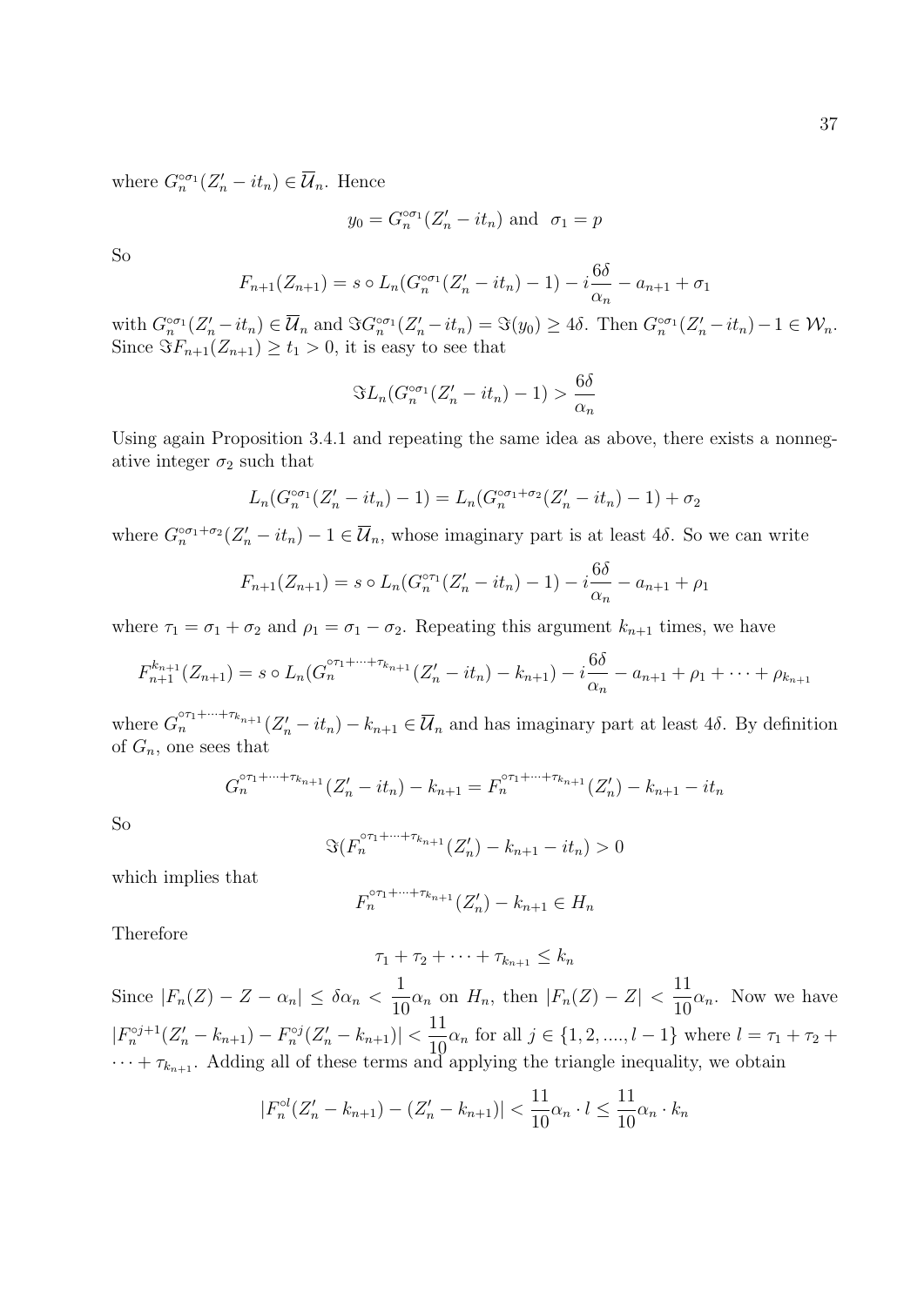where $G_n^{\circ\sigma_1}(Z_n' - it_n) \in \overline{\mathcal{U}}_n$. Hence

$$y_0 = G_n^{\circ\sigma_1}(Z_n' - it_n) \text{ and } \sigma_1 = p$$

So

$$F_{n+1}(Z_{n+1}) = s \circ L_n(G_n^{\circ\sigma_1}(Z_n' - it_n) - 1) - i\frac{6\delta}{\alpha_n} - a_{n+1} + \sigma_1$$

with $G_n^{\circ\sigma_1}(Z_n' - it_n) \in \overline{\mathcal{U}}_n$ and $\Im G_n^{\circ\sigma_1}(Z_n' - it_n) = \Im(y_0) \geq 4\delta$. Then $G_n^{\circ\sigma_1}(Z_n' - it_n) - 1 \in \mathcal{W}_n$. Since $\Im F_{n+1}(Z_{n+1}) \geq t_1 > 0$, it is easy to see that

$$\Im L_n(G_n^{\circ\sigma_1}(Z_n' - it_n) - 1) > \frac{6\delta}{\alpha_n}$$

Using again Proposition 3.4.1 and repeating the same idea as above, there exists a nonnegative integer $\sigma_2$ such that

$$L_n(G_n^{\circ\sigma_1}(Z_n' - it_n) - 1) = L_n(G_n^{\circ\sigma_1+\sigma_2}(Z_n' - it_n) - 1) + \sigma_2$$

where $G_n^{\circ\sigma_1+\sigma_2}(Z_n' - it_n) - 1 \in \overline{\mathcal{U}}_n$, whose imaginary part is at least $4\delta$. So we can write

$$F_{n+1}(Z_{n+1}) = s \circ L_n(G_n^{\circ\tau_1}(Z_n' - it_n) - 1) - i\frac{6\delta}{\alpha_n} - a_{n+1} + \rho_1$$

where $\tau_1 = \sigma_1 + \sigma_2$ and $\rho_1 = \sigma_1 - \sigma_2$. Repeating this argument $k_{n+1}$ times, we have

$$F_{n+1}^{k_{n+1}}(Z_{n+1}) = s \circ L_n(G_n^{\circ\tau_1+\cdots+\tau_{k_{n+1}}}(Z_n' - it_n) - k_{n+1}) - i\frac{6\delta}{\alpha_n} - a_{n+1} + \rho_1 + \cdots + \rho_{k_{n+1}}$$

where $G_n^{\circ\tau_1+\cdots+\tau_{k_{n+1}}}(Z_n' - it_n) - k_{n+1} \in \overline{\mathcal{U}}_n$ and has imaginary part at least $4\delta$. By definition of $G_n$, one sees that

$$G_n^{\circ\tau_1+\cdots+\tau_{k_{n+1}}}(Z_n' - it_n) - k_{n+1} = F_n^{\circ\tau_1+\cdots+\tau_{k_{n+1}}}(Z_n') - k_{n+1} - it_n$$

So

$$\Im(F_n^{\circ\tau_1+\cdots+\tau_{k_{n+1}}}(Z_n') - k_{n+1} - it_n) > 0$$

which implies that

$$F_n^{\circ\tau_1+\cdots+\tau_{k_{n+1}}}(Z_n') - k_{n+1} \in H_n$$

Therefore

$$\tau_1 + \tau_2 + \cdots + \tau_{k_{n+1}} \leq k_n$$

Since $|F_n(Z) - Z - \alpha_n| \leq \delta\alpha_n < \frac{1}{10}\alpha_n$ on $H_n$, then $|F_n(Z) - Z| < \frac{11}{10}\alpha_n$. Now we have $|F_n^{\circ j+1}(Z_n' - k_{n+1}) - F_n^{\circ j}(Z_n' - k_{n+1})| < \frac{11}{10}\alpha_n$ for all $j \in \{1, 2, ...., l-1\}$ where $l = \tau_1 + \tau_2 + \cdots + \tau_{k_{n+1}}$. Adding all of these terms and applying the triangle inequality, we obtain

$$|F_n^{\circ l}(Z_n' - k_{n+1}) - (Z_n' - k_{n+1})| < \frac{11}{10}\alpha_n \cdot l \leq \frac{11}{10}\alpha_n \cdot k_n$$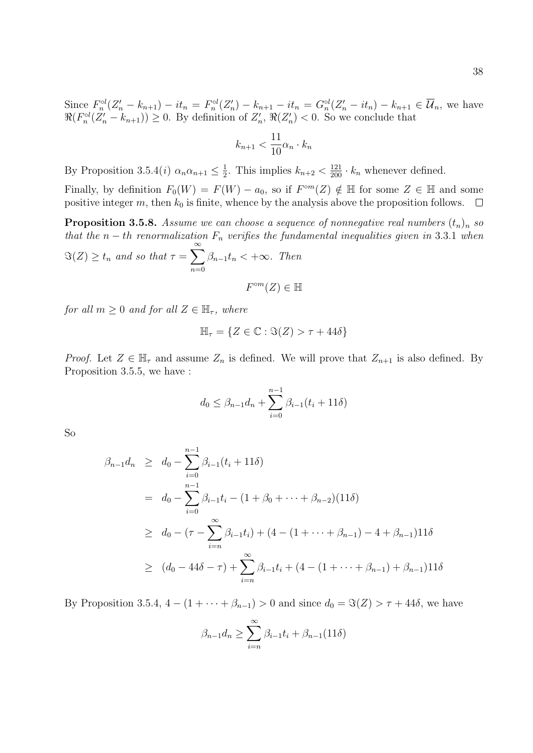Since $F_n^{\circ l}(Z_n' - k_{n+1}) - it_n = F_n^{\circ l}(Z_n') - k_{n+1} - it_n = G_n^{\circ l}(Z_n' - it_n) - k_{n+1} \in \overline{\mathcal{U}}_n$, we have $\Re(F_n^{\circ l}(Z_n' - k_{n+1})) \geq 0$. By definition of $Z_n'$, $\Re(Z_n') < 0$. So we conclude that

$$k_{n+1} < \frac{11}{10}\alpha_n \cdot k_n$$

By Proposition 3.5.4$(i)$ $\alpha_n \alpha_{n+1} \leq \frac{1}{2}$. This implies $k_{n+2} < \frac{121}{200} \cdot k_n$ whenever defined.

Finally, by definition $F_0(W) = F(W) - a_0$, so if $F^{\circ m}(Z) \notin \mathbb{H}$ for some $Z \in \mathbb{H}$ and some positive integer $m$, then $k_0$ is finite, whence by the analysis above the proposition follows. $\square$

**Proposition 3.5.8.** *Assume we can choose a sequence of nonnegative real numbers $(t_n)_n$ so that the $n-th$ renormalization $F_n$ verifies the fundamental inequalities given in* 3.3.1 *when $\Im(Z) \geq t_n$ and so that $\tau = \sum_{n=0}^{\infty} \beta_{n-1} t_n < +\infty$. Then*

$$F^{\circ m}(Z) \in \mathbb{H}$$

*for all $m \geq 0$ and for all $Z \in \mathbb{H}_\tau$, where*

$$\mathbb{H}_\tau = \{Z \in \mathbb{C} : \Im(Z) > \tau + 44\delta\}$$

*Proof.* Let $Z \in \mathbb{H}_\tau$ and assume $Z_n$ is defined. We will prove that $Z_{n+1}$ is also defined. By Proposition 3.5.5, we have :

$$d_0 \leq \beta_{n-1} d_n + \sum_{i=0}^{n-1} \beta_{i-1}(t_i + 11\delta)$$

So

$$\begin{aligned}
\beta_{n-1} d_n &\geq d_0 - \sum_{i=0}^{n-1} \beta_{i-1}(t_i + 11\delta) \\
&= d_0 - \sum_{i=0}^{n-1} \beta_{i-1} t_i - (1 + \beta_0 + \cdots + \beta_{n-2})(11\delta) \\
&\geq d_0 - (\tau - \sum_{i=n}^{\infty} \beta_{i-1} t_i) + (4 - (1 + \cdots + \beta_{n-1}) - 4 + \beta_{n-1}) 11\delta \\
&\geq (d_0 - 44\delta - \tau) + \sum_{i=n}^{\infty} \beta_{i-1} t_i + (4 - (1 + \cdots + \beta_{n-1}) + \beta_{n-1}) 11\delta
\end{aligned}$$

By Proposition 3.5.4, $4 - (1 + \cdots + \beta_{n-1}) > 0$ and since $d_0 = \Im(Z) > \tau + 44\delta$, we have

$$\beta_{n-1} d_n \geq \sum_{i=n}^{\infty} \beta_{i-1} t_i + \beta_{n-1}(11\delta)$$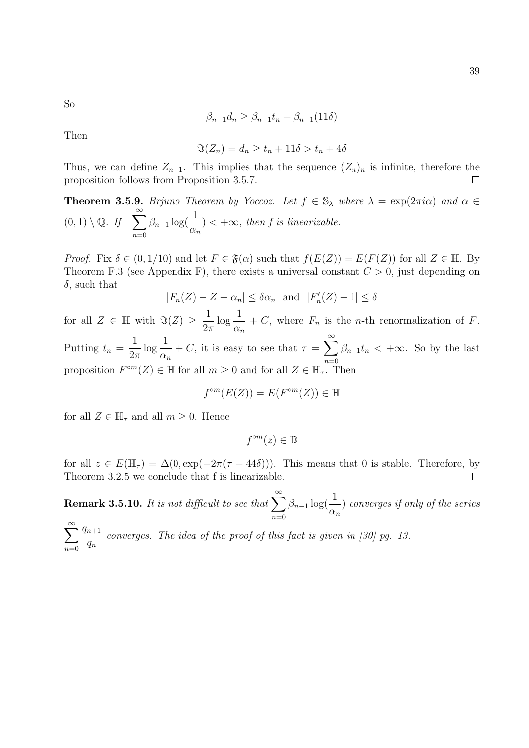So

$$\beta_{n-1} d_n \geq \beta_{n-1} t_n + \beta_{n-1}(11\delta)$$

Then

$$\Im(Z_n) = d_n \geq t_n + 11\delta > t_n + 4\delta$$

Thus, we can define $Z_{n+1}$. This implies that the sequence $(Z_n)_n$ is infinite, therefore the proposition follows from Proposition 3.5.7. $\square$

**Theorem 3.5.9.** *Brjuno Theorem by Yoccoz. Let $f \in \mathbb{S}_\lambda$ where $\lambda = \exp(2\pi i \alpha)$ and $\alpha \in (0,1) \setminus \mathbb{Q}$. If $\displaystyle\sum_{n=0}^{\infty} \beta_{n-1} \log(\frac{1}{\alpha_n}) < +\infty$, then f is linearizable.*

*Proof.* Fix $\delta \in (0, 1/10)$ and let $F \in \mathfrak{F}(\alpha)$ such that $f(E(Z)) = E(F(Z))$ for all $Z \in \mathbb{H}$. By Theorem F.3 (see Appendix F), there exists a universal constant $C > 0$, just depending on $\delta$, such that

$$|F_n(Z) - Z - \alpha_n| \leq \delta\alpha_n \quad \text{and} \quad |F_n'(Z) - 1| \leq \delta$$

for all $Z \in \mathbb{H}$ with $\Im(Z) \geq \dfrac{1}{2\pi} \log \dfrac{1}{\alpha_n} + C$, where $F_n$ is the $n$-th renormalization of $F$. Putting $t_n = \dfrac{1}{2\pi} \log \dfrac{1}{\alpha_n} + C$, it is easy to see that $\tau = \displaystyle\sum_{n=0}^{\infty} \beta_{n-1} t_n < +\infty$. So by the last proposition $F^{\circ m}(Z) \in \mathbb{H}$ for all $m \geq 0$ and for all $Z \in \mathbb{H}_\tau$. Then

$$f^{\circ m}(E(Z)) = E(F^{\circ m}(Z)) \in \mathbb{H}$$

for all $Z \in \mathbb{H}_\tau$ and all $m \geq 0$. Hence

$$f^{\circ m}(z) \in \mathbb{D}$$

for all $z \in E(\mathbb{H}_\tau) = \Delta(0, \exp(-2\pi(\tau + 44\delta)))$. This means that 0 is stable. Therefore, by Theorem 3.2.5 we conclude that f is linearizable. $\square$

**Remark 3.5.10.** *It is not difficult to see that $\displaystyle\sum_{n=0}^{\infty} \beta_{n-1} \log(\frac{1}{\alpha_n})$ converges if only of the series $\displaystyle\sum_{n=0}^{\infty} \frac{q_{n+1}}{q_n}$ converges. The idea of the proof of this fact is given in [30] pg. 13.*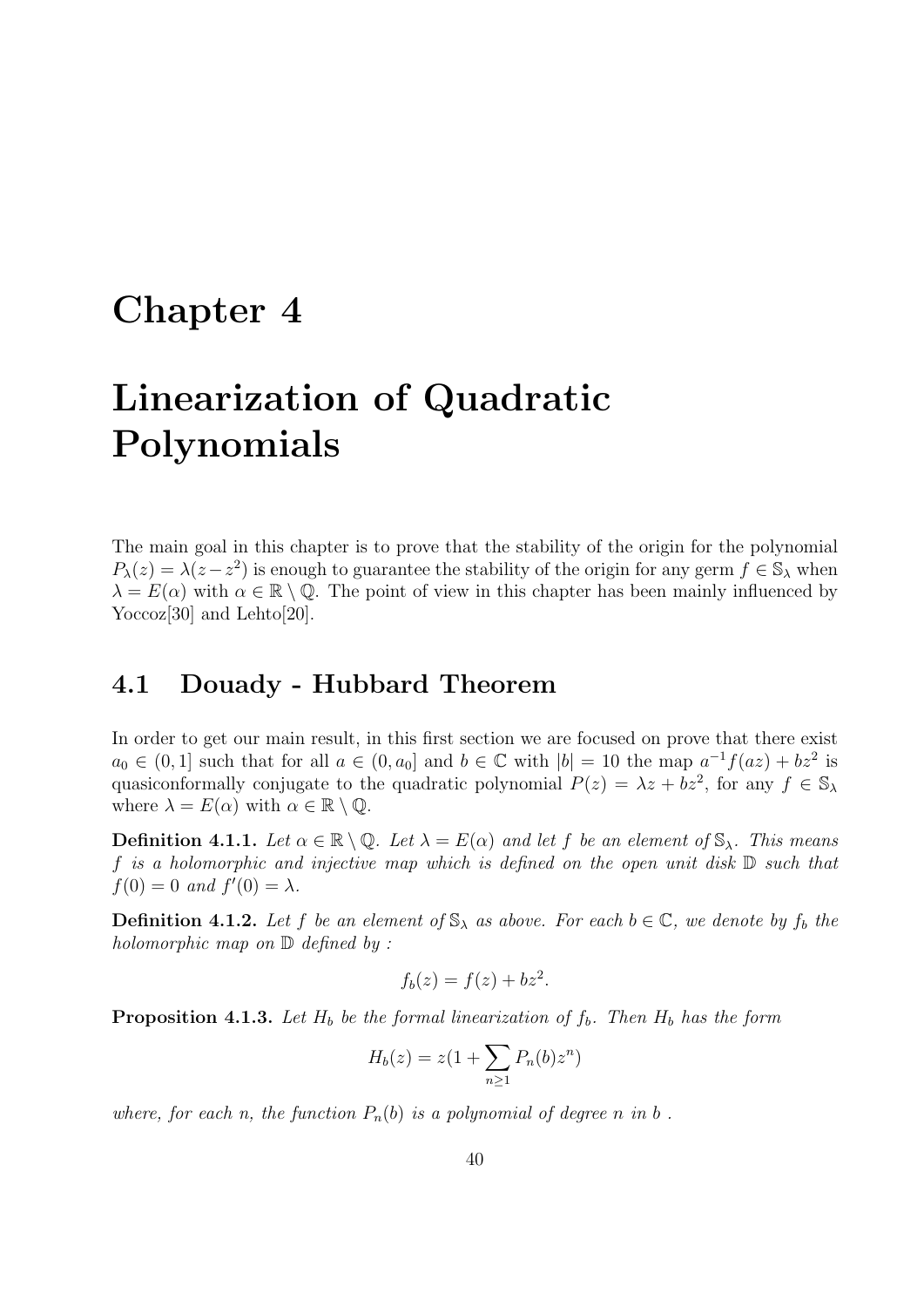# Chapter 4

# Linearization of Quadratic Polynomials

The main goal in this chapter is to prove that the stability of the origin for the polynomial $P_\lambda(z) = \lambda(z - z^2)$ is enough to guarantee the stability of the origin for any germ $f \in \mathbb{S}_\lambda$ when $\lambda = E(\alpha)$ with $\alpha \in \mathbb{R} \setminus \mathbb{Q}$. The point of view in this chapter has been mainly influenced by Yoccoz[30] and Lehto[20].

## 4.1 Douady - Hubbard Theorem

In order to get our main result, in this first section we are focused on prove that there exist $a_0 \in (0, 1]$ such that for all $a \in (0, a_0]$ and $b \in \mathbb{C}$ with $|b| = 10$ the map $a^{-1}f(az) + bz^2$ is quasiconformally conjugate to the quadratic polynomial $P(z) = \lambda z + bz^2$, for any $f \in \mathbb{S}_\lambda$ where $\lambda = E(\alpha)$ with $\alpha \in \mathbb{R} \setminus \mathbb{Q}$.

**Definition 4.1.1.** *Let $\alpha \in \mathbb{R} \setminus \mathbb{Q}$. Let $\lambda = E(\alpha)$ and let $f$ be an element of $\mathbb{S}_\lambda$. This means $f$ is a holomorphic and injective map which is defined on the open unit disk $\mathbb{D}$ such that $f(0) = 0$ and $f'(0) = \lambda$.*

**Definition 4.1.2.** *Let $f$ be an element of $\mathbb{S}_\lambda$ as above. For each $b \in \mathbb{C}$, we denote by $f_b$ the holomorphic map on $\mathbb{D}$ defined by :*

$$f_b(z) = f(z) + bz^2.$$

**Proposition 4.1.3.** *Let $H_b$ be the formal linearization of $f_b$. Then $H_b$ has the form*

$$H_b(z) = z(1 + \sum_{n \geq 1} P_n(b) z^n)$$

*where, for each $n$, the function $P_n(b)$ is a polynomial of degree $n$ in $b$ .*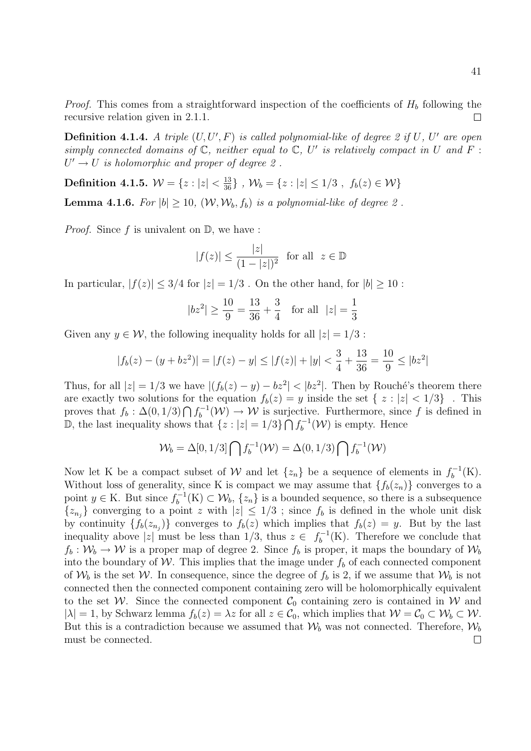*Proof.* This comes from a straightforward inspection of the coefficients of $H_b$ following the recursive relation given in 2.1.1. $\square$

**Definition 4.1.4.** *A triple $(U, U', F)$ is called polynomial-like of degree 2 if $U$, $U'$ are open simply connected domains of $\mathbb{C}$, neither equal to $\mathbb{C}$, $U'$ is relatively compact in $U$ and $F : U' \to U$ is holomorphic and proper of degree 2 .*

**Definition 4.1.5.** $\mathcal{W} = \{z : |z| < \frac{13}{36}\}$ , $\mathcal{W}_b = \{z : |z| \leq 1/3\ ,\ f_b(z) \in \mathcal{W}\}$

**Lemma 4.1.6.** *For $|b| \geq 10$, $(\mathcal{W}, \mathcal{W}_b, f_b)$ is a polynomial-like of degree 2 .*

*Proof.* Since $f$ is univalent on $\mathbb{D}$, we have :

$$|f(z)| \leq \frac{|z|}{(1-|z|)^2} \quad \text{for all} \quad z \in \mathbb{D}$$

In particular, $|f(z)| \leq 3/4$ for $|z| = 1/3$ . On the other hand, for $|b| \geq 10$ :

$$|bz^2| \geq \frac{10}{9} = \frac{13}{36} + \frac{3}{4} \quad \text{for all} \quad |z| = \frac{1}{3}$$

Given any $y \in \mathcal{W}$, the following inequality holds for all $|z| = 1/3$ :

$$|f_b(z) - (y + bz^2)| = |f(z) - y| \leq |f(z)| + |y| < \frac{3}{4} + \frac{13}{36} = \frac{10}{9} \leq |bz^2|$$

Thus, for all $|z| = 1/3$ we have $|(f_b(z) - y) - bz^2| < |bz^2|$. Then by Rouché's theorem there are exactly two solutions for the equation $f_b(z) = y$ inside the set $\{\ z : |z| < 1/3\}$ . This proves that $f_b : \Delta(0, 1/3) \bigcap f_b^{-1}(\mathcal{W}) \to \mathcal{W}$ is surjective. Furthermore, since $f$ is defined in $\mathbb{D}$, the last inequality shows that $\{z : |z| = 1/3\} \bigcap f_b^{-1}(\mathcal{W})$ is empty. Hence

$$\mathcal{W}_b = \Delta[0, 1/3] \bigcap f_b^{-1}(\mathcal{W}) = \Delta(0, 1/3) \bigcap f_b^{-1}(\mathcal{W})$$

Now let K be a compact subset of $\mathcal{W}$ and let $\{z_n\}$ be a sequence of elements in $f_b^{-1}(\mathrm{K})$. Without loss of generality, since K is compact we may assume that $\{f_b(z_n)\}$ converges to a point $y \in \mathrm{K}$. But since $f_b^{-1}(\mathrm{K}) \subset \mathcal{W}_b$, $\{z_n\}$ is a bounded sequence, so there is a subsequence $\{z_{n_j}\}$ converging to a point $z$ with $|z| \leq 1/3$ ; since $f_b$ is defined in the whole unit disk by continuity $\{f_b(z_{n_j})\}$ converges to $f_b(z)$ which implies that $f_b(z) = y$. But by the last inequality above $|z|$ must be less than $1/3$, thus $z \in\ f_b^{-1}(\mathrm{K})$. Therefore we conclude that $f_b : \mathcal{W}_b \to \mathcal{W}$ is a proper map of degree 2. Since $f_b$ is proper, it maps the boundary of $\mathcal{W}_b$ into the boundary of $\mathcal{W}$. This implies that the image under $f_b$ of each connected component of $\mathcal{W}_b$ is the set $\mathcal{W}$. In consequence, since the degree of $f_b$ is 2, if we assume that $\mathcal{W}_b$ is not connected then the connected component containing zero will be holomorphically equivalent to the set $\mathcal{W}$. Since the connected component $\mathcal{C}_0$ containing zero is contained in $\mathcal{W}$ and $|\lambda| = 1$, by Schwarz lemma $f_b(z) = \lambda z$ for all $z \in \mathcal{C}_0$, which implies that $\mathcal{W} = \mathcal{C}_0 \subset \mathcal{W}_b \subset \mathcal{W}$. But this is a contradiction because we assumed that $\mathcal{W}_b$ was not connected. Therefore, $\mathcal{W}_b$ must be connected. $\square$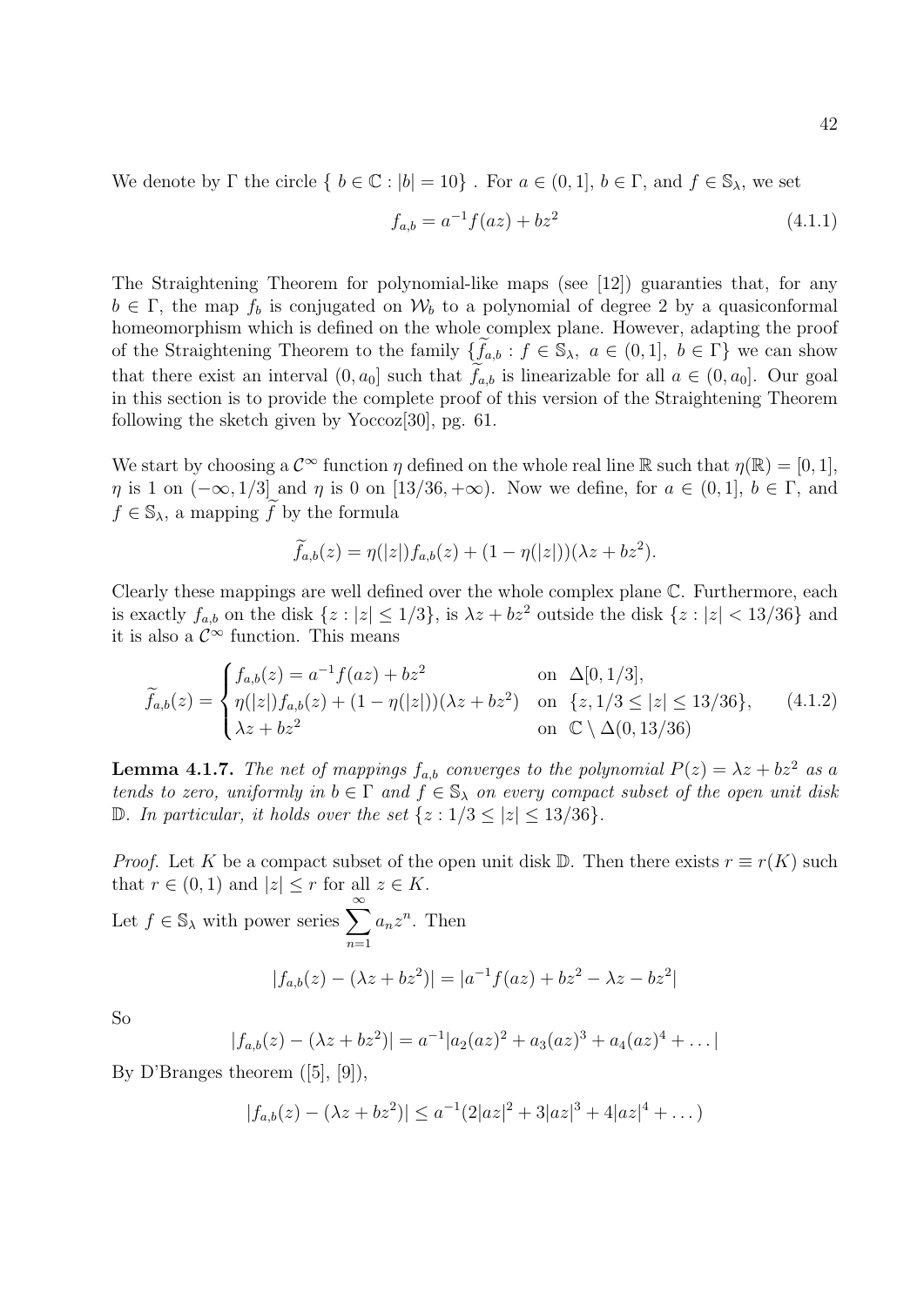We denote by $\Gamma$ the circle $\{ b \in \mathbb{C} : |b| = 10\}$ . For $a \in (0, 1]$, $b \in \Gamma$, and $f \in \mathbb{S}_\lambda$, we set

$$f_{a,b} = a^{-1} f(az) + bz^2 \tag{4.1.1}$$

The Straightening Theorem for polynomial-like maps (see [12]) guaranties that, for any $b \in \Gamma$, the map $f_b$ is conjugated on $\mathcal{W}_b$ to a polynomial of degree 2 by a quasiconformal homeomorphism which is defined on the whole complex plane. However, adapting the proof of the Straightening Theorem to the family $\{\widetilde{f}_{a,b} : f \in \mathbb{S}_\lambda,\ a \in (0, 1],\ b \in \Gamma\}$ we can show that there exist an interval $(0, a_0]$ such that $\widetilde{f}_{a,b}$ is linearizable for all $a \in (0, a_0]$. Our goal in this section is to provide the complete proof of this version of the Straightening Theorem following the sketch given by Yoccoz[30], pg. 61.

We start by choosing a $\mathcal{C}^\infty$ function $\eta$ defined on the whole real line $\mathbb{R}$ such that $\eta(\mathbb{R}) = [0, 1]$, $\eta$ is 1 on $(-\infty, 1/3]$ and $\eta$ is 0 on $[13/36, +\infty)$. Now we define, for $a \in (0, 1]$, $b \in \Gamma$, and $f \in \mathbb{S}_\lambda$, a mapping $\widetilde{f}$ by the formula

$$\widetilde{f}_{a,b}(z) = \eta(|z|) f_{a,b}(z) + (1 - \eta(|z|))(\lambda z + bz^2).$$

Clearly these mappings are well defined over the whole complex plane $\mathbb{C}$. Furthermore, each is exactly $f_{a,b}$ on the disk $\{z : |z| \le 1/3\}$, is $\lambda z + bz^2$ outside the disk $\{z : |z| < 13/36\}$ and it is also a $\mathcal{C}^\infty$ function. This means

$$\widetilde{f}_{a,b}(z) = \begin{cases} f_{a,b}(z) = a^{-1} f(az) + bz^2 & \text{on } \Delta[0, 1/3], \\ \eta(|z|) f_{a,b}(z) + (1 - \eta(|z|))(\lambda z + bz^2) & \text{on } \{z, 1/3 \le |z| \le 13/36\}, \\ \lambda z + bz^2 & \text{on } \mathbb{C} \setminus \Delta(0, 13/36) \end{cases} \tag{4.1.2}$$

**Lemma 4.1.7.** *The net of mappings $f_{a,b}$ converges to the polynomial $P(z) = \lambda z + bz^2$ as $a$ tends to zero, uniformly in $b \in \Gamma$ and $f \in \mathbb{S}_\lambda$ on every compact subset of the open unit disk $\mathbb{D}$. In particular, it holds over the set $\{z : 1/3 \le |z| \le 13/36\}$.*

*Proof.* Let $K$ be a compact subset of the open unit disk $\mathbb{D}$. Then there exists $r \equiv r(K)$ such that $r \in (0, 1)$ and $|z| \le r$ for all $z \in K$.

Let $f \in \mathbb{S}_\lambda$ with power series $\displaystyle\sum_{n=1}^{\infty} a_n z^n$. Then

$$|f_{a,b}(z) - (\lambda z + bz^2)| = |a^{-1} f(az) + bz^2 - \lambda z - bz^2|$$

So

$$|f_{a,b}(z) - (\lambda z + bz^2)| = a^{-1} |a_2 (az)^2 + a_3 (az)^3 + a_4 (az)^4 + \dots|$$

By D'Branges theorem ([5], [9]),

$$|f_{a,b}(z) - (\lambda z + bz^2)| \le a^{-1} (2|az|^2 + 3|az|^3 + 4|az|^4 + \dots)$$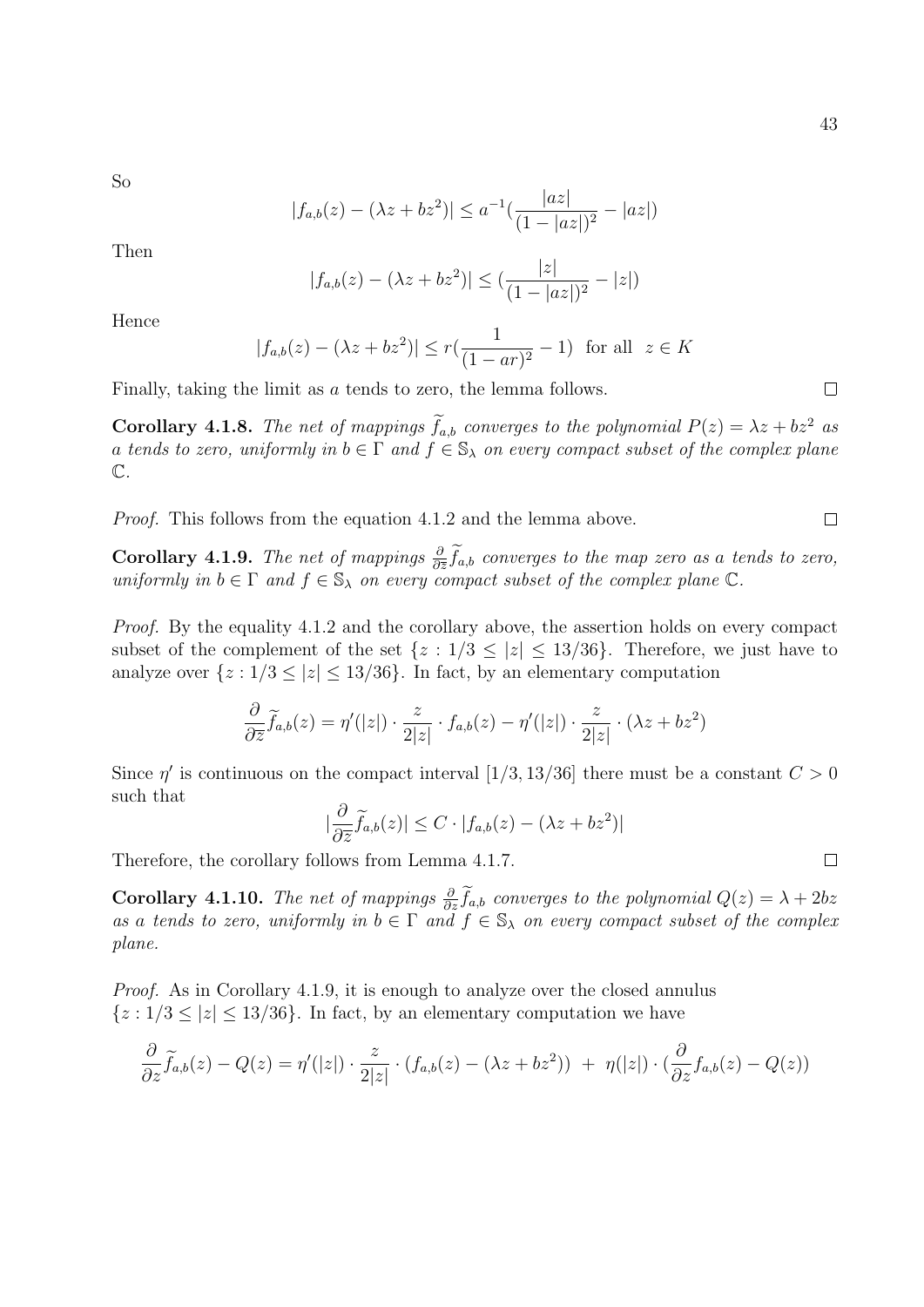So

$$|f_{a,b}(z) - (\lambda z + bz^2)| \leq a^{-1}(\frac{|az|}{(1-|az|)^2} - |az|)$$

Then

$$|f_{a,b}(z) - (\lambda z + bz^2)| \leq (\frac{|z|}{(1-|az|)^2} - |z|)$$

Hence

$$|f_{a,b}(z) - (\lambda z + bz^2)| \leq r(\frac{1}{(1-ar)^2} - 1) \text{ for all } z \in K$$

Finally, taking the limit as $a$ tends to zero, the lemma follows. $\square$

**Corollary 4.1.8.** *The net of mappings $\widetilde{f}_{a,b}$ converges to the polynomial $P(z) = \lambda z + bz^2$ as $a$ tends to zero, uniformly in $b \in \Gamma$ and $f \in \mathbb{S}_\lambda$ on every compact subset of the complex plane $\mathbb{C}$.*

*Proof.* This follows from the equation 4.1.2 and the lemma above. $\square$

**Corollary 4.1.9.** *The net of mappings $\frac{\partial}{\partial \overline{z}}\widetilde{f}_{a,b}$ converges to the map zero as $a$ tends to zero, uniformly in $b \in \Gamma$ and $f \in \mathbb{S}_\lambda$ on every compact subset of the complex plane $\mathbb{C}$.*

*Proof.* By the equality 4.1.2 and the corollary above, the assertion holds on every compact subset of the complement of the set $\{z : 1/3 \leq |z| \leq 13/36\}$. Therefore, we just have to analyze over $\{z : 1/3 \leq |z| \leq 13/36\}$. In fact, by an elementary computation

$$\frac{\partial}{\partial \overline{z}}\widetilde{f}_{a,b}(z) = \eta'(|z|) \cdot \frac{z}{2|z|} \cdot f_{a,b}(z) - \eta'(|z|) \cdot \frac{z}{2|z|} \cdot (\lambda z + bz^2)$$

Since $\eta'$ is continuous on the compact interval $[1/3, 13/36]$ there must be a constant $C > 0$ such that

$$|\frac{\partial}{\partial \overline{z}}\widetilde{f}_{a,b}(z)| \leq C \cdot |f_{a,b}(z) - (\lambda z + bz^2)|$$

Therefore, the corollary follows from Lemma 4.1.7. $\square$

**Corollary 4.1.10.** *The net of mappings $\frac{\partial}{\partial z}\widetilde{f}_{a,b}$ converges to the polynomial $Q(z) = \lambda + 2bz$ as $a$ tends to zero, uniformly in $b \in \Gamma$ and $f \in \mathbb{S}_\lambda$ on every compact subset of the complex plane.*

*Proof.* As in Corollary 4.1.9, it is enough to analyze over the closed annulus $\{z : 1/3 \leq |z| \leq 13/36\}$. In fact, by an elementary computation we have

$$\frac{\partial}{\partial z}\widetilde{f}_{a,b}(z) - Q(z) = \eta'(|z|) \cdot \frac{z}{2|z|} \cdot (f_{a,b}(z) - (\lambda z + bz^2)) \; + \; \eta(|z|) \cdot (\frac{\partial}{\partial z}f_{a,b}(z) - Q(z))$$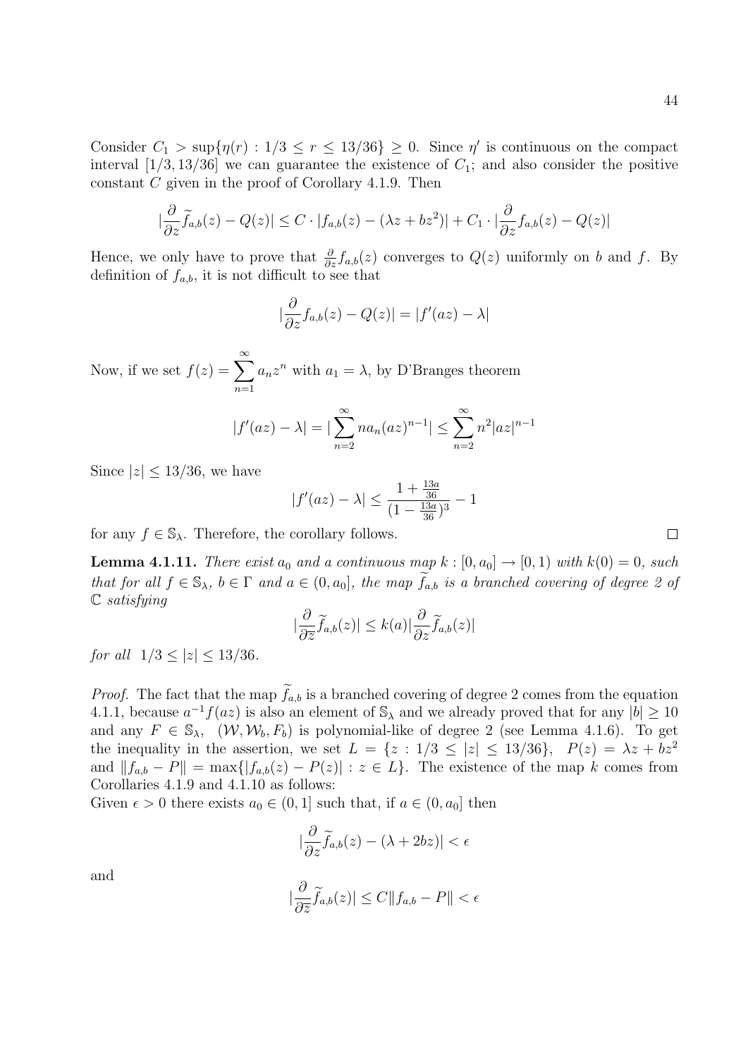Consider $C_1 > \sup\{\eta(r) : 1/3 \leq r \leq 13/36\} \geq 0$. Since $\eta'$ is continuous on the compact interval $[1/3, 13/36]$ we can guarantee the existence of $C_1$; and also consider the positive constant $C$ given in the proof of Corollary 4.1.9. Then

$$|\frac{\partial}{\partial z}\widetilde{f}_{a,b}(z) - Q(z)| \leq C \cdot |f_{a,b}(z) - (\lambda z + bz^2)| + C_1 \cdot |\frac{\partial}{\partial z} f_{a,b}(z) - Q(z)|$$

Hence, we only have to prove that $\frac{\partial}{\partial z} f_{a,b}(z)$ converges to $Q(z)$ uniformly on $b$ and $f$. By definition of $f_{a,b}$, it is not difficult to see that

$$|\frac{\partial}{\partial z} f_{a,b}(z) - Q(z)| = |f'(az) - \lambda|$$

Now, if we set $f(z) = \sum_{n=1}^{\infty} a_n z^n$ with $a_1 = \lambda$, by D'Branges theorem

$$|f'(az) - \lambda| = |\sum_{n=2}^{\infty} n a_n (az)^{n-1}| \leq \sum_{n=2}^{\infty} n^2 |az|^{n-1}$$

Since $|z| \leq 13/36$, we have

$$|f'(az) - \lambda| \leq \frac{1 + \frac{13a}{36}}{(1 - \frac{13a}{36})^3} - 1$$

for any $f \in \mathbb{S}_\lambda$. Therefore, the corollary follows. $\square$

**Lemma 4.1.11.** *There exist $a_0$ and a continuous map $k : [0, a_0] \to [0, 1)$ with $k(0) = 0$, such that for all $f \in \mathbb{S}_\lambda$, $b \in \Gamma$ and $a \in (0, a_0]$, the map $\widetilde{f}_{a,b}$ is a branched covering of degree 2 of $\mathbb{C}$ satisfying*

$$|\frac{\partial}{\partial \bar{z}}\widetilde{f}_{a,b}(z)| \leq k(a)|\frac{\partial}{\partial z}\widetilde{f}_{a,b}(z)|$$

*for all $1/3 \leq |z| \leq 13/36$.*

*Proof.* The fact that the map $\widetilde{f}_{a,b}$ is a branched covering of degree 2 comes from the equation 4.1.1, because $a^{-1}f(az)$ is also an element of $\mathbb{S}_\lambda$ and we already proved that for any $|b| \geq 10$ and any $F \in \mathbb{S}_\lambda$, $(\mathcal{W}, \mathcal{W}_b, F_b)$ is polynomial-like of degree 2 (see Lemma 4.1.6). To get the inequality in the assertion, we set $L = \{z : 1/3 \leq |z| \leq 13/36\}$, $P(z) = \lambda z + bz^2$ and $\|f_{a,b} - P\| = \max\{|f_{a,b}(z) - P(z)| : z \in L\}$. The existence of the map $k$ comes from Corollaries 4.1.9 and 4.1.10 as follows:
Given $\epsilon > 0$ there exists $a_0 \in (0, 1]$ such that, if $a \in (0, a_0]$ then

$$|\frac{\partial}{\partial z}\widetilde{f}_{a,b}(z) - (\lambda + 2bz)| < \epsilon$$

and

$$|\frac{\partial}{\partial \bar{z}}\widetilde{f}_{a,b}(z)| \leq C\|f_{a,b} - P\| < \epsilon$$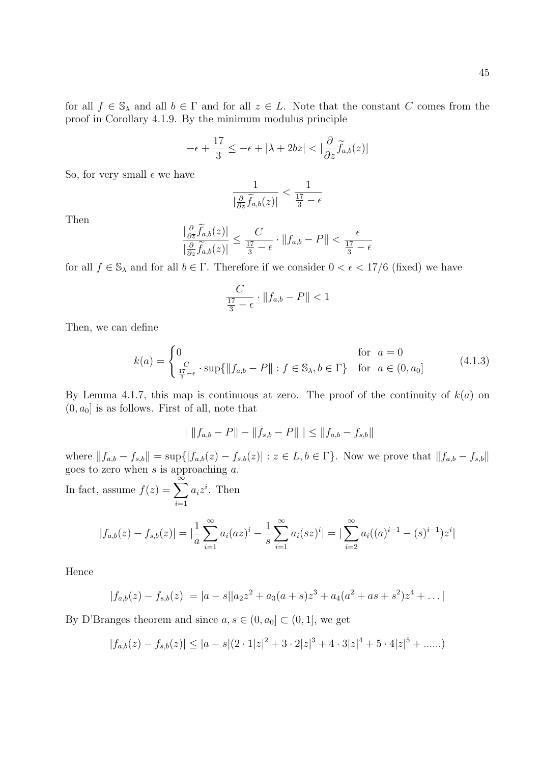for all $f \in \mathbb{S}_\lambda$ and all $b \in \Gamma$ and for all $z \in L$. Note that the constant $C$ comes from the proof in Corollary 4.1.9. By the minimum modulus principle

$$-\epsilon + \frac{17}{3} \leq -\epsilon + |\lambda + 2bz| < |\frac{\partial}{\partial z}\widetilde{f}_{a,b}(z)|$$

So, for very small $\epsilon$ we have

$$\frac{1}{|\frac{\partial}{\partial z}\widetilde{f}_{a,b}(z)|} < \frac{1}{\frac{17}{3} - \epsilon}$$

Then

$$\frac{|\frac{\partial}{\partial \bar{z}}\widetilde{f}_{a,b}(z)|}{|\frac{\partial}{\partial z}\widetilde{f}_{a,b}(z)|} \leq \frac{C}{\frac{17}{3} - \epsilon} \cdot \|f_{a,b} - P\| < \frac{\epsilon}{\frac{17}{3} - \epsilon}$$

for all $f \in \mathbb{S}_\lambda$ and for all $b \in \Gamma$. Therefore if we consider $0 < \epsilon < 17/6$ (fixed) we have

$$\frac{C}{\frac{17}{3} - \epsilon} \cdot \|f_{a,b} - P\| < 1$$

Then, we can define

$$k(a) = \begin{cases} 0 & \text{for } \ a = 0 \\ \frac{C}{\frac{17}{3} - \epsilon} \cdot \sup\{\|f_{a,b} - P\| : f \in \mathbb{S}_\lambda, b \in \Gamma\} & \text{for } \ a \in (0, a_0] \end{cases} \tag{4.1.3}$$

By Lemma 4.1.7, this map is continuous at zero. The proof of the continuity of $k(a)$ on $(0, a_0]$ is as follows. First of all, note that

$$|\ \|f_{a,b} - P\| - \|f_{s,b} - P\|\ | \leq \|f_{a,b} - f_{s,b}\|$$

where $\|f_{a,b} - f_{s,b}\| = \sup\{|f_{a,b}(z) - f_{s,b}(z)| : z \in L, b \in \Gamma\}$. Now we prove that $\|f_{a,b} - f_{s,b}\|$ goes to zero when $s$ is approaching $a$.

In fact, assume $f(z) = \sum_{i=1}^{\infty} a_i z^i$. Then

$$|f_{a,b}(z) - f_{s,b}(z)| = |\frac{1}{a}\sum_{i=1}^{\infty} a_i (az)^i - \frac{1}{s}\sum_{i=1}^{\infty} a_i (sz)^i| = |\sum_{i=2}^{\infty} a_i((a)^{i-1} - (s)^{i-1})z^i|$$

Hence

$$|f_{a,b}(z) - f_{s,b}(z)| = |a - s||a_2 z^2 + a_3(a + s)z^3 + a_4(a^2 + as + s^2)z^4 + \dots|$$

By D'Branges theorem and since $a, s \in (0, a_0] \subset (0, 1]$, we get

$$|f_{a,b}(z) - f_{s,b}(z)| \leq |a - s|(2 \cdot 1|z|^2 + 3 \cdot 2|z|^3 + 4 \cdot 3|z|^4 + 5 \cdot 4|z|^5 + \dots\dots)$$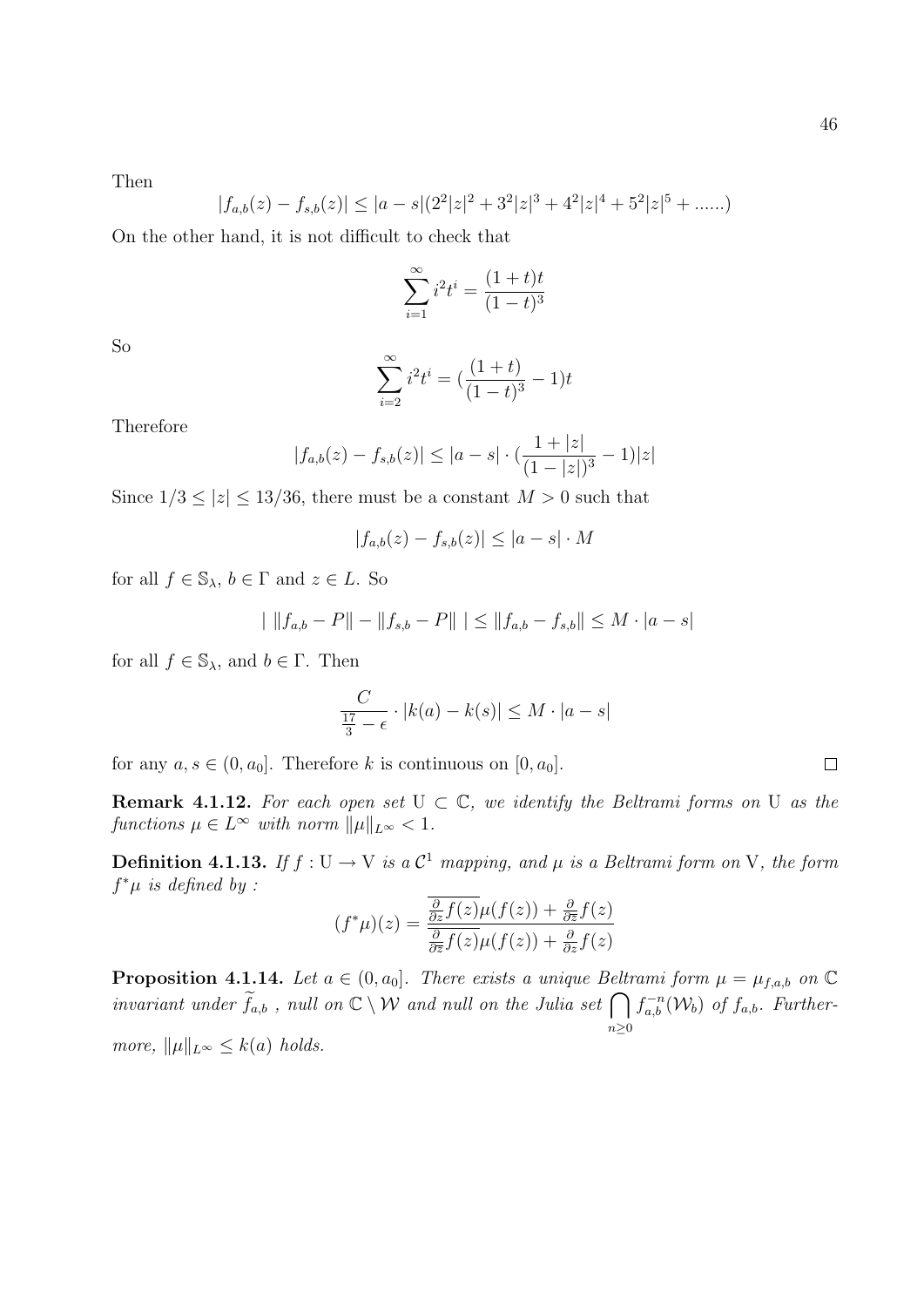Then

$$|f_{a,b}(z) - f_{s,b}(z)| \leq |a-s|(2^2|z|^2 + 3^2|z|^3 + 4^2|z|^4 + 5^2|z|^5 + ......)$$

On the other hand, it is not difficult to check that

$$\sum_{i=1}^{\infty} i^2 t^i = \frac{(1+t)t}{(1-t)^3}$$

So

$$\sum_{i=2}^{\infty} i^2 t^i = (\frac{(1+t)}{(1-t)^3} - 1)t$$

Therefore

$$|f_{a,b}(z) - f_{s,b}(z)| \leq |a-s| \cdot (\frac{1+|z|}{(1-|z|)^3} - 1)|z|$$

Since $1/3 \leq |z| \leq 13/36$, there must be a constant $M > 0$ such that

$$|f_{a,b}(z) - f_{s,b}(z)| \leq |a-s| \cdot M$$

for all $f \in \mathbb{S}_\lambda$, $b \in \Gamma$ and $z \in L$. So

$$|\ \|f_{a,b} - P\| - \|f_{s,b} - P\|\ | \leq \|f_{a,b} - f_{s,b}\| \leq M \cdot |a-s|$$

for all $f \in \mathbb{S}_\lambda$, and $b \in \Gamma$. Then

$$\frac{C}{\frac{17}{3} - \epsilon} \cdot |k(a) - k(s)| \leq M \cdot |a-s|$$

for any $a, s \in (0, a_0]$. Therefore $k$ is continuous on $[0, a_0]$. □

**Remark 4.1.12.** *For each open set* $\mathrm{U} \subset \mathbb{C}$, *we identify the Beltrami forms on* $\mathrm{U}$ *as the functions* $\mu \in L^\infty$ *with norm* $\|\mu\|_{L^\infty} < 1$.

**Definition 4.1.13.** *If* $f : \mathrm{U} \to \mathrm{V}$ *is a* $\mathcal{C}^1$ *mapping, and* $\mu$ *is a Beltrami form on* $\mathrm{V}$, *the form* $f^*\mu$ *is defined by :*

$$(f^*\mu)(z) = \frac{\overline{\frac{\partial}{\partial z} f(z)} \mu(f(z)) + \frac{\partial}{\partial \bar{z}} f(z)}{\overline{\frac{\partial}{\partial \bar{z}} f(z)} \mu(f(z)) + \frac{\partial}{\partial z} f(z)}$$

**Proposition 4.1.14.** *Let* $a \in (0, a_0]$. *There exists a unique Beltrami form* $\mu = \mu_{f,a,b}$ *on* $\mathbb{C}$ *invariant under* $\widetilde{f}_{a,b}$ , *null on* $\mathbb{C} \setminus \mathcal{W}$ *and null on the Julia set* $\bigcap_{n \geq 0} f_{a,b}^{-n}(\mathcal{W}_b)$ *of* $f_{a,b}$. *Furthermore,* $\|\mu\|_{L^\infty} \leq k(a)$ *holds.*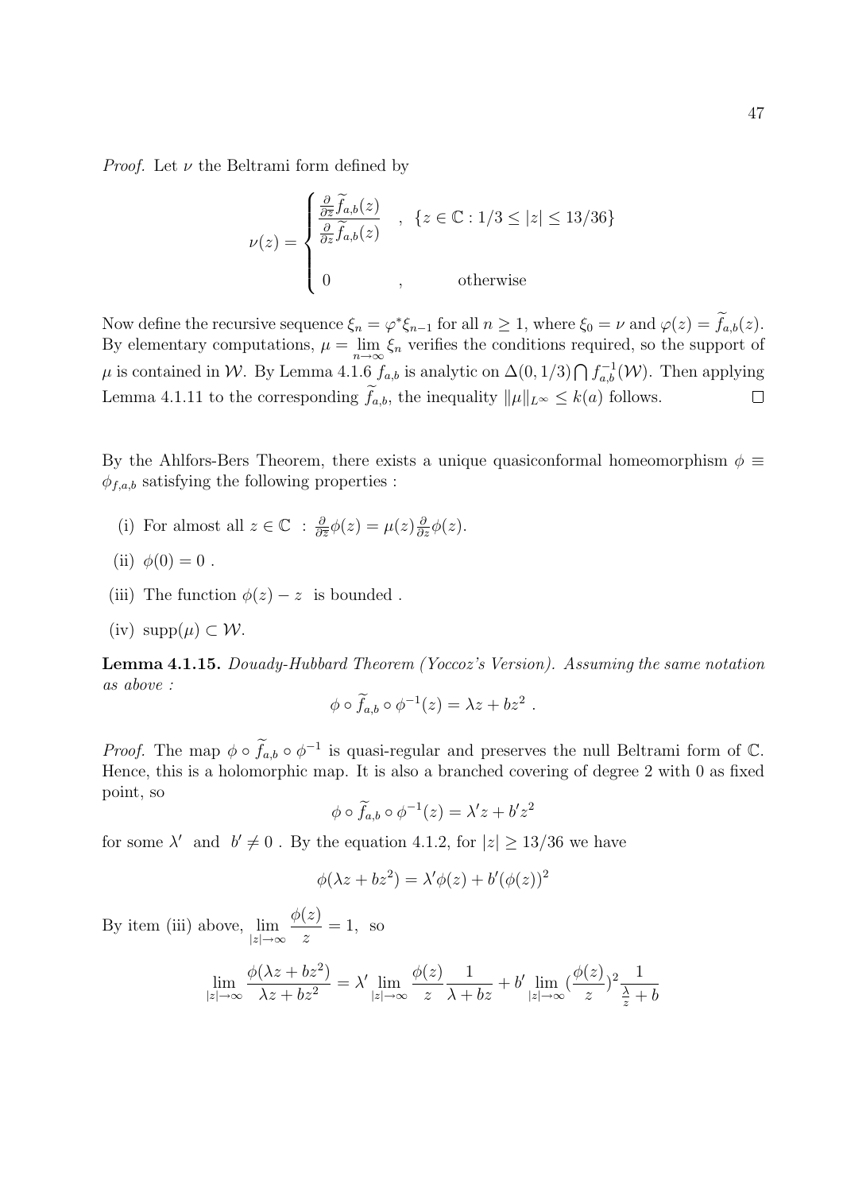*Proof.* Let $\nu$ the Beltrami form defined by

$$\nu(z) = \begin{cases} \dfrac{\frac{\partial}{\partial \bar{z}} \widetilde{f}_{a,b}(z)}{\frac{\partial}{\partial z} \widetilde{f}_{a,b}(z)} & , \ \{z \in \mathbb{C} : 1/3 \leq |z| \leq 13/36\} \\ \\ 0 & , \qquad \text{otherwise} \end{cases}$$

Now define the recursive sequence $\xi_n = \varphi^* \xi_{n-1}$ for all $n \geq 1$, where $\xi_0 = \nu$ and $\varphi(z) = \widetilde{f}_{a,b}(z)$. By elementary computations, $\mu = \lim_{n \to \infty} \xi_n$ verifies the conditions required, so the support of $\mu$ is contained in $\mathcal{W}$. By Lemma 4.1.6 $f_{a,b}$ is analytic on $\Delta(0, 1/3) \bigcap f_{a,b}^{-1}(\mathcal{W})$. Then applying Lemma 4.1.11 to the corresponding $\widetilde{f}_{a,b}$, the inequality $\|\mu\|_{L^\infty} \leq k(a)$ follows. $\square$

By the Ahlfors-Bers Theorem, there exists a unique quasiconformal homeomorphism $\phi \equiv \phi_{f,a,b}$ satisfying the following properties :

(i) For almost all $z \in \mathbb{C}$ : $\frac{\partial}{\partial \bar{z}} \phi(z) = \mu(z) \frac{\partial}{\partial z} \phi(z)$.

(ii) $\phi(0) = 0$ .

(iii) The function $\phi(z) - z$ is bounded .

(iv) $\operatorname{supp}(\mu) \subset \mathcal{W}$.

**Lemma 4.1.15.** *Douady-Hubbard Theorem (Yoccoz's Version). Assuming the same notation as above :*

$$\phi \circ \widetilde{f}_{a,b} \circ \phi^{-1}(z) = \lambda z + bz^2 \ .$$

*Proof.* The map $\phi \circ \widetilde{f}_{a,b} \circ \phi^{-1}$ is quasi-regular and preserves the null Beltrami form of $\mathbb{C}$. Hence, this is a holomorphic map. It is also a branched covering of degree 2 with 0 as fixed point, so

$$\phi \circ \widetilde{f}_{a,b} \circ \phi^{-1}(z) = \lambda' z + b' z^2$$

for some $\lambda'$ and $b' \neq 0$ . By the equation 4.1.2, for $|z| \geq 13/36$ we have

$$\phi(\lambda z + bz^2) = \lambda' \phi(z) + b' (\phi(z))^2$$

By item (iii) above, $\lim_{|z| \to \infty} \dfrac{\phi(z)}{z} = 1$, so

$$\lim_{|z| \to \infty} \frac{\phi(\lambda z + bz^2)}{\lambda z + bz^2} = \lambda' \lim_{|z| \to \infty} \frac{\phi(z)}{z} \frac{1}{\lambda + bz} + b' \lim_{|z| \to \infty} (\frac{\phi(z)}{z})^2 \frac{1}{\frac{\lambda}{z} + b}$$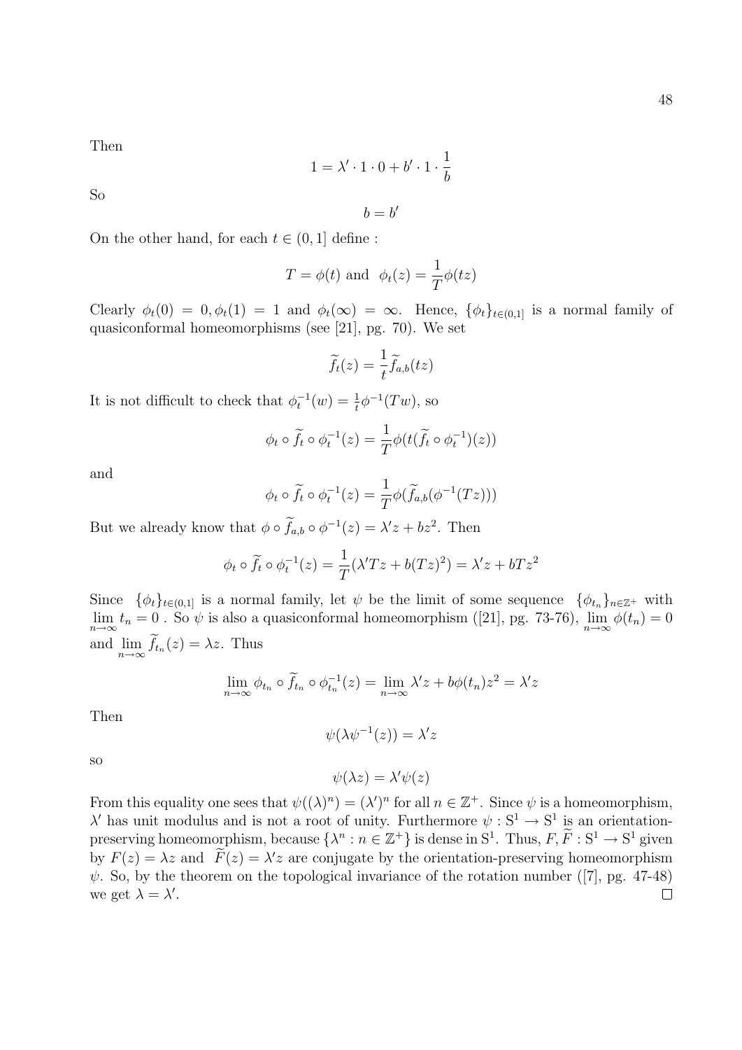Then

$$1 = \lambda' \cdot 1 \cdot 0 + b' \cdot 1 \cdot \frac{1}{b}$$

So

$$b = b'$$

On the other hand, for each $t \in (0, 1]$ define :

$$T = \phi(t) \text{ and } \phi_t(z) = \frac{1}{T}\phi(tz)$$

Clearly $\phi_t(0) = 0, \phi_t(1) = 1$ and $\phi_t(\infty) = \infty$. Hence, $\{\phi_t\}_{t\in(0,1]}$ is a normal family of quasiconformal homeomorphisms (see [21], pg. 70). We set

$$\widetilde{f}_t(z) = \frac{1}{t}\widetilde{f}_{a,b}(tz)$$

It is not difficult to check that $\phi_t^{-1}(w) = \frac{1}{t}\phi^{-1}(Tw)$, so

$$\phi_t \circ \widetilde{f}_t \circ \phi_t^{-1}(z) = \frac{1}{T}\phi(t(\widetilde{f}_t \circ \phi_t^{-1})(z))$$

and

$$\phi_t \circ \widetilde{f}_t \circ \phi_t^{-1}(z) = \frac{1}{T}\phi(\widetilde{f}_{a,b}(\phi^{-1}(Tz)))$$

But we already know that $\phi \circ \widetilde{f}_{a,b} \circ \phi^{-1}(z) = \lambda' z + bz^2$. Then

$$\phi_t \circ \widetilde{f}_t \circ \phi_t^{-1}(z) = \frac{1}{T}(\lambda' Tz + b(Tz)^2) = \lambda' z + bTz^2$$

Since $\{\phi_t\}_{t\in(0,1]}$ is a normal family, let $\psi$ be the limit of some sequence $\{\phi_{t_n}\}_{n\in\mathbb{Z}^+}$ with $\lim_{n\to\infty} t_n = 0$ . So $\psi$ is also a quasiconformal homeomorphism ([21], pg. 73-76), $\lim_{n\to\infty} \phi(t_n) = 0$ and $\lim_{n\to\infty} \widetilde{f}_{t_n}(z) = \lambda z$. Thus

$$\lim_{n\to\infty} \phi_{t_n} \circ \widetilde{f}_{t_n} \circ \phi_{t_n}^{-1}(z) = \lim_{n\to\infty} \lambda' z + b\phi(t_n)z^2 = \lambda' z$$

Then

$$\psi(\lambda\psi^{-1}(z)) = \lambda' z$$

so

$$\psi(\lambda z) = \lambda'\psi(z)$$

From this equality one sees that $\psi((\lambda)^n) = (\lambda')^n$ for all $n \in \mathbb{Z}^+$. Since $\psi$ is a homeomorphism, $\lambda'$ has unit modulus and is not a root of unity. Furthermore $\psi : \mathrm{S}^1 \to \mathrm{S}^1$ is an orientation-preserving homeomorphism, because $\{\lambda^n : n \in \mathbb{Z}^+\}$ is dense in $\mathrm{S}^1$. Thus, $F, \widetilde{F} : \mathrm{S}^1 \to \mathrm{S}^1$ given by $F(z) = \lambda z$ and $\widetilde{F}(z) = \lambda' z$ are conjugate by the orientation-preserving homeomorphism $\psi$. So, by the theorem on the topological invariance of the rotation number ([7], pg. 47-48) we get $\lambda = \lambda'$. $\square$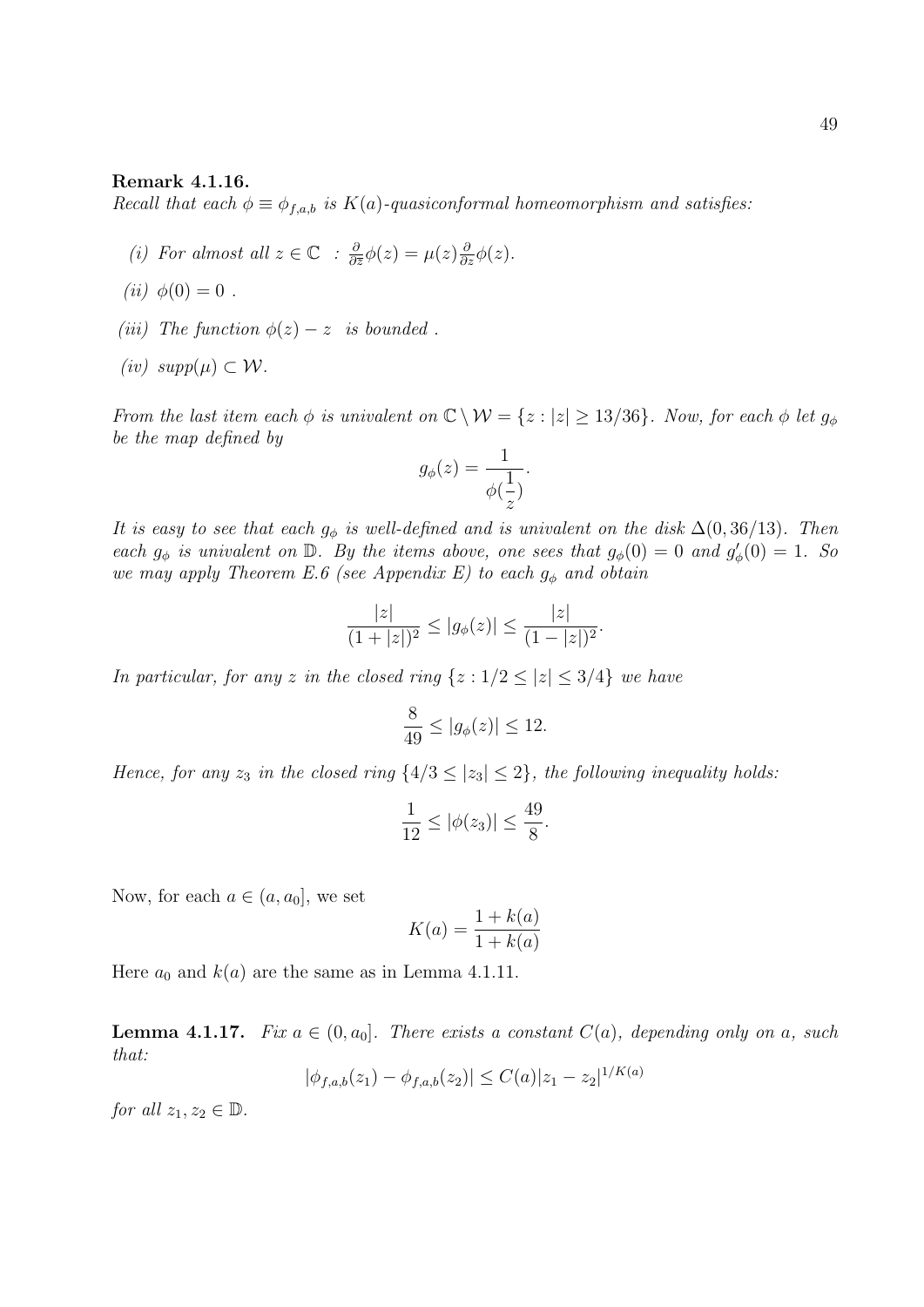**Remark 4.1.16.**
*Recall that each $\phi \equiv \phi_{f,a,b}$ is $K(a)$-quasiconformal homeomorphism and satisfies:*

*(i) For almost all $z \in \mathbb{C}$ : $\frac{\partial}{\partial \bar{z}}\phi(z) = \mu(z)\frac{\partial}{\partial z}\phi(z)$.*

*(ii) $\phi(0) = 0$ .*

*(iii) The function $\phi(z) - z$ is bounded .*

*(iv) $supp(\mu) \subset \mathcal{W}$.*

*From the last item each $\phi$ is univalent on $\mathbb{C} \setminus \mathcal{W} = \{z : |z| \geq 13/36\}$. Now, for each $\phi$ let $g_\phi$ be the map defined by*

$$g_\phi(z) = \frac{1}{\phi(\frac{1}{z})}.$$

*It is easy to see that each $g_\phi$ is well-defined and is univalent on the disk $\Delta(0, 36/13)$. Then each $g_\phi$ is univalent on $\mathbb{D}$. By the items above, one sees that $g_\phi(0) = 0$ and $g'_\phi(0) = 1$. So we may apply Theorem E.6 (see Appendix E) to each $g_\phi$ and obtain*

$$\frac{|z|}{(1+|z|)^2} \leq |g_\phi(z)| \leq \frac{|z|}{(1-|z|)^2}.$$

*In particular, for any $z$ in the closed ring $\{z : 1/2 \leq |z| \leq 3/4\}$ we have*

$$\frac{8}{49} \leq |g_\phi(z)| \leq 12.$$

*Hence, for any $z_3$ in the closed ring $\{4/3 \leq |z_3| \leq 2\}$, the following inequality holds:*

$$\frac{1}{12} \leq |\phi(z_3)| \leq \frac{49}{8}.$$

Now, for each $a \in (a, a_0]$, we set

$$K(a) = \frac{1+k(a)}{1+k(a)}$$

Here $a_0$ and $k(a)$ are the same as in Lemma 4.1.11.

**Lemma 4.1.17.** *Fix $a \in (0, a_0]$. There exists a constant $C(a)$, depending only on $a$, such that:*

$$|\phi_{f,a,b}(z_1) - \phi_{f,a,b}(z_2)| \leq C(a)|z_1 - z_2|^{1/K(a)}$$

*for all $z_1, z_2 \in \mathbb{D}$.*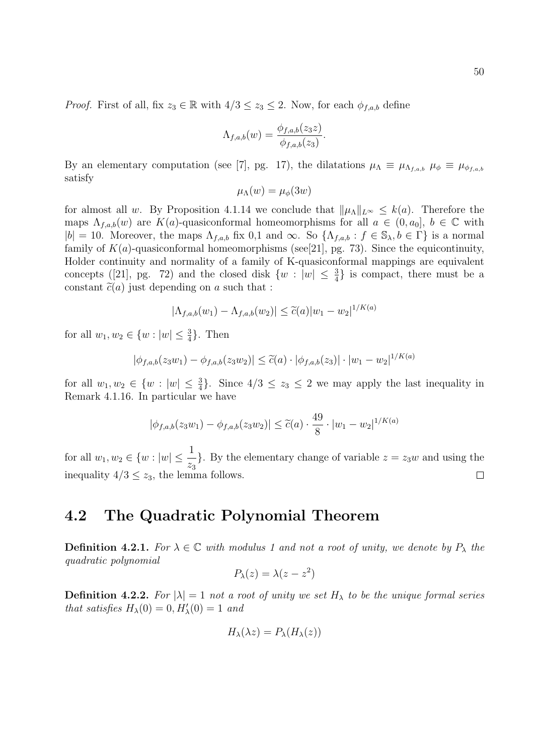*Proof.* First of all, fix $z_3 \in \mathbb{R}$ with $4/3 \leq z_3 \leq 2$. Now, for each $\phi_{f,a,b}$ define

$$\Lambda_{f,a,b}(w) = \frac{\phi_{f,a,b}(z_3 z)}{\phi_{f,a,b}(z_3)}.$$

By an elementary computation (see [7], pg. 17), the dilatations $\mu_\Lambda \equiv \mu_{\Lambda_{f,a,b}}$ $\mu_\phi \equiv \mu_{\phi_{f,a,b}}$ satisfy

$$\mu_\Lambda(w) = \mu_\phi(3w)$$

for almost all $w$. By Proposition 4.1.14 we conclude that $\|\mu_\Lambda\|_{L^\infty} \leq k(a)$. Therefore the maps $\Lambda_{f,a,b}(w)$ are $K(a)$-quasiconformal homeomorphisms for all $a \in (0, a_0]$, $b \in \mathbb{C}$ with $|b| = 10$. Moreover, the maps $\Lambda_{f,a,b}$ fix 0,1 and $\infty$. So $\{\Lambda_{f,a,b} : f \in \mathbb{S}_\lambda, b \in \Gamma\}$ is a normal family of $K(a)$-quasiconformal homeomorphisms (see[21], pg. 73). Since the equicontinuity, Holder continuity and normality of a family of K-quasiconformal mappings are equivalent concepts ([21], pg. 72) and the closed disk $\{w : |w| \leq \frac{3}{4}\}$ is compact, there must be a constant $\widetilde{c}(a)$ just depending on $a$ such that :

$$|\Lambda_{f,a,b}(w_1) - \Lambda_{f,a,b}(w_2)| \leq \widetilde{c}(a)|w_1 - w_2|^{1/K(a)}$$

for all $w_1, w_2 \in \{w : |w| \leq \frac{3}{4}\}$. Then

$$|\phi_{f,a,b}(z_3 w_1) - \phi_{f,a,b}(z_3 w_2)| \leq \widetilde{c}(a) \cdot |\phi_{f,a,b}(z_3)| \cdot |w_1 - w_2|^{1/K(a)}$$

for all $w_1, w_2 \in \{w : |w| \leq \frac{3}{4}\}$. Since $4/3 \leq z_3 \leq 2$ we may apply the last inequality in Remark 4.1.16. In particular we have

$$|\phi_{f,a,b}(z_3 w_1) - \phi_{f,a,b}(z_3 w_2)| \leq \widetilde{c}(a) \cdot \frac{49}{8} \cdot |w_1 - w_2|^{1/K(a)}$$

for all $w_1, w_2 \in \{w : |w| \leq \dfrac{1}{z_3}\}$. By the elementary change of variable $z = z_3 w$ and using the inequality $4/3 \leq z_3$, the lemma follows. ∎

## 4.2 The Quadratic Polynomial Theorem

**Definition 4.2.1.** *For $\lambda \in \mathbb{C}$ with modulus 1 and not a root of unity, we denote by $P_\lambda$ the quadratic polynomial*

$$P_\lambda(z) = \lambda(z - z^2)$$

**Definition 4.2.2.** *For $|\lambda| = 1$ not a root of unity we set $H_\lambda$ to be the unique formal series that satisfies $H_\lambda(0) = 0, H'_\lambda(0) = 1$ and*

$$H_\lambda(\lambda z) = P_\lambda(H_\lambda(z))$$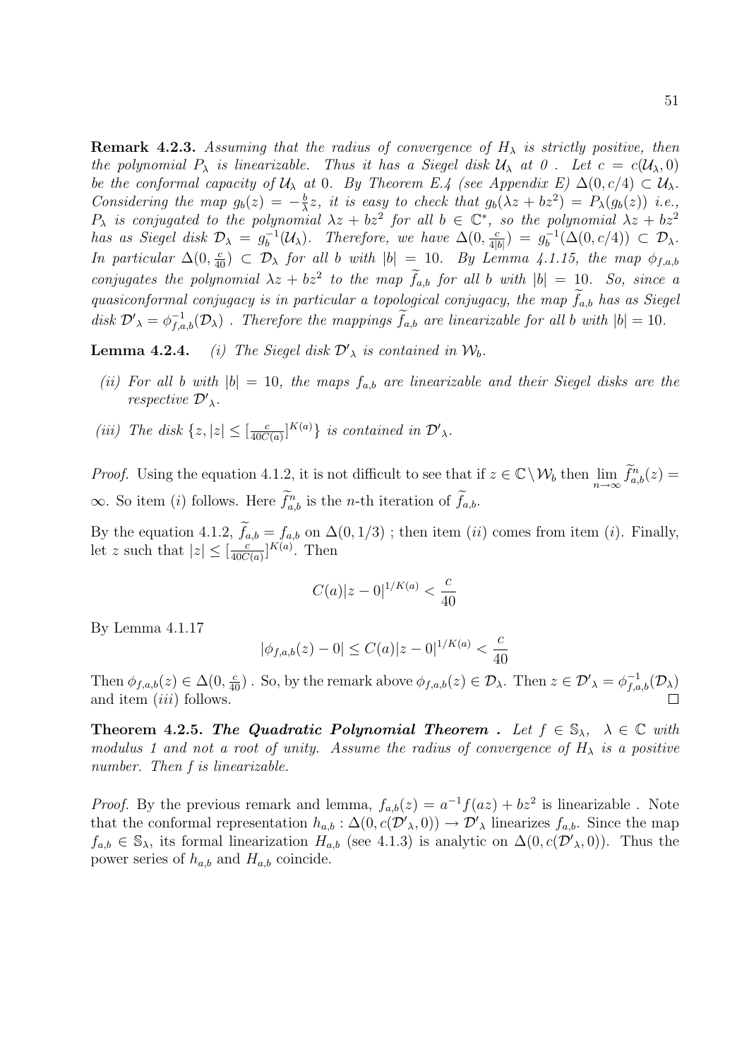**Remark 4.2.3.** *Assuming that the radius of convergence of $H_\lambda$ is strictly positive, then the polynomial $P_\lambda$ is linearizable. Thus it has a Siegel disk $\mathcal{U}_\lambda$ at 0 . Let $c = c(\mathcal{U}_\lambda, 0)$ be the conformal capacity of $\mathcal{U}_\lambda$ at 0. By Theorem E.4 (see Appendix E) $\Delta(0, c/4) \subset \mathcal{U}_\lambda$. Considering the map $g_b(z) = -\frac{b}{\lambda}z$, it is easy to check that $g_b(\lambda z + bz^2) = P_\lambda(g_b(z))$ i.e., $P_\lambda$ is conjugated to the polynomial $\lambda z + bz^2$ for all $b \in \mathbb{C}^*$, so the polynomial $\lambda z + bz^2$ has as Siegel disk $\mathcal{D}_\lambda = g_b^{-1}(\mathcal{U}_\lambda)$. Therefore, we have $\Delta(0, \frac{c}{4|b|}) = g_b^{-1}(\Delta(0, c/4)) \subset \mathcal{D}_\lambda$. In particular $\Delta(0, \frac{c}{40}) \subset \mathcal{D}_\lambda$ for all $b$ with $|b| = 10$. By Lemma 4.1.15, the map $\phi_{f,a,b}$ conjugates the polynomial $\lambda z + bz^2$ to the map $\widetilde{f}_{a,b}$ for all $b$ with $|b| = 10$. So, since a quasiconformal conjugacy is in particular a topological conjugacy, the map $\widetilde{f}_{a,b}$ has as Siegel disk $\mathcal{D'}_\lambda = \phi_{f,a,b}^{-1}(\mathcal{D}_\lambda)$ . Therefore the mappings $\widetilde{f}_{a,b}$ are linearizable for all $b$ with $|b| = 10$.*

**Lemma 4.2.4.** *(i) The Siegel disk $\mathcal{D'}_\lambda$ is contained in $\mathcal{W}_b$.*

*(ii) For all $b$ with $|b| = 10$, the maps $f_{a,b}$ are linearizable and their Siegel disks are the respective $\mathcal{D'}_\lambda$.*

*(iii) The disk $\{z, |z| \leq [\frac{c}{40C(a)}]^{K(a)}\}$ is contained in $\mathcal{D'}_\lambda$.*

*Proof.* Using the equation 4.1.2, it is not difficult to see that if $z \in \mathbb{C} \setminus \mathcal{W}_b$ then $\lim_{n\to\infty} \widetilde{f}^n_{a,b}(z) = \infty$. So item $(i)$ follows. Here $\widetilde{f}^n_{a,b}$ is the $n$-th iteration of $\widetilde{f}_{a,b}$.

By the equation 4.1.2, $\widetilde{f}_{a,b} = f_{a,b}$ on $\Delta(0, 1/3)$ ; then item $(ii)$ comes from item $(i)$. Finally, let $z$ such that $|z| \leq [\frac{c}{40C(a)}]^{K(a)}$. Then

$$C(a)|z - 0|^{1/K(a)} < \frac{c}{40}$$

By Lemma 4.1.17

$$|\phi_{f,a,b}(z) - 0| \leq C(a)|z - 0|^{1/K(a)} < \frac{c}{40}$$

Then $\phi_{f,a,b}(z) \in \Delta(0, \frac{c}{40})$ . So, by the remark above $\phi_{f,a,b}(z) \in \mathcal{D}_\lambda$. Then $z \in \mathcal{D'}_\lambda = \phi_{f,a,b}^{-1}(\mathcal{D}_\lambda)$ and item $(iii)$ follows. $\square$

**Theorem 4.2.5.** ***The Quadratic Polynomial Theorem .*** *Let $f \in \mathbb{S}_\lambda$, $\lambda \in \mathbb{C}$ with modulus 1 and not a root of unity. Assume the radius of convergence of $H_\lambda$ is a positive number. Then f is linearizable.*

*Proof.* By the previous remark and lemma, $f_{a,b}(z) = a^{-1}f(az) + bz^2$ is linearizable . Note that the conformal representation $h_{a,b} : \Delta(0, c(\mathcal{D'}_\lambda, 0)) \to \mathcal{D'}_\lambda$ linearizes $f_{a,b}$. Since the map $f_{a,b} \in \mathbb{S}_\lambda$, its formal linearization $H_{a,b}$ (see 4.1.3) is analytic on $\Delta(0, c(\mathcal{D'}_\lambda, 0))$. Thus the power series of $h_{a,b}$ and $H_{a,b}$ coincide.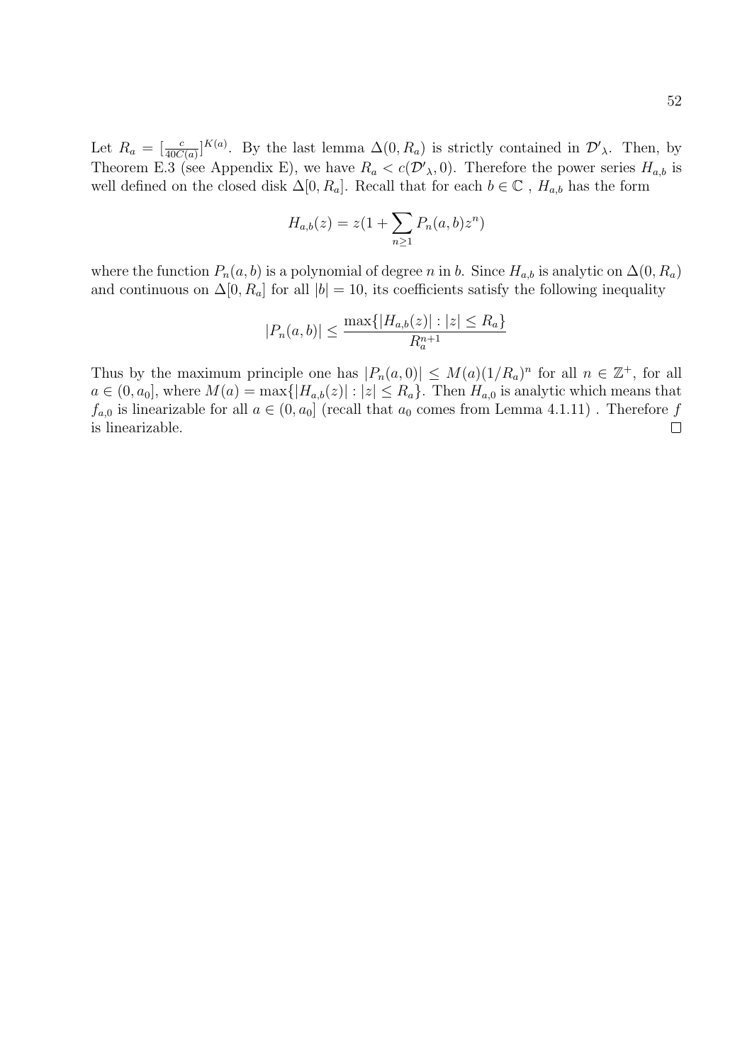Let $R_a = [\frac{c}{40C(a)}]^{K(a)}$. By the last lemma $\Delta(0, R_a)$ is strictly contained in $\mathcal{D'}_\lambda$. Then, by Theorem E.3 (see Appendix E), we have $R_a < c(\mathcal{D'}_\lambda, 0)$. Therefore the power series $H_{a,b}$ is well defined on the closed disk $\Delta[0, R_a]$. Recall that for each $b \in \mathbb{C}$ , $H_{a,b}$ has the form

$$H_{a,b}(z) = z(1 + \sum_{n \geq 1} P_n(a,b) z^n)$$

where the function $P_n(a, b)$ is a polynomial of degree $n$ in $b$. Since $H_{a,b}$ is analytic on $\Delta(0, R_a)$ and continuous on $\Delta[0, R_a]$ for all $|b| = 10$, its coefficients satisfy the following inequality

$$|P_n(a,b)| \leq \frac{\max\{|H_{a,b}(z)| : |z| \leq R_a\}}{R_a^{n+1}}$$

Thus by the maximum principle one has $|P_n(a, 0)| \leq M(a)(1/R_a)^n$ for all $n \in \mathbb{Z}^+$, for all $a \in (0, a_0]$, where $M(a) = \max\{|H_{a,b}(z)| : |z| \leq R_a\}$. Then $H_{a,0}$ is analytic which means that $f_{a,0}$ is linearizable for all $a \in (0, a_0]$ (recall that $a_0$ comes from Lemma 4.1.11) . Therefore $f$ is linearizable. □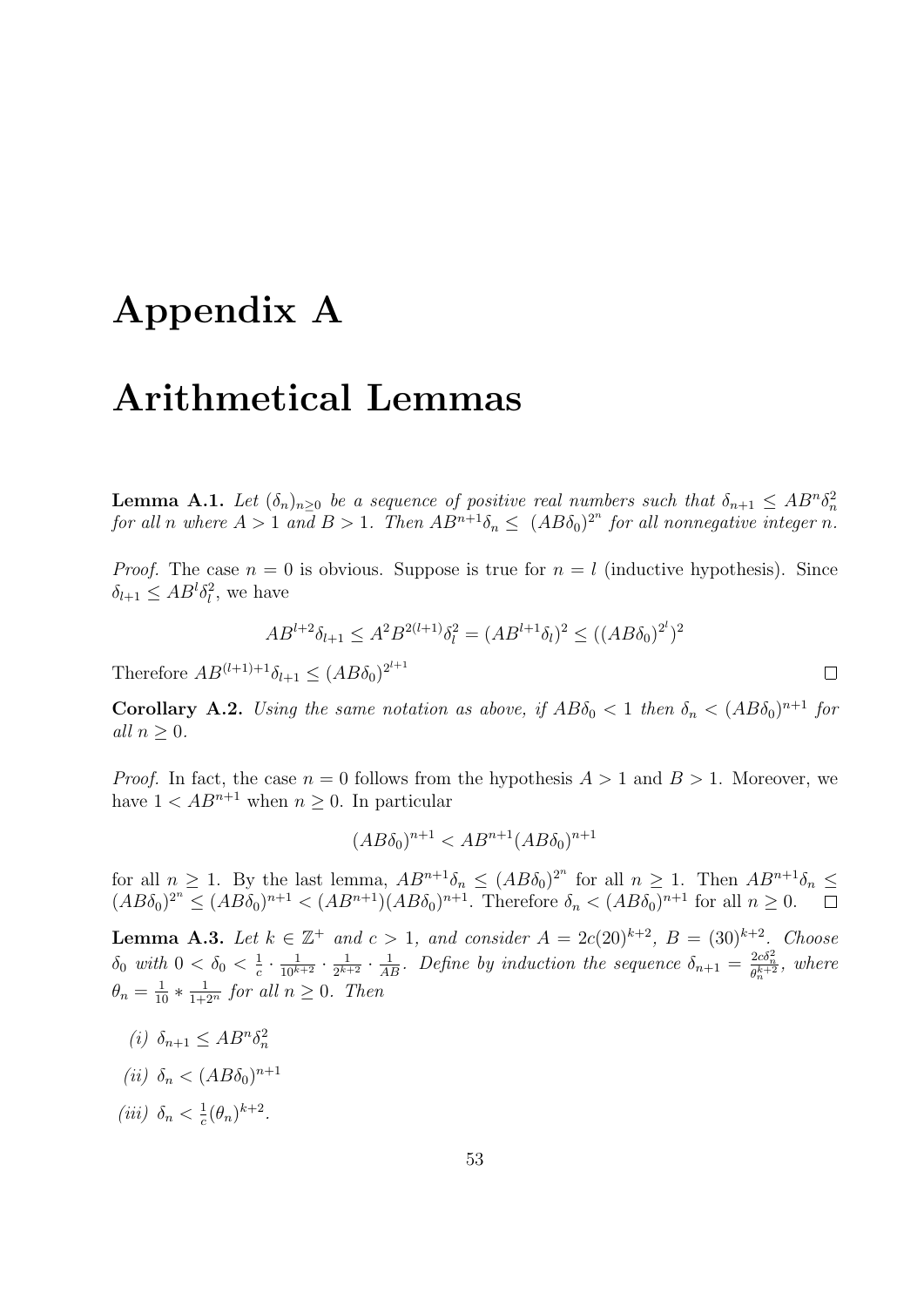# Appendix A

# Arithmetical Lemmas

**Lemma A.1.** *Let $(\delta_n)_{n\geq 0}$ be a sequence of positive real numbers such that $\delta_{n+1} \leq AB^n\delta_n^2$ for all n where $A > 1$ and $B > 1$. Then $AB^{n+1}\delta_n \leq (AB\delta_0)^{2^n}$ for all nonnegative integer n.*

*Proof.* The case $n = 0$ is obvious. Suppose is true for $n = l$ (inductive hypothesis). Since $\delta_{l+1} \leq AB^l\delta_l^2$, we have

$$AB^{l+2}\delta_{l+1} \leq A^2B^{2(l+1)}\delta_l^2 = (AB^{l+1}\delta_l)^2 \leq ((AB\delta_0)^{2^l})^2$$

Therefore $AB^{(l+1)+1}\delta_{l+1} \leq (AB\delta_0)^{2^{l+1}}$ ∎

**Corollary A.2.** *Using the same notation as above, if $AB\delta_0 < 1$ then $\delta_n < (AB\delta_0)^{n+1}$ for all $n \geq 0$.*

*Proof.* In fact, the case $n = 0$ follows from the hypothesis $A > 1$ and $B > 1$. Moreover, we have $1 < AB^{n+1}$ when $n \geq 0$. In particular

$$(AB\delta_0)^{n+1} < AB^{n+1}(AB\delta_0)^{n+1}$$

for all $n \geq 1$. By the last lemma, $AB^{n+1}\delta_n \leq (AB\delta_0)^{2^n}$ for all $n \geq 1$. Then $AB^{n+1}\delta_n \leq (AB\delta_0)^{2^n} \leq (AB\delta_0)^{n+1} < (AB^{n+1})(AB\delta_0)^{n+1}$. Therefore $\delta_n < (AB\delta_0)^{n+1}$ for all $n \geq 0$. ∎

**Lemma A.3.** *Let $k \in \mathbb{Z}^+$ and $c > 1$, and consider $A = 2c(20)^{k+2}$, $B = (30)^{k+2}$. Choose $\delta_0$ with $0 < \delta_0 < \frac{1}{c} \cdot \frac{1}{10^{k+2}} \cdot \frac{1}{2^{k+2}} \cdot \frac{1}{AB}$. Define by induction the sequence $\delta_{n+1} = \frac{2c\delta_n^2}{\theta_n^{k+2}}$, where $\theta_n = \frac{1}{10} * \frac{1}{1+2^n}$ for all $n \geq 0$. Then*

*(i)* $\delta_{n+1} \leq AB^n\delta_n^2$

*(ii)* $\delta_n < (AB\delta_0)^{n+1}$

*(iii)* $\delta_n < \frac{1}{c}(\theta_n)^{k+2}$.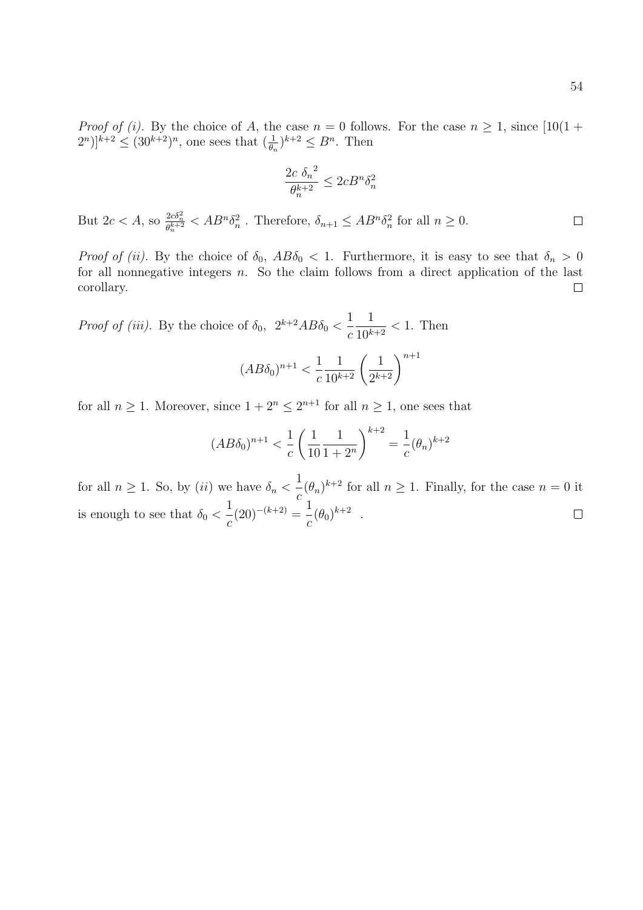*Proof of (i).* By the choice of $A$, the case $n = 0$ follows. For the case $n \geq 1$, since $[10(1 + 2^n)]^{k+2} \leq (30^{k+2})^n$, one sees that $(\frac{1}{\theta_n})^{k+2} \leq B^n$. Then

$$\frac{2c\ {\delta_n}^2}{\theta_n^{k+2}} \leq 2cB^n\delta_n^2$$

But $2c < A$, so $\frac{2c\delta_n^2}{\theta_n^{k+2}} < AB^n\delta_n^2$ . Therefore, $\delta_{n+1} \leq AB^n\delta_n^2$ for all $n \geq 0$. $\square$

*Proof of (ii).* By the choice of $\delta_0$, $AB\delta_0 < 1$. Furthermore, it is easy to see that $\delta_n > 0$ for all nonnegative integers $n$. So the claim follows from a direct application of the last corollary. $\square$

*Proof of (iii).* By the choice of $\delta_0$, $2^{k+2}AB\delta_0 < \dfrac{1}{c}\dfrac{1}{10^{k+2}} < 1$. Then

$$(AB\delta_0)^{n+1} < \frac{1}{c}\frac{1}{10^{k+2}}\left(\frac{1}{2^{k+2}}\right)^{n+1}$$

for all $n \geq 1$. Moreover, since $1 + 2^n \leq 2^{n+1}$ for all $n \geq 1$, one sees that

$$(AB\delta_0)^{n+1} < \frac{1}{c}\left(\frac{1}{10}\frac{1}{1+2^n}\right)^{k+2} = \frac{1}{c}(\theta_n)^{k+2}$$

for all $n \geq 1$. So, by $(ii)$ we have $\delta_n < \dfrac{1}{c}(\theta_n)^{k+2}$ for all $n \geq 1$. Finally, for the case $n = 0$ it is enough to see that $\delta_0 < \dfrac{1}{c}(20)^{-(k+2)} = \dfrac{1}{c}(\theta_0)^{k+2}$ . $\square$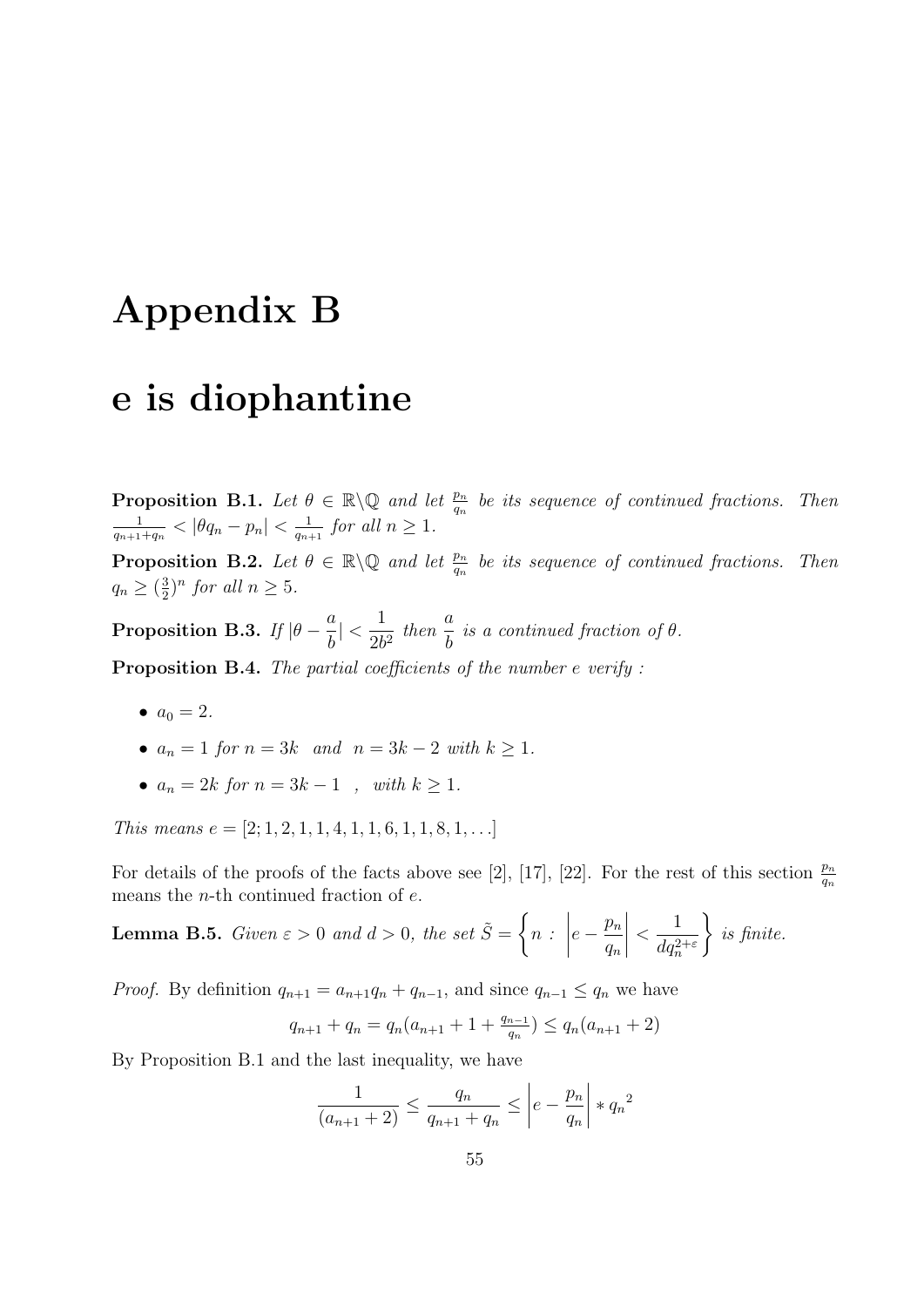# Appendix B

# e is diophantine

**Proposition B.1.** *Let $\theta \in \mathbb{R}\backslash\mathbb{Q}$ and let $\frac{p_n}{q_n}$ be its sequence of continued fractions. Then $\frac{1}{q_{n+1}+q_n} < |\theta q_n - p_n| < \frac{1}{q_{n+1}}$ for all $n \geq 1$.*

**Proposition B.2.** *Let $\theta \in \mathbb{R}\backslash\mathbb{Q}$ and let $\frac{p_n}{q_n}$ be its sequence of continued fractions. Then $q_n \geq (\frac{3}{2})^n$ for all $n \geq 5$.*

**Proposition B.3.** *If $|\theta - \dfrac{a}{b}| < \dfrac{1}{2b^2}$ then $\dfrac{a}{b}$ is a continued fraction of $\theta$.*

**Proposition B.4.** *The partial coefficients of the number $e$ verify :*

- $a_0 = 2$.
- $a_n = 1$ *for* $n = 3k$ *and* $n = 3k - 2$ *with* $k \geq 1$.
- $a_n = 2k$ *for* $n = 3k - 1$ , *with* $k \geq 1$.

*This means* $e = [2; 1, 2, 1, 1, 4, 1, 1, 6, 1, 1, 8, 1, \ldots]$

For details of the proofs of the facts above see [2], [17], [22]. For the rest of this section $\frac{p_n}{q_n}$ means the $n$-th continued fraction of $e$.

**Lemma B.5.** *Given $\varepsilon > 0$ and $d > 0$, the set $\tilde{S} = \left\{ n \, : \, \left| e - \dfrac{p_n}{q_n} \right| < \dfrac{1}{dq_n^{2+\varepsilon}} \right\}$ is finite.*

*Proof.* By definition $q_{n+1} = a_{n+1}q_n + q_{n-1}$, and since $q_{n-1} \leq q_n$ we have

$$q_{n+1} + q_n = q_n(a_{n+1} + 1 + \tfrac{q_{n-1}}{q_n}) \leq q_n(a_{n+1} + 2)$$

By Proposition B.1 and the last inequality, we have

$$\frac{1}{(a_{n+1} + 2)} \leq \frac{q_n}{q_{n+1} + q_n} \leq \left| e - \frac{p_n}{q_n} \right| * {q_n}^2$$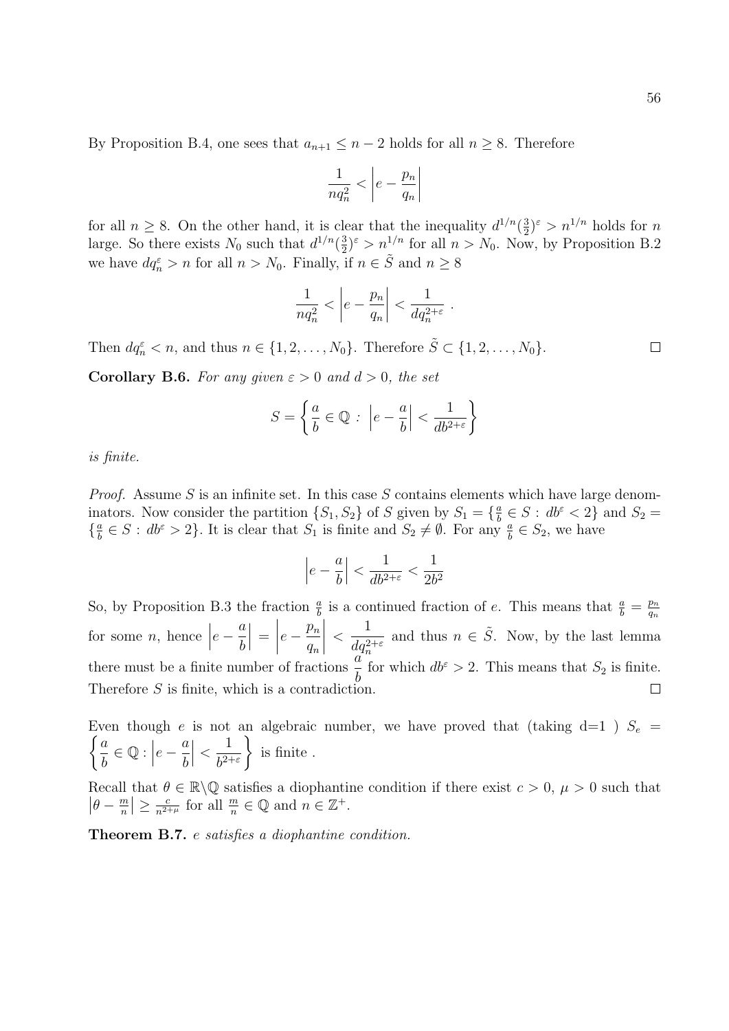By Proposition B.4, one sees that $a_{n+1} \leq n-2$ holds for all $n \geq 8$. Therefore

$$\frac{1}{nq_n^2} < \left| e - \frac{p_n}{q_n} \right|$$

for all $n \geq 8$. On the other hand, it is clear that the inequality $d^{1/n}(\frac{3}{2})^{\varepsilon} > n^{1/n}$ holds for $n$ large. So there exists $N_0$ such that $d^{1/n}(\frac{3}{2})^{\varepsilon} > n^{1/n}$ for all $n > N_0$. Now, by Proposition B.2 we have $dq_n^{\varepsilon} > n$ for all $n > N_0$. Finally, if $n \in \tilde{S}$ and $n \geq 8$

$$\frac{1}{nq_n^2} < \left| e - \frac{p_n}{q_n} \right| < \frac{1}{dq_n^{2+\varepsilon}} .$$

Then $dq_n^{\varepsilon} < n$, and thus $n \in \{1, 2, \ldots, N_0\}$. Therefore $\tilde{S} \subset \{1, 2, \ldots, N_0\}$. $\square$

**Corollary B.6.** *For any given $\varepsilon > 0$ and $d > 0$, the set*

$$S = \left\{ \frac{a}{b} \in \mathbb{Q} \, : \, \left| e - \frac{a}{b} \right| < \frac{1}{db^{2+\varepsilon}} \right\}$$

*is finite.*

*Proof.* Assume $S$ is an infinite set. In this case $S$ contains elements which have large denominators. Now consider the partition $\{S_1, S_2\}$ of $S$ given by $S_1 = \{\frac{a}{b} \in S : db^{\varepsilon} < 2\}$ and $S_2 = \{\frac{a}{b} \in S : db^{\varepsilon} > 2\}$. It is clear that $S_1$ is finite and $S_2 \neq \emptyset$. For any $\frac{a}{b} \in S_2$, we have

$$\left| e - \frac{a}{b} \right| < \frac{1}{db^{2+\varepsilon}} < \frac{1}{2b^2}$$

So, by Proposition B.3 the fraction $\frac{a}{b}$ is a continued fraction of $e$. This means that $\frac{a}{b} = \frac{p_n}{q_n}$ for some $n$, hence $\left| e - \dfrac{a}{b} \right| = \left| e - \dfrac{p_n}{q_n} \right| < \dfrac{1}{dq_n^{2+\varepsilon}}$ and thus $n \in \tilde{S}$. Now, by the last lemma there must be a finite number of fractions $\dfrac{a}{b}$ for which $db^{\varepsilon} > 2$. This means that $S_2$ is finite. Therefore $S$ is finite, which is a contradiction. $\square$

Even though $e$ is not an algebraic number, we have proved that (taking d=1 ) $S_e = \left\{ \dfrac{a}{b} \in \mathbb{Q} : \left| e - \dfrac{a}{b} \right| < \dfrac{1}{b^{2+\varepsilon}} \right\}$ is finite .

Recall that $\theta \in \mathbb{R} \backslash \mathbb{Q}$ satisfies a diophantine condition if there exist $c > 0$, $\mu > 0$ such that $\left| \theta - \frac{m}{n} \right| \geq \frac{c}{n^{2+\mu}}$ for all $\frac{m}{n} \in \mathbb{Q}$ and $n \in \mathbb{Z}^+$.

**Theorem B.7.** *$e$ satisfies a diophantine condition.*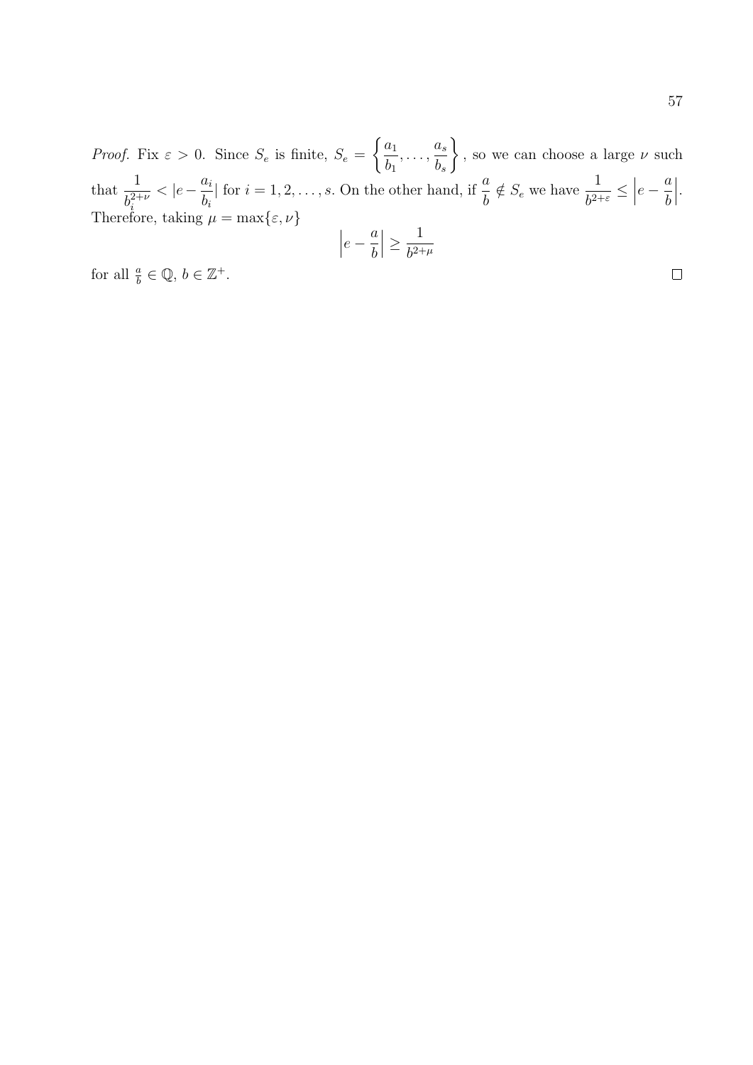*Proof.* Fix $\varepsilon > 0$. Since $S_e$ is finite, $S_e = \left\{\frac{a_1}{b_1}, \ldots, \frac{a_s}{b_s}\right\}$, so we can choose a large $\nu$ such that $\frac{1}{b_i^{2+\nu}} < |e - \frac{a_i}{b_i}|$ for $i = 1, 2, \ldots, s$. On the other hand, if $\frac{a}{b} \notin S_e$ we have $\frac{1}{b^{2+\varepsilon}} \leq \left|e - \frac{a}{b}\right|$. Therefore, taking $\mu = \max\{\varepsilon, \nu\}$

$$\left|e - \frac{a}{b}\right| \geq \frac{1}{b^{2+\mu}}$$

for all $\frac{a}{b} \in \mathbb{Q}$, $b \in \mathbb{Z}^+$. $\square$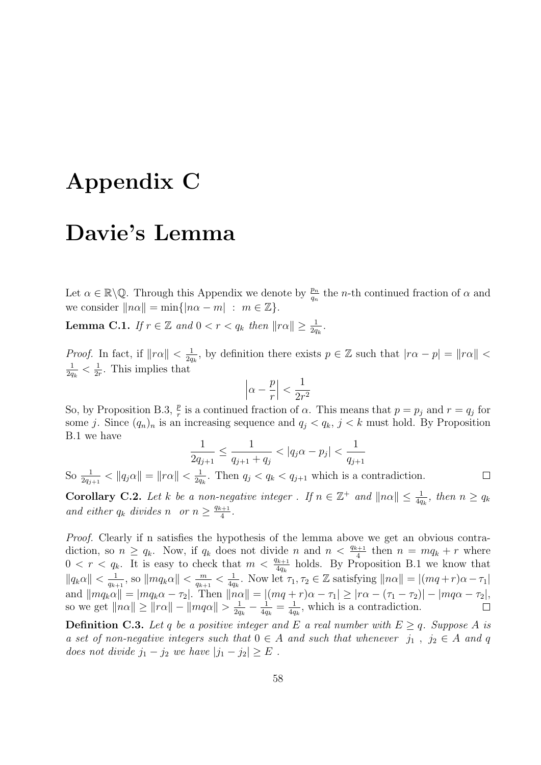# Appendix C

# Davie's Lemma

Let $\alpha \in \mathbb{R} \backslash \mathbb{Q}$. Through this Appendix we denote by $\frac{p_n}{q_n}$ the $n$-th continued fraction of $\alpha$ and we consider $\|n\alpha\| = \min\{|n\alpha - m| \ : \ m \in \mathbb{Z}\}$.

**Lemma C.1.** *If $r \in \mathbb{Z}$ and $0 < r < q_k$ then $\|r\alpha\| \geq \frac{1}{2q_k}$.*

*Proof.* In fact, if $\|r\alpha\| < \frac{1}{2q_k}$, by definition there exists $p \in \mathbb{Z}$ such that $|r\alpha - p| = \|r\alpha\| < \frac{1}{2q_k} < \frac{1}{2r}$. This implies that

$$\left|\alpha - \frac{p}{r}\right| < \frac{1}{2r^2}$$

So, by Proposition B.3, $\frac{p}{r}$ is a continued fraction of $\alpha$. This means that $p = p_j$ and $r = q_j$ for some $j$. Since $(q_n)_n$ is an increasing sequence and $q_j < q_k$, $j < k$ must hold. By Proposition B.1 we have

$$\frac{1}{2q_{j+1}} \leq \frac{1}{q_{j+1} + q_j} < |q_j\alpha - p_j| < \frac{1}{q_{j+1}}$$

So $\frac{1}{2q_{j+1}} < \|q_j\alpha\| = \|r\alpha\| < \frac{1}{2q_k}$. Then $q_j < q_k < q_{j+1}$ which is a contradiction. □

**Corollary C.2.** *Let $k$ be a non-negative integer . If $n \in \mathbb{Z}^+$ and $\|n\alpha\| \leq \frac{1}{4q_k}$, then $n \geq q_k$ and either $q_k$ divides $n$ or $n \geq \frac{q_{k+1}}{4}$.*

*Proof.* Clearly if n satisfies the hypothesis of the lemma above we get an obvious contradiction, so $n \geq q_k$. Now, if $q_k$ does not divide $n$ and $n < \frac{q_{k+1}}{4}$ then $n = mq_k + r$ where $0 < r < q_k$. It is easy to check that $m < \frac{q_{k+1}}{4q_k}$ holds. By Proposition B.1 we know that $\|q_k\alpha\| < \frac{1}{q_{k+1}}$, so $\|mq_k\alpha\| < \frac{m}{q_{k+1}} < \frac{1}{4q_k}$. Now let $\tau_1, \tau_2 \in \mathbb{Z}$ satisfying $\|n\alpha\| = |(mq+r)\alpha - \tau_1|$ and $\|mq_k\alpha\| = |mq_k\alpha - \tau_2|$. Then $\|n\alpha\| = |(mq+r)\alpha - \tau_1| \geq |r\alpha - (\tau_1 - \tau_2)| - |mq\alpha - \tau_2|$, so we get $\|n\alpha\| \geq \|r\alpha\| - \|mq\alpha\| > \frac{1}{2q_k} - \frac{1}{4q_k} = \frac{1}{4q_k}$, which is a contradiction. □

**Definition C.3.** *Let $q$ be a positive integer and $E$ a real number with $E \geq q$. Suppose $A$ is a set of non-negative integers such that $0 \in A$ and such that whenever $j_1$ , $j_2 \in A$ and $q$ does not divide $j_1 - j_2$ we have $|j_1 - j_2| \geq E$ .*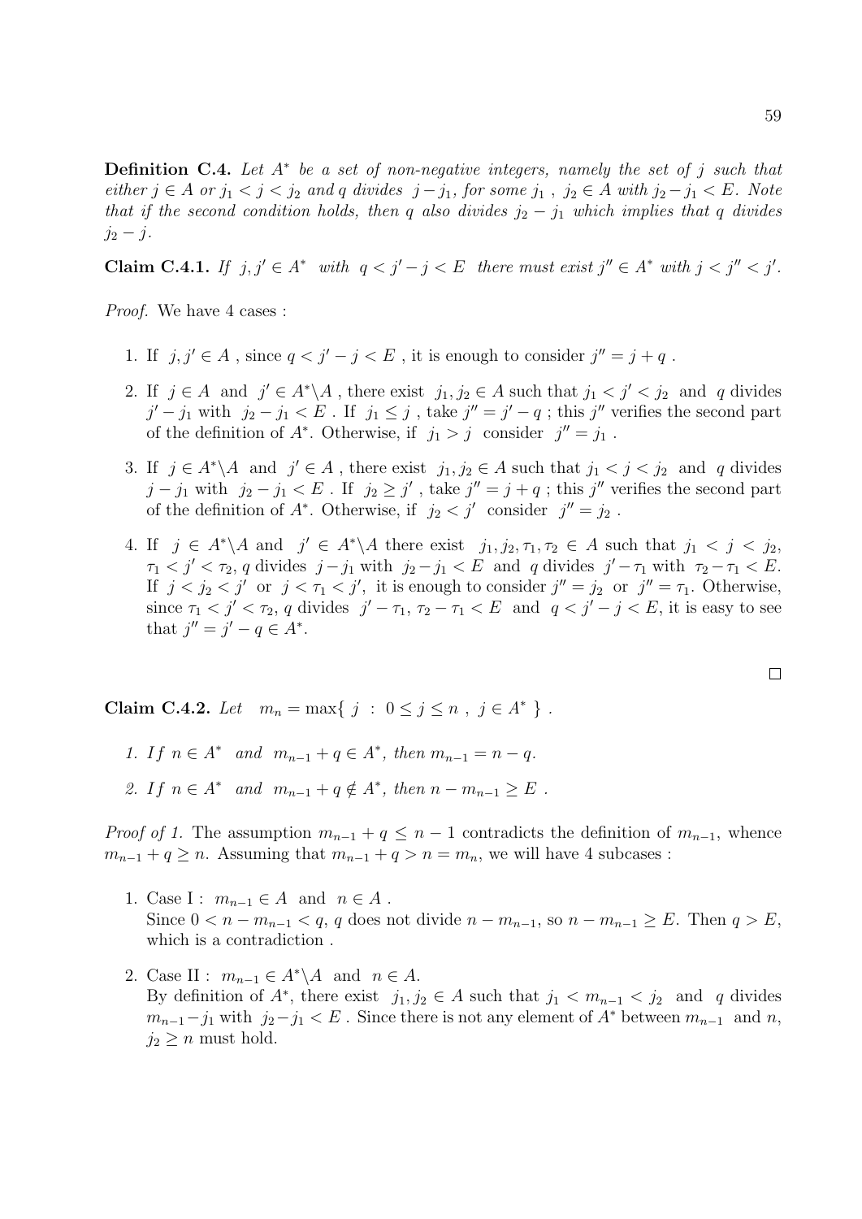**Definition C.4.** *Let $A^*$ be a set of non-negative integers, namely the set of $j$ such that either $j \in A$ or $j_1 < j < j_2$ and $q$ divides $j - j_1$, for some $j_1$ , $j_2 \in A$ with $j_2 - j_1 < E$. Note that if the second condition holds, then $q$ also divides $j_2 - j_1$ which implies that $q$ divides $j_2 - j$.*

**Claim C.4.1.** *If $j, j' \in A^*$ with $q < j' - j < E$ there must exist $j'' \in A^*$ with $j < j'' < j'$.*

*Proof.* We have 4 cases :

1. If $j, j' \in A$ , since $q < j' - j < E$ , it is enough to consider $j'' = j + q$ .
2. If $j \in A$ and $j' \in A^* \backslash A$ , there exist $j_1, j_2 \in A$ such that $j_1 < j' < j_2$ and $q$ divides $j' - j_1$ with $j_2 - j_1 < E$ . If $j_1 \leq j$ , take $j'' = j' - q$ ; this $j''$ verifies the second part of the definition of $A^*$. Otherwise, if $j_1 > j$ consider $j'' = j_1$ .
3. If $j \in A^* \backslash A$ and $j' \in A$ , there exist $j_1, j_2 \in A$ such that $j_1 < j < j_2$ and $q$ divides $j - j_1$ with $j_2 - j_1 < E$ . If $j_2 \geq j'$ , take $j'' = j + q$ ; this $j''$ verifies the second part of the definition of $A^*$. Otherwise, if $j_2 < j'$ consider $j'' = j_2$ .
4. If $j \in A^* \backslash A$ and $j' \in A^* \backslash A$ there exist $j_1, j_2, \tau_1, \tau_2 \in A$ such that $j_1 < j < j_2$, $\tau_1 < j' < \tau_2$, $q$ divides $j - j_1$ with $j_2 - j_1 < E$ and $q$ divides $j' - \tau_1$ with $\tau_2 - \tau_1 < E$. If $j < j_2 < j'$ or $j < \tau_1 < j'$, it is enough to consider $j'' = j_2$ or $j'' = \tau_1$. Otherwise, since $\tau_1 < j' < \tau_2$, $q$ divides $j' - \tau_1$, $\tau_2 - \tau_1 < E$ and $q < j' - j < E$, it is easy to see that $j'' = j' - q \in A^*$.

□

**Claim C.4.2.** *Let $m_n = \max\{ j \; : \; 0 \leq j \leq n \; , \; j \in A^* \}$ .*

1. *If $n \in A^*$ and $m_{n-1} + q \in A^*$, then $m_{n-1} = n - q$.*
2. *If $n \in A^*$ and $m_{n-1} + q \notin A^*$, then $n - m_{n-1} \geq E$ .*

*Proof of 1.* The assumption $m_{n-1} + q \leq n - 1$ contradicts the definition of $m_{n-1}$, whence $m_{n-1} + q \geq n$. Assuming that $m_{n-1} + q > n = m_n$, we will have 4 subcases :

1. Case I : $m_{n-1} \in A$ and $n \in A$ .
   Since $0 < n - m_{n-1} < q$, $q$ does not divide $n - m_{n-1}$, so $n - m_{n-1} \geq E$. Then $q > E$, which is a contradiction .
2. Case II : $m_{n-1} \in A^* \backslash A$ and $n \in A$.
   By definition of $A^*$, there exist $j_1, j_2 \in A$ such that $j_1 < m_{n-1} < j_2$ and $q$ divides $m_{n-1} - j_1$ with $j_2 - j_1 < E$ . Since there is not any element of $A^*$ between $m_{n-1}$ and $n$, $j_2 \geq n$ must hold.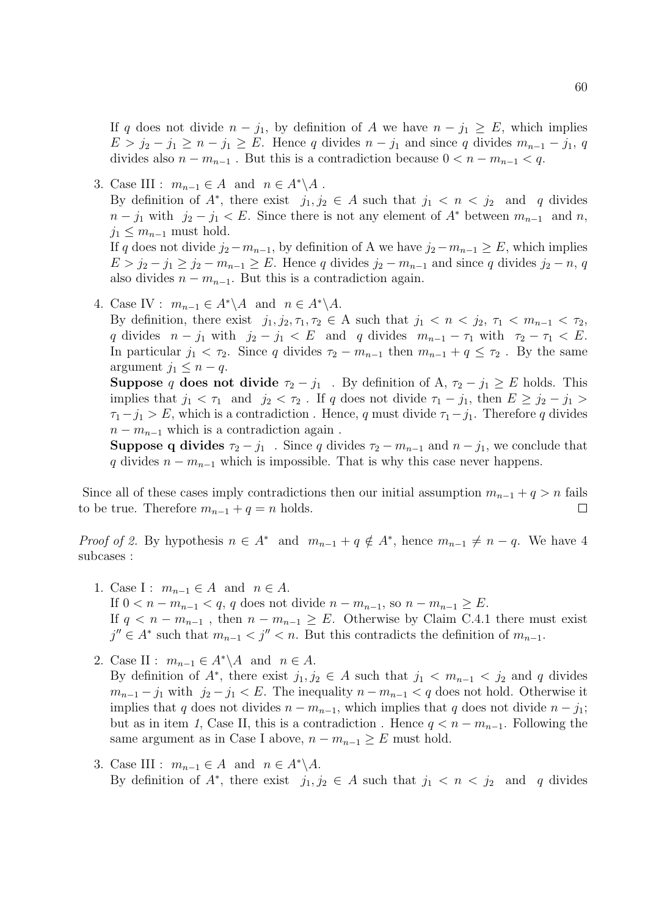If $q$ does not divide $n - j_1$, by definition of $A$ we have $n - j_1 \geq E$, which implies $E > j_2 - j_1 \geq n - j_1 \geq E$. Hence $q$ divides $n - j_1$ and since $q$ divides $m_{n-1} - j_1$, $q$ divides also $n - m_{n-1}$ . But this is a contradiction because $0 < n - m_{n-1} < q$.

3. Case III : $m_{n-1} \in A$ and $n \in A^* \backslash A$ .
   By definition of $A^*$, there exist $j_1, j_2 \in A$ such that $j_1 < n < j_2$ and $q$ divides $n - j_1$ with $j_2 - j_1 < E$. Since there is not any element of $A^*$ between $m_{n-1}$ and $n$, $j_1 \leq m_{n-1}$ must hold.
   If $q$ does not divide $j_2 - m_{n-1}$, by definition of A we have $j_2 - m_{n-1} \geq E$, which implies $E > j_2 - j_1 \geq j_2 - m_{n-1} \geq E$. Hence $q$ divides $j_2 - m_{n-1}$ and since $q$ divides $j_2 - n$, $q$ also divides $n - m_{n-1}$. But this is a contradiction again.

4. Case IV : $m_{n-1} \in A^* \backslash A$ and $n \in A^* \backslash A$.
   By definition, there exist $j_1, j_2, \tau_1, \tau_2 \in$ A such that $j_1 < n < j_2$, $\tau_1 < m_{n-1} < \tau_2$, $q$ divides $n - j_1$ with $j_2 - j_1 < E$ and $q$ divides $m_{n-1} - \tau_1$ with $\tau_2 - \tau_1 < E$. In particular $j_1 < \tau_2$. Since $q$ divides $\tau_2 - m_{n-1}$ then $m_{n-1} + q \leq \tau_2$ . By the same argument $j_1 \leq n - q$.
   **Suppose** $q$ **does not divide** $\tau_2 - j_1$ . By definition of A, $\tau_2 - j_1 \geq E$ holds. This implies that $j_1 < \tau_1$ and $j_2 < \tau_2$ . If $q$ does not divide $\tau_1 - j_1$, then $E \geq j_2 - j_1 > \tau_1 - j_1 > E$, which is a contradiction . Hence, $q$ must divide $\tau_1 - j_1$. Therefore $q$ divides $n - m_{n-1}$ which is a contradiction again .
   **Suppose q divides** $\tau_2 - j_1$ . Since $q$ divides $\tau_2 - m_{n-1}$ and $n - j_1$, we conclude that $q$ divides $n - m_{n-1}$ which is impossible. That is why this case never happens.

Since all of these cases imply contradictions then our initial assumption $m_{n-1} + q > n$ fails to be true. Therefore $m_{n-1} + q = n$ holds. □

*Proof of 2.* By hypothesis $n \in A^*$ and $m_{n-1} + q \notin A^*$, hence $m_{n-1} \neq n - q$. We have 4 subcases :

1. Case I : $m_{n-1} \in A$ and $n \in A$.
   If $0 < n - m_{n-1} < q$, $q$ does not divide $n - m_{n-1}$, so $n - m_{n-1} \geq E$.
   If $q < n - m_{n-1}$ , then $n - m_{n-1} \geq E$. Otherwise by Claim C.4.1 there must exist $j'' \in A^*$ such that $m_{n-1} < j'' < n$. But this contradicts the definition of $m_{n-1}$.

2. Case II : $m_{n-1} \in A^* \backslash A$ and $n \in A$.
   By definition of $A^*$, there exist $j_1, j_2 \in A$ such that $j_1 < m_{n-1} < j_2$ and $q$ divides $m_{n-1} - j_1$ with $j_2 - j_1 < E$. The inequality $n - m_{n-1} < q$ does not hold. Otherwise it implies that $q$ does not divides $n - m_{n-1}$, which implies that $q$ does not divide $n - j_1$; but as in item *1*, Case II, this is a contradiction . Hence $q < n - m_{n-1}$. Following the same argument as in Case I above, $n - m_{n-1} \geq E$ must hold.

3. Case III : $m_{n-1} \in A$ and $n \in A^* \backslash A$.
   By definition of $A^*$, there exist $j_1, j_2 \in A$ such that $j_1 < n < j_2$ and $q$ divides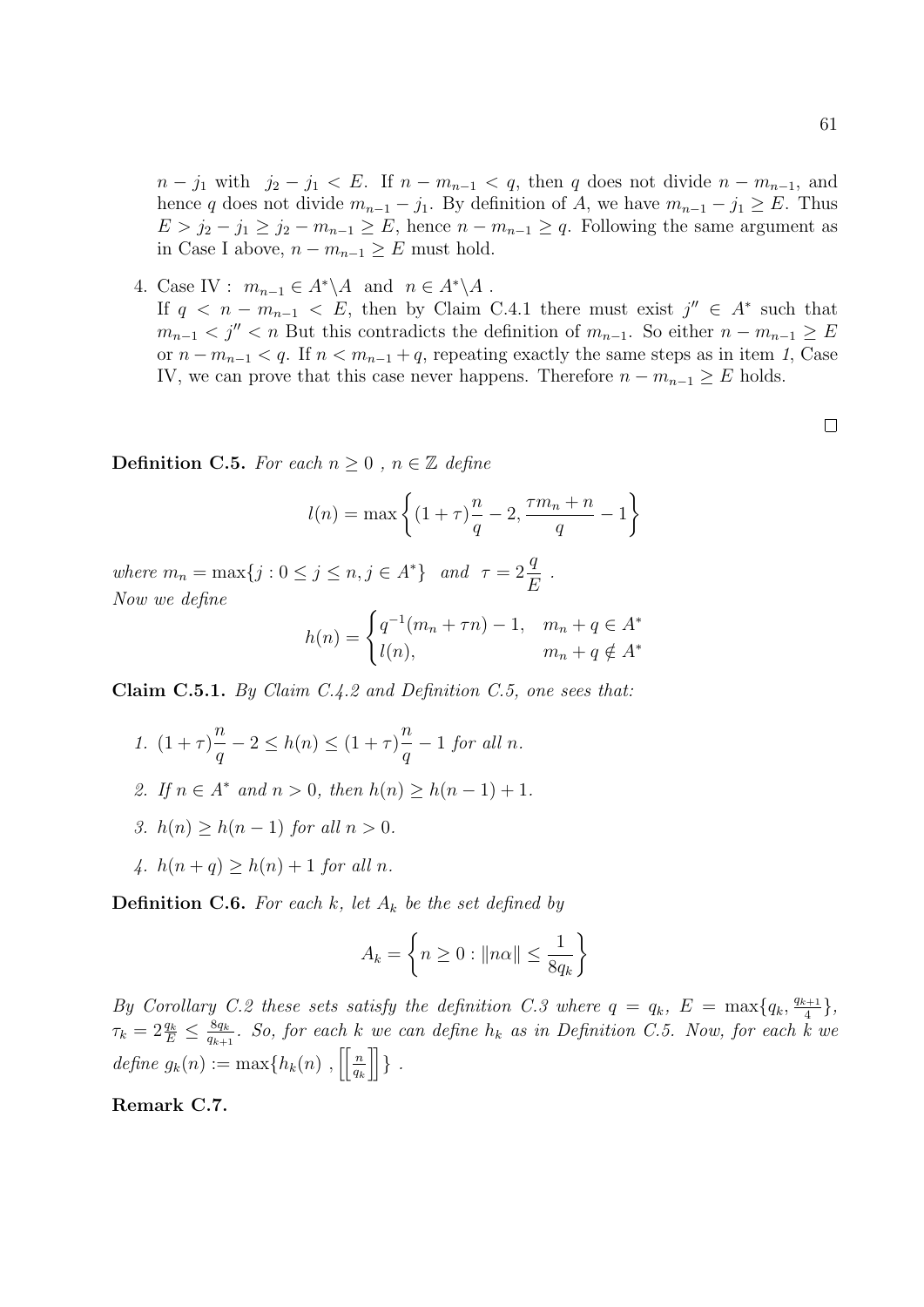$n - j_1$ with $j_2 - j_1 < E$. If $n - m_{n-1} < q$, then $q$ does not divide $n - m_{n-1}$, and hence $q$ does not divide $m_{n-1} - j_1$. By definition of $A$, we have $m_{n-1} - j_1 \geq E$. Thus $E > j_2 - j_1 \geq j_2 - m_{n-1} \geq E$, hence $n - m_{n-1} \geq q$. Following the same argument as in Case I above, $n - m_{n-1} \geq E$ must hold.

4. Case IV : $m_{n-1} \in A^* \backslash A$ and $n \in A^* \backslash A$ .
If $q < n - m_{n-1} < E$, then by Claim C.4.1 there must exist $j'' \in A^*$ such that $m_{n-1} < j'' < n$ But this contradicts the definition of $m_{n-1}$. So either $n - m_{n-1} \geq E$ or $n - m_{n-1} < q$. If $n < m_{n-1} + q$, repeating exactly the same steps as in item *1*, Case IV, we can prove that this case never happens. Therefore $n - m_{n-1} \geq E$ holds.

□

**Definition C.5.** *For each $n \geq 0$ , $n \in \mathbb{Z}$ define*

$$l(n) = \max\left\{(1+\tau)\frac{n}{q} - 2, \frac{\tau m_n + n}{q} - 1\right\}$$

*where $m_n = \max\{j : 0 \leq j \leq n, j \in A^*\}$ and $\tau = 2\dfrac{q}{E}$ .*
*Now we define*

$$h(n) = \begin{cases} q^{-1}(m_n + \tau n) - 1, & m_n + q \in A^* \\ l(n), & m_n + q \notin A^* \end{cases}$$

**Claim C.5.1.** *By Claim C.4.2 and Definition C.5, one sees that:*

1. $(1+\tau)\dfrac{n}{q} - 2 \leq h(n) \leq (1+\tau)\dfrac{n}{q} - 1$ *for all $n$.*
2. *If $n \in A^*$ and $n > 0$, then $h(n) \geq h(n-1) + 1$.*
3. *$h(n) \geq h(n-1)$ for all $n > 0$.*
4. *$h(n+q) \geq h(n) + 1$ for all $n$.*

**Definition C.6.** *For each $k$, let $A_k$ be the set defined by*

$$A_k = \left\{n \geq 0 : \|n\alpha\| \leq \frac{1}{8q_k}\right\}$$

*By Corollary C.2 these sets satisfy the definition C.3 where $q = q_k$, $E = \max\{q_k, \frac{q_{k+1}}{4}\}$, $\tau_k = 2\frac{q_k}{E} \leq \frac{8q_k}{q_{k+1}}$. So, for each $k$ we can define $h_k$ as in Definition C.5. Now, for each $k$ we define $g_k(n) := \max\{h_k(n)\ , \left[\left[\frac{n}{q_k}\right]\right]\}$ .*

**Remark C.7.**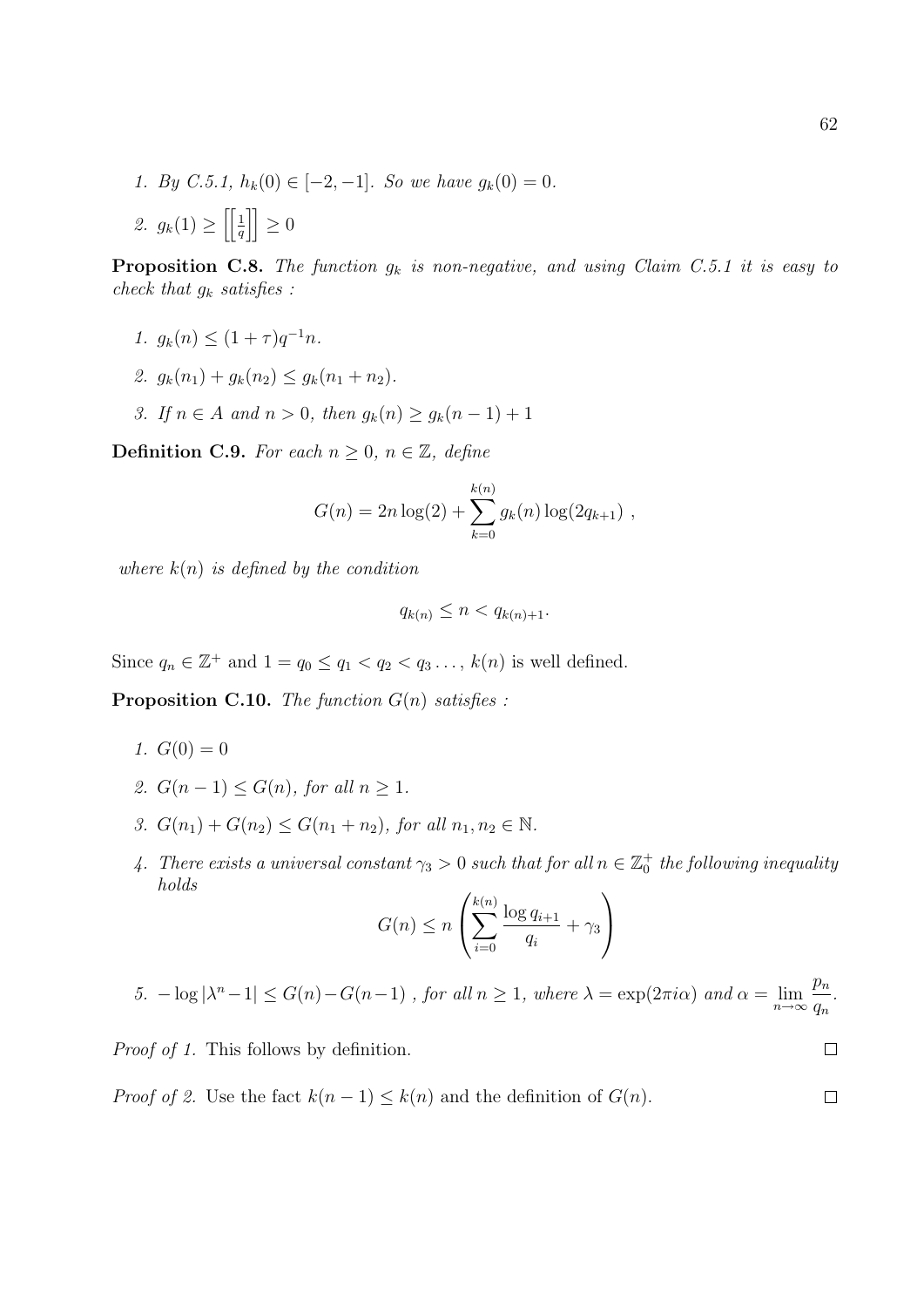1. *By C.5.1, $h_k(0) \in [-2, -1]$. So we have $g_k(0) = 0$.*

2. $g_k(1) \geq \left[\left[\frac{1}{q}\right]\right] \geq 0$

**Proposition C.8.** *The function $g_k$ is non-negative, and using Claim C.5.1 it is easy to check that $g_k$ satisfies :*

1. $g_k(n) \leq (1+\tau)q^{-1}n$.

2. $g_k(n_1) + g_k(n_2) \leq g_k(n_1 + n_2)$.

3. *If $n \in A$ and $n > 0$, then $g_k(n) \geq g_k(n-1) + 1$*

**Definition C.9.** *For each $n \geq 0$, $n \in \mathbb{Z}$, define*

$$G(n) = 2n \log(2) + \sum_{k=0}^{k(n)} g_k(n) \log(2q_{k+1}) \ ,$$

*where $k(n)$ is defined by the condition*

$$q_{k(n)} \leq n < q_{k(n)+1}.$$

Since $q_n \in \mathbb{Z}^+$ and $1 = q_0 \leq q_1 < q_2 < q_3 \ldots$, $k(n)$ is well defined.

**Proposition C.10.** *The function $G(n)$ satisfies :*

1. $G(0) = 0$

2. $G(n-1) \leq G(n)$, *for all $n \geq 1$.*

3. $G(n_1) + G(n_2) \leq G(n_1 + n_2)$, *for all $n_1, n_2 \in \mathbb{N}$.*

4. *There exists a universal constant $\gamma_3 > 0$ such that for all $n \in \mathbb{Z}_0^+$ the following inequality holds*

$$G(n) \leq n \left( \sum_{i=0}^{k(n)} \frac{\log q_{i+1}}{q_i} + \gamma_3 \right)$$

5. $-\log|\lambda^n - 1| \leq G(n) - G(n-1)$ *, for all $n \geq 1$, where $\lambda = \exp(2\pi i \alpha)$ and $\alpha = \lim_{n\to\infty} \dfrac{p_n}{q_n}$.*

*Proof of 1.* This follows by definition. □

*Proof of 2.* Use the fact $k(n-1) \leq k(n)$ and the definition of $G(n)$. □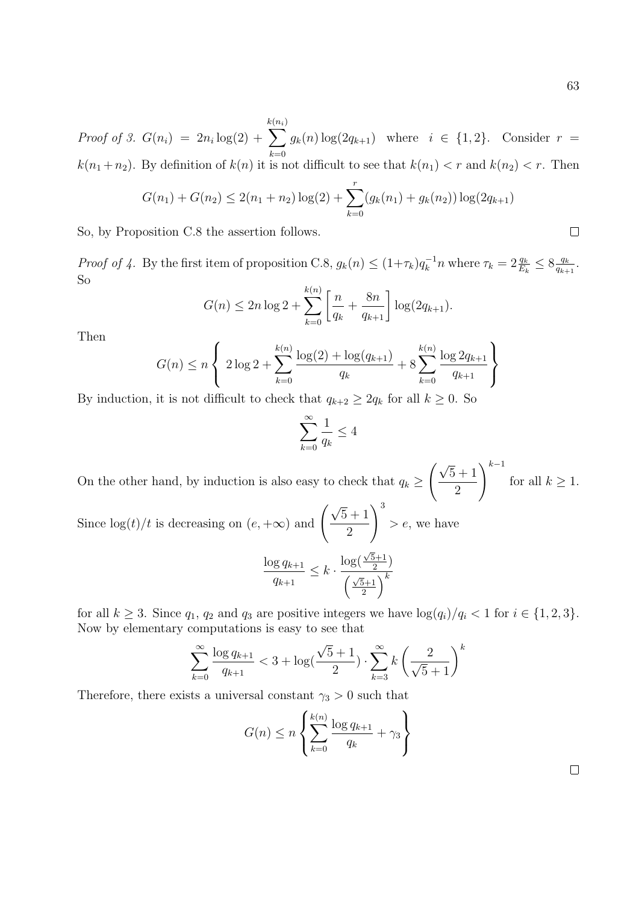*Proof of 3.* $G(n_i) = 2n_i \log(2) + \sum_{k=0}^{k(n_i)} g_k(n) \log(2q_{k+1})$ where $i \in \{1,2\}$. Consider $r = k(n_1+n_2)$. By definition of $k(n)$ it is not difficult to see that $k(n_1) < r$ and $k(n_2) < r$. Then

$$G(n_1) + G(n_2) \leq 2(n_1+n_2)\log(2) + \sum_{k=0}^{r} (g_k(n_1) + g_k(n_2)) \log(2q_{k+1})$$

So, by Proposition C.8 the assertion follows. $\square$

*Proof of 4.* By the first item of proposition C.8, $g_k(n) \leq (1+\tau_k) q_k^{-1} n$ where $\tau_k = 2\frac{q_k}{E_k} \leq 8\frac{q_k}{q_{k+1}}$. So

$$G(n) \leq 2n\log 2 + \sum_{k=0}^{k(n)} \left[ \frac{n}{q_k} + \frac{8n}{q_{k+1}} \right] \log(2q_{k+1}).$$

Then

$$G(n) \leq n \left\{ 2\log 2 + \sum_{k=0}^{k(n)} \frac{\log(2) + \log(q_{k+1})}{q_k} + 8 \sum_{k=0}^{k(n)} \frac{\log 2q_{k+1}}{q_{k+1}} \right\}$$

By induction, it is not difficult to check that $q_{k+2} \geq 2q_k$ for all $k \geq 0$. So

$$\sum_{k=0}^{\infty} \frac{1}{q_k} \leq 4$$

On the other hand, by induction is also easy to check that $q_k \geq \left( \frac{\sqrt{5}+1}{2} \right)^{k-1}$ for all $k \geq 1$. Since $\log(t)/t$ is decreasing on $(e, +\infty)$ and $\left( \frac{\sqrt{5}+1}{2} \right)^3 > e$, we have

$$\frac{\log q_{k+1}}{q_{k+1}} \leq k \cdot \frac{\log(\frac{\sqrt{5}+1}{2})}{\left(\frac{\sqrt{5}+1}{2}\right)^k}$$

for all $k \geq 3$. Since $q_1$, $q_2$ and $q_3$ are positive integers we have $\log(q_i)/q_i < 1$ for $i \in \{1,2,3\}$. Now by elementary computations is easy to see that

$$\sum_{k=0}^{\infty} \frac{\log q_{k+1}}{q_{k+1}} < 3 + \log(\frac{\sqrt{5}+1}{2}) \cdot \sum_{k=3}^{\infty} k \left( \frac{2}{\sqrt{5}+1} \right)^k$$

Therefore, there exists a universal constant $\gamma_3 > 0$ such that

$$G(n) \leq n \left\{ \sum_{k=0}^{k(n)} \frac{\log q_{k+1}}{q_k} + \gamma_3 \right\}$$

$\square$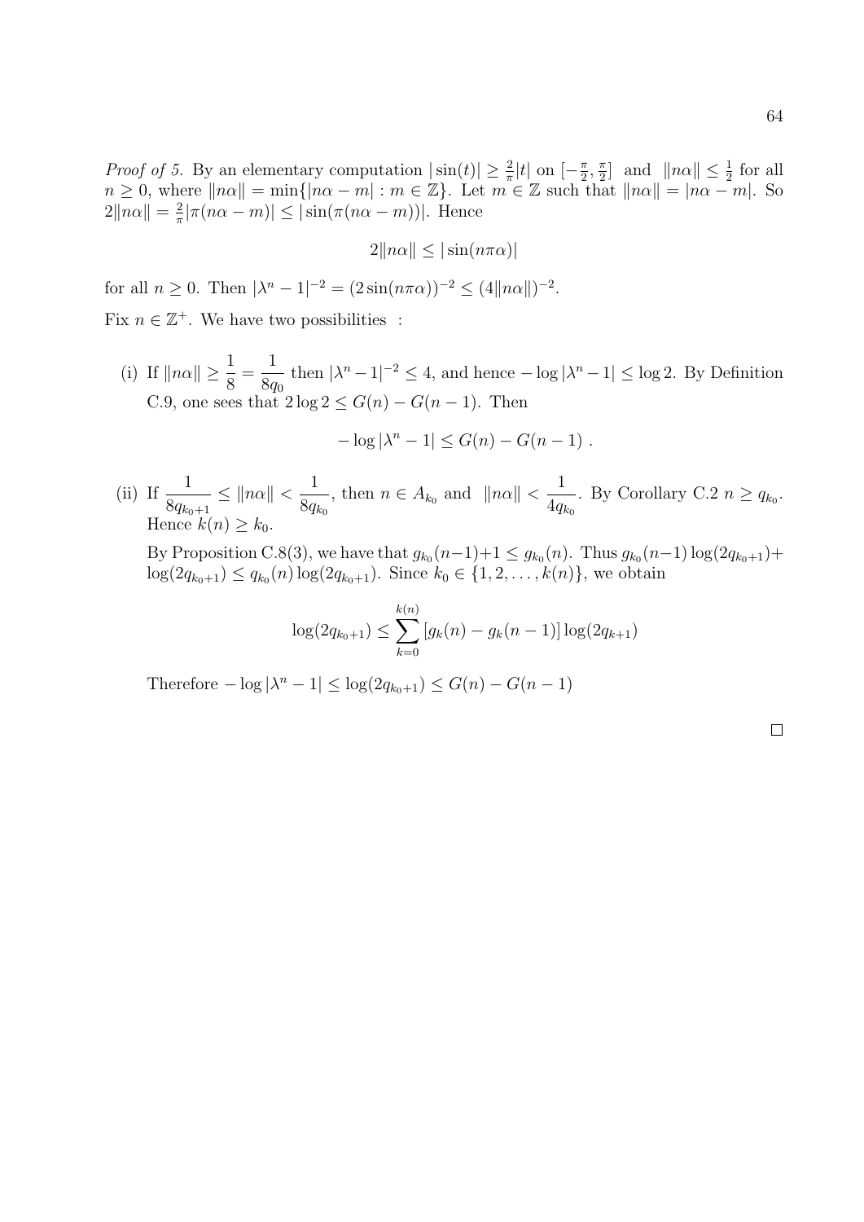*Proof of 5.* By an elementary computation $|\sin(t)| \geq \frac{2}{\pi}|t|$ on $[-\frac{\pi}{2}, \frac{\pi}{2}]$ and $\|n\alpha\| \leq \frac{1}{2}$ for all $n \geq 0$, where $\|n\alpha\| = \min\{|n\alpha - m| : m \in \mathbb{Z}\}$. Let $m \in \mathbb{Z}$ such that $\|n\alpha\| = |n\alpha - m|$. So $2\|n\alpha\| = \frac{2}{\pi}|\pi(n\alpha - m)| \leq |\sin(\pi(n\alpha - m))|$. Hence

$$2\|n\alpha\| \leq |\sin(n\pi\alpha)|$$

for all $n \geq 0$. Then $|\lambda^n - 1|^{-2} = (2\sin(n\pi\alpha))^{-2} \leq (4\|n\alpha\|)^{-2}$.

Fix $n \in \mathbb{Z}^+$. We have two possibilities :

(i) If $\|n\alpha\| \geq \dfrac{1}{8} = \dfrac{1}{8q_0}$ then $|\lambda^n - 1|^{-2} \leq 4$, and hence $-\log|\lambda^n - 1| \leq \log 2$. By Definition C.9, one sees that $2\log 2 \leq G(n) - G(n-1)$. Then

$$-\log|\lambda^n - 1| \leq G(n) - G(n-1) \ .$$

(ii) If $\dfrac{1}{8q_{k_0+1}} \leq \|n\alpha\| < \dfrac{1}{8q_{k_0}}$, then $n \in A_{k_0}$ and $\|n\alpha\| < \dfrac{1}{4q_{k_0}}$. By Corollary C.2 $n \geq q_{k_0}$. Hence $k(n) \geq k_0$.

By Proposition C.8(3), we have that $g_{k_0}(n-1)+1 \leq g_{k_0}(n)$. Thus $g_{k_0}(n-1)\log(2q_{k_0+1}) + \log(2q_{k_0+1}) \leq q_{k_0}(n)\log(2q_{k_0+1})$. Since $k_0 \in \{1, 2, \ldots, k(n)\}$, we obtain

$$\log(2q_{k_0+1}) \leq \sum_{k=0}^{k(n)} [g_k(n) - g_k(n-1)] \log(2q_{k+1})$$

Therefore $-\log|\lambda^n - 1| \leq \log(2q_{k_0+1}) \leq G(n) - G(n-1)$

$\square$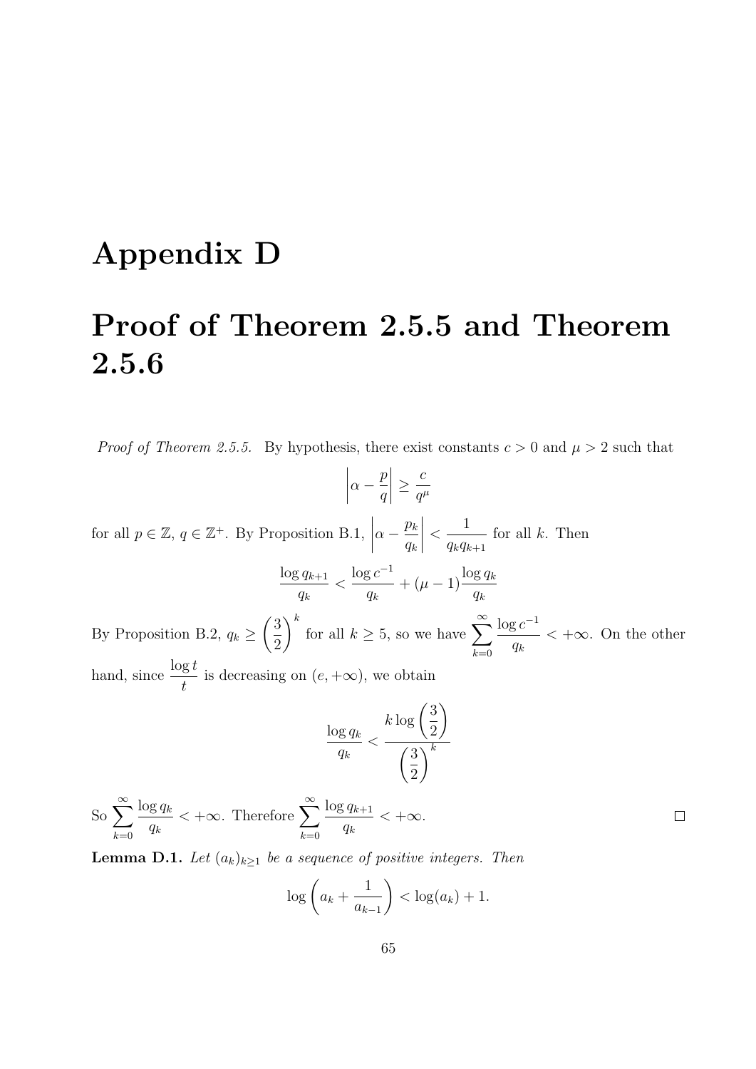# Appendix D

# Proof of Theorem 2.5.5 and Theorem 2.5.6

*Proof of Theorem 2.5.5.* By hypothesis, there exist constants $c > 0$ and $\mu > 2$ such that

$$\left|\alpha - \frac{p}{q}\right| \geq \frac{c}{q^{\mu}}$$

for all $p \in \mathbb{Z}$, $q \in \mathbb{Z}^{+}$. By Proposition B.1, $\left|\alpha - \dfrac{p_k}{q_k}\right| < \dfrac{1}{q_k q_{k+1}}$ for all $k$. Then

$$\frac{\log q_{k+1}}{q_k} < \frac{\log c^{-1}}{q_k} + (\mu - 1)\frac{\log q_k}{q_k}$$

By Proposition B.2, $q_k \geq \left(\dfrac{3}{2}\right)^k$ for all $k \geq 5$, so we have $\displaystyle\sum_{k=0}^{\infty} \frac{\log c^{-1}}{q_k} < +\infty$. On the other hand, since $\dfrac{\log t}{t}$ is decreasing on $(e, +\infty)$, we obtain

$$\frac{\log q_k}{q_k} < \frac{k \log\left(\frac{3}{2}\right)}{\left(\frac{3}{2}\right)^k}$$

So $\displaystyle\sum_{k=0}^{\infty} \frac{\log q_k}{q_k} < +\infty$. Therefore $\displaystyle\sum_{k=0}^{\infty} \frac{\log q_{k+1}}{q_k} < +\infty$. ∎

**Lemma D.1.** *Let $(a_k)_{k \geq 1}$ be a sequence of positive integers. Then*

$$\log\left(a_k + \frac{1}{a_{k-1}}\right) < \log(a_k) + 1.$$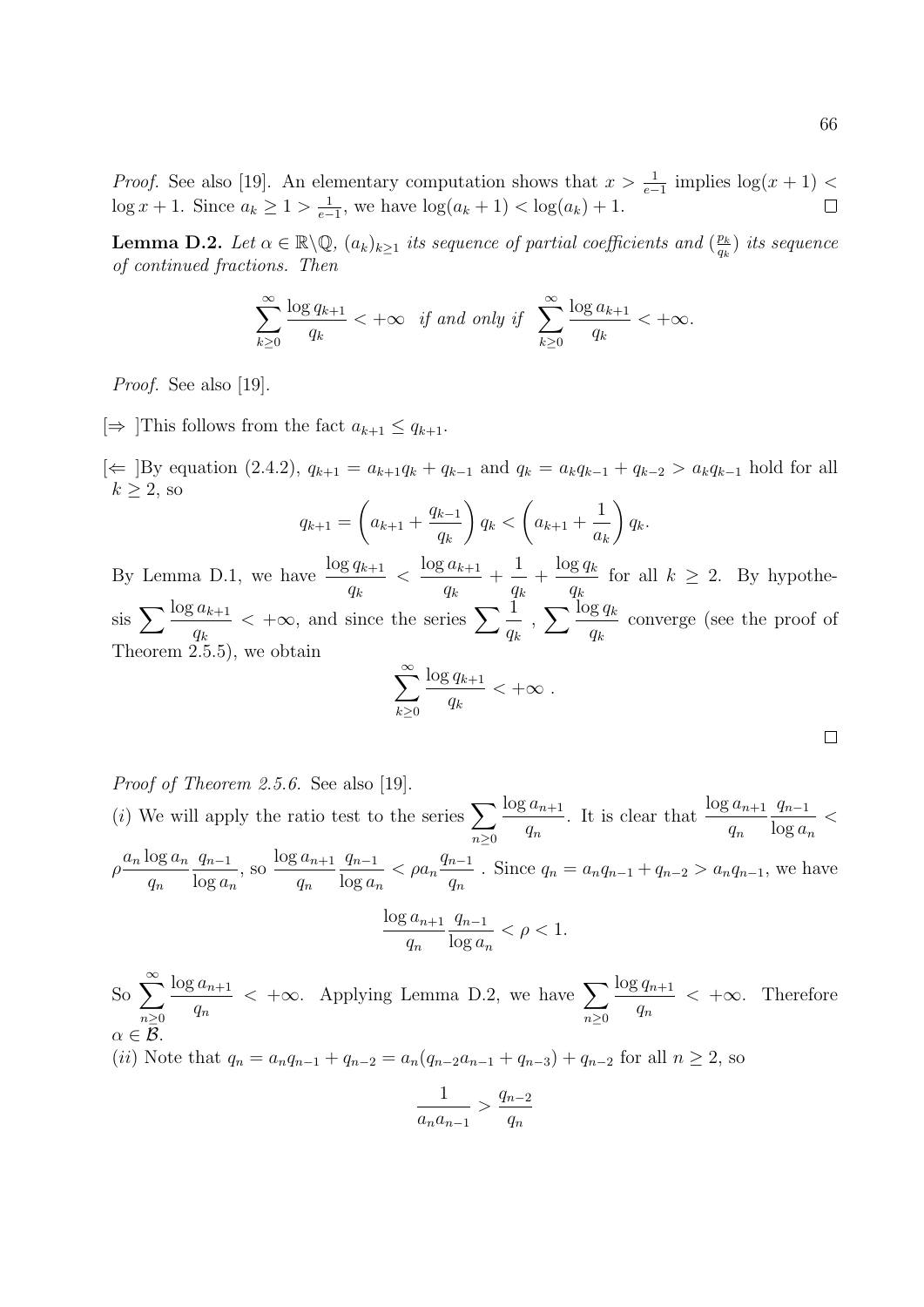*Proof.* See also [19]. An elementary computation shows that $x > \frac{1}{e-1}$ implies $\log(x+1) < \log x + 1$. Since $a_k \geq 1 > \frac{1}{e-1}$, we have $\log(a_k+1) < \log(a_k) + 1$. $\square$

**Lemma D.2.** *Let $\alpha \in \mathbb{R}\backslash\mathbb{Q}$, $(a_k)_{k\geq 1}$ its sequence of partial coefficients and $(\frac{p_k}{q_k})$ its sequence of continued fractions. Then*

$$\sum_{k\geq 0}^{\infty} \frac{\log q_{k+1}}{q_k} < +\infty \quad \text{if and only if} \quad \sum_{k\geq 0}^{\infty} \frac{\log a_{k+1}}{q_k} < +\infty.$$

*Proof.* See also [19].

[$\Rightarrow$ ]This follows from the fact $a_{k+1} \leq q_{k+1}$.

[$\Leftarrow$ ]By equation (2.4.2), $q_{k+1} = a_{k+1}q_k + q_{k-1}$ and $q_k = a_k q_{k-1} + q_{k-2} > a_k q_{k-1}$ hold for all $k \geq 2$, so

$$q_{k+1} = \left(a_{k+1} + \frac{q_{k-1}}{q_k}\right) q_k < \left(a_{k+1} + \frac{1}{a_k}\right) q_k.$$

By Lemma D.1, we have $\dfrac{\log q_{k+1}}{q_k} < \dfrac{\log a_{k+1}}{q_k} + \dfrac{1}{q_k} + \dfrac{\log q_k}{q_k}$ for all $k \geq 2$. By hypothesis $\sum \dfrac{\log a_{k+1}}{q_k} < +\infty$, and since the series $\sum \dfrac{1}{q_k}$ , $\sum \dfrac{\log q_k}{q_k}$ converge (see the proof of Theorem 2.5.5), we obtain

$$\sum_{k\geq 0}^{\infty} \frac{\log q_{k+1}}{q_k} < +\infty \ .$$

$\square$

*Proof of Theorem 2.5.6.* See also [19].

$(i)$ We will apply the ratio test to the series $\sum_{n\geq 0} \dfrac{\log a_{n+1}}{q_n}$. It is clear that $\dfrac{\log a_{n+1}}{q_n}\dfrac{q_{n-1}}{\log a_n} < \rho \dfrac{a_n \log a_n}{q_n}\dfrac{q_{n-1}}{\log a_n}$, so $\dfrac{\log a_{n+1}}{q_n}\dfrac{q_{n-1}}{\log a_n} < \rho a_n \dfrac{q_{n-1}}{q_n}$ . Since $q_n = a_n q_{n-1} + q_{n-2} > a_n q_{n-1}$, we have

$$\frac{\log a_{n+1}}{q_n}\frac{q_{n-1}}{\log a_n} < \rho < 1.$$

So $\sum_{n\geq 0}^{\infty} \dfrac{\log a_{n+1}}{q_n} < +\infty$. Applying Lemma D.2, we have $\sum_{n\geq 0} \dfrac{\log q_{n+1}}{q_n} < +\infty$. Therefore $\alpha \in \mathcal{B}$.

$(ii)$ Note that $q_n = a_n q_{n-1} + q_{n-2} = a_n(q_{n-2}a_{n-1} + q_{n-3}) + q_{n-2}$ for all $n \geq 2$, so

$$\frac{1}{a_n a_{n-1}} > \frac{q_{n-2}}{q_n}$$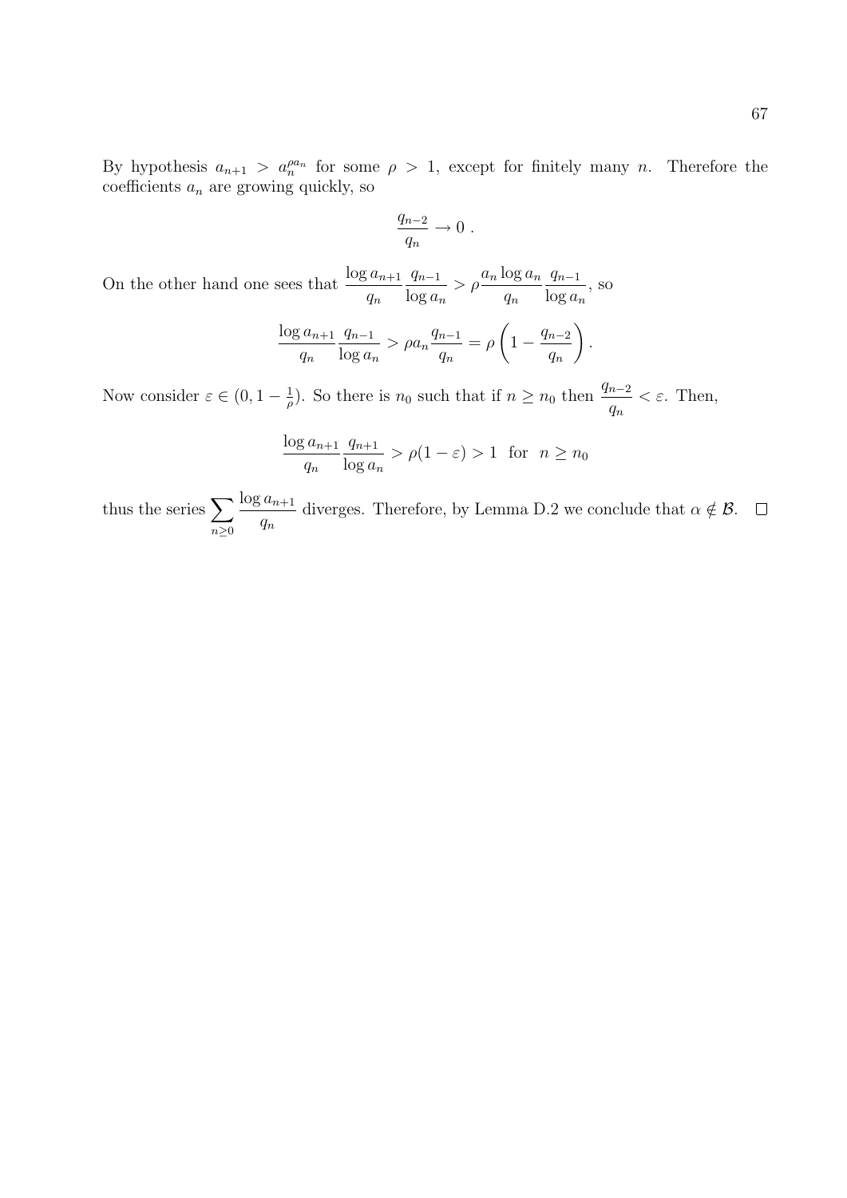By hypothesis $a_{n+1} > a_n^{\rho a_n}$ for some $\rho > 1$, except for finitely many $n$. Therefore the coefficients $a_n$ are growing quickly, so

$$\frac{q_{n-2}}{q_n} \to 0 \ .$$

On the other hand one sees that $\dfrac{\log a_{n+1}}{q_n}\dfrac{q_{n-1}}{\log a_n} > \rho \dfrac{a_n \log a_n}{q_n}\dfrac{q_{n-1}}{\log a_n}$, so

$$\frac{\log a_{n+1}}{q_n}\frac{q_{n-1}}{\log a_n} > \rho a_n \frac{q_{n-1}}{q_n} = \rho\left(1 - \frac{q_{n-2}}{q_n}\right).$$

Now consider $\varepsilon \in (0, 1 - \frac{1}{\rho})$. So there is $n_0$ such that if $n \geq n_0$ then $\dfrac{q_{n-2}}{q_n} < \varepsilon$. Then,

$$\frac{\log a_{n+1}}{q_n}\frac{q_{n+1}}{\log a_n} > \rho(1-\varepsilon) > 1 \ \text{ for } \ n \geq n_0$$

thus the series $\displaystyle\sum_{n \geq 0} \frac{\log a_{n+1}}{q_n}$ diverges. Therefore, by Lemma D.2 we conclude that $\alpha \notin \mathcal{B}$. $\square$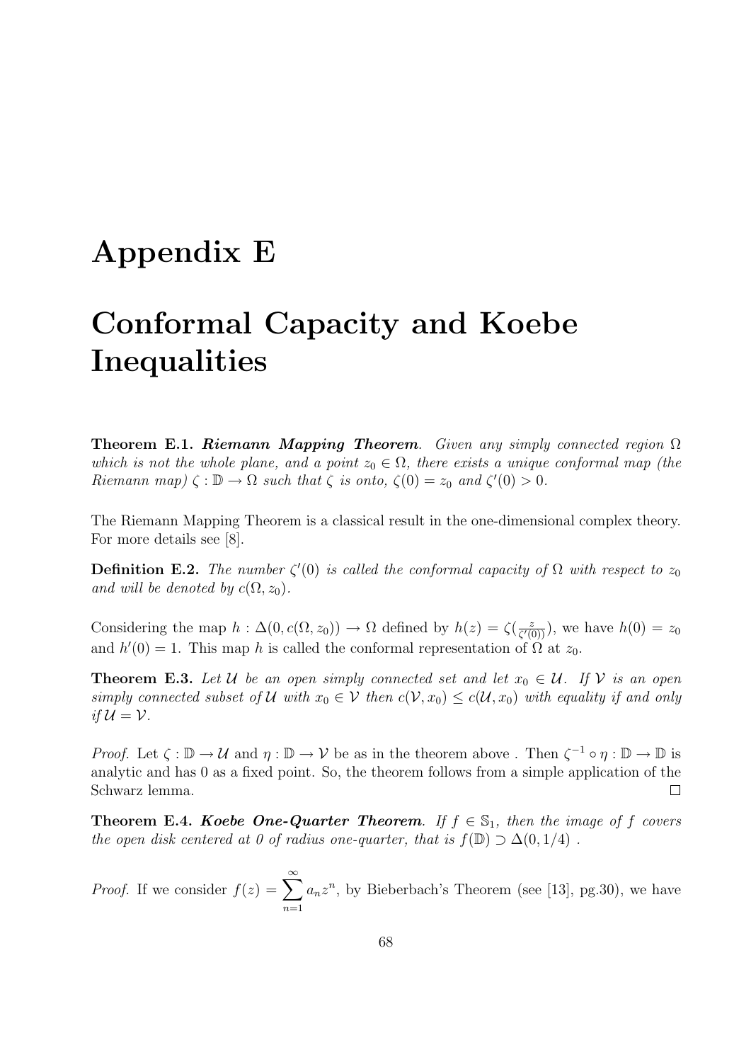# Appendix E

# Conformal Capacity and Koebe Inequalities

**Theorem E.1.** ***Riemann Mapping Theorem****. Given any simply connected region $\Omega$ which is not the whole plane, and a point $z_0 \in \Omega$, there exists a unique conformal map (the Riemann map) $\zeta : \mathbb{D} \to \Omega$ such that $\zeta$ is onto, $\zeta(0) = z_0$ and $\zeta'(0) > 0$.*

The Riemann Mapping Theorem is a classical result in the one-dimensional complex theory. For more details see [8].

**Definition E.2.** *The number $\zeta'(0)$ is called the conformal capacity of $\Omega$ with respect to $z_0$ and will be denoted by $c(\Omega, z_0)$.*

Considering the map $h : \Delta(0, c(\Omega, z_0)) \to \Omega$ defined by $h(z) = \zeta(\frac{z}{\zeta'(0)})$, we have $h(0) = z_0$ and $h'(0) = 1$. This map $h$ is called the conformal representation of $\Omega$ at $z_0$.

**Theorem E.3.** *Let $\mathcal{U}$ be an open simply connected set and let $x_0 \in \mathcal{U}$. If $\mathcal{V}$ is an open simply connected subset of $\mathcal{U}$ with $x_0 \in \mathcal{V}$ then $c(\mathcal{V}, x_0) \leq c(\mathcal{U}, x_0)$ with equality if and only if $\mathcal{U} = \mathcal{V}$.*

*Proof.* Let $\zeta : \mathbb{D} \to \mathcal{U}$ and $\eta : \mathbb{D} \to \mathcal{V}$ be as in the theorem above . Then $\zeta^{-1} \circ \eta : \mathbb{D} \to \mathbb{D}$ is analytic and has 0 as a fixed point. So, the theorem follows from a simple application of the Schwarz lemma. □

**Theorem E.4.** ***Koebe One-Quarter Theorem****. If $f \in \mathbb{S}_1$, then the image of $f$ covers the open disk centered at 0 of radius one-quarter, that is $f(\mathbb{D}) \supset \Delta(0, 1/4)$ .*

*Proof.* If we consider $f(z) = \sum_{n=1}^{\infty} a_n z^n$, by Bieberbach's Theorem (see [13], pg.30), we have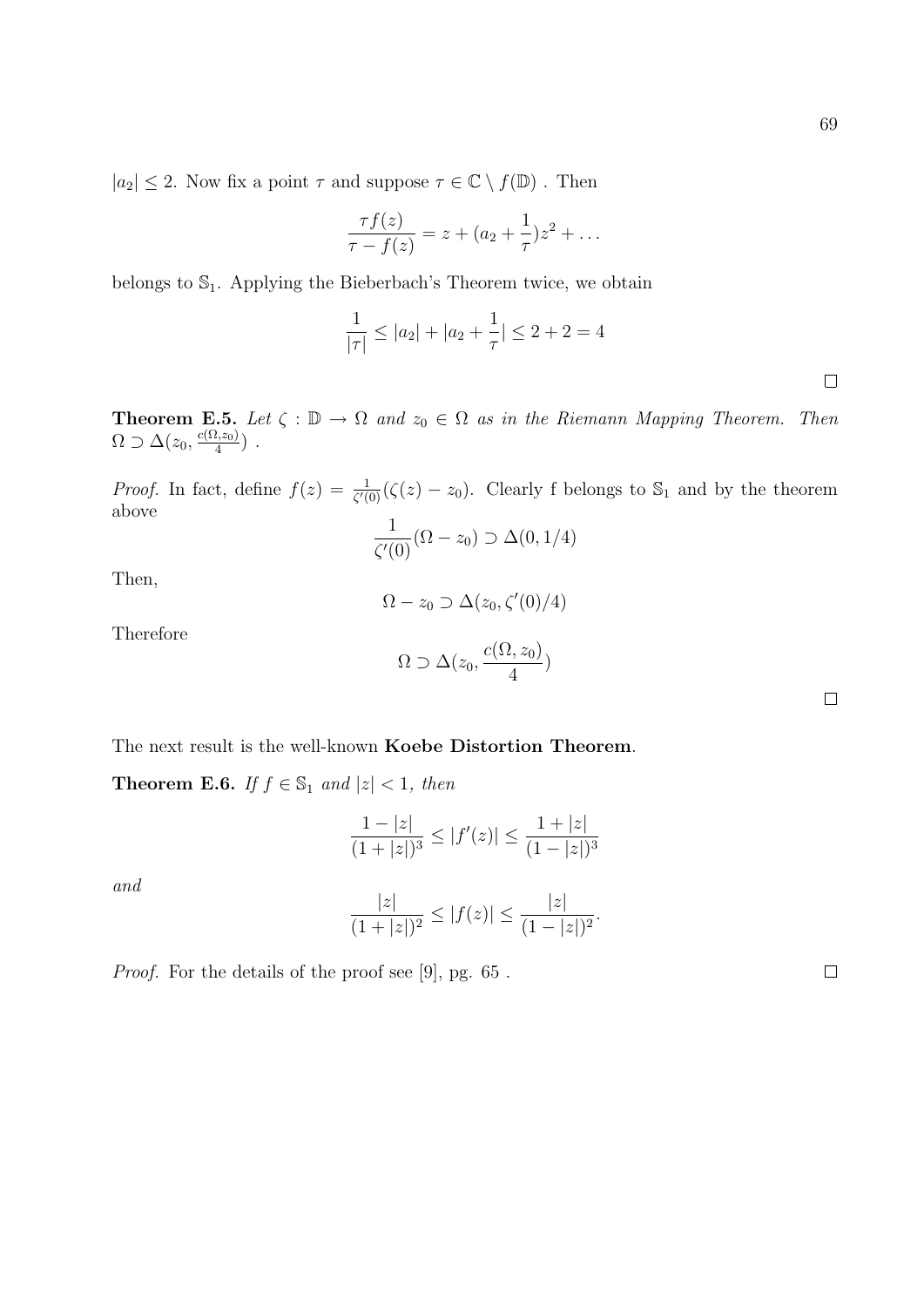$|a_2| \leq 2$. Now fix a point $\tau$ and suppose $\tau \in \mathbb{C} \setminus f(\mathbb{D})$ . Then

$$\frac{\tau f(z)}{\tau - f(z)} = z + (a_2 + \frac{1}{\tau})z^2 + \ldots$$

belongs to $\mathbb{S}_1$. Applying the Bieberbach's Theorem twice, we obtain

$$\frac{1}{|\tau|} \leq |a_2| + |a_2 + \frac{1}{\tau}| \leq 2 + 2 = 4$$

□

**Theorem E.5.** *Let $\zeta : \mathbb{D} \to \Omega$ and $z_0 \in \Omega$ as in the Riemann Mapping Theorem. Then $\Omega \supset \Delta(z_0, \frac{c(\Omega, z_0)}{4})$ .*

*Proof.* In fact, define $f(z) = \frac{1}{\zeta'(0)}(\zeta(z) - z_0)$. Clearly f belongs to $\mathbb{S}_1$ and by the theorem above

$$\frac{1}{\zeta'(0)}(\Omega - z_0) \supset \Delta(0, 1/4)$$

Then,

$$\Omega - z_0 \supset \Delta(z_0, \zeta'(0)/4)$$

Therefore

$$\Omega \supset \Delta(z_0, \frac{c(\Omega, z_0)}{4})$$

□

The next result is the well-known **Koebe Distortion Theorem**.

**Theorem E.6.** *If $f \in \mathbb{S}_1$ and $|z| < 1$, then*

$$\frac{1 - |z|}{(1 + |z|)^3} \leq |f'(z)| \leq \frac{1 + |z|}{(1 - |z|)^3}$$

*and*

$$\frac{|z|}{(1 + |z|)^2} \leq |f(z)| \leq \frac{|z|}{(1 - |z|)^2}.$$

*Proof.* For the details of the proof see [9], pg. 65 . □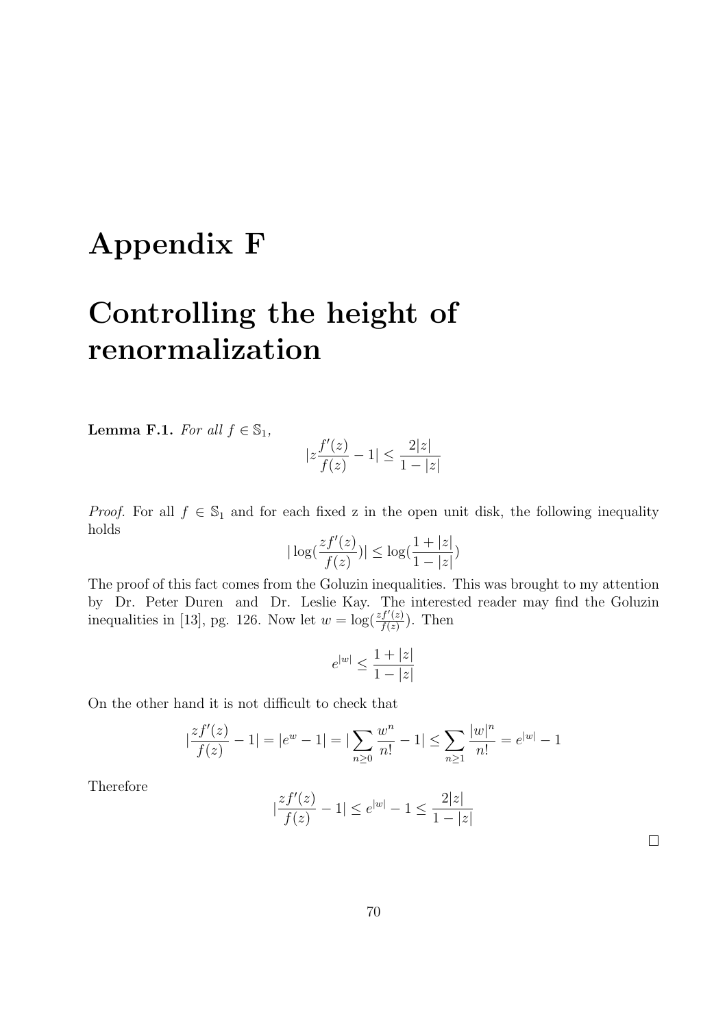# Appendix F

# Controlling the height of renormalization

**Lemma F.1.** *For all $f \in \mathbb{S}_1$,*

$$|z\frac{f'(z)}{f(z)} - 1| \leq \frac{2|z|}{1-|z|}$$

*Proof.* For all $f \in \mathbb{S}_1$ and for each fixed z in the open unit disk, the following inequality holds

$$|\log(\frac{zf'(z)}{f(z)})| \leq \log(\frac{1+|z|}{1-|z|})$$

The proof of this fact comes from the Goluzin inequalities. This was brought to my attention by Dr. Peter Duren and Dr. Leslie Kay. The interested reader may find the Goluzin inequalities in [13], pg. 126. Now let $w = \log(\frac{zf'(z)}{f(z)})$. Then

$$e^{|w|} \leq \frac{1+|z|}{1-|z|}$$

On the other hand it is not difficult to check that

$$|\frac{zf'(z)}{f(z)} - 1| = |e^w - 1| = |\sum_{n\geq 0} \frac{w^n}{n!} - 1| \leq \sum_{n\geq 1} \frac{|w|^n}{n!} = e^{|w|} - 1$$

Therefore

$$|\frac{zf'(z)}{f(z)} - 1| \leq e^{|w|} - 1 \leq \frac{2|z|}{1-|z|}$$

□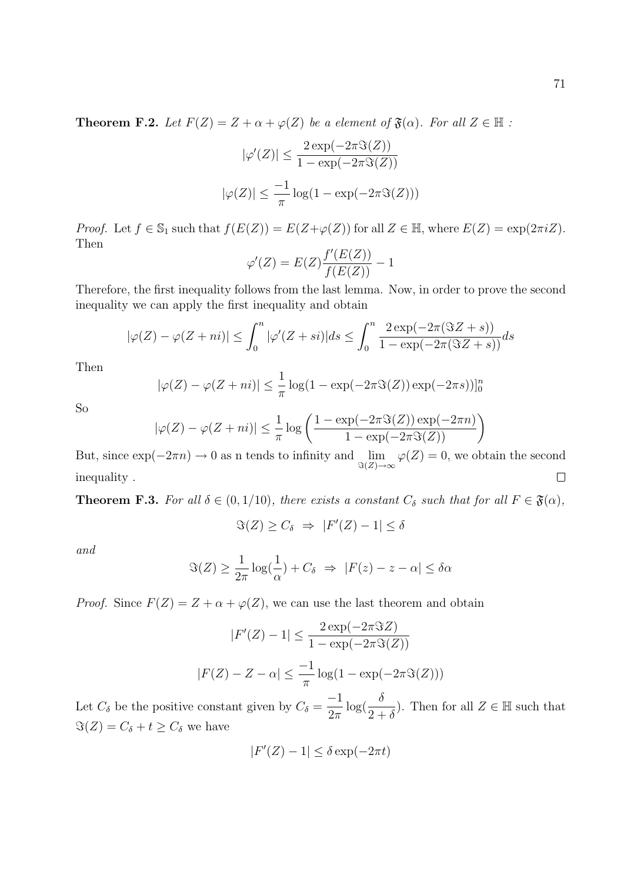**Theorem F.2.** *Let $F(Z) = Z + \alpha + \varphi(Z)$ be a element of $\mathfrak{F}(\alpha)$. For all $Z \in \mathbb{H}$ :*

$$|\varphi'(Z)| \leq \frac{2\exp(-2\pi\Im(Z))}{1 - \exp(-2\pi\Im(Z))}$$

$$|\varphi(Z)| \leq \frac{-1}{\pi}\log(1 - \exp(-2\pi\Im(Z)))$$

*Proof.* Let $f \in \mathbb{S}_1$ such that $f(E(Z)) = E(Z+\varphi(Z))$ for all $Z \in \mathbb{H}$, where $E(Z) = \exp(2\pi i Z)$. Then

$$\varphi'(Z) = E(Z)\frac{f'(E(Z))}{f(E(Z))} - 1$$

Therefore, the first inequality follows from the last lemma. Now, in order to prove the second inequality we can apply the first inequality and obtain

$$|\varphi(Z) - \varphi(Z + ni)| \leq \int_0^n |\varphi'(Z + si)|ds \leq \int_0^n \frac{2\exp(-2\pi(\Im Z + s))}{1 - \exp(-2\pi(\Im Z + s))}ds$$

Then

$$|\varphi(Z) - \varphi(Z + ni)| \leq \frac{1}{\pi}\log(1 - \exp(-2\pi\Im(Z))\exp(-2\pi s))]_0^n$$

So

$$|\varphi(Z) - \varphi(Z + ni)| \leq \frac{1}{\pi}\log\left(\frac{1 - \exp(-2\pi\Im(Z))\exp(-2\pi n)}{1 - \exp(-2\pi\Im(Z))}\right)$$

But, since $\exp(-2\pi n) \to 0$ as n tends to infinity and $\lim_{\Im(Z)\to\infty} \varphi(Z) = 0$, we obtain the second inequality . $\square$

**Theorem F.3.** *For all $\delta \in (0, 1/10)$, there exists a constant $C_\delta$ such that for all $F \in \mathfrak{F}(\alpha)$,*

$$\Im(Z) \geq C_\delta \;\Rightarrow\; |F'(Z) - 1| \leq \delta$$

*and*

$$\Im(Z) \geq \frac{1}{2\pi}\log(\frac{1}{\alpha}) + C_\delta \;\Rightarrow\; |F(z) - z - \alpha| \leq \delta\alpha$$

*Proof.* Since $F(Z) = Z + \alpha + \varphi(Z)$, we can use the last theorem and obtain

$$|F'(Z) - 1| \leq \frac{2\exp(-2\pi\Im Z)}{1 - \exp(-2\pi\Im(Z))}$$

$$|F(Z) - Z - \alpha| \leq \frac{-1}{\pi}\log(1 - \exp(-2\pi\Im(Z)))$$

Let $C_\delta$ be the positive constant given by $C_\delta = \frac{-1}{2\pi}\log(\frac{\delta}{2+\delta})$. Then for all $Z \in \mathbb{H}$ such that $\Im(Z) = C_\delta + t \geq C_\delta$ we have

$$|F'(Z) - 1| \leq \delta\exp(-2\pi t)$$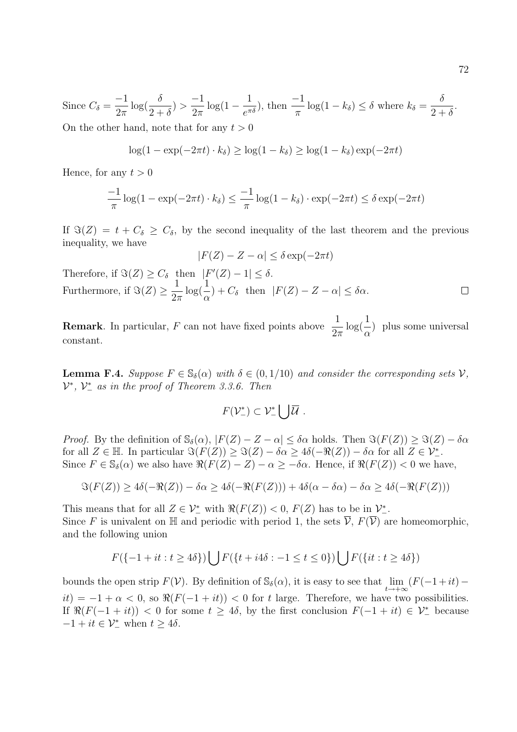Since $C_\delta = \dfrac{-1}{2\pi}\log(\dfrac{\delta}{2+\delta}) > \dfrac{-1}{2\pi}\log(1-\dfrac{1}{e^{\pi\delta}})$, then $\dfrac{-1}{\pi}\log(1-k_\delta) \leq \delta$ where $k_\delta = \dfrac{\delta}{2+\delta}$.

On the other hand, note that for any $t > 0$

$$\log(1 - \exp(-2\pi t)\cdot k_\delta) \geq \log(1-k_\delta) \geq \log(1-k_\delta)\exp(-2\pi t)$$

Hence, for any $t > 0$

$$\frac{-1}{\pi}\log(1-\exp(-2\pi t)\cdot k_\delta) \leq \frac{-1}{\pi}\log(1-k_\delta)\cdot\exp(-2\pi t) \leq \delta\exp(-2\pi t)$$

If $\Im(Z) = t + C_\delta \geq C_\delta$, by the second inequality of the last theorem and the previous inequality, we have

$$|F(Z) - Z - \alpha| \leq \delta\exp(-2\pi t)$$

Therefore, if $\Im(Z) \geq C_\delta$ then $|F'(Z) - 1| \leq \delta$.

Furthermore, if $\Im(Z) \geq \dfrac{1}{2\pi}\log(\dfrac{1}{\alpha}) + C_\delta$ then $|F(Z) - Z - \alpha| \leq \delta\alpha$. $\square$

**Remark**. In particular, $F$ can not have fixed points above $\dfrac{1}{2\pi}\log(\dfrac{1}{\alpha})$ plus some universal constant.

**Lemma F.4.** *Suppose $F \in \mathbb{S}_\delta(\alpha)$ with $\delta \in (0, 1/10)$ and consider the corresponding sets $\mathcal{V}$, $\mathcal{V}^*$, $\mathcal{V}^*_-$ as in the proof of Theorem 3.3.6. Then*

$$F(\mathcal{V}^*_-) \subset \mathcal{V}^*_- \bigcup \overline{\mathcal{U}} \ .$$

*Proof.* By the definition of $\mathbb{S}_\delta(\alpha)$, $|F(Z) - Z - \alpha| \leq \delta\alpha$ holds. Then $\Im(F(Z)) \geq \Im(Z) - \delta\alpha$ for all $Z \in \mathbb{H}$. In particular $\Im(F(Z)) \geq \Im(Z) - \delta\alpha \geq 4\delta(-\Re(Z)) - \delta\alpha$ for all $Z \in \mathcal{V}^*_-$.
Since $F \in \mathbb{S}_\delta(\alpha)$ we also have $\Re(F(Z) - Z) - \alpha \geq -\delta\alpha$. Hence, if $\Re(F(Z)) < 0$ we have,

$$\Im(F(Z)) \geq 4\delta(-\Re(Z)) - \delta\alpha \geq 4\delta(-\Re(F(Z))) + 4\delta(\alpha - \delta\alpha) - \delta\alpha \geq 4\delta(-\Re(F(Z)))$$

This means that for all $Z \in \mathcal{V}^*_-$ with $\Re(F(Z)) < 0$, $F(Z)$ has to be in $\mathcal{V}^*_-$.
Since $F$ is univalent on $\mathbb{H}$ and periodic with period 1, the sets $\overline{\mathcal{V}}$, $F(\overline{\mathcal{V}})$ are homeomorphic, and the following union

$$F(\{-1 + it : t \geq 4\delta\}) \bigcup F(\{t + i4\delta : -1 \leq t \leq 0\}) \bigcup F(\{it : t \geq 4\delta\})$$

bounds the open strip $F(\mathcal{V})$. By definition of $\mathbb{S}_\delta(\alpha)$, it is easy to see that $\lim\limits_{t\to+\infty}(F(-1+it) - it) = -1 + \alpha < 0$, so $\Re(F(-1+it)) < 0$ for $t$ large. Therefore, we have two possibilities. If $\Re(F(-1+it)) < 0$ for some $t \geq 4\delta$, by the first conclusion $F(-1+it) \in \mathcal{V}^*_-$ because $-1 + it \in \mathcal{V}^*_-$ when $t \geq 4\delta$.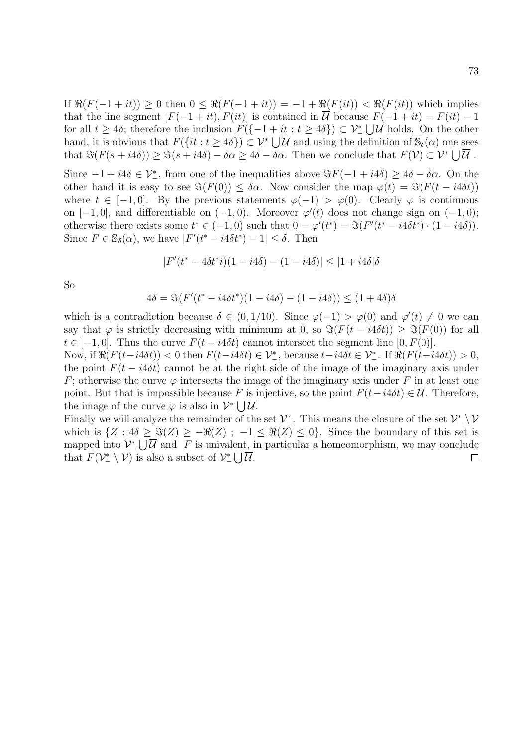If $\Re(F(-1+it)) \geq 0$ then $0 \leq \Re(F(-1+it)) = -1 + \Re(F(it)) < \Re(F(it))$ which implies that the line segment $[F(-1+it), F(it)]$ is contained in $\overline{\mathcal{U}}$ because $F(-1+it) = F(it) - 1$ for all $t \geq 4\delta$; therefore the inclusion $F(\{-1+it : t \geq 4\delta\}) \subset \mathcal{V}_-^* \bigcup \overline{\mathcal{U}}$ holds. On the other hand, it is obvious that $F(\{it : t \geq 4\delta\}) \subset \mathcal{V}_-^* \bigcup \overline{\mathcal{U}}$ and using the definition of $\mathbb{S}_\delta(\alpha)$ one sees that $\Im(F(s+i4\delta)) \geq \Im(s+i4\delta) - \delta\alpha \geq 4\delta - \delta\alpha$. Then we conclude that $F(\mathcal{V}) \subset \mathcal{V}_-^* \bigcup \overline{\mathcal{U}}$ .

Since $-1+i4\delta \in \mathcal{V}_-^*$, from one of the inequalities above $\Im F(-1+i4\delta) \geq 4\delta - \delta\alpha$. On the other hand it is easy to see $\Im(F(0)) \leq \delta\alpha$. Now consider the map $\varphi(t) = \Im(F(t-i4\delta t))$ where $t \in [-1,0]$. By the previous statements $\varphi(-1) > \varphi(0)$. Clearly $\varphi$ is continuous on $[-1,0]$, and differentiable on $(-1,0)$. Moreover $\varphi'(t)$ does not change sign on $(-1,0)$; otherwise there exists some $t^* \in (-1,0)$ such that $0 = \varphi'(t^*) = \Im(F'(t^* - i4\delta t^*) \cdot (1-i4\delta))$. Since $F \in \mathbb{S}_\delta(\alpha)$, we have $|F'(t^* - i4\delta t^*) - 1| \leq \delta$. Then

$$|F'(t^* - 4\delta t^* i)(1-i4\delta) - (1-i4\delta)| \leq |1+i4\delta|\delta$$

So

$$4\delta = \Im(F'(t^* - i4\delta t^*)(1-i4\delta) - (1-i4\delta)) \leq (1+4\delta)\delta$$

which is a contradiction because $\delta \in (0, 1/10)$. Since $\varphi(-1) > \varphi(0)$ and $\varphi'(t) \neq 0$ we can say that $\varphi$ is strictly decreasing with minimum at 0, so $\Im(F(t-i4\delta t)) \geq \Im(F(0))$ for all $t \in [-1,0]$. Thus the curve $F(t-i4\delta t)$ cannot intersect the segment line $[0, F(0)]$.

Now, if $\Re(F(t-i4\delta t)) < 0$ then $F(t-i4\delta t) \in \mathcal{V}_-^*$, because $t-i4\delta t \in \mathcal{V}_-^*$. If $\Re(F(t-i4\delta t)) > 0$, the point $F(t-i4\delta t)$ cannot be at the right side of the image of the imaginary axis under $F$; otherwise the curve $\varphi$ intersects the image of the imaginary axis under $F$ in at least one point. But that is impossible because $F$ is injective, so the point $F(t-i4\delta t) \in \overline{\mathcal{U}}$. Therefore, the image of the curve $\varphi$ is also in $\mathcal{V}_-^* \bigcup \overline{\mathcal{U}}$.

Finally we will analyze the remainder of the set $\mathcal{V}_-^*$. This means the closure of the set $\mathcal{V}_-^* \setminus \mathcal{V}$ which is $\{Z : 4\delta \geq \Im(Z) \geq -\Re(Z) \ ; \ -1 \leq \Re(Z) \leq 0\}$. Since the boundary of this set is mapped into $\mathcal{V}_-^* \bigcup \overline{\mathcal{U}}$ and $F$ is univalent, in particular a homeomorphism, we may conclude that $F(\mathcal{V}_-^* \setminus \mathcal{V})$ is also a subset of $\mathcal{V}_-^* \bigcup \overline{\mathcal{U}}$. $\square$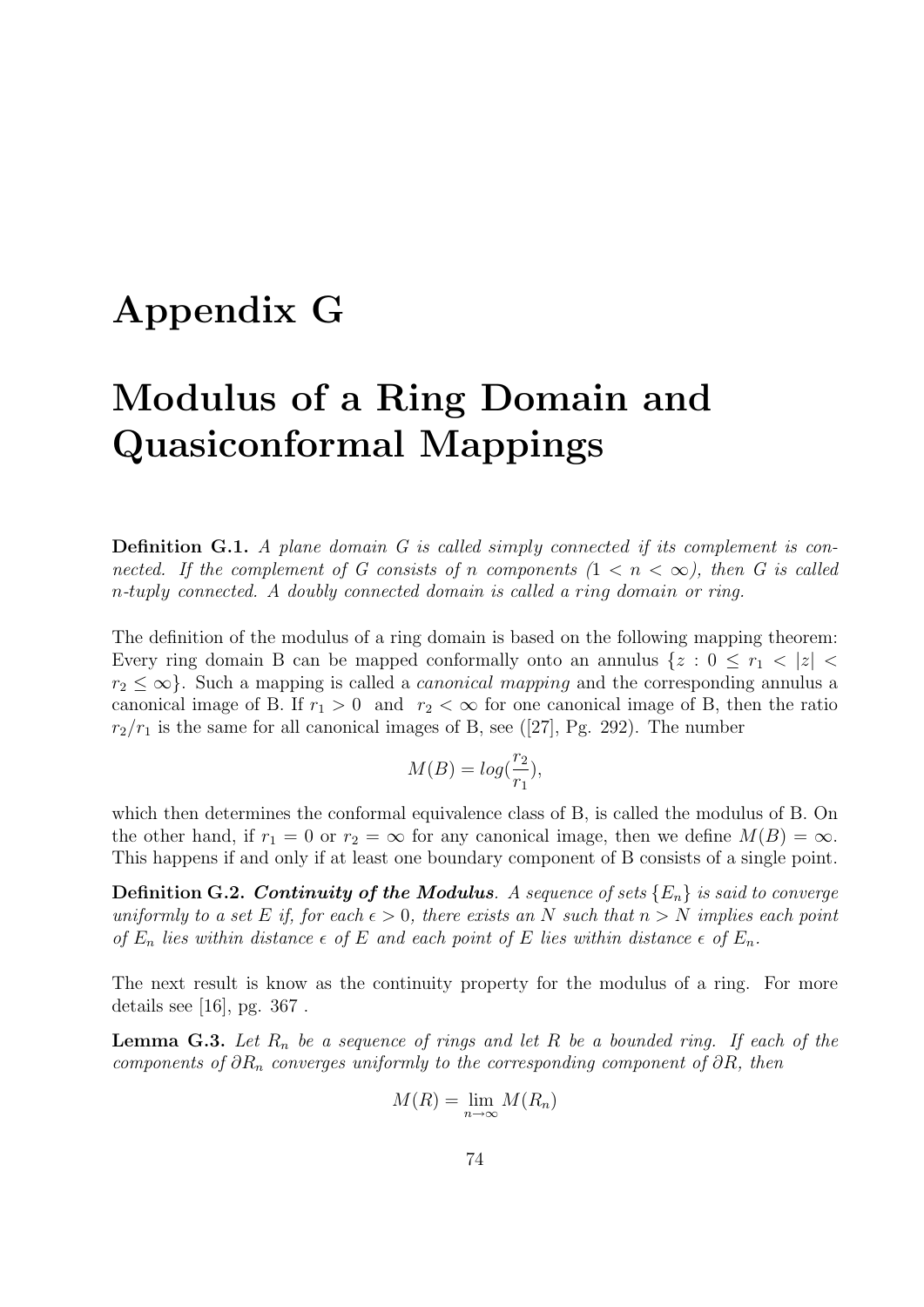# Appendix G

# Modulus of a Ring Domain and Quasiconformal Mappings

**Definition G.1.** *A plane domain G is called simply connected if its complement is connected. If the complement of G consists of n components ($1 < n < \infty$), then G is called n-tuply connected. A doubly connected domain is called a ring domain or ring.*

The definition of the modulus of a ring domain is based on the following mapping theorem: Every ring domain B can be mapped conformally onto an annulus $\{z : 0 \leq r_1 < |z| < r_2 \leq \infty\}$. Such a mapping is called a *canonical mapping* and the corresponding annulus a canonical image of B. If $r_1 > 0$ and $r_2 < \infty$ for one canonical image of B, then the ratio $r_2/r_1$ is the same for all canonical images of B, see ([27], Pg. 292). The number

$$M(B) = log(\frac{r_2}{r_1}),$$

which then determines the conformal equivalence class of B, is called the modulus of B. On the other hand, if $r_1 = 0$ or $r_2 = \infty$ for any canonical image, then we define $M(B) = \infty$. This happens if and only if at least one boundary component of B consists of a single point.

**Definition G.2.** ***Continuity of the Modulus***. *A sequence of sets $\{E_n\}$ is said to converge uniformly to a set E if, for each $\epsilon > 0$, there exists an N such that $n > N$ implies each point of $E_n$ lies within distance $\epsilon$ of E and each point of E lies within distance $\epsilon$ of $E_n$.*

The next result is know as the continuity property for the modulus of a ring. For more details see [16], pg. 367 .

**Lemma G.3.** *Let $R_n$ be a sequence of rings and let R be a bounded ring. If each of the components of $\partial R_n$ converges uniformly to the corresponding component of $\partial R$, then*

$$M(R) = \lim_{n\to\infty} M(R_n)$$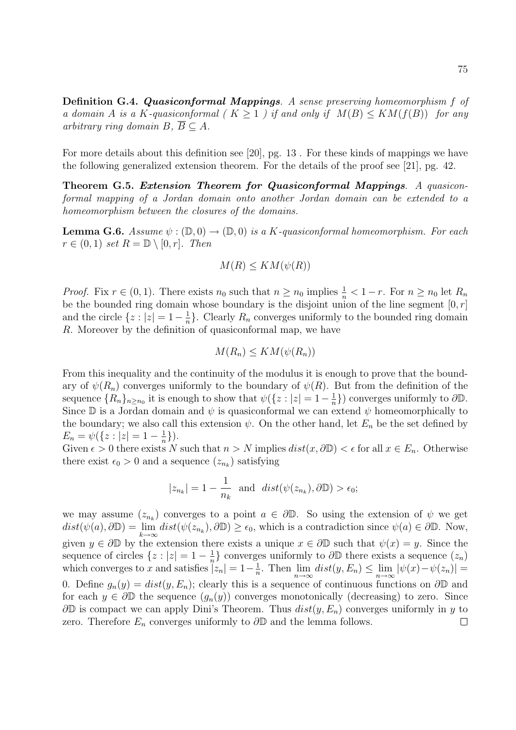**Definition G.4.** ***Quasiconformal Mappings***. *A sense preserving homeomorphism $f$ of a domain $A$ is a $K$-quasiconformal ( $K \geq 1$ ) if and only if $M(B) \leq KM(f(B))$ for any arbitrary ring domain $B$, $\overline{B} \subseteq A$.*

For more details about this definition see [20], pg. 13 . For these kinds of mappings we have the following generalized extension theorem. For the details of the proof see [21], pg. 42.

**Theorem G.5.** ***Extension Theorem for Quasiconformal Mappings***. *A quasiconformal mapping of a Jordan domain onto another Jordan domain can be extended to a homeomorphism between the closures of the domains.*

**Lemma G.6.** *Assume $\psi : (\mathbb{D}, 0) \to (\mathbb{D}, 0)$ is a $K$-quasiconformal homeomorphism. For each $r \in (0, 1)$ set $R = \mathbb{D} \setminus [0, r]$. Then*

$$M(R) \leq KM(\psi(R))$$

*Proof.* Fix $r \in (0, 1)$. There exists $n_0$ such that $n \geq n_0$ implies $\frac{1}{n} < 1 - r$. For $n \geq n_0$ let $R_n$ be the bounded ring domain whose boundary is the disjoint union of the line segment $[0, r]$ and the circle $\{z : |z| = 1 - \frac{1}{n}\}$. Clearly $R_n$ converges uniformly to the bounded ring domain $R$. Moreover by the definition of quasiconformal map, we have

$$M(R_n) \leq KM(\psi(R_n))$$

From this inequality and the continuity of the modulus it is enough to prove that the boundary of $\psi(R_n)$ converges uniformly to the boundary of $\psi(R)$. But from the definition of the sequence $\{R_n\}_{n \geq n_0}$ it is enough to show that $\psi(\{z : |z| = 1 - \frac{1}{n}\})$ converges uniformly to $\partial\mathbb{D}$. Since $\mathbb{D}$ is a Jordan domain and $\psi$ is quasiconformal we can extend $\psi$ homeomorphically to the boundary; we also call this extension $\psi$. On the other hand, let $E_n$ be the set defined by $E_n = \psi(\{z : |z| = 1 - \frac{1}{n}\})$.

Given $\epsilon > 0$ there exists $N$ such that $n > N$ implies $dist(x, \partial\mathbb{D}) < \epsilon$ for all $x \in E_n$. Otherwise there exist $\epsilon_0 > 0$ and a sequence $(z_{n_k})$ satisfying

$$|z_{n_k}| = 1 - \frac{1}{n_k} \;\; \text{and} \;\; dist(\psi(z_{n_k}), \partial\mathbb{D}) > \epsilon_0;$$

we may assume $(z_{n_k})$ converges to a point $a \in \partial\mathbb{D}$. So using the extension of $\psi$ we get $dist(\psi(a), \partial\mathbb{D}) = \lim_{k\to\infty} dist(\psi(z_{n_k}), \partial\mathbb{D}) \geq \epsilon_0$, which is a contradiction since $\psi(a) \in \partial\mathbb{D}$. Now, given $y \in \partial\mathbb{D}$ by the extension there exists a unique $x \in \partial\mathbb{D}$ such that $\psi(x) = y$. Since the sequence of circles $\{z : |z| = 1 - \frac{1}{n}\}$ converges uniformly to $\partial\mathbb{D}$ there exists a sequence $(z_n)$ which converges to $x$ and satisfies $|z_n| = 1 - \frac{1}{n}$. Then $\lim_{n\to\infty} dist(y, E_n) \leq \lim_{n\to\infty} |\psi(x) - \psi(z_n)| = 0$. Define $g_n(y) = dist(y, E_n)$; clearly this is a sequence of continuous functions on $\partial\mathbb{D}$ and for each $y \in \partial\mathbb{D}$ the sequence $(g_n(y))$ converges monotonically (decreasing) to zero. Since $\partial\mathbb{D}$ is compact we can apply Dini's Theorem. Thus $dist(y, E_n)$ converges uniformly in $y$ to zero. Therefore $E_n$ converges uniformly to $\partial\mathbb{D}$ and the lemma follows. $\square$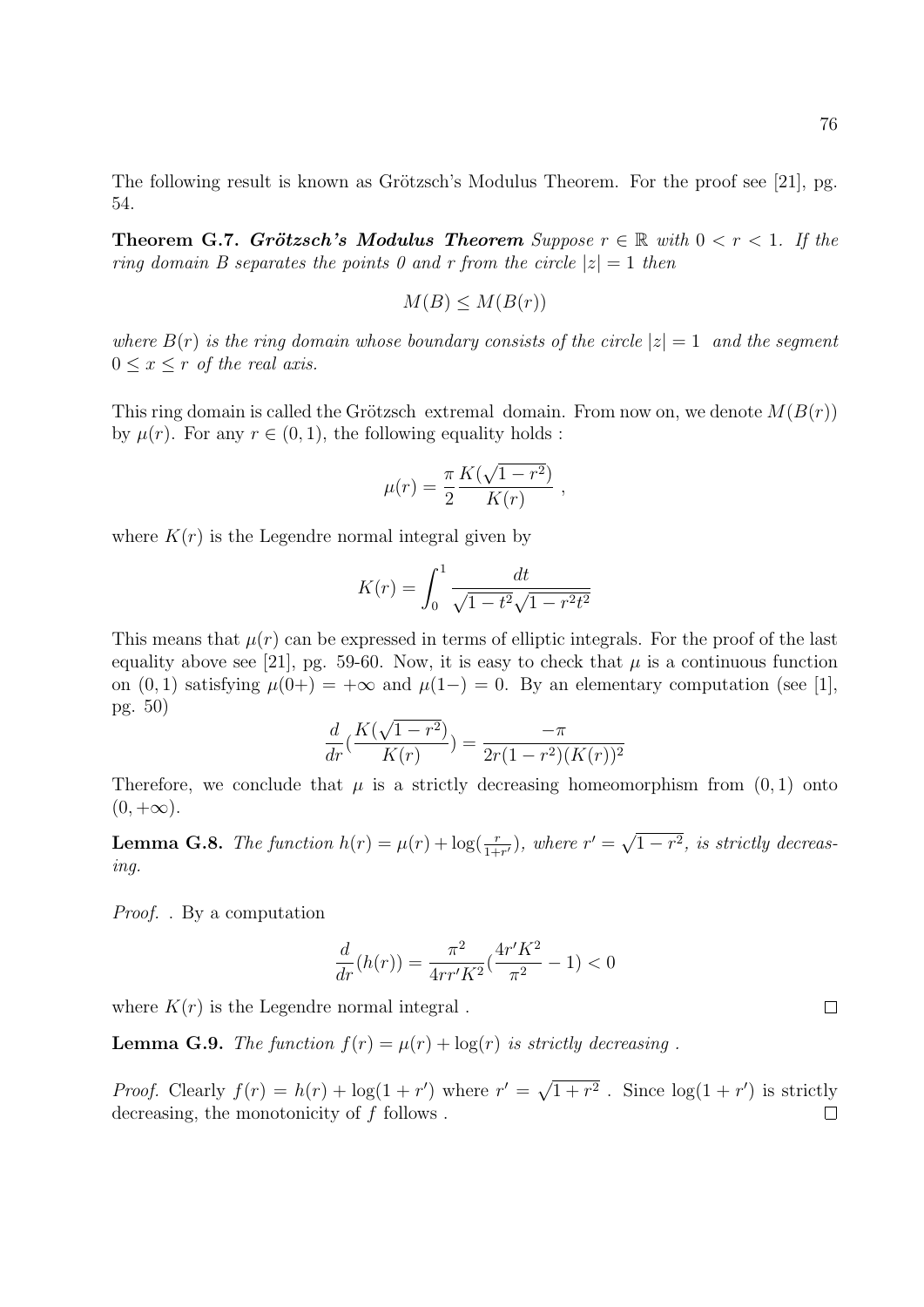The following result is known as Grötzsch's Modulus Theorem. For the proof see [21], pg. 54.

**Theorem G.7.** ***Grötzsch's Modulus Theorem*** *Suppose $r \in \mathbb{R}$ with $0 < r < 1$. If the ring domain $B$ separates the points 0 and $r$ from the circle $|z| = 1$ then*

$$M(B) \leq M(B(r))$$

*where $B(r)$ is the ring domain whose boundary consists of the circle $|z| = 1$ and the segment $0 \leq x \leq r$ of the real axis.*

This ring domain is called the Grötzsch extremal domain. From now on, we denote $M(B(r))$ by $\mu(r)$. For any $r \in (0, 1)$, the following equality holds :

$$\mu(r) = \frac{\pi}{2} \frac{K(\sqrt{1-r^2})}{K(r)} \ ,$$

where $K(r)$ is the Legendre normal integral given by

$$K(r) = \int_0^1 \frac{dt}{\sqrt{1-t^2}\sqrt{1-r^2t^2}}$$

This means that $\mu(r)$ can be expressed in terms of elliptic integrals. For the proof of the last equality above see [21], pg. 59-60. Now, it is easy to check that $\mu$ is a continuous function on $(0, 1)$ satisfying $\mu(0+) = +\infty$ and $\mu(1-) = 0$. By an elementary computation (see [1], pg. 50)

$$\frac{d}{dr}\left(\frac{K(\sqrt{1-r^2})}{K(r)}\right) = \frac{-\pi}{2r(1-r^2)(K(r))^2}$$

Therefore, we conclude that $\mu$ is a strictly decreasing homeomorphism from $(0, 1)$ onto $(0, +\infty)$.

**Lemma G.8.** *The function $h(r) = \mu(r) + \log(\frac{r}{1+r'})$, where $r' = \sqrt{1-r^2}$, is strictly decreasing.*

*Proof.* . By a computation

$$\frac{d}{dr}(h(r)) = \frac{\pi^2}{4rr'K^2}\left(\frac{4r'K^2}{\pi^2} - 1\right) < 0$$

where $K(r)$ is the Legendre normal integral . ∎

**Lemma G.9.** *The function $f(r) = \mu(r) + \log(r)$ is strictly decreasing .*

*Proof.* Clearly $f(r) = h(r) + \log(1 + r')$ where $r' = \sqrt{1+r^2}$ . Since $\log(1 + r')$ is strictly decreasing, the monotonicity of $f$ follows . ∎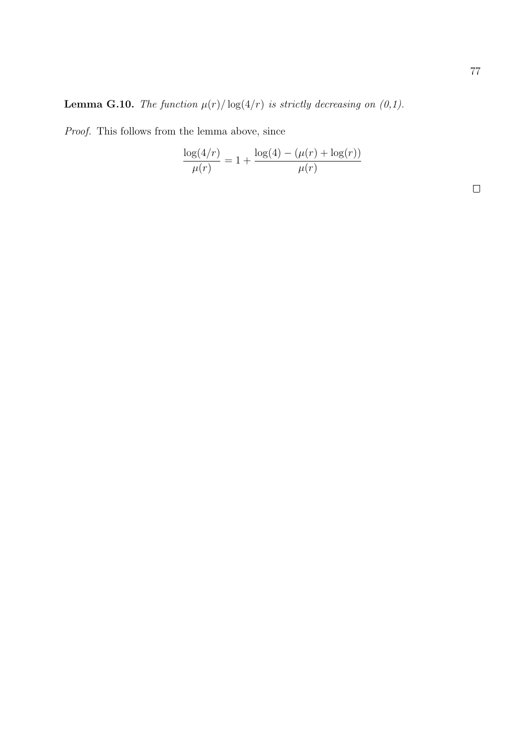**Lemma G.10.** *The function $\mu(r)/\log(4/r)$ is strictly decreasing on (0,1).*

*Proof.* This follows from the lemma above, since

$$\frac{\log(4/r)}{\mu(r)} = 1 + \frac{\log(4) - (\mu(r) + \log(r))}{\mu(r)}$$

□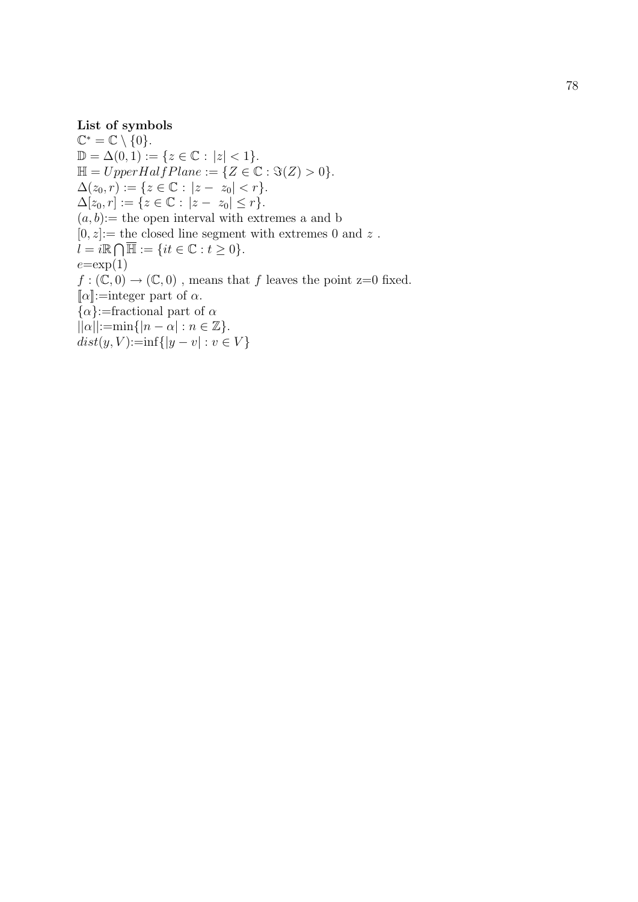**List of symbols**

$\mathbb{C}^* = \mathbb{C} \setminus \{0\}$.

$\mathbb{D} = \Delta(0,1) := \{z \in \mathbb{C} : |z| < 1\}$.

$\mathbb{H} = UpperHalfPlane := \{Z \in \mathbb{C} : \Im(Z) > 0\}$.

$\Delta(z_0, r) := \{z \in \mathbb{C} : |z - z_0| < r\}$.

$\Delta[z_0, r] := \{z \in \mathbb{C} : |z - z_0| \leq r\}$.

$(a, b)$:= the open interval with extremes a and b

$[0, z]$:= the closed line segment with extremes 0 and $z$ .

$l = i\mathbb{R} \bigcap \overline{\mathbb{H}} := \{it \in \mathbb{C} : t \geq 0\}$.

$e$=exp(1)

$f : (\mathbb{C}, 0) \to (\mathbb{C}, 0)$ , means that $f$ leaves the point z=0 fixed.

$[\![\alpha]\!]$:=integer part of $\alpha$.

$\{\alpha\}$:=fractional part of $\alpha$

$||\alpha||$:=min$\{|n - \alpha| : n \in \mathbb{Z}\}$.

$dist(y, V)$:=inf$\{|y - v| : v \in V\}$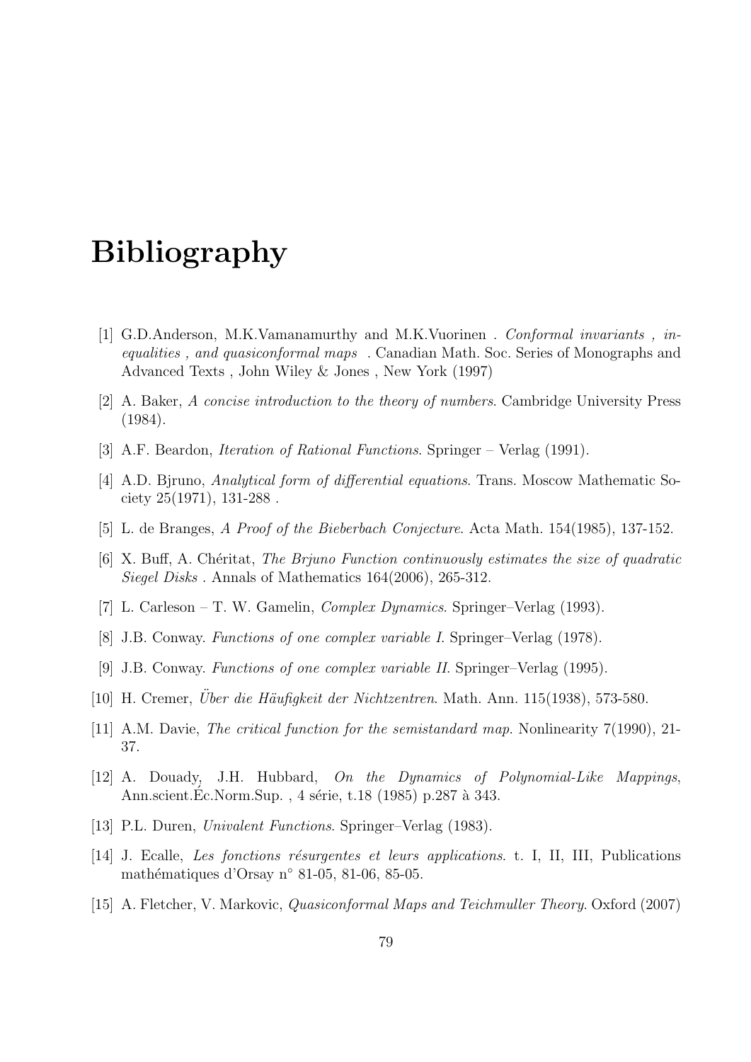# Bibliography

[1] G.D.Anderson, M.K.Vamanamurthy and M.K.Vuorinen . *Conformal invariants , inequalities , and quasiconformal maps* . Canadian Math. Soc. Series of Monographs and Advanced Texts , John Wiley & Jones , New York (1997)

[2] A. Baker, *A concise introduction to the theory of numbers*. Cambridge University Press (1984).

[3] A.F. Beardon, *Iteration of Rational Functions*. Springer – Verlag (1991).

[4] A.D. Bjruno, *Analytical form of differential equations*. Trans. Moscow Mathematic Society 25(1971), 131-288 .

[5] L. de Branges, *A Proof of the Bieberbach Conjecture*. Acta Math. 154(1985), 137-152.

[6] X. Buff, A. Chéritat, *The Brjuno Function continuously estimates the size of quadratic Siegel Disks* . Annals of Mathematics 164(2006), 265-312.

[7] L. Carleson – T. W. Gamelin, *Complex Dynamics*. Springer–Verlag (1993).

[8] J.B. Conway. *Functions of one complex variable I*. Springer–Verlag (1978).

[9] J.B. Conway. *Functions of one complex variable II*. Springer–Verlag (1995).

[10] H. Cremer, *Über die Häufigkeit der Nichtzentren*. Math. Ann. 115(1938), 573-580.

[11] A.M. Davie, *The critical function for the semistandard map*. Nonlinearity 7(1990), 21-37.

[12] A. Douady, J.H. Hubbard, *On the Dynamics of Polynomial-Like Mappings*, Ann.scient.Éc.Norm.Sup. , 4 série, t.18 (1985) p.287 à 343.

[13] P.L. Duren, *Univalent Functions*. Springer–Verlag (1983).

[14] J. Ecalle, *Les fonctions résurgentes et leurs applications*. t. I, II, III, Publications mathématiques d'Orsay n° 81-05, 81-06, 85-05.

[15] A. Fletcher, V. Markovic, *Quasiconformal Maps and Teichmuller Theory*. Oxford (2007)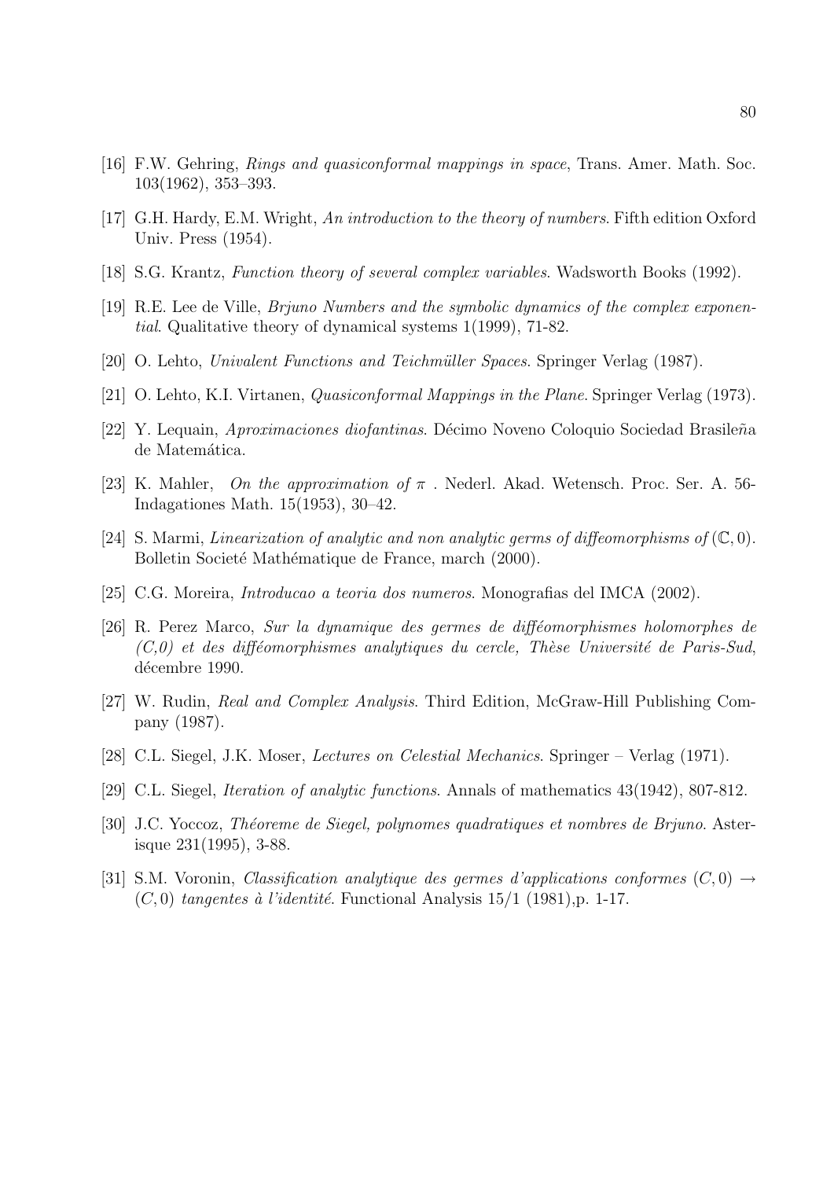[16] F.W. Gehring, *Rings and quasiconformal mappings in space*, Trans. Amer. Math. Soc. 103(1962), 353–393.

[17] G.H. Hardy, E.M. Wright, *An introduction to the theory of numbers*. Fifth edition Oxford Univ. Press (1954).

[18] S.G. Krantz, *Function theory of several complex variables*. Wadsworth Books (1992).

[19] R.E. Lee de Ville, *Brjuno Numbers and the symbolic dynamics of the complex exponential*. Qualitative theory of dynamical systems 1(1999), 71-82.

[20] O. Lehto, *Univalent Functions and Teichmüller Spaces*. Springer Verlag (1987).

[21] O. Lehto, K.I. Virtanen, *Quasiconformal Mappings in the Plane*. Springer Verlag (1973).

[22] Y. Lequain, *Aproximaciones diofantinas*. Décimo Noveno Coloquio Sociedad Brasileña de Matemática.

[23] K. Mahler, *On the approximation of* $\pi$ . Nederl. Akad. Wetensch. Proc. Ser. A. 56-Indagationes Math. 15(1953), 30–42.

[24] S. Marmi, *Linearization of analytic and non analytic germs of diffeomorphisms of* $(\mathbb{C}, 0)$. Bolletin Societé Mathématique de France, march (2000).

[25] C.G. Moreira, *Introducao a teoria dos numeros*. Monografias del IMCA (2002).

[26] R. Perez Marco, *Sur la dynamique des germes de difféomorphismes holomorphes de (C,0) et des difféomorphismes analytiques du cercle, Thèse Université de Paris-Sud*, décembre 1990.

[27] W. Rudin, *Real and Complex Analysis*. Third Edition, McGraw-Hill Publishing Company (1987).

[28] C.L. Siegel, J.K. Moser, *Lectures on Celestial Mechanics*. Springer – Verlag (1971).

[29] C.L. Siegel, *Iteration of analytic functions*. Annals of mathematics 43(1942), 807-812.

[30] J.C. Yoccoz, *Théoreme de Siegel, polynomes quadratiques et nombres de Brjuno*. Asterisque 231(1995), 3-88.

[31] S.M. Voronin, *Classification analytique des germes d'applications conformes* $(C, 0) \rightarrow (C, 0)$ *tangentes à l'identité*. Functional Analysis 15/1 (1981),p. 1-17.